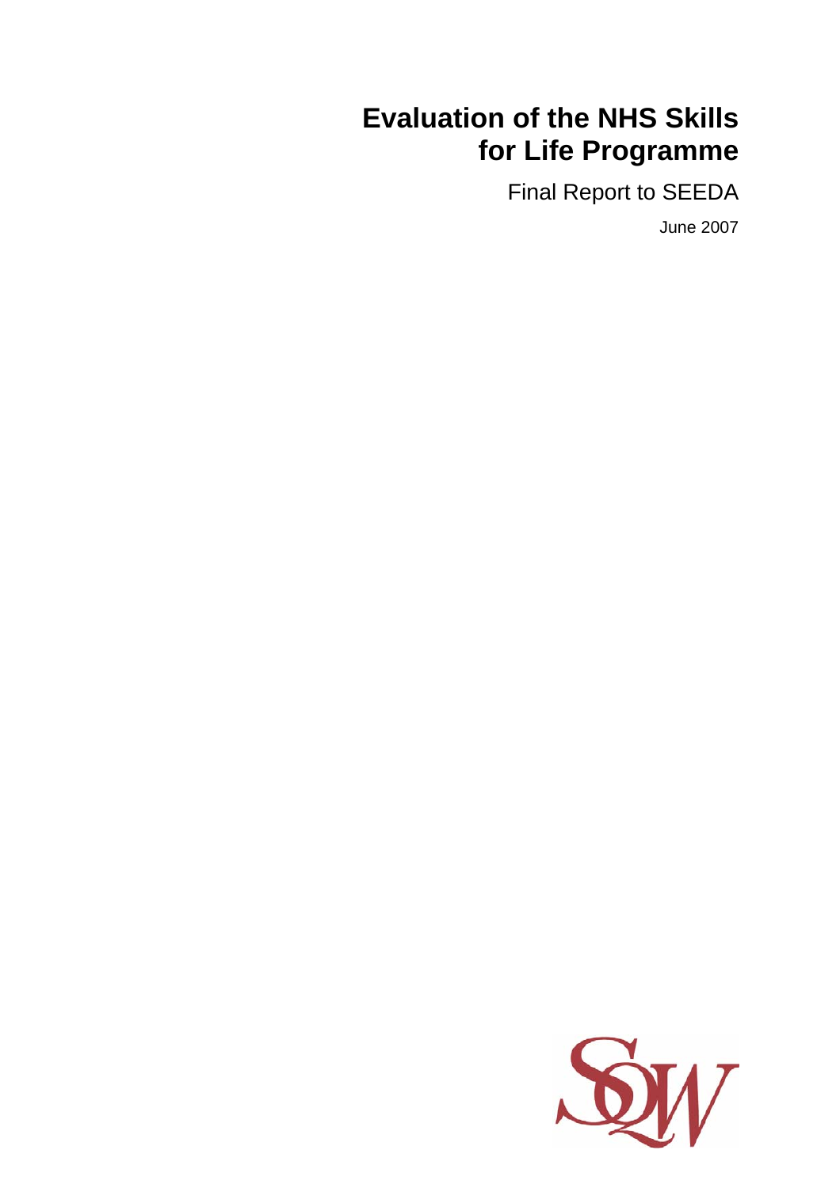# Evaluation of the NHS Skills for Life Programme

Final Report to SEEDA

June 2007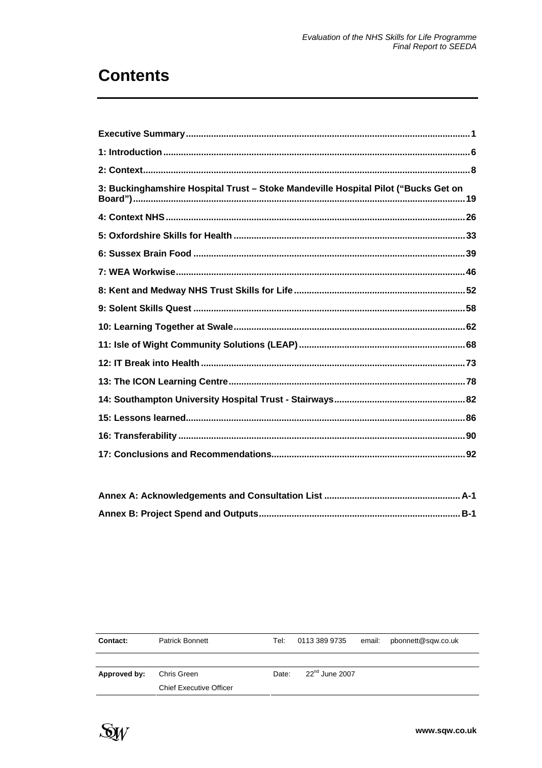# Contents

| | |
|---|---|
| **Executive Summary** | **1** |
| **1: Introduction** | **6** |
| **2: Context** | **8** |
| **3: Buckinghamshire Hospital Trust – Stoke Mandeville Hospital Pilot ("Bucks Get on Board")** | **19** |
| **4: Context NHS** | **26** |
| **5: Oxfordshire Skills for Health** | **33** |
| **6: Sussex Brain Food** | **39** |
| **7: WEA Workwise** | **46** |
| **8: Kent and Medway NHS Trust Skills for Life** | **52** |
| **9: Solent Skills Quest** | **58** |
| **10: Learning Together at Swale** | **62** |
| **11: Isle of Wight Community Solutions (LEAP)** | **68** |
| **12: IT Break into Health** | **73** |
| **13: The ICON Learning Centre** | **78** |
| **14: Southampton University Hospital Trust - Stairways** | **82** |
| **15: Lessons learned** | **86** |
| **16: Transferability** | **90** |
| **17: Conclusions and Recommendations** | **92** |

| | |
|---|---|
| **Annex A: Acknowledgements and Consultation List** | **A-1** |
| **Annex B: Project Spend and Outputs** | **B-1** |

| | | | | | |
|---|---|---|---|---|---|
| **Contact:** | Patrick Bonnett | Tel: | 0113 389 9735 | email: | pbonnett@sqw.co.uk |
| **Approved by:** | Chris Green<br>Chief Executive Officer | Date: | 22nd June 2007 | | |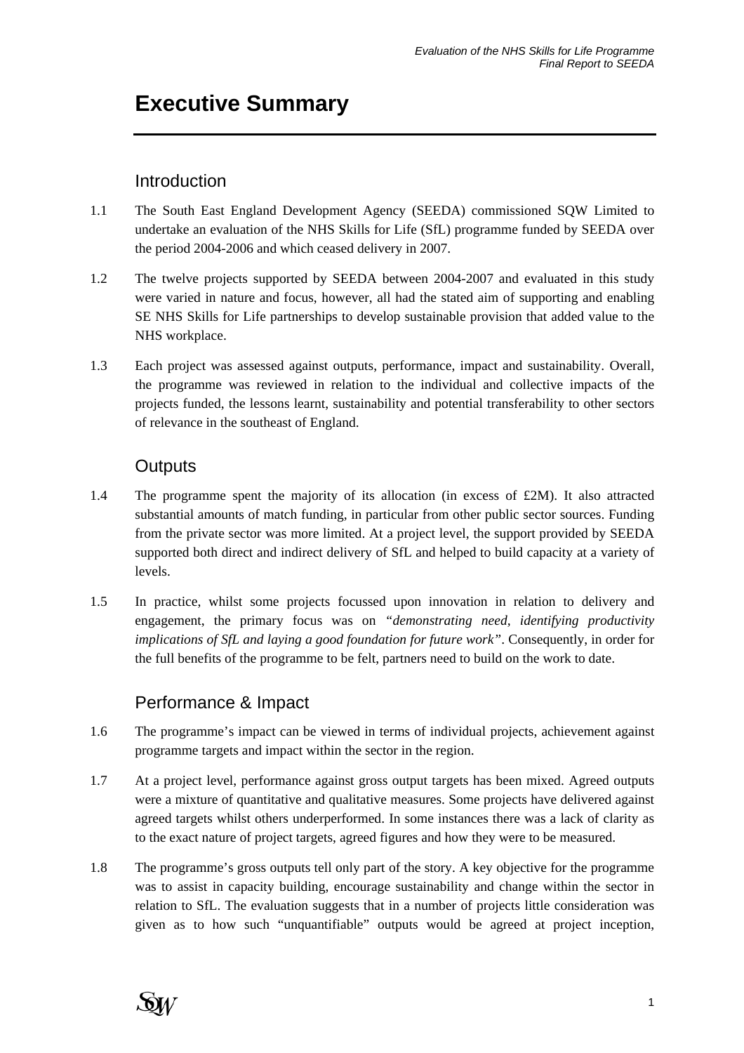# Executive Summary

## Introduction

1.1 The South East England Development Agency (SEEDA) commissioned SQW Limited to undertake an evaluation of the NHS Skills for Life (SfL) programme funded by SEEDA over the period 2004-2006 and which ceased delivery in 2007.

1.2 The twelve projects supported by SEEDA between 2004-2007 and evaluated in this study were varied in nature and focus, however, all had the stated aim of supporting and enabling SE NHS Skills for Life partnerships to develop sustainable provision that added value to the NHS workplace.

1.3 Each project was assessed against outputs, performance, impact and sustainability. Overall, the programme was reviewed in relation to the individual and collective impacts of the projects funded, the lessons learnt, sustainability and potential transferability to other sectors of relevance in the southeast of England.

## Outputs

1.4 The programme spent the majority of its allocation (in excess of £2M). It also attracted substantial amounts of match funding, in particular from other public sector sources. Funding from the private sector was more limited. At a project level, the support provided by SEEDA supported both direct and indirect delivery of SfL and helped to build capacity at a variety of levels.

1.5 In practice, whilst some projects focussed upon innovation in relation to delivery and engagement, the primary focus was on *"demonstrating need, identifying productivity implications of SfL and laying a good foundation for future work"*. Consequently, in order for the full benefits of the programme to be felt, partners need to build on the work to date.

## Performance & Impact

1.6 The programme's impact can be viewed in terms of individual projects, achievement against programme targets and impact within the sector in the region.

1.7 At a project level, performance against gross output targets has been mixed. Agreed outputs were a mixture of quantitative and qualitative measures. Some projects have delivered against agreed targets whilst others underperformed. In some instances there was a lack of clarity as to the exact nature of project targets, agreed figures and how they were to be measured.

1.8 The programme's gross outputs tell only part of the story. A key objective for the programme was to assist in capacity building, encourage sustainability and change within the sector in relation to SfL. The evaluation suggests that in a number of projects little consideration was given as to how such "unquantifiable" outputs would be agreed at project inception,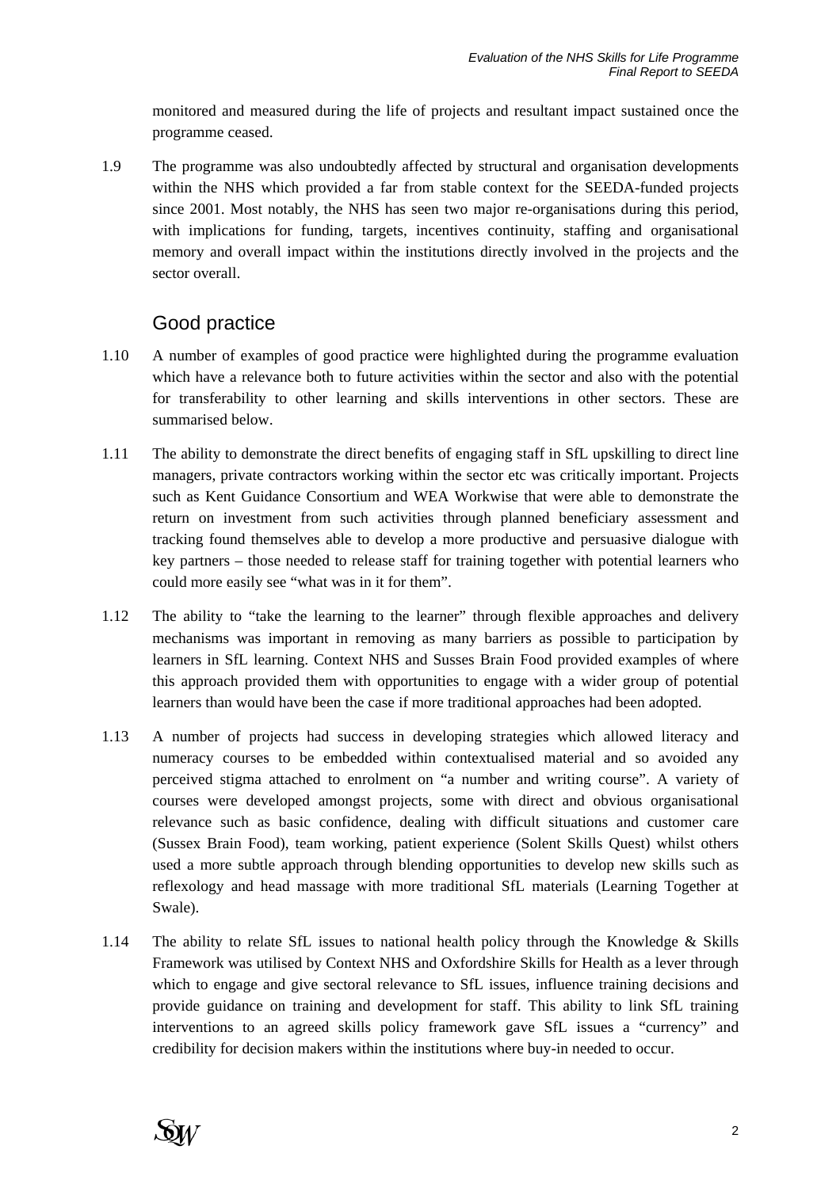monitored and measured during the life of projects and resultant impact sustained once the programme ceased.

1.9 The programme was also undoubtedly affected by structural and organisation developments within the NHS which provided a far from stable context for the SEEDA-funded projects since 2001. Most notably, the NHS has seen two major re-organisations during this period, with implications for funding, targets, incentives continuity, staffing and organisational memory and overall impact within the institutions directly involved in the projects and the sector overall.

## Good practice

1.10 A number of examples of good practice were highlighted during the programme evaluation which have a relevance both to future activities within the sector and also with the potential for transferability to other learning and skills interventions in other sectors. These are summarised below.

1.11 The ability to demonstrate the direct benefits of engaging staff in SfL upskilling to direct line managers, private contractors working within the sector etc was critically important. Projects such as Kent Guidance Consortium and WEA Workwise that were able to demonstrate the return on investment from such activities through planned beneficiary assessment and tracking found themselves able to develop a more productive and persuasive dialogue with key partners – those needed to release staff for training together with potential learners who could more easily see "what was in it for them".

1.12 The ability to "take the learning to the learner" through flexible approaches and delivery mechanisms was important in removing as many barriers as possible to participation by learners in SfL learning. Context NHS and Susses Brain Food provided examples of where this approach provided them with opportunities to engage with a wider group of potential learners than would have been the case if more traditional approaches had been adopted.

1.13 A number of projects had success in developing strategies which allowed literacy and numeracy courses to be embedded within contextualised material and so avoided any perceived stigma attached to enrolment on "a number and writing course". A variety of courses were developed amongst projects, some with direct and obvious organisational relevance such as basic confidence, dealing with difficult situations and customer care (Sussex Brain Food), team working, patient experience (Solent Skills Quest) whilst others used a more subtle approach through blending opportunities to develop new skills such as reflexology and head massage with more traditional SfL materials (Learning Together at Swale).

1.14 The ability to relate SfL issues to national health policy through the Knowledge & Skills Framework was utilised by Context NHS and Oxfordshire Skills for Health as a lever through which to engage and give sectoral relevance to SfL issues, influence training decisions and provide guidance on training and development for staff. This ability to link SfL training interventions to an agreed skills policy framework gave SfL issues a "currency" and credibility for decision makers within the institutions where buy-in needed to occur.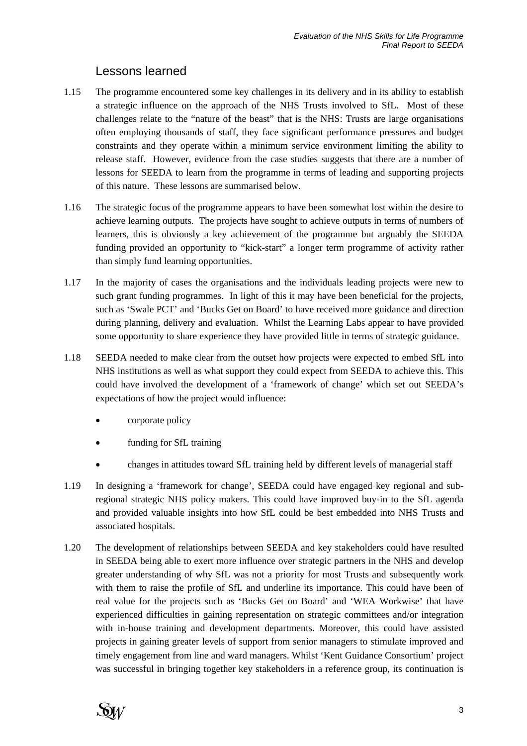## Lessons learned

1.15 The programme encountered some key challenges in its delivery and in its ability to establish a strategic influence on the approach of the NHS Trusts involved to SfL. Most of these challenges relate to the "nature of the beast" that is the NHS: Trusts are large organisations often employing thousands of staff, they face significant performance pressures and budget constraints and they operate within a minimum service environment limiting the ability to release staff. However, evidence from the case studies suggests that there are a number of lessons for SEEDA to learn from the programme in terms of leading and supporting projects of this nature. These lessons are summarised below.

1.16 The strategic focus of the programme appears to have been somewhat lost within the desire to achieve learning outputs. The projects have sought to achieve outputs in terms of numbers of learners, this is obviously a key achievement of the programme but arguably the SEEDA funding provided an opportunity to "kick-start" a longer term programme of activity rather than simply fund learning opportunities.

1.17 In the majority of cases the organisations and the individuals leading projects were new to such grant funding programmes. In light of this it may have been beneficial for the projects, such as 'Swale PCT' and 'Bucks Get on Board' to have received more guidance and direction during planning, delivery and evaluation. Whilst the Learning Labs appear to have provided some opportunity to share experience they have provided little in terms of strategic guidance.

1.18 SEEDA needed to make clear from the outset how projects were expected to embed SfL into NHS institutions as well as what support they could expect from SEEDA to achieve this. This could have involved the development of a 'framework of change' which set out SEEDA's expectations of how the project would influence:

- corporate policy
- funding for SfL training
- changes in attitudes toward SfL training held by different levels of managerial staff

1.19 In designing a 'framework for change', SEEDA could have engaged key regional and sub-regional strategic NHS policy makers. This could have improved buy-in to the SfL agenda and provided valuable insights into how SfL could be best embedded into NHS Trusts and associated hospitals.

1.20 The development of relationships between SEEDA and key stakeholders could have resulted in SEEDA being able to exert more influence over strategic partners in the NHS and develop greater understanding of why SfL was not a priority for most Trusts and subsequently work with them to raise the profile of SfL and underline its importance. This could have been of real value for the projects such as 'Bucks Get on Board' and 'WEA Workwise' that have experienced difficulties in gaining representation on strategic committees and/or integration with in-house training and development departments. Moreover, this could have assisted projects in gaining greater levels of support from senior managers to stimulate improved and timely engagement from line and ward managers. Whilst 'Kent Guidance Consortium' project was successful in bringing together key stakeholders in a reference group, its continuation is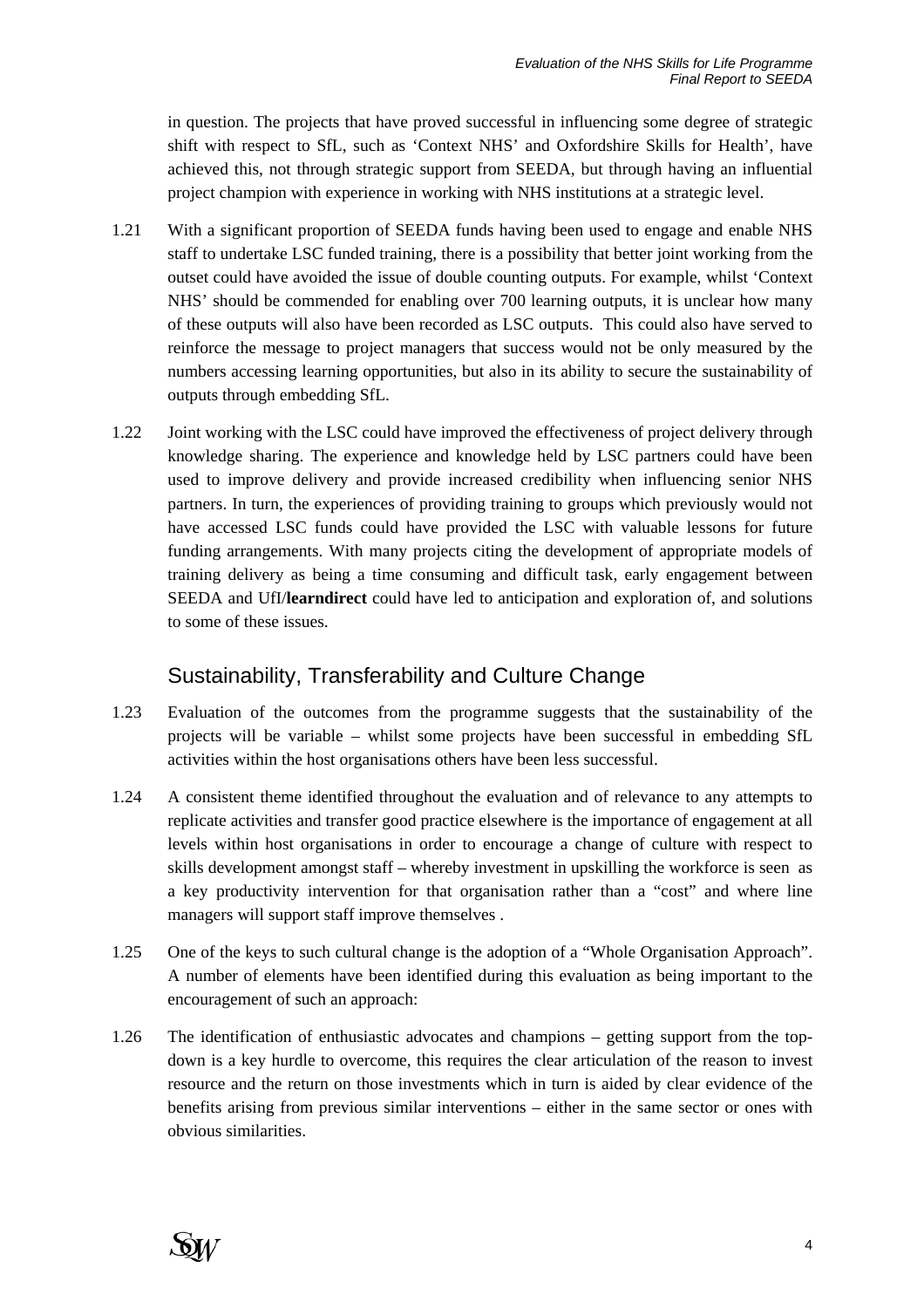in question. The projects that have proved successful in influencing some degree of strategic shift with respect to SfL, such as 'Context NHS' and Oxfordshire Skills for Health', have achieved this, not through strategic support from SEEDA, but through having an influential project champion with experience in working with NHS institutions at a strategic level.

1.21 With a significant proportion of SEEDA funds having been used to engage and enable NHS staff to undertake LSC funded training, there is a possibility that better joint working from the outset could have avoided the issue of double counting outputs. For example, whilst 'Context NHS' should be commended for enabling over 700 learning outputs, it is unclear how many of these outputs will also have been recorded as LSC outputs. This could also have served to reinforce the message to project managers that success would not be only measured by the numbers accessing learning opportunities, but also in its ability to secure the sustainability of outputs through embedding SfL.

1.22 Joint working with the LSC could have improved the effectiveness of project delivery through knowledge sharing. The experience and knowledge held by LSC partners could have been used to improve delivery and provide increased credibility when influencing senior NHS partners. In turn, the experiences of providing training to groups which previously would not have accessed LSC funds could have provided the LSC with valuable lessons for future funding arrangements. With many projects citing the development of appropriate models of training delivery as being a time consuming and difficult task, early engagement between SEEDA and UfI/**learndirect** could have led to anticipation and exploration of, and solutions to some of these issues.

## Sustainability, Transferability and Culture Change

1.23 Evaluation of the outcomes from the programme suggests that the sustainability of the projects will be variable – whilst some projects have been successful in embedding SfL activities within the host organisations others have been less successful.

1.24 A consistent theme identified throughout the evaluation and of relevance to any attempts to replicate activities and transfer good practice elsewhere is the importance of engagement at all levels within host organisations in order to encourage a change of culture with respect to skills development amongst staff – whereby investment in upskilling the workforce is seen as a key productivity intervention for that organisation rather than a "cost" and where line managers will support staff improve themselves .

1.25 One of the keys to such cultural change is the adoption of a "Whole Organisation Approach". A number of elements have been identified during this evaluation as being important to the encouragement of such an approach:

1.26 The identification of enthusiastic advocates and champions – getting support from the top-down is a key hurdle to overcome, this requires the clear articulation of the reason to invest resource and the return on those investments which in turn is aided by clear evidence of the benefits arising from previous similar interventions – either in the same sector or ones with obvious similarities.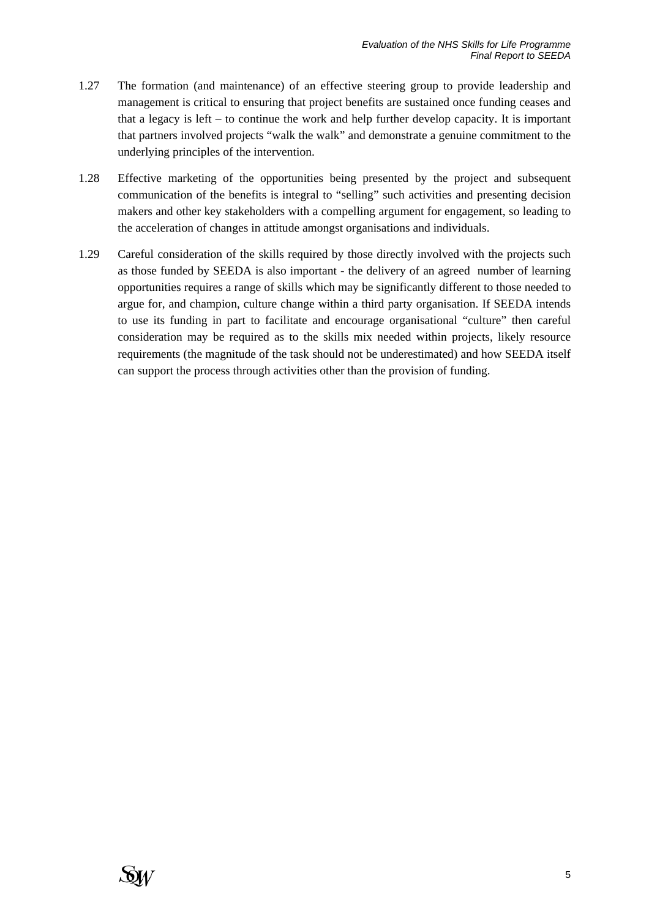1.27 The formation (and maintenance) of an effective steering group to provide leadership and management is critical to ensuring that project benefits are sustained once funding ceases and that a legacy is left – to continue the work and help further develop capacity. It is important that partners involved projects "walk the walk" and demonstrate a genuine commitment to the underlying principles of the intervention.

1.28 Effective marketing of the opportunities being presented by the project and subsequent communication of the benefits is integral to "selling" such activities and presenting decision makers and other key stakeholders with a compelling argument for engagement, so leading to the acceleration of changes in attitude amongst organisations and individuals.

1.29 Careful consideration of the skills required by those directly involved with the projects such as those funded by SEEDA is also important - the delivery of an agreed number of learning opportunities requires a range of skills which may be significantly different to those needed to argue for, and champion, culture change within a third party organisation. If SEEDA intends to use its funding in part to facilitate and encourage organisational "culture" then careful consideration may be required as to the skills mix needed within projects, likely resource requirements (the magnitude of the task should not be underestimated) and how SEEDA itself can support the process through activities other than the provision of funding.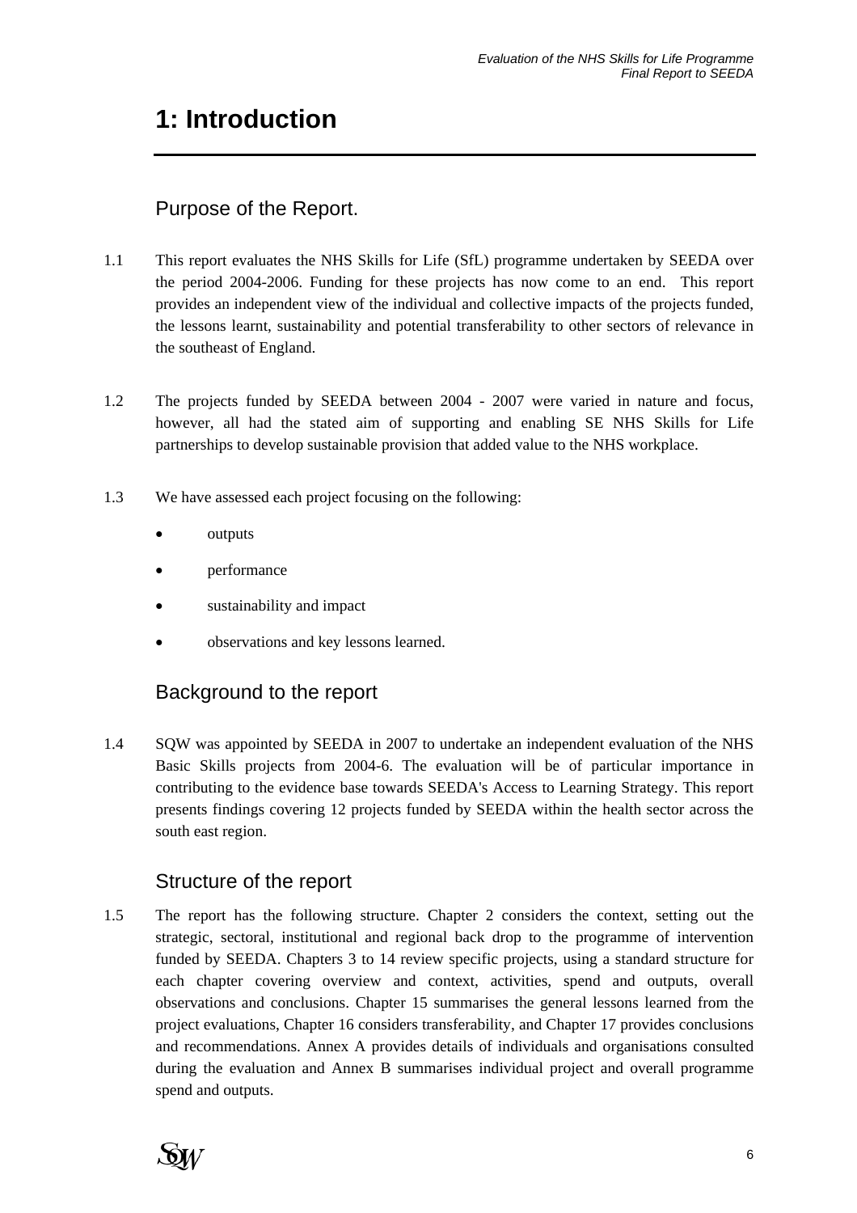# 1: Introduction

## Purpose of the Report.

1.1 This report evaluates the NHS Skills for Life (SfL) programme undertaken by SEEDA over the period 2004-2006. Funding for these projects has now come to an end. This report provides an independent view of the individual and collective impacts of the projects funded, the lessons learnt, sustainability and potential transferability to other sectors of relevance in the southeast of England.

1.2 The projects funded by SEEDA between 2004 - 2007 were varied in nature and focus, however, all had the stated aim of supporting and enabling SE NHS Skills for Life partnerships to develop sustainable provision that added value to the NHS workplace.

1.3 We have assessed each project focusing on the following:

- outputs
- performance
- sustainability and impact
- observations and key lessons learned.

## Background to the report

1.4 SQW was appointed by SEEDA in 2007 to undertake an independent evaluation of the NHS Basic Skills projects from 2004-6. The evaluation will be of particular importance in contributing to the evidence base towards SEEDA's Access to Learning Strategy. This report presents findings covering 12 projects funded by SEEDA within the health sector across the south east region.

## Structure of the report

1.5 The report has the following structure. Chapter 2 considers the context, setting out the strategic, sectoral, institutional and regional back drop to the programme of intervention funded by SEEDA. Chapters 3 to 14 review specific projects, using a standard structure for each chapter covering overview and context, activities, spend and outputs, overall observations and conclusions. Chapter 15 summarises the general lessons learned from the project evaluations, Chapter 16 considers transferability, and Chapter 17 provides conclusions and recommendations. Annex A provides details of individuals and organisations consulted during the evaluation and Annex B summarises individual project and overall programme spend and outputs.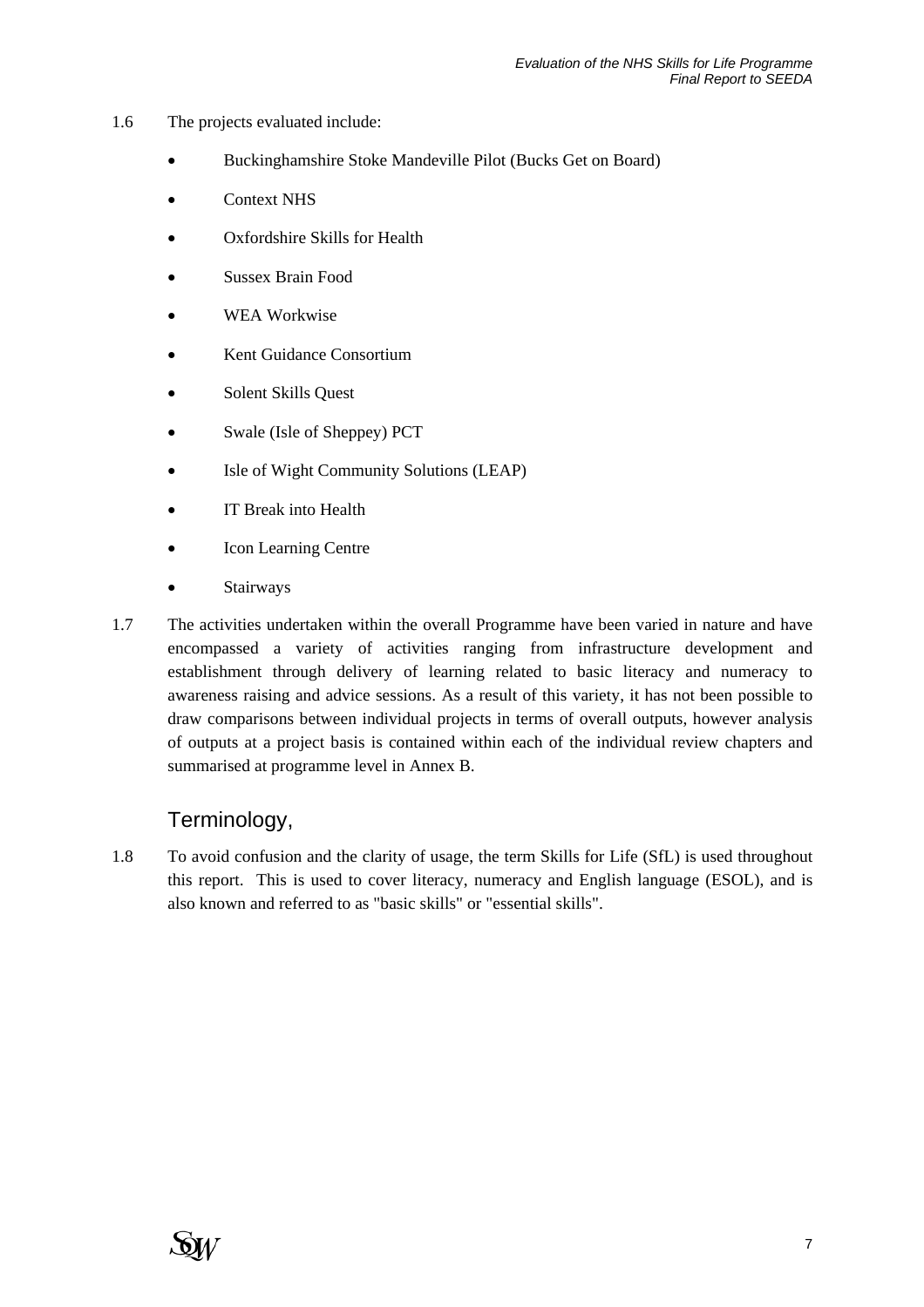1.6 The projects evaluated include:

- Buckinghamshire Stoke Mandeville Pilot (Bucks Get on Board)
- Context NHS
- Oxfordshire Skills for Health
- Sussex Brain Food
- WEA Workwise
- Kent Guidance Consortium
- Solent Skills Quest
- Swale (Isle of Sheppey) PCT
- Isle of Wight Community Solutions (LEAP)
- IT Break into Health
- Icon Learning Centre
- Stairways

1.7 The activities undertaken within the overall Programme have been varied in nature and have encompassed a variety of activities ranging from infrastructure development and establishment through delivery of learning related to basic literacy and numeracy to awareness raising and advice sessions. As a result of this variety, it has not been possible to draw comparisons between individual projects in terms of overall outputs, however analysis of outputs at a project basis is contained within each of the individual review chapters and summarised at programme level in Annex B.

## Terminology,

1.8 To avoid confusion and the clarity of usage, the term Skills for Life (SfL) is used throughout this report. This is used to cover literacy, numeracy and English language (ESOL), and is also known and referred to as "basic skills" or "essential skills".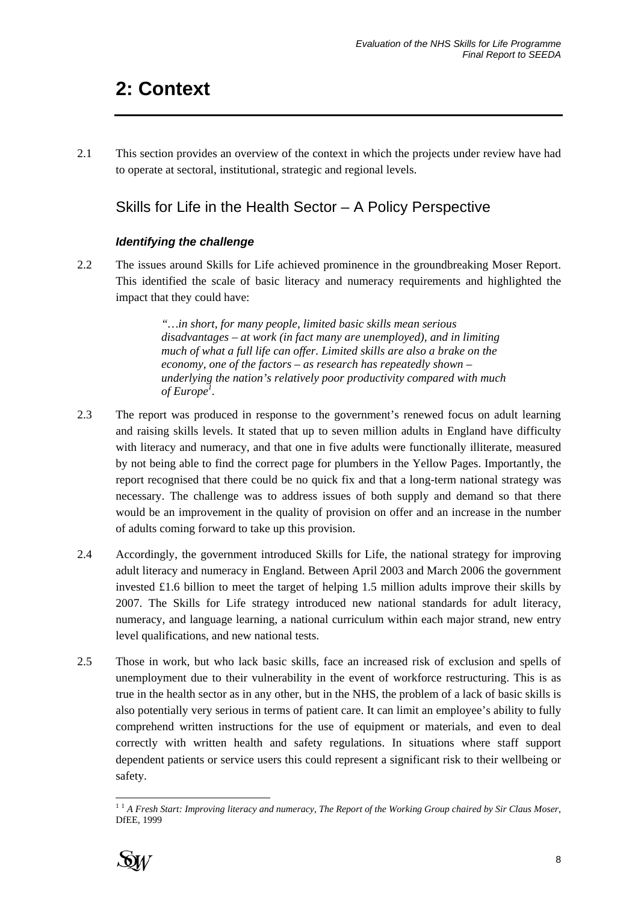# 2: Context

2.1 This section provides an overview of the context in which the projects under review have had to operate at sectoral, institutional, strategic and regional levels.

## Skills for Life in the Health Sector – A Policy Perspective

### *Identifying the challenge*

2.2 The issues around Skills for Life achieved prominence in the groundbreaking Moser Report. This identified the scale of basic literacy and numeracy requirements and highlighted the impact that they could have:

> *"…in short, for many people, limited basic skills mean serious disadvantages – at work (in fact many are unemployed), and in limiting much of what a full life can offer. Limited skills are also a brake on the economy, one of the factors – as research has repeatedly shown – underlying the nation's relatively poor productivity compared with much of Europe*[1]*.*

2.3 The report was produced in response to the government's renewed focus on adult learning and raising skills levels. It stated that up to seven million adults in England have difficulty with literacy and numeracy, and that one in five adults were functionally illiterate, measured by not being able to find the correct page for plumbers in the Yellow Pages. Importantly, the report recognised that there could be no quick fix and that a long-term national strategy was necessary. The challenge was to address issues of both supply and demand so that there would be an improvement in the quality of provision on offer and an increase in the number of adults coming forward to take up this provision.

2.4 Accordingly, the government introduced Skills for Life, the national strategy for improving adult literacy and numeracy in England. Between April 2003 and March 2006 the government invested £1.6 billion to meet the target of helping 1.5 million adults improve their skills by 2007. The Skills for Life strategy introduced new national standards for adult literacy, numeracy, and language learning, a national curriculum within each major strand, new entry level qualifications, and new national tests.

2.5 Those in work, but who lack basic skills, face an increased risk of exclusion and spells of unemployment due to their vulnerability in the event of workforce restructuring. This is as true in the health sector as in any other, but in the NHS, the problem of a lack of basic skills is also potentially very serious in terms of patient care. It can limit an employee's ability to fully comprehend written instructions for the use of equipment or materials, and even to deal correctly with written health and safety regulations. In situations where staff support dependent patients or service users this could represent a significant risk to their wellbeing or safety.

---

[1] *A Fresh Start: Improving literacy and numeracy, The Report of the Working Group chaired by Sir Claus Moser*, DfEE, 1999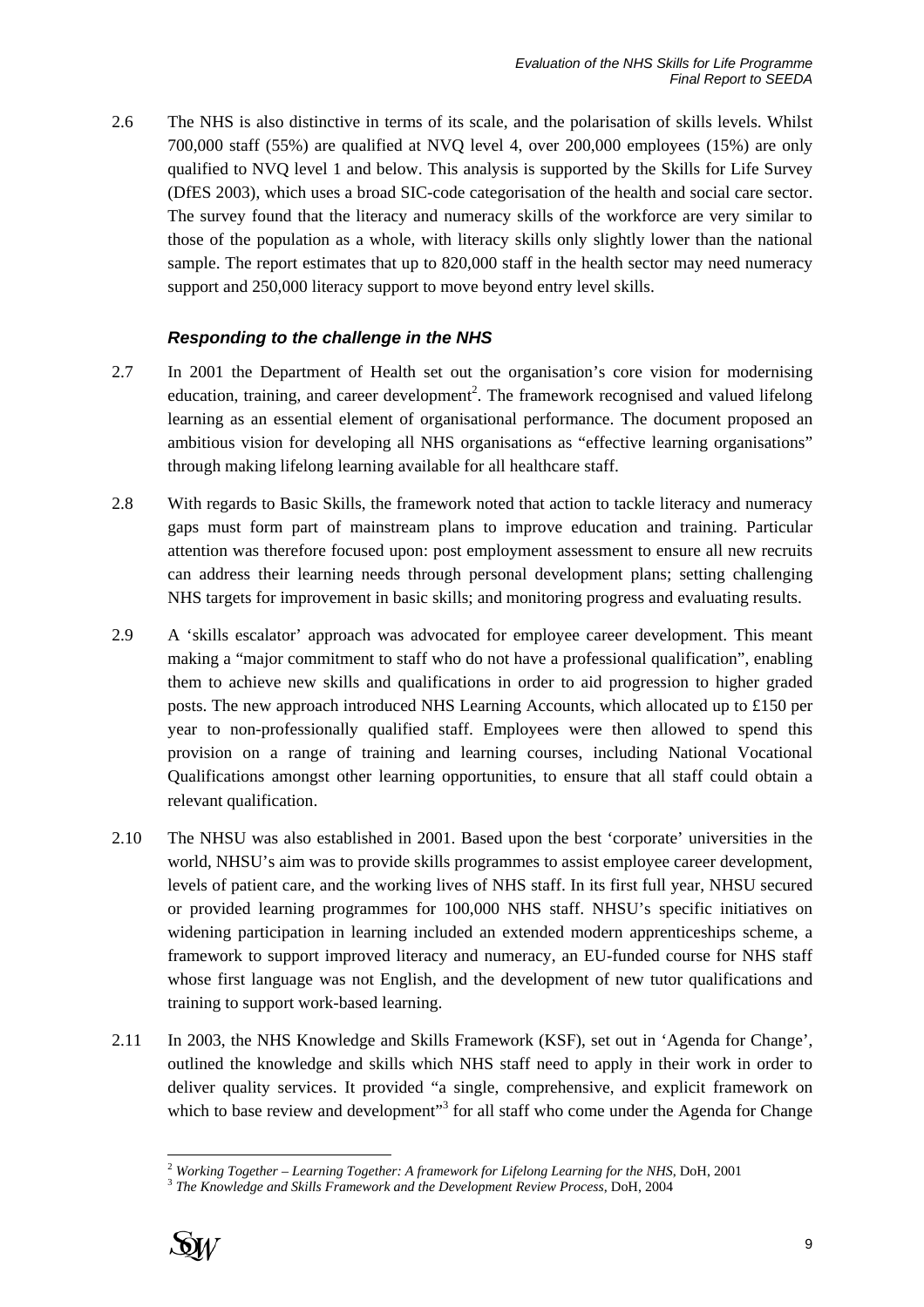2.6 The NHS is also distinctive in terms of its scale, and the polarisation of skills levels. Whilst 700,000 staff (55%) are qualified at NVQ level 4, over 200,000 employees (15%) are only qualified to NVQ level 1 and below. This analysis is supported by the Skills for Life Survey (DfES 2003), which uses a broad SIC-code categorisation of the health and social care sector. The survey found that the literacy and numeracy skills of the workforce are very similar to those of the population as a whole, with literacy skills only slightly lower than the national sample. The report estimates that up to 820,000 staff in the health sector may need numeracy support and 250,000 literacy support to move beyond entry level skills.

### *Responding to the challenge in the NHS*

2.7 In 2001 the Department of Health set out the organisation's core vision for modernising education, training, and career development[2]. The framework recognised and valued lifelong learning as an essential element of organisational performance. The document proposed an ambitious vision for developing all NHS organisations as "effective learning organisations" through making lifelong learning available for all healthcare staff.

2.8 With regards to Basic Skills, the framework noted that action to tackle literacy and numeracy gaps must form part of mainstream plans to improve education and training. Particular attention was therefore focused upon: post employment assessment to ensure all new recruits can address their learning needs through personal development plans; setting challenging NHS targets for improvement in basic skills; and monitoring progress and evaluating results.

2.9 A 'skills escalator' approach was advocated for employee career development. This meant making a "major commitment to staff who do not have a professional qualification", enabling them to achieve new skills and qualifications in order to aid progression to higher graded posts. The new approach introduced NHS Learning Accounts, which allocated up to £150 per year to non-professionally qualified staff. Employees were then allowed to spend this provision on a range of training and learning courses, including National Vocational Qualifications amongst other learning opportunities, to ensure that all staff could obtain a relevant qualification.

2.10 The NHSU was also established in 2001. Based upon the best 'corporate' universities in the world, NHSU's aim was to provide skills programmes to assist employee career development, levels of patient care, and the working lives of NHS staff. In its first full year, NHSU secured or provided learning programmes for 100,000 NHS staff. NHSU's specific initiatives on widening participation in learning included an extended modern apprenticeships scheme, a framework to support improved literacy and numeracy, an EU-funded course for NHS staff whose first language was not English, and the development of new tutor qualifications and training to support work-based learning.

2.11 In 2003, the NHS Knowledge and Skills Framework (KSF), set out in 'Agenda for Change', outlined the knowledge and skills which NHS staff need to apply in their work in order to deliver quality services. It provided "a single, comprehensive, and explicit framework on which to base review and development"[3] for all staff who come under the Agenda for Change

---

[2] *Working Together – Learning Together: A framework for Lifelong Learning for the NHS*, DoH, 2001

[3] *The Knowledge and Skills Framework and the Development Review Process*, DoH, 2004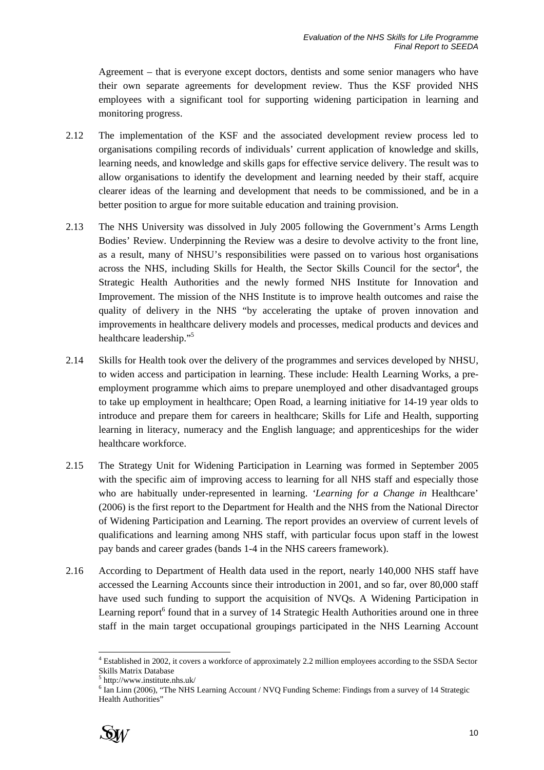Agreement – that is everyone except doctors, dentists and some senior managers who have their own separate agreements for development review. Thus the KSF provided NHS employees with a significant tool for supporting widening participation in learning and monitoring progress.

2.12 The implementation of the KSF and the associated development review process led to organisations compiling records of individuals' current application of knowledge and skills, learning needs, and knowledge and skills gaps for effective service delivery. The result was to allow organisations to identify the development and learning needed by their staff, acquire clearer ideas of the learning and development that needs to be commissioned, and be in a better position to argue for more suitable education and training provision.

2.13 The NHS University was dissolved in July 2005 following the Government's Arms Length Bodies' Review. Underpinning the Review was a desire to devolve activity to the front line, as a result, many of NHSU's responsibilities were passed on to various host organisations across the NHS, including Skills for Health, the Sector Skills Council for the sector[4], the Strategic Health Authorities and the newly formed NHS Institute for Innovation and Improvement. The mission of the NHS Institute is to improve health outcomes and raise the quality of delivery in the NHS "by accelerating the uptake of proven innovation and improvements in healthcare delivery models and processes, medical products and devices and healthcare leadership."[5]

2.14 Skills for Health took over the delivery of the programmes and services developed by NHSU, to widen access and participation in learning. These include: Health Learning Works, a pre-employment programme which aims to prepare unemployed and other disadvantaged groups to take up employment in healthcare; Open Road, a learning initiative for 14-19 year olds to introduce and prepare them for careers in healthcare; Skills for Life and Health, supporting learning in literacy, numeracy and the English language; and apprenticeships for the wider healthcare workforce.

2.15 The Strategy Unit for Widening Participation in Learning was formed in September 2005 with the specific aim of improving access to learning for all NHS staff and especially those who are habitually under-represented in learning. '*Learning for a Change in* Healthcare' (2006) is the first report to the Department for Health and the NHS from the National Director of Widening Participation and Learning. The report provides an overview of current levels of qualifications and learning among NHS staff, with particular focus upon staff in the lowest pay bands and career grades (bands 1-4 in the NHS careers framework).

2.16 According to Department of Health data used in the report, nearly 140,000 NHS staff have accessed the Learning Accounts since their introduction in 2001, and so far, over 80,000 staff have used such funding to support the acquisition of NVQs. A Widening Participation in Learning report[6] found that in a survey of 14 Strategic Health Authorities around one in three staff in the main target occupational groupings participated in the NHS Learning Account

[4] Established in 2002, it covers a workforce of approximately 2.2 million employees according to the SSDA Sector Skills Matrix Database

[5] http://www.institute.nhs.uk/

[6] Ian Linn (2006), "The NHS Learning Account / NVQ Funding Scheme: Findings from a survey of 14 Strategic Health Authorities"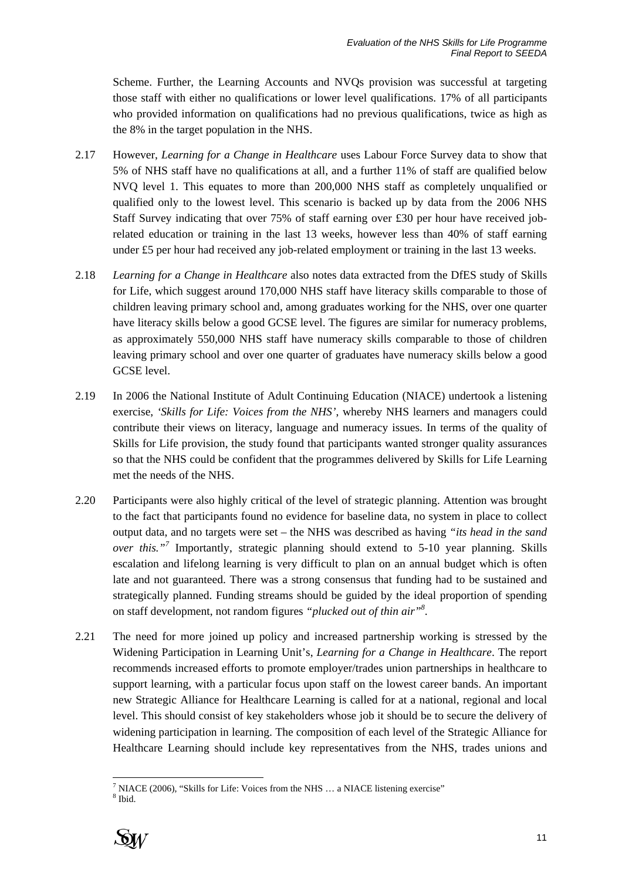Scheme. Further, the Learning Accounts and NVQs provision was successful at targeting those staff with either no qualifications or lower level qualifications. 17% of all participants who provided information on qualifications had no previous qualifications, twice as high as the 8% in the target population in the NHS.

2.17 However, *Learning for a Change in Healthcare* uses Labour Force Survey data to show that 5% of NHS staff have no qualifications at all, and a further 11% of staff are qualified below NVQ level 1. This equates to more than 200,000 NHS staff as completely unqualified or qualified only to the lowest level. This scenario is backed up by data from the 2006 NHS Staff Survey indicating that over 75% of staff earning over £30 per hour have received job-related education or training in the last 13 weeks, however less than 40% of staff earning under £5 per hour had received any job-related employment or training in the last 13 weeks.

2.18 *Learning for a Change in Healthcare* also notes data extracted from the DfES study of Skills for Life, which suggest around 170,000 NHS staff have literacy skills comparable to those of children leaving primary school and, among graduates working for the NHS, over one quarter have literacy skills below a good GCSE level. The figures are similar for numeracy problems, as approximately 550,000 NHS staff have numeracy skills comparable to those of children leaving primary school and over one quarter of graduates have numeracy skills below a good GCSE level.

2.19 In 2006 the National Institute of Adult Continuing Education (NIACE) undertook a listening exercise, *'Skills for Life: Voices from the NHS'*, whereby NHS learners and managers could contribute their views on literacy, language and numeracy issues. In terms of the quality of Skills for Life provision, the study found that participants wanted stronger quality assurances so that the NHS could be confident that the programmes delivered by Skills for Life Learning met the needs of the NHS.

2.20 Participants were also highly critical of the level of strategic planning. Attention was brought to the fact that participants found no evidence for baseline data, no system in place to collect output data, and no targets were set – the NHS was described as having *"its head in the sand over this."*[7] Importantly, strategic planning should extend to 5-10 year planning. Skills escalation and lifelong learning is very difficult to plan on an annual budget which is often late and not guaranteed. There was a strong consensus that funding had to be sustained and strategically planned. Funding streams should be guided by the ideal proportion of spending on staff development, not random figures *"plucked out of thin air"*[8].

2.21 The need for more joined up policy and increased partnership working is stressed by the Widening Participation in Learning Unit's, *Learning for a Change in Healthcare*. The report recommends increased efforts to promote employer/trades union partnerships in healthcare to support learning, with a particular focus upon staff on the lowest career bands. An important new Strategic Alliance for Healthcare Learning is called for at a national, regional and local level. This should consist of key stakeholders whose job it should be to secure the delivery of widening participation in learning. The composition of each level of the Strategic Alliance for Healthcare Learning should include key representatives from the NHS, trades unions and

[7] NIACE (2006), "Skills for Life: Voices from the NHS … a NIACE listening exercise"
[8] Ibid.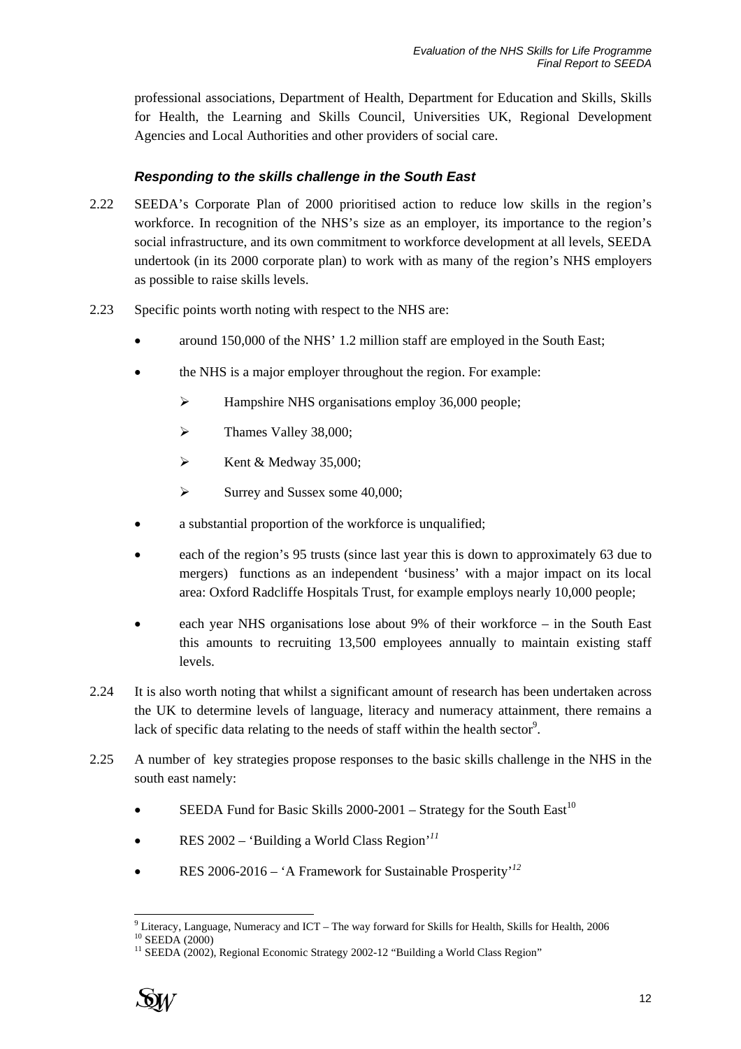professional associations, Department of Health, Department for Education and Skills, Skills for Health, the Learning and Skills Council, Universities UK, Regional Development Agencies and Local Authorities and other providers of social care.

### *Responding to the skills challenge in the South East*

2.22 SEEDA's Corporate Plan of 2000 prioritised action to reduce low skills in the region's workforce. In recognition of the NHS's size as an employer, its importance to the region's social infrastructure, and its own commitment to workforce development at all levels, SEEDA undertook (in its 2000 corporate plan) to work with as many of the region's NHS employers as possible to raise skills levels.

2.23 Specific points worth noting with respect to the NHS are:

- around 150,000 of the NHS' 1.2 million staff are employed in the South East;
- the NHS is a major employer throughout the region. For example:
  - Hampshire NHS organisations employ 36,000 people;
  - Thames Valley 38,000;
  - Kent & Medway 35,000;
  - Surrey and Sussex some 40,000;
- a substantial proportion of the workforce is unqualified;
- each of the region's 95 trusts (since last year this is down to approximately 63 due to mergers) functions as an independent 'business' with a major impact on its local area: Oxford Radcliffe Hospitals Trust, for example employs nearly 10,000 people;
- each year NHS organisations lose about 9% of their workforce – in the South East this amounts to recruiting 13,500 employees annually to maintain existing staff levels.

2.24 It is also worth noting that whilst a significant amount of research has been undertaken across the UK to determine levels of language, literacy and numeracy attainment, there remains a lack of specific data relating to the needs of staff within the health sector[9].

2.25 A number of key strategies propose responses to the basic skills challenge in the NHS in the south east namely:

- SEEDA Fund for Basic Skills 2000-2001 – Strategy for the South East[10]
- RES 2002 – 'Building a World Class Region'[11]
- RES 2006-2016 – 'A Framework for Sustainable Prosperity'[12]

---

[9] Literacy, Language, Numeracy and ICT – The way forward for Skills for Health, Skills for Health, 2006

[10] SEEDA (2000)

[11] SEEDA (2002), Regional Economic Strategy 2002-12 "Building a World Class Region"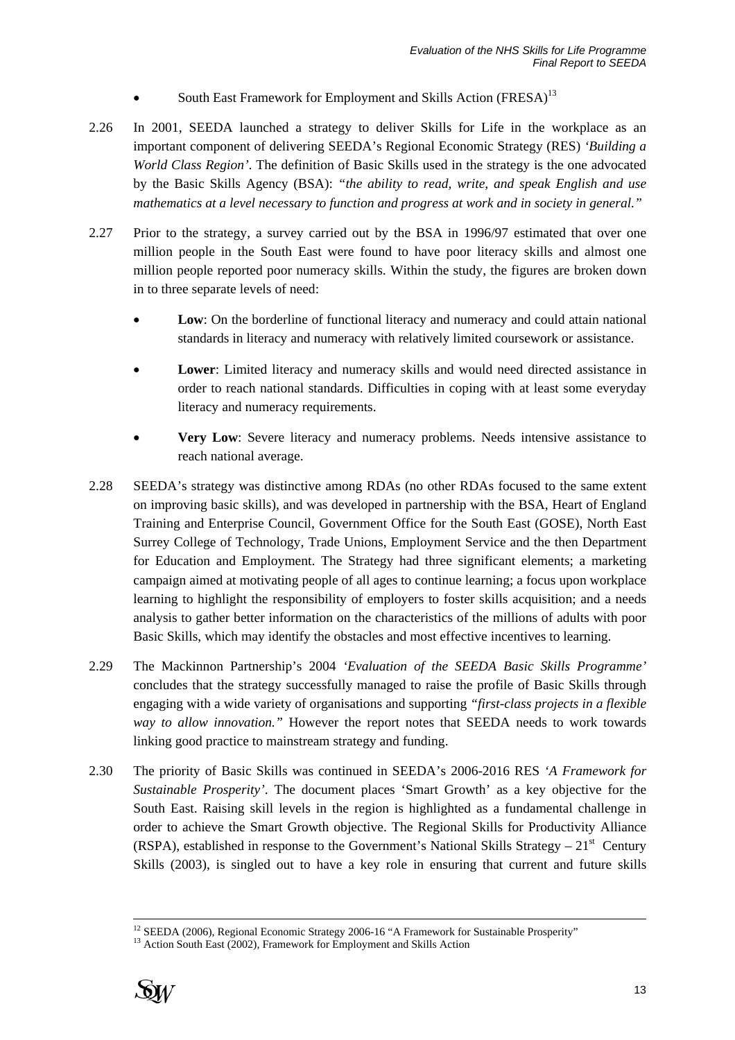- South East Framework for Employment and Skills Action (FRESA)[13]

2.26 In 2001, SEEDA launched a strategy to deliver Skills For Life in the workplace as an important component of delivering SEEDA's Regional Economic Strategy (RES) *'Building a World Class Region'*. The definition of Basic Skills used in the strategy is the one advocated by the Basic Skills Agency (BSA): *"the ability to read, write, and speak English and use mathematics at a level necessary to function and progress at work and in society in general."*

2.27 Prior to the strategy, a survey carried out by the BSA in 1996/97 estimated that over one million people in the South East were found to have poor literacy skills and almost one million people reported poor numeracy skills. Within the study, the figures are broken down in to three separate levels of need:

- **Low**: On the borderline of functional literacy and numeracy and could attain national standards in literacy and numeracy with relatively limited coursework or assistance.
- **Lower**: Limited literacy and numeracy skills and would need directed assistance in order to reach national standards. Difficulties in coping with at least some everyday literacy and numeracy requirements.
- **Very Low**: Severe literacy and numeracy problems. Needs intensive assistance to reach national average.

2.28 SEEDA's strategy was distinctive among RDAs (no other RDAs focused to the same extent on improving basic skills), and was developed in partnership with the BSA, Heart of England Training and Enterprise Council, Government Office for the South East (GOSE), North East Surrey College of Technology, Trade Unions, Employment Service and the then Department for Education and Employment. The Strategy had three significant elements; a marketing campaign aimed at motivating people of all ages to continue learning; a focus upon workplace learning to highlight the responsibility of employers to foster skills acquisition; and a needs analysis to gather better information on the characteristics of the millions of adults with poor Basic Skills, which may identify the obstacles and most effective incentives to learning.

2.29 The Mackinnon Partnership's 2004 *'Evaluation of the SEEDA Basic Skills Programme'* concludes that the strategy successfully managed to raise the profile of Basic Skills through engaging with a wide variety of organisations and supporting *"first-class projects in a flexible way to allow innovation."* However the report notes that SEEDA needs to work towards linking good practice to mainstream strategy and funding.

2.30 The priority of Basic Skills was continued in SEEDA's 2006-2016 RES *'A Framework for Sustainable Prosperity'*. The document places 'Smart Growth' as a key objective for the South East. Raising skill levels in the region is highlighted as a fundamental challenge in order to achieve the Smart Growth objective. The Regional Skills for Productivity Alliance (RSPA), established in response to the Government's National Skills Strategy – 21st Century Skills (2003), is singled out to have a key role in ensuring that current and future skills

---

[12] SEEDA (2006), Regional Economic Strategy 2006-16 "A Framework for Sustainable Prosperity"

[13] Action South East (2002), Framework for Employment and Skills Action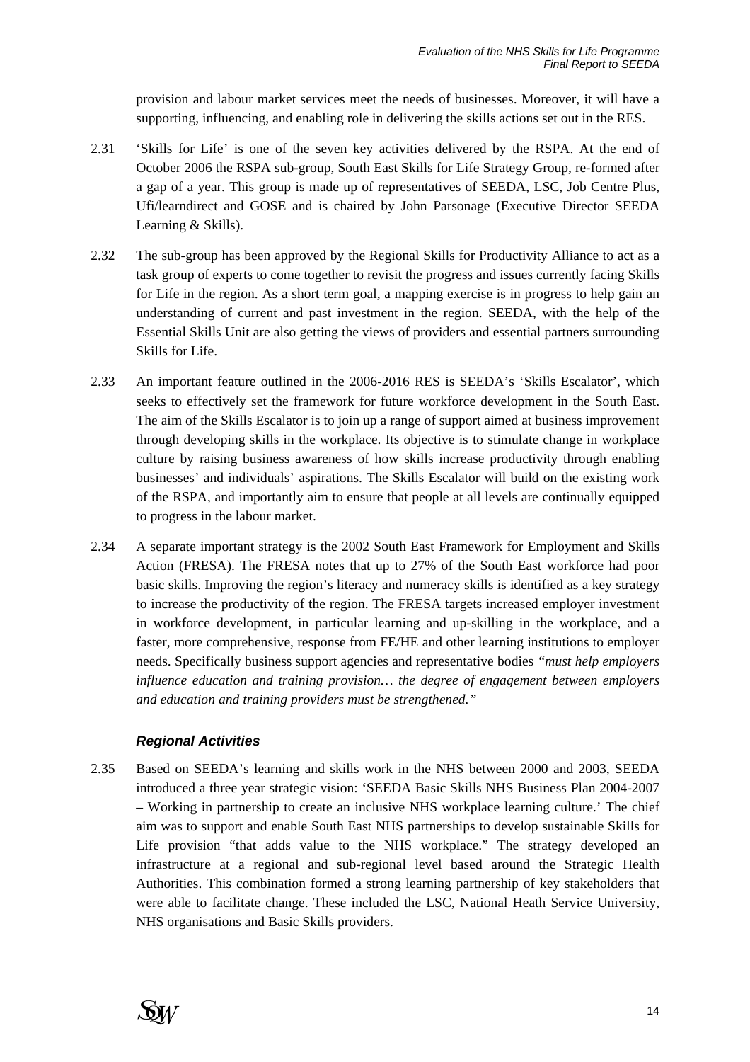provision and labour market services meet the needs of businesses. Moreover, it will have a supporting, influencing, and enabling role in delivering the skills actions set out in the RES.

2.31 'Skills for Life' is one of the seven key activities delivered by the RSPA. At the end of October 2006 the RSPA sub-group, South East Skills for Life Strategy Group, re-formed after a gap of a year. This group is made up of representatives of SEEDA, LSC, Job Centre Plus, Ufi/learndirect and GOSE and is chaired by John Parsonage (Executive Director SEEDA Learning & Skills).

2.32 The sub-group has been approved by the Regional Skills for Productivity Alliance to act as a task group of experts to come together to revisit the progress and issues currently facing Skills for Life in the region. As a short term goal, a mapping exercise is in progress to help gain an understanding of current and past investment in the region. SEEDA, with the help of the Essential Skills Unit are also getting the views of providers and essential partners surrounding Skills for Life.

2.33 An important feature outlined in the 2006-2016 RES is SEEDA's 'Skills Escalator', which seeks to effectively set the framework for future workforce development in the South East. The aim of the Skills Escalator is to join up a range of support aimed at business improvement through developing skills in the workplace. Its objective is to stimulate change in workplace culture by raising business awareness of how skills increase productivity through enabling businesses' and individuals' aspirations. The Skills Escalator will build on the existing work of the RSPA, and importantly aim to ensure that people at all levels are continually equipped to progress in the labour market.

2.34 A separate important strategy is the 2002 South East Framework for Employment and Skills Action (FRESA). The FRESA notes that up to 27% of the South East workforce had poor basic skills. Improving the region's literacy and numeracy skills is identified as a key strategy to increase the productivity of the region. The FRESA targets increased employer investment in workforce development, in particular learning and up-skilling in the workplace, and a faster, more comprehensive, response from FE/HE and other learning institutions to employer needs. Specifically business support agencies and representative bodies *"must help employers influence education and training provision… the degree of engagement between employers and education and training providers must be strengthened."*

### *Regional Activities*

2.35 Based on SEEDA's learning and skills work in the NHS between 2000 and 2003, SEEDA introduced a three year strategic vision: 'SEEDA Basic Skills NHS Business Plan 2004-2007 – Working in partnership to create an inclusive NHS workplace learning culture.' The chief aim was to support and enable South East NHS partnerships to develop sustainable Skills for Life provision "that adds value to the NHS workplace." The strategy developed an infrastructure at a regional and sub-regional level based around the Strategic Health Authorities. This combination formed a strong learning partnership of key stakeholders that were able to facilitate change. These included the LSC, National Heath Service University, NHS organisations and Basic Skills providers.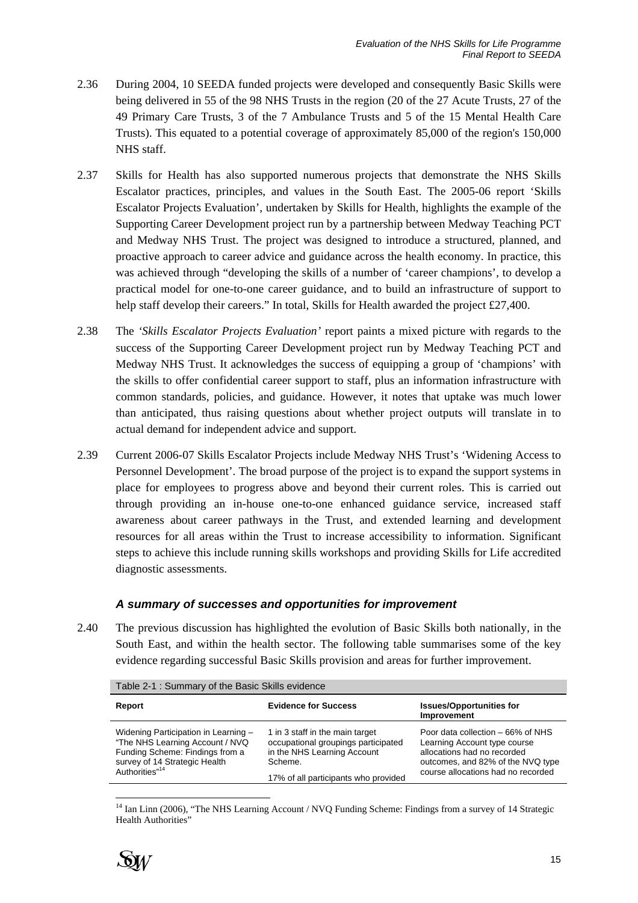2.36 During 2004, 10 SEEDA funded projects were developed and consequently Basic Skills were being delivered in 55 of the 98 NHS Trusts in the region (20 of the 27 Acute Trusts, 27 of the 49 Primary Care Trusts, 3 of the 7 Ambulance Trusts and 5 of the 15 Mental Health Care Trusts). This equated to a potential coverage of approximately 85,000 of the region's 150,000 NHS staff.

2.37 Skills for Health has also supported numerous projects that demonstrate the NHS Skills Escalator practices, principles, and values in the South East. The 2005-06 report 'Skills Escalator Projects Evaluation', undertaken by Skills for Health, highlights the example of the Supporting Career Development project run by a partnership between Medway Teaching PCT and Medway NHS Trust. The project was designed to introduce a structured, planned, and proactive approach to career advice and guidance across the health economy. In practice, this was achieved through "developing the skills of a number of 'career champions', to develop a practical model for one-to-one career guidance, and to build an infrastructure of support to help staff develop their careers." In total, Skills for Health awarded the project £27,400.

2.38 The *'Skills Escalator Projects Evaluation'* report paints a mixed picture with regards to the success of the Supporting Career Development project run by Medway Teaching PCT and Medway NHS Trust. It acknowledges the success of equipping a group of 'champions' with the skills to offer confidential career support to staff, plus an information infrastructure with common standards, policies, and guidance. However, it notes that uptake was much lower than anticipated, thus raising questions about whether project outputs will translate in to actual demand for independent advice and support.

2.39 Current 2006-07 Skills Escalator Projects include Medway NHS Trust's 'Widening Access to Personnel Development'. The broad purpose of the project is to expand the support systems in place for employees to progress above and beyond their current roles. This is carried out through providing an in-house one-to-one enhanced guidance service, increased staff awareness about career pathways in the Trust, and extended learning and development resources for all areas within the Trust to increase accessibility to information. Significant steps to achieve this include running skills workshops and providing Skills for Life accredited diagnostic assessments.

### *A summary of successes and opportunities for improvement*

2.40 The previous discussion has highlighted the evolution of Basic Skills both nationally, in the South East, and within the health sector. The following table summarises some of the key evidence regarding successful Basic Skills provision and areas for further improvement.

Table 2-1 : Summary of the Basic Skills evidence

| Report | Evidence for Success | Issues/Opportunities for Improvement |
|---|---|---|
| Widening Participation in Learning – "The NHS Learning Account / NVQ Funding Scheme: Findings from a survey of 14 Strategic Health Authorities"[14] | 1 in 3 staff in the main target occupational groupings participated in the NHS Learning Account Scheme.<br><br>17% of all participants who provided | Poor data collection – 66% of NHS Learning Account type course allocations had no recorded outcomes, and 82% of the NVQ type course allocations had no recorded |

[14] Ian Linn (2006), "The NHS Learning Account / NVQ Funding Scheme: Findings from a survey of 14 Strategic Health Authorities"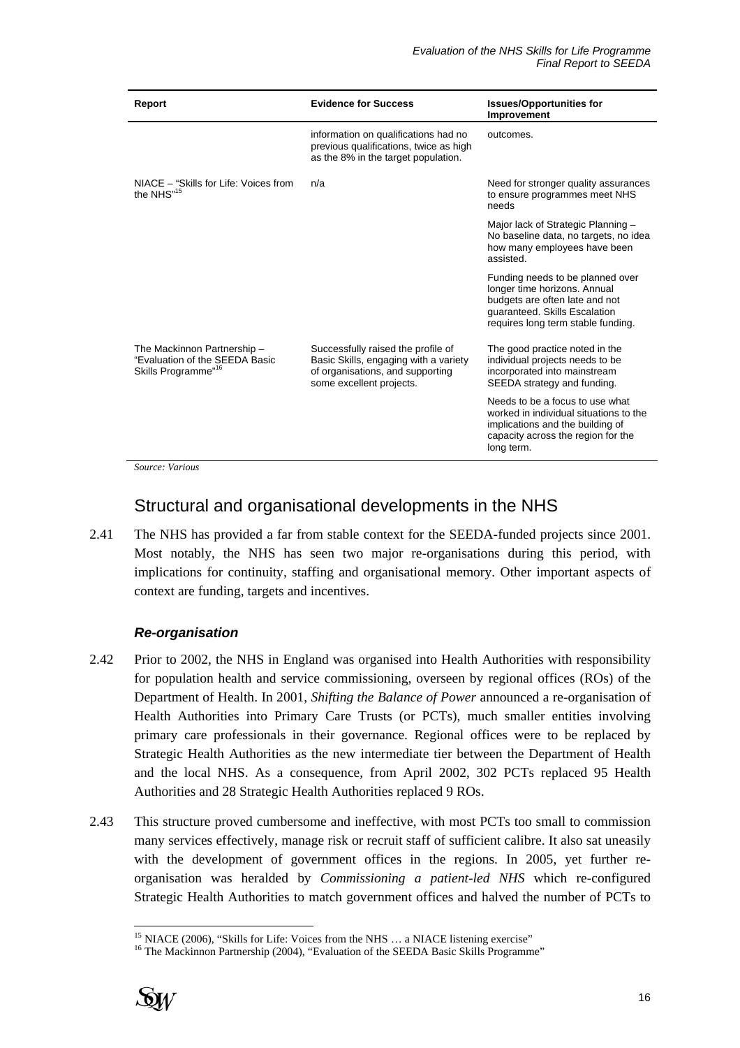| Report | Evidence for Success | Issues/Opportunities for Improvement |
|---|---|---|
| | information on qualifications had no previous qualifications, twice as high as the 8% in the target population. | outcomes. |
| NIACE – "Skills for Life: Voices from the NHS"[15] | n/a | Need for stronger quality assurances to ensure programmes meet NHS needs |
| | | Major lack of Strategic Planning – No baseline data, no targets, no idea how many employees have been assisted. |
| | | Funding needs to be planned over longer time horizons. Annual budgets are often late and not guaranteed. Skills Escalation requires long term stable funding. |
| The Mackinnon Partnership – "Evaluation of the SEEDA Basic Skills Programme"[16] | Successfully raised the profile of Basic Skills, engaging with a variety of organisations, and supporting some excellent projects. | The good practice noted in the individual projects needs to be incorporated into mainstream SEEDA strategy and funding. |
| | | Needs to be a focus to use what worked in individual situations to the implications and the building of capacity across the region for the long term. |

*Source: Various*

## Structural and organisational developments in the NHS

2.41 The NHS has provided a far from stable context for the SEEDA-funded projects since 2001. Most notably, the NHS has seen two major re-organisations during this period, with implications for continuity, staffing and organisational memory. Other important aspects of context are funding, targets and incentives.

### *Re-organisation*

2.42 Prior to 2002, the NHS in England was organised into Health Authorities with responsibility for population health and service commissioning, overseen by regional offices (ROs) of the Department of Health. In 2001, *Shifting the Balance of Power* announced a re-organisation of Health Authorities into Primary Care Trusts (or PCTs), much smaller entities involving primary care professionals in their governance. Regional offices were to be replaced by Strategic Health Authorities as the new intermediate tier between the Department of Health and the local NHS. As a consequence, from April 2002, 302 PCTs replaced 95 Health Authorities and 28 Strategic Health Authorities replaced 9 ROs.

2.43 This structure proved cumbersome and ineffective, with most PCTs too small to commission many services effectively, manage risk or recruit staff of sufficient calibre. It also sat uneasily with the development of government offices in the regions. In 2005, yet further re-organisation was heralded by *Commissioning a patient-led NHS* which re-configured Strategic Health Authorities to match government offices and halved the number of PCTs to

[15] NIACE (2006), "Skills for Life: Voices from the NHS … a NIACE listening exercise"

[16] The Mackinnon Partnership (2004), "Evaluation of the SEEDA Basic Skills Programme"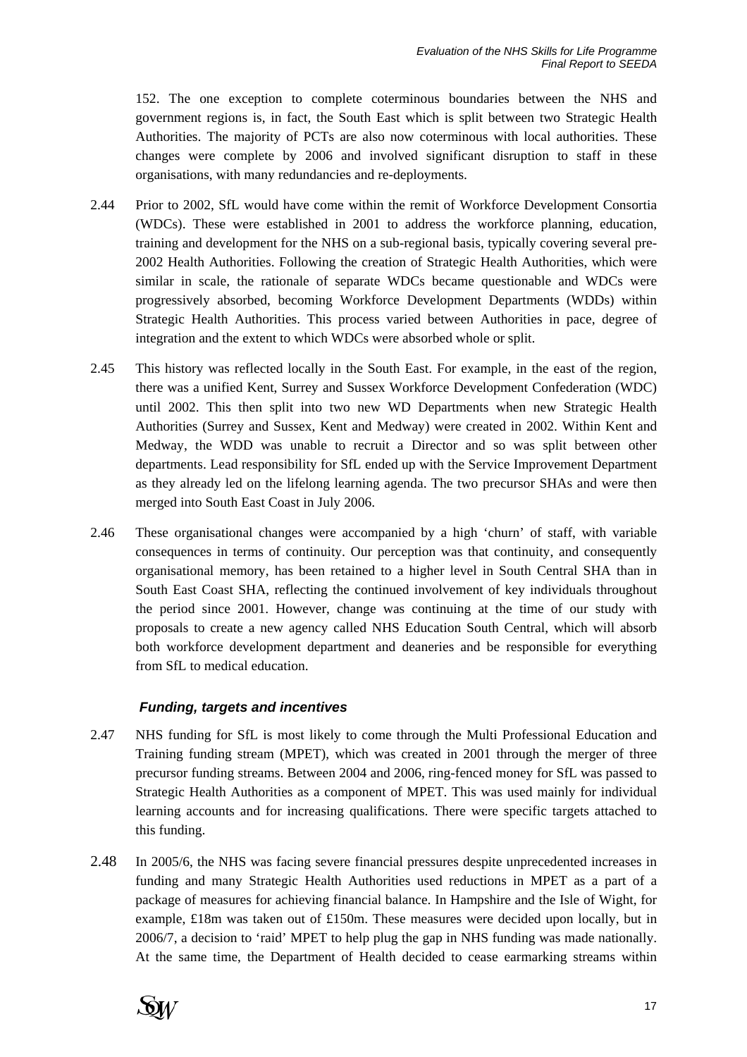152. The one exception to complete coterminous boundaries between the NHS and government regions is, in fact, the South East which is split between two Strategic Health Authorities. The majority of PCTs are also now coterminous with local authorities. These changes were complete by 2006 and involved significant disruption to staff in these organisations, with many redundancies and re-deployments.

2.44 Prior to 2002, SfL would have come within the remit of Workforce Development Consortia (WDCs). These were established in 2001 to address the workforce planning, education, training and development for the NHS on a sub-regional basis, typically covering several pre-2002 Health Authorities. Following the creation of Strategic Health Authorities, which were similar in scale, the rationale of separate WDCs became questionable and WDCs were progressively absorbed, becoming Workforce Development Departments (WDDs) within Strategic Health Authorities. This process varied between Authorities in pace, degree of integration and the extent to which WDCs were absorbed whole or split.

2.45 This history was reflected locally in the South East. For example, in the east of the region, there was a unified Kent, Surrey and Sussex Workforce Development Confederation (WDC) until 2002. This then split into two new WD Departments when new Strategic Health Authorities (Surrey and Sussex, Kent and Medway) were created in 2002. Within Kent and Medway, the WDD was unable to recruit a Director and so was split between other departments. Lead responsibility for SfL ended up with the Service Improvement Department as they already led on the lifelong learning agenda. The two precursor SHAs and were then merged into South East Coast in July 2006.

2.46 These organisational changes were accompanied by a high 'churn' of staff, with variable consequences in terms of continuity. Our perception was that continuity, and consequently organisational memory, has been retained to a higher level in South Central SHA than in South East Coast SHA, reflecting the continued involvement of key individuals throughout the period since 2001. However, change was continuing at the time of our study with proposals to create a new agency called NHS Education South Central, which will absorb both workforce development department and deaneries and be responsible for everything from SfL to medical education.

### *Funding, targets and incentives*

2.47 NHS funding for SfL is most likely to come through the Multi Professional Education and Training funding stream (MPET), which was created in 2001 through the merger of three precursor funding streams. Between 2004 and 2006, ring-fenced money for SfL was passed to Strategic Health Authorities as a component of MPET. This was used mainly for individual learning accounts and for increasing qualifications. There were specific targets attached to this funding.

2.48 In 2005/6, the NHS was facing severe financial pressures despite unprecedented increases in funding and many Strategic Health Authorities used reductions in MPET as a part of a package of measures for achieving financial balance. In Hampshire and the Isle of Wight, for example, £18m was taken out of £150m. These measures were decided upon locally, but in 2006/7, a decision to 'raid' MPET to help plug the gap in NHS funding was made nationally. At the same time, the Department of Health decided to cease earmarking streams within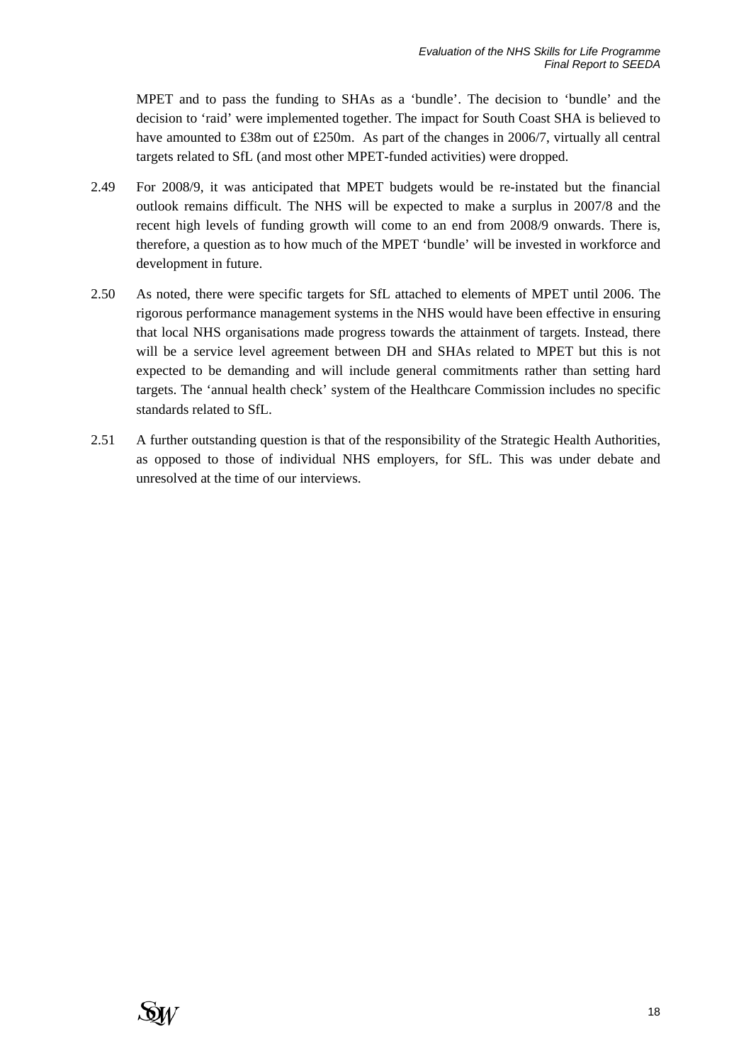MPET and to pass the funding to SHAs as a 'bundle'. The decision to 'bundle' and the decision to 'raid' were implemented together. The impact for South Coast SHA is believed to have amounted to £38m out of £250m. As part of the changes in 2006/7, virtually all central targets related to SfL (and most other MPET-funded activities) were dropped.

2.49 For 2008/9, it was anticipated that MPET budgets would be re-instated but the financial outlook remains difficult. The NHS will be expected to make a surplus in 2007/8 and the recent high levels of funding growth will come to an end from 2008/9 onwards. There is, therefore, a question as to how much of the MPET 'bundle' will be invested in workforce and development in future.

2.50 As noted, there were specific targets for SfL attached to elements of MPET until 2006. The rigorous performance management systems in the NHS would have been effective in ensuring that local NHS organisations made progress towards the attainment of targets. Instead, there will be a service level agreement between DH and SHAs related to MPET but this is not expected to be demanding and will include general commitments rather than setting hard targets. The 'annual health check' system of the Healthcare Commission includes no specific standards related to SfL.

2.51 A further outstanding question is that of the responsibility of the Strategic Health Authorities, as opposed to those of individual NHS employers, for SfL. This was under debate and unresolved at the time of our interviews.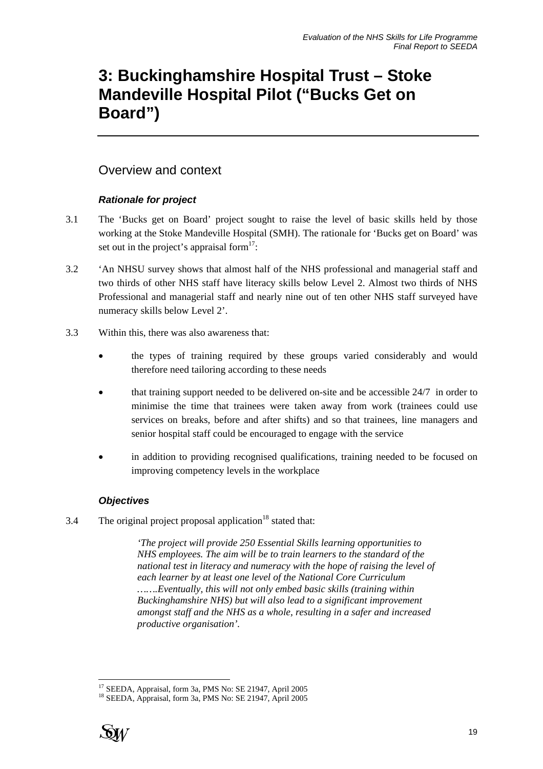# 3: Buckinghamshire Hospital Trust – Stoke Mandeville Hospital Pilot ("Bucks Get on Board")

## Overview and context

### *Rationale for project*

3.1 The 'Bucks get on Board' project sought to raise the level of basic skills held by those working at the Stoke Mandeville Hospital (SMH). The rationale for 'Bucks get on Board' was set out in the project's appraisal form[17]:

3.2 'An NHSU survey shows that almost half of the NHS professional and managerial staff and two thirds of other NHS staff have literacy skills below Level 2. Almost two thirds of NHS Professional and managerial staff and nearly nine out of ten other NHS staff surveyed have numeracy skills below Level 2'.

3.3 Within this, there was also awareness that:

- the types of training required by these groups varied considerably and would therefore need tailoring according to these needs
- that training support needed to be delivered on-site and be accessible 24/7 in order to minimise the time that trainees were taken away from work (trainees could use services on breaks, before and after shifts) and so that trainees, line managers and senior hospital staff could be encouraged to engage with the service
- in addition to providing recognised qualifications, training needed to be focused on improving competency levels in the workplace

### *Objectives*

3.4 The original project proposal application[18] stated that:

> *'The project will provide 250 Essential Skills learning opportunities to NHS employees. The aim will be to train learners to the standard of the national test in literacy and numeracy with the hope of raising the level of each learner by at least one level of the National Core Curriculum …….Eventually, this will not only embed basic skills (training within Buckinghamshire NHS) but will also lead to a significant improvement amongst staff and the NHS as a whole, resulting in a safer and increased productive organisation'.*

---

[17] SEEDA, Appraisal, form 3a, PMS No: SE 21947, April 2005

[18] SEEDA, Appraisal, form 3a, PMS No: SE 21947, April 2005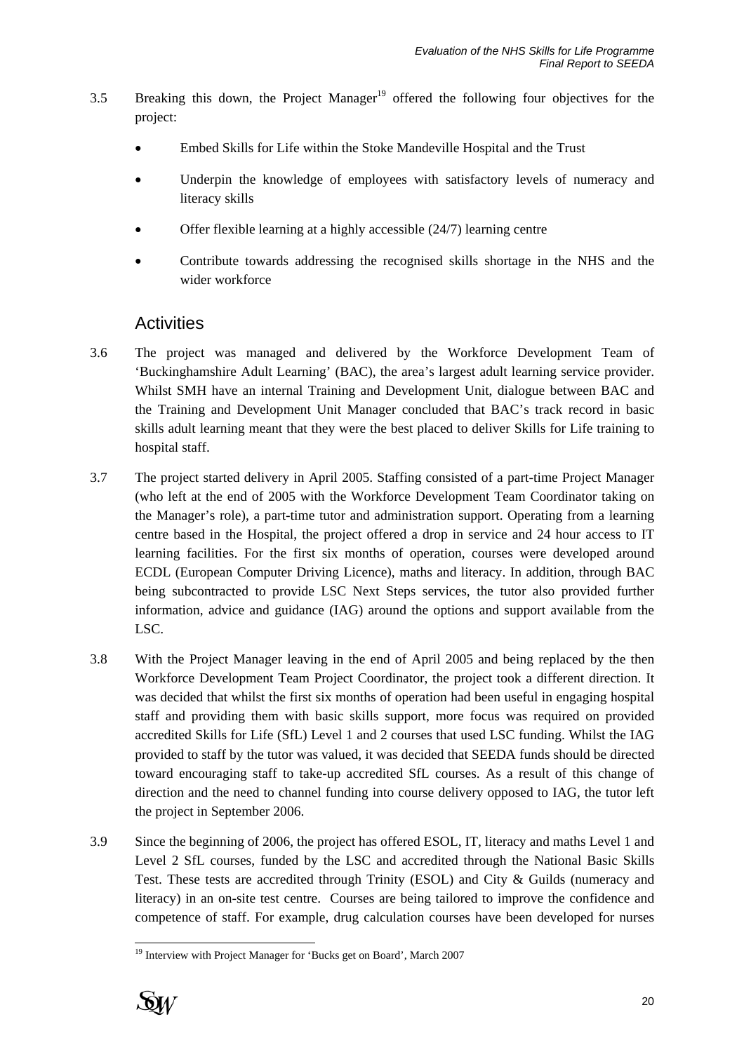3.5 Breaking this down, the Project Manager[19] offered the following four objectives for the project:

- Embed Skills for Life within the Stoke Mandeville Hospital and the Trust
- Underpin the knowledge of employees with satisfactory levels of numeracy and literacy skills
- Offer flexible learning at a highly accessible (24/7) learning centre
- Contribute towards addressing the recognised skills shortage in the NHS and the wider workforce

## Activities

3.6 The project was managed and delivered by the Workforce Development Team of 'Buckinghamshire Adult Learning' (BAC), the area's largest adult learning service provider. Whilst SMH have an internal Training and Development Unit, dialogue between BAC and the Training and Development Unit Manager concluded that BAC's track record in basic skills adult learning meant that they were the best placed to deliver Skills for Life training to hospital staff.

3.7 The project started delivery in April 2005. Staffing consisted of a part-time Project Manager (who left at the end of 2005 with the Workforce Development Team Coordinator taking on the Manager's role), a part-time tutor and administration support. Operating from a learning centre based in the Hospital, the project offered a drop in service and 24 hour access to IT learning facilities. For the first six months of operation, courses were developed around ECDL (European Computer Driving Licence), maths and literacy. In addition, through BAC being subcontracted to provide LSC Next Steps services, the tutor also provided further information, advice and guidance (IAG) around the options and support available from the LSC.

3.8 With the Project Manager leaving in the end of April 2005 and being replaced by the then Workforce Development Team Project Coordinator, the project took a different direction. It was decided that whilst the first six months of operation had been useful in engaging hospital staff and providing them with basic skills support, more focus was required on provided accredited Skills for Life (SfL) Level 1 and 2 courses that used LSC funding. Whilst the IAG provided to staff by the tutor was valued, it was decided that SEEDA funds should be directed toward encouraging staff to take-up accredited SfL courses. As a result of this change of direction and the need to channel funding into course delivery opposed to IAG, the tutor left the project in September 2006.

3.9 Since the beginning of 2006, the project has offered ESOL, IT, literacy and maths Level 1 and Level 2 SfL courses, funded by the LSC and accredited through the National Basic Skills Test. These tests are accredited through Trinity (ESOL) and City & Guilds (numeracy and literacy) in an on-site test centre. Courses are being tailored to improve the confidence and competence of staff. For example, drug calculation courses have been developed for nurses

---

[19] Interview with Project Manager for 'Bucks get on Board', March 2007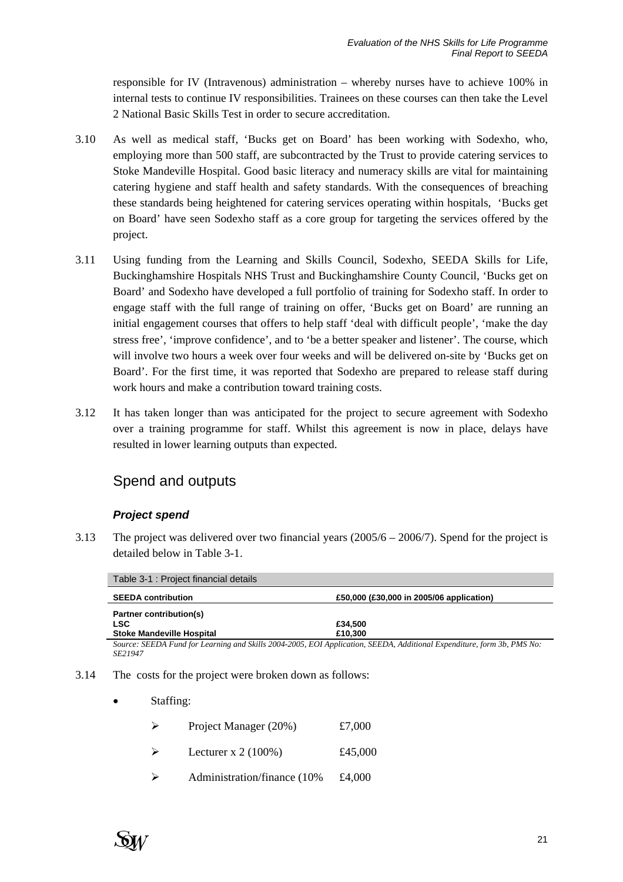responsible for IV (Intravenous) administration – whereby nurses have to achieve 100% in internal tests to continue IV responsibilities. Trainees on these courses can then take the Level 2 National Basic Skills Test in order to secure accreditation.

3.10 As well as medical staff, 'Bucks get on Board' has been working with Sodexho, who, employing more than 500 staff, are subcontracted by the Trust to provide catering services to Stoke Mandeville Hospital. Good basic literacy and numeracy skills are vital for maintaining catering hygiene and staff health and safety standards. With the consequences of breaching these standards being heightened for catering services operating within hospitals, 'Bucks get on Board' have seen Sodexho staff as a core group for targeting the services offered by the project.

3.11 Using funding from the Learning and Skills Council, Sodexho, SEEDA Skills for Life, Buckinghamshire Hospitals NHS Trust and Buckinghamshire County Council, 'Bucks get on Board' and Sodexho have developed a full portfolio of training for Sodexho staff. In order to engage staff with the full range of training on offer, 'Bucks get on Board' are running an initial engagement courses that offers to help staff 'deal with difficult people', 'make the day stress free', 'improve confidence', and to 'be a better speaker and listener'. The course, which will involve two hours a week over four weeks and will be delivered on-site by 'Bucks get on Board'. For the first time, it was reported that Sodexho are prepared to release staff during work hours and make a contribution toward training costs.

3.12 It has taken longer than was anticipated for the project to secure agreement with Sodexho over a training programme for staff. Whilst this agreement is now in place, delays have resulted in lower learning outputs than expected.

## Spend and outputs

### *Project spend*

3.13 The project was delivered over two financial years (2005/6 – 2006/7). Spend for the project is detailed below in Table 3-1.

Table 3-1 : Project financial details

| **SEEDA contribution** | **£50,000 (£30,000 in 2005/06 application)** |
|---|---|
| **Partner contribution(s)** | |
| **LSC** | **£34,500** |
| **Stoke Mandeville Hospital** | **£10,300** |

*Source: SEEDA Fund for Learning and Skills 2004-2005, EOI Application, SEEDA, Additional Expenditure, form 3b, PMS No: SE21947*

3.14 The costs for the project were broken down as follows:

- Staffing:
  - Project Manager (20%) £7,000
  - Lecturer x 2 (100%) £45,000
  - Administration/finance (10% £4,000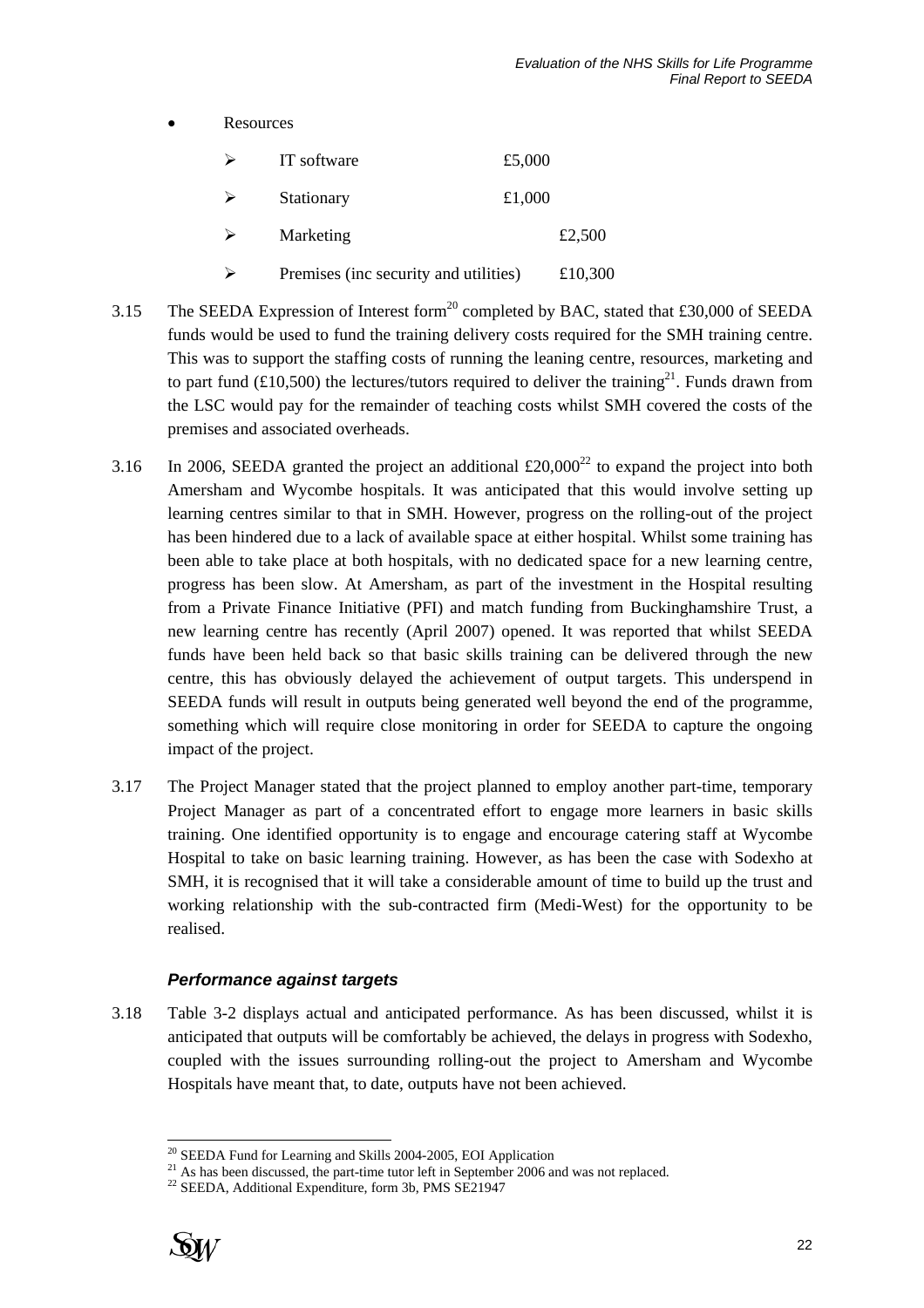- Resources
  - IT software £5,000
  - Stationary £1,000
  - Marketing £2,500
  - Premises (inc security and utilities) £10,300

3.15 The SEEDA Expression of Interest form[20] completed by BAC, stated that £30,000 of SEEDA funds would be used to fund the training delivery costs required for the SMH training centre. This was to support the staffing costs of running the leaning centre, resources, marketing and to part fund (£10,500) the lectures/tutors required to deliver the training[21]. Funds drawn from the LSC would pay for the remainder of teaching costs whilst SMH covered the costs of the premises and associated overheads.

3.16 In 2006, SEEDA granted the project an additional £20,000[22] to expand the project into both Amersham and Wycombe hospitals. It was anticipated that this would involve setting up learning centres similar to that in SMH. However, progress on the rolling-out of the project has been hindered due to a lack of available space at either hospital. Whilst some training has been able to take place at both hospitals, with no dedicated space for a new learning centre, progress has been slow. At Amersham, as part of the investment in the Hospital resulting from a Private Finance Initiative (PFI) and match funding from Buckinghamshire Trust, a new learning centre has recently (April 2007) opened. It was reported that whilst SEEDA funds have been held back so that basic skills training can be delivered through the new centre, this has obviously delayed the achievement of output targets. This underspend in SEEDA funds will result in outputs being generated well beyond the end of the programme, something which will require close monitoring in order for SEEDA to capture the ongoing impact of the project.

3.17 The Project Manager stated that the project planned to employ another part-time, temporary Project Manager as part of a concentrated effort to engage more learners in basic skills training. One identified opportunity is to engage and encourage catering staff at Wycombe Hospital to take on basic learning training. However, as has been the case with Sodexho at SMH, it is recognised that it will take a considerable amount of time to build up the trust and working relationship with the sub-contracted firm (Medi-West) for the opportunity to be realised.

### *Performance against targets*

3.18 Table 3-2 displays actual and anticipated performance. As has been discussed, whilst it is anticipated that outputs will be comfortably be achieved, the delays in progress with Sodexho, coupled with the issues surrounding rolling-out the project to Amersham and Wycombe Hospitals have meant that, to date, outputs have not been achieved.

---

[20] SEEDA Fund for Learning and Skills 2004-2005, EOI Application

[21] As has been discussed, the part-time tutor left in September 2006 and was not replaced.

[22] SEEDA, Additional Expenditure, form 3b, PMS SE21947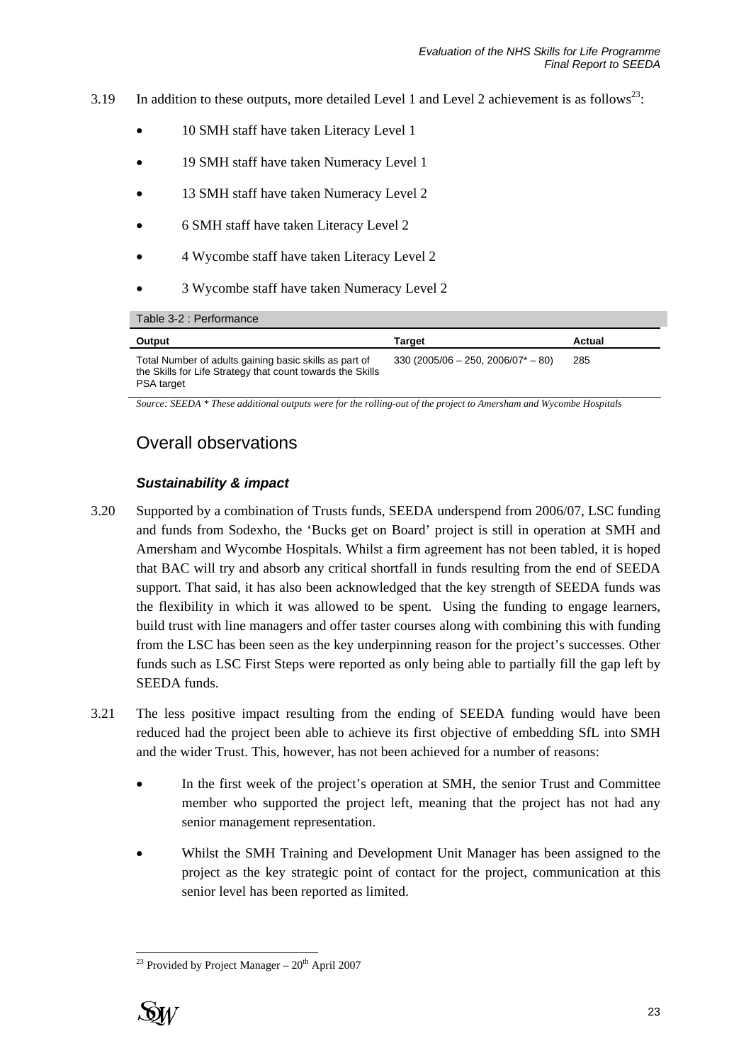3.19 In addition to these outputs, more detailed Level 1 and Level 2 achievement is as follows[23]:

- 10 SMH staff have taken Literacy Level 1
- 19 SMH staff have taken Numeracy Level 1
- 13 SMH staff have taken Numeracy Level 2
- 6 SMH staff have taken Literacy Level 2
- 4 Wycombe staff have taken Literacy Level 2
- 3 Wycombe staff have taken Numeracy Level 2

Table 3-2 : Performance

| Output | Target | Actual |
|---|---|---|
| Total Number of adults gaining basic skills as part of the Skills for Life Strategy that count towards the Skills PSA target | 330 (2005/06 – 250, 2006/07* – 80) | 285 |

*Source: SEEDA * These additional outputs were for the rolling-out of the project to Amersham and Wycombe Hospitals*

## Overall observations

### *Sustainability & impact*

3.20 Supported by a combination of Trusts funds, SEEDA underspend from 2006/07, LSC funding and funds from Sodexho, the 'Bucks get on Board' project is still in operation at SMH and Amersham and Wycombe Hospitals. Whilst a firm agreement has not been tabled, it is hoped that BAC will try and absorb any critical shortfall in funds resulting from the end of SEEDA support. That said, it has also been acknowledged that the key strength of SEEDA funds was the flexibility in which it was allowed to be spent. Using the funding to engage learners, build trust with line managers and offer taster courses along with combining this with funding from the LSC has been seen as the key underpinning reason for the project's successes. Other funds such as LSC First Steps were reported as only being able to partially fill the gap left by SEEDA funds.

3.21 The less positive impact resulting from the ending of SEEDA funding would have been reduced had the project been able to achieve its first objective of embedding SfL into SMH and the wider Trust. This, however, has not been achieved for a number of reasons:

- In the first week of the project's operation at SMH, the senior Trust and Committee member who supported the project left, meaning that the project has not had any senior management representation.
- Whilst the SMH Training and Development Unit Manager has been assigned to the project as the key strategic point of contact for the project, communication at this senior level has been reported as limited.

[23] Provided by Project Manager – 20th April 2007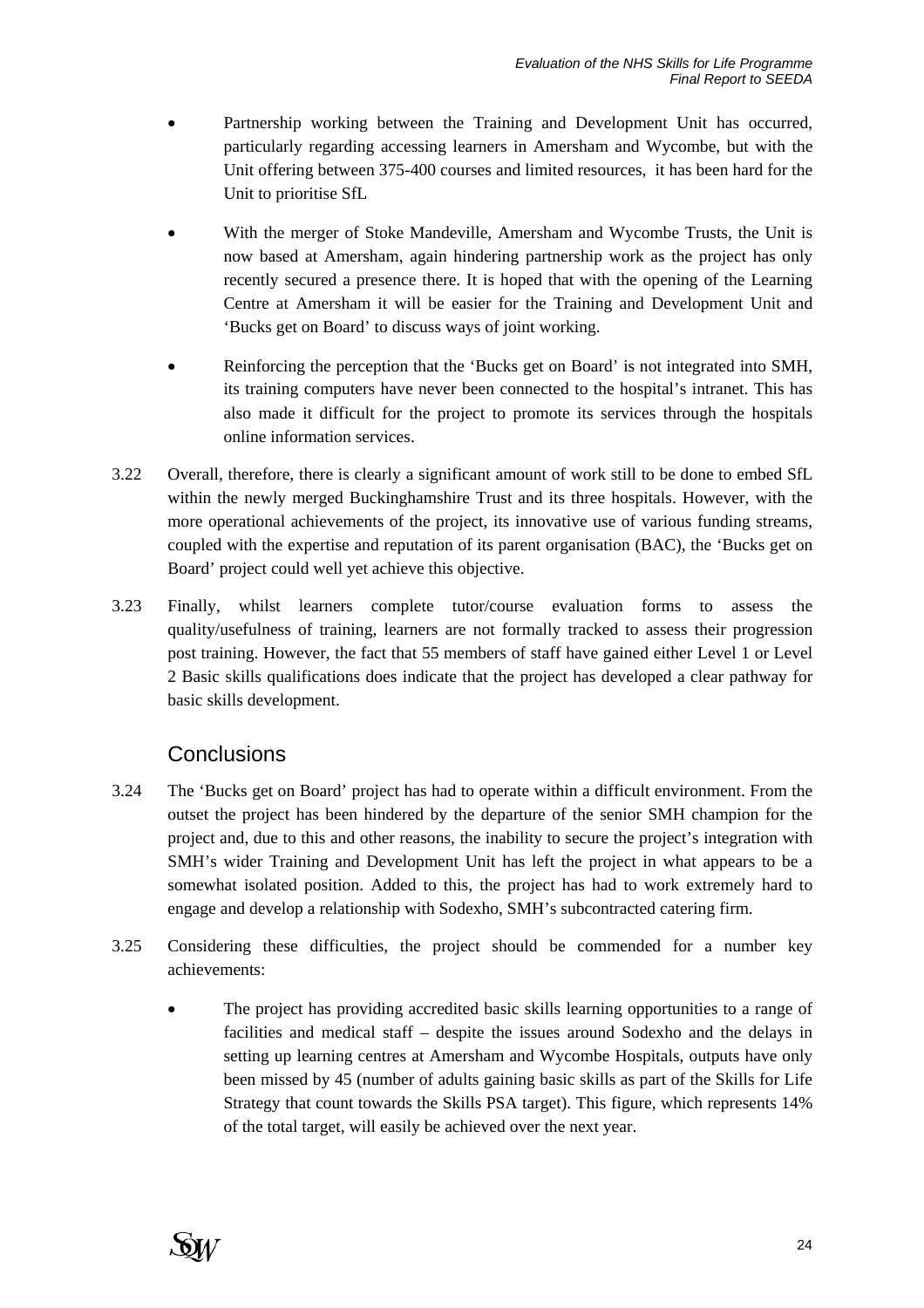- Partnership working between the Training and Development Unit has occurred, particularly regarding accessing learners in Amersham and Wycombe, but with the Unit offering between 375-400 courses and limited resources, it has been hard for the Unit to prioritise SfL

- With the merger of Stoke Mandeville, Amersham and Wycombe Trusts, the Unit is now based at Amersham, again hindering partnership work as the project has only recently secured a presence there. It is hoped that with the opening of the Learning Centre at Amersham it will be easier for the Training and Development Unit and 'Bucks get on Board' to discuss ways of joint working.

- Reinforcing the perception that the 'Bucks get on Board' is not integrated into SMH, its training computers have never been connected to the hospital's intranet. This has also made it difficult for the project to promote its services through the hospitals online information services.

3.22 Overall, therefore, there is clearly a significant amount of work still to be done to embed SfL within the newly merged Buckinghamshire Trust and its three hospitals. However, with the more operational achievements of the project, its innovative use of various funding streams, coupled with the expertise and reputation of its parent organisation (BAC), the 'Bucks get on Board' project could well yet achieve this objective.

3.23 Finally, whilst learners complete tutor/course evaluation forms to assess the quality/usefulness of training, learners are not formally tracked to assess their progression post training. However, the fact that 55 members of staff have gained either Level 1 or Level 2 Basic skills qualifications does indicate that the project has developed a clear pathway for basic skills development.

## Conclusions

3.24 The 'Bucks get on Board' project has had to operate within a difficult environment. From the outset the project has been hindered by the departure of the senior SMH champion for the project and, due to this and other reasons, the inability to secure the project's integration with SMH's wider Training and Development Unit has left the project in what appears to be a somewhat isolated position. Added to this, the project has had to work extremely hard to engage and develop a relationship with Sodexho, SMH's subcontracted catering firm.

3.25 Considering these difficulties, the project should be commended for a number key achievements:

- The project has providing accredited basic skills learning opportunities to a range of facilities and medical staff – despite the issues around Sodexho and the delays in setting up learning centres at Amersham and Wycombe Hospitals, outputs have only been missed by 45 (number of adults gaining basic skills as part of the Skills for Life Strategy that count towards the Skills PSA target). This figure, which represents 14% of the total target, will easily be achieved over the next year.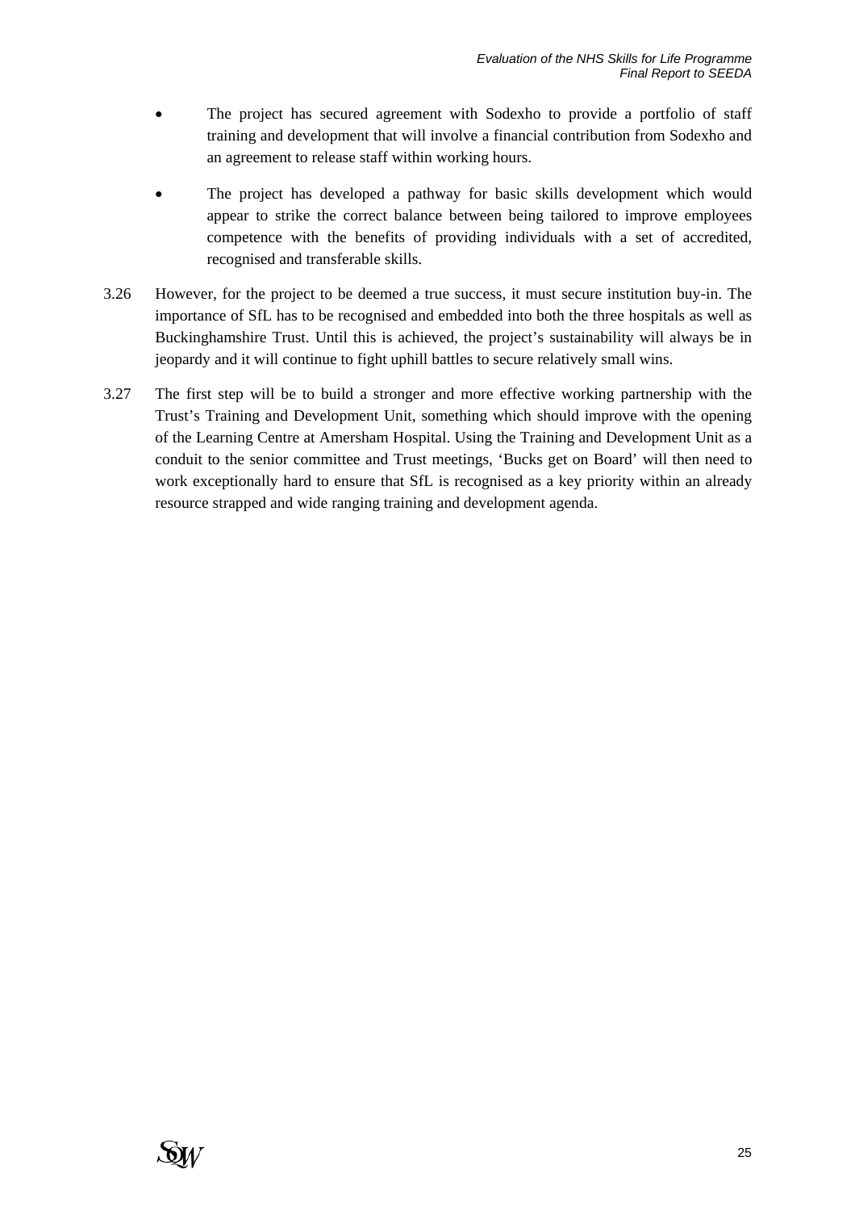- The project has secured agreement with Sodexho to provide a portfolio of staff training and development that will involve a financial contribution from Sodexho and an agreement to release staff within working hours.

- The project has developed a pathway for basic skills development which would appear to strike the correct balance between being tailored to improve employees competence with the benefits of providing individuals with a set of accredited, recognised and transferable skills.

3.26 However, for the project to be deemed a true success, it must secure institution buy-in. The importance of SfL has to be recognised and embedded into both the three hospitals as well as Buckinghamshire Trust. Until this is achieved, the project's sustainability will always be in jeopardy and it will continue to fight uphill battles to secure relatively small wins.

3.27 The first step will be to build a stronger and more effective working partnership with the Trust's Training and Development Unit, something which should improve with the opening of the Learning Centre at Amersham Hospital. Using the Training and Development Unit as a conduit to the senior committee and Trust meetings, 'Bucks get on Board' will then need to work exceptionally hard to ensure that SfL is recognised as a key priority within an already resource strapped and wide ranging training and development agenda.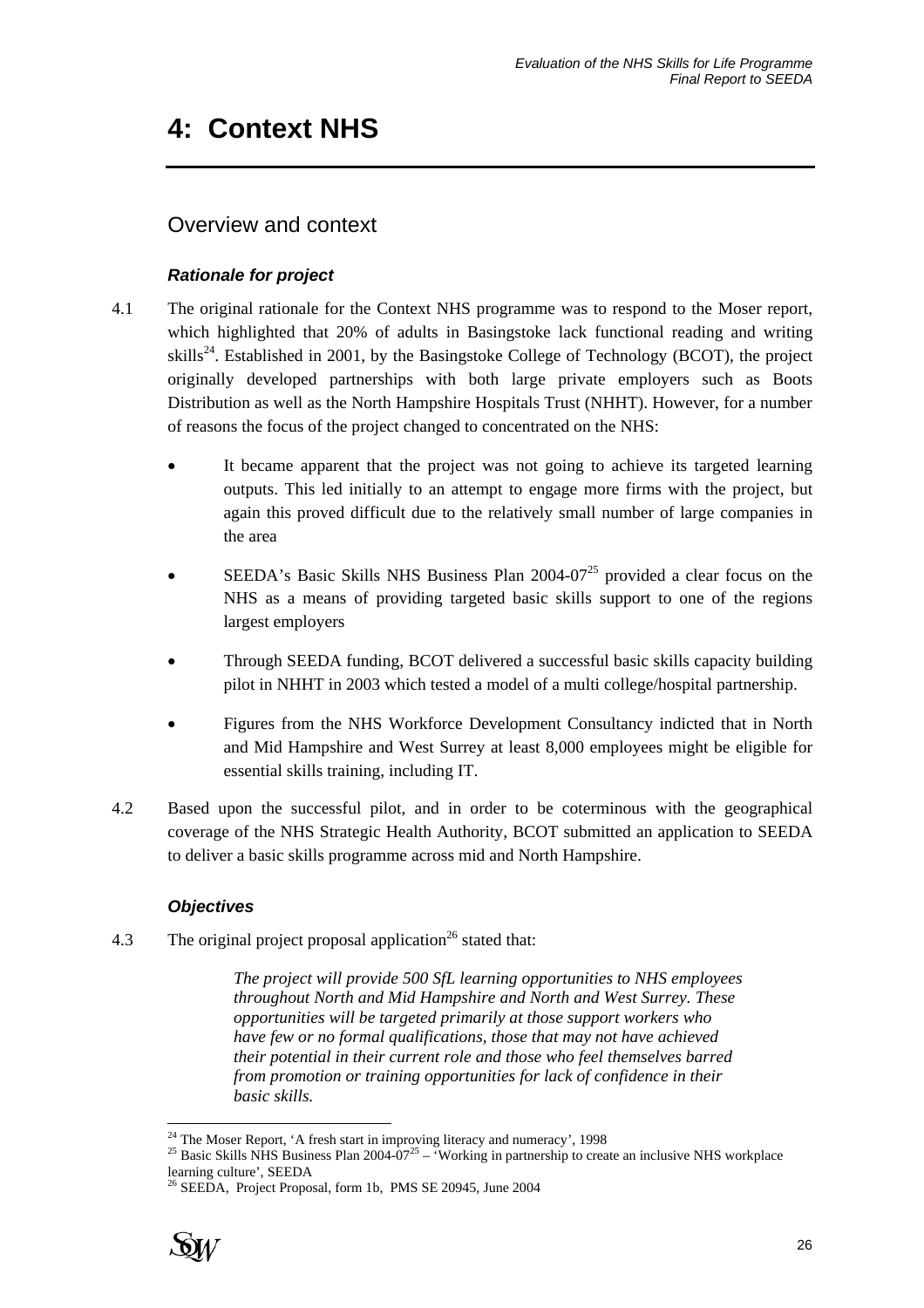# 4: Context NHS

## Overview and context

### *Rationale for project*

4.1 The original rationale for the Context NHS programme was to respond to the Moser report, which highlighted that 20% of adults in Basingstoke lack functional reading and writing skills[24]. Established in 2001, by the Basingstoke College of Technology (BCOT), the project originally developed partnerships with both large private employers such as Boots Distribution as well as the North Hampshire Hospitals Trust (NHHT). However, for a number of reasons the focus of the project changed to concentrated on the NHS:

- It became apparent that the project was not going to achieve its targeted learning outputs. This led initially to an attempt to engage more firms with the project, but again this proved difficult due to the relatively small number of large companies in the area
- SEEDA's Basic Skills NHS Business Plan 2004-07[25] provided a clear focus on the NHS as a means of providing targeted basic skills support to one of the regions largest employers
- Through SEEDA funding, BCOT delivered a successful basic skills capacity building pilot in NHHT in 2003 which tested a model of a multi college/hospital partnership.
- Figures from the NHS Workforce Development Consultancy indicted that in North and Mid Hampshire and West Surrey at least 8,000 employees might be eligible for essential skills training, including IT.

4.2 Based upon the successful pilot, and in order to be coterminous with the geographical coverage of the NHS Strategic Health Authority, BCOT submitted an application to SEEDA to deliver a basic skills programme across mid and North Hampshire.

### *Objectives*

4.3 The original project proposal application[26] stated that:

> *The project will provide 500 SfL learning opportunities to NHS employees throughout North and Mid Hampshire and North and West Surrey. These opportunities will be targeted primarily at those support workers who have few or no formal qualifications, those that may not have achieved their potential in their current role and those who feel themselves barred from promotion or training opportunities for lack of confidence in their basic skills.*

[24] The Moser Report, 'A fresh start in improving literacy and numeracy', 1998

[25] Basic Skills NHS Business Plan 2004-07[25] – 'Working in partnership to create an inclusive NHS workplace learning culture', SEEDA

[26] SEEDA, Project Proposal, form 1b, PMS SE 20945, June 2004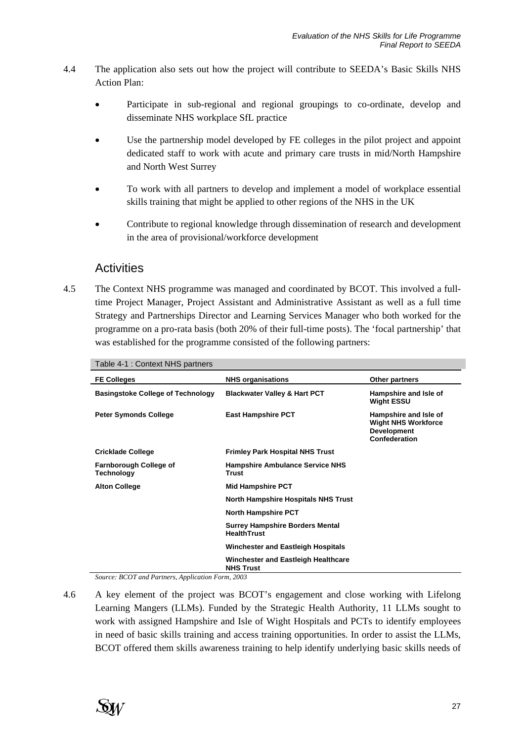4.4 The application also sets out how the project will contribute to SEEDA's Basic Skills NHS Action Plan:

- Participate in sub-regional and regional groupings to co-ordinate, develop and disseminate NHS workplace SfL practice
- Use the partnership model developed by FE colleges in the pilot project and appoint dedicated staff to work with acute and primary care trusts in mid/North Hampshire and North West Surrey
- To work with all partners to develop and implement a model of workplace essential skills training that might be applied to other regions of the NHS in the UK
- Contribute to regional knowledge through dissemination of research and development in the area of provisional/workforce development

## Activities

4.5 The Context NHS programme was managed and coordinated by BCOT. This involved a full-time Project Manager, Project Assistant and Administrative Assistant as well as a full time Strategy and Partnerships Director and Learning Services Manager who both worked for the programme on a pro-rata basis (both 20% of their full-time posts). The 'focal partnership' that was established for the programme consisted of the following partners:

Table 4-1 : Context NHS partners

| FE Colleges | NHS organisations | Other partners |
|---|---|---|
| **Basingstoke College of Technology** | **Blackwater Valley & Hart PCT** | **Hampshire and Isle of Wight ESSU** |
| **Peter Symonds College** | **East Hampshire PCT** | **Hampshire and Isle of Wight NHS Workforce Development Confederation** |
| **Cricklade College** | **Frimley Park Hospital NHS Trust** | |
| **Farnborough College of Technology** | **Hampshire Ambulance Service NHS Trust** | |
| **Alton College** | **Mid Hampshire PCT** | |
| | **North Hampshire Hospitals NHS Trust** | |
| | **North Hampshire PCT** | |
| | **Surrey Hampshire Borders Mental HealthTrust** | |
| | **Winchester and Eastleigh Hospitals** | |
| | **Winchester and Eastleigh Healthcare NHS Trust** | |

*Source: BCOT and Partners, Application Form, 2003*

4.6 A key element of the project was BCOT's engagement and close working with Lifelong Learning Mangers (LLMs). Funded by the Strategic Health Authority, 11 LLMs sought to work with assigned Hampshire and Isle of Wight Hospitals and PCTs to identify employees in need of basic skills training and access training opportunities. In order to assist the LLMs, BCOT offered them skills awareness training to help identify underlying basic skills needs of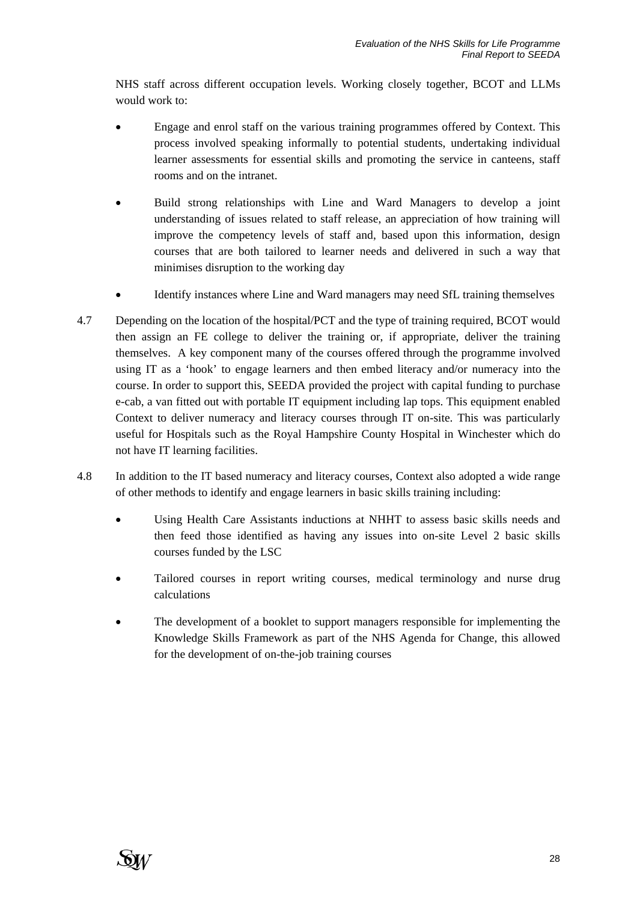NHS staff across different occupation levels. Working closely together, BCOT and LLMs would work to:

- Engage and enrol staff on the various training programmes offered by Context. This process involved speaking informally to potential students, undertaking individual learner assessments for essential skills and promoting the service in canteens, staff rooms and on the intranet.

- Build strong relationships with Line and Ward Managers to develop a joint understanding of issues related to staff release, an appreciation of how training will improve the competency levels of staff and, based upon this information, design courses that are both tailored to learner needs and delivered in such a way that minimises disruption to the working day

- Identify instances where Line and Ward managers may need SfL training themselves

4.7 Depending on the location of the hospital/PCT and the type of training required, BCOT would then assign an FE college to deliver the training or, if appropriate, deliver the training themselves. A key component many of the courses offered through the programme involved using IT as a 'hook' to engage learners and then embed literacy and/or numeracy into the course. In order to support this, SEEDA provided the project with capital funding to purchase e-cab, a van fitted out with portable IT equipment including lap tops. This equipment enabled Context to deliver numeracy and literacy courses through IT on-site. This was particularly useful for Hospitals such as the Royal Hampshire County Hospital in Winchester which do not have IT learning facilities.

4.8 In addition to the IT based numeracy and literacy courses, Context also adopted a wide range of other methods to identify and engage learners in basic skills training including:

- Using Health Care Assistants inductions at NHHT to assess basic skills needs and then feed those identified as having any issues into on-site Level 2 basic skills courses funded by the LSC

- Tailored courses in report writing courses, medical terminology and nurse drug calculations

- The development of a booklet to support managers responsible for implementing the Knowledge Skills Framework as part of the NHS Agenda for Change, this allowed for the development of on-the-job training courses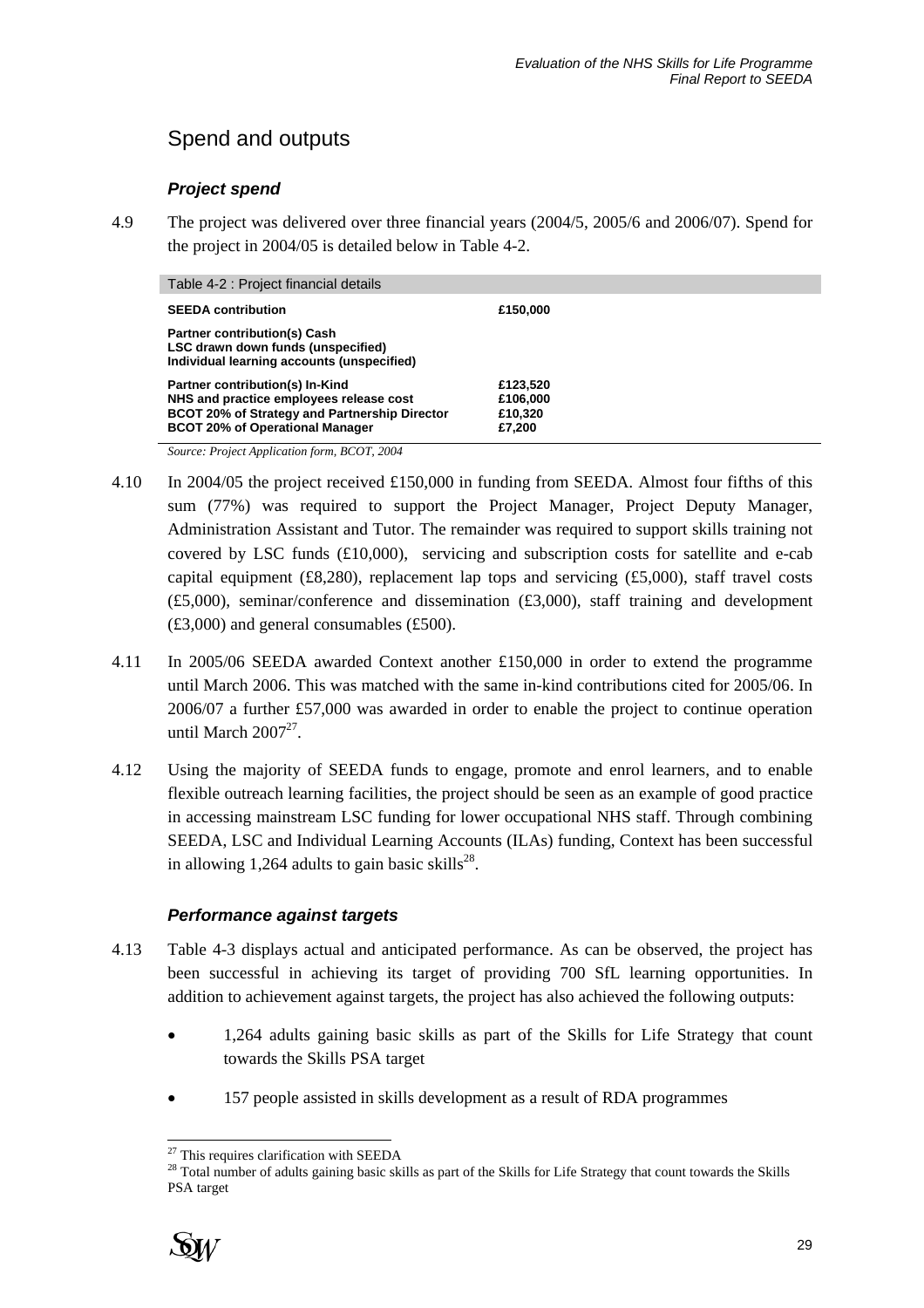## Spend and outputs

### *Project spend*

4.9 The project was delivered over three financial years (2004/5, 2005/6 and 2006/07). Spend for the project in 2004/05 is detailed below in Table 4-2.

| Table 4-2 : Project financial details | |
|---|---|
| **SEEDA contribution** | **£150,000** |
| **Partner contribution(s) Cash**<br>**LSC drawn down funds (unspecified)**<br>**Individual learning accounts (unspecified)** | |
| **Partner contribution(s) In-Kind**<br>**NHS and practice employees release cost**<br>**BCOT 20% of Strategy and Partnership Director**<br>**BCOT 20% of Operational Manager** | **£123,520**<br>**£106,000**<br>**£10,320**<br>**£7,200** |

*Source: Project Application form, BCOT, 2004*

4.10 In 2004/05 the project received £150,000 in funding from SEEDA. Almost four fifths of this sum (77%) was required to support the Project Manager, Project Deputy Manager, Administration Assistant and Tutor. The remainder was required to support skills training not covered by LSC funds (£10,000), servicing and subscription costs for satellite and e-cab capital equipment (£8,280), replacement lap tops and servicing (£5,000), staff travel costs (£5,000), seminar/conference and dissemination (£3,000), staff training and development (£3,000) and general consumables (£500).

4.11 In 2005/06 SEEDA awarded Context another £150,000 in order to extend the programme until March 2006. This was matched with the same in-kind contributions cited for 2005/06. In 2006/07 a further £57,000 was awarded in order to enable the project to continue operation until March 2007[27].

4.12 Using the majority of SEEDA funds to engage, promote and enrol learners, and to enable flexible outreach learning facilities, the project should be seen as an example of good practice in accessing mainstream LSC funding for lower occupational NHS staff. Through combining SEEDA, LSC and Individual Learning Accounts (ILAs) funding, Context has been successful in allowing 1,264 adults to gain basic skills[28].

### *Performance against targets*

4.13 Table 4-3 displays actual and anticipated performance. As can be observed, the project has been successful in achieving its target of providing 700 SfL learning opportunities. In addition to achievement against targets, the project has also achieved the following outputs:

- 1,264 adults gaining basic skills as part of the Skills for Life Strategy that count towards the Skills PSA target
- 157 people assisted in skills development as a result of RDA programmes

[27] This requires clarification with SEEDA

[28] Total number of adults gaining basic skills as part of the Skills for Life Strategy that count towards the Skills PSA target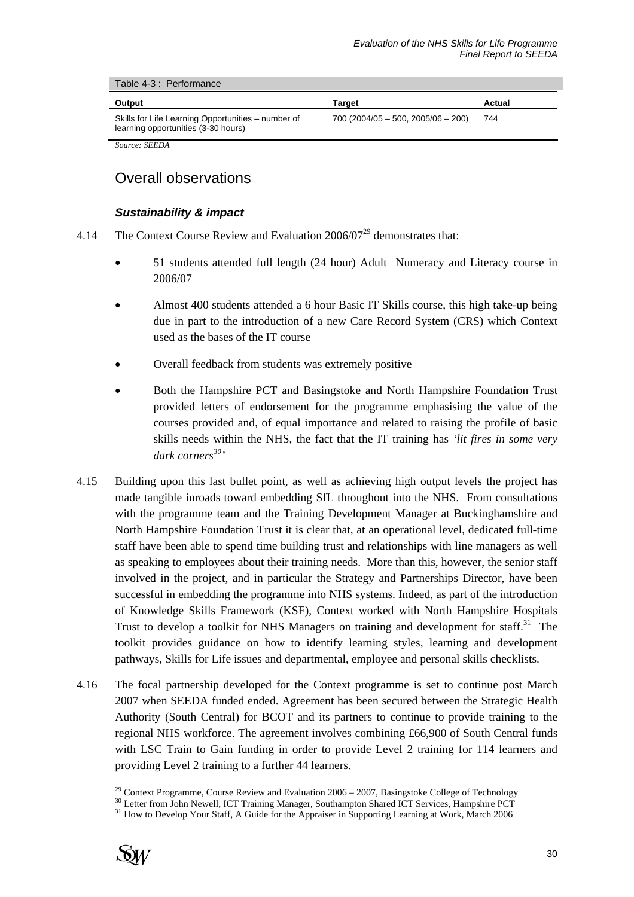Table 4-3 : Performance

| Output | Target | Actual |
|---|---|---|
| Skills for Life Learning Opportunities – number of learning opportunities (3-30 hours) | 700 (2004/05 – 500, 2005/06 – 200) | 744 |

*Source: SEEDA*

## Overall observations

### *Sustainability & impact*

4.14 The Context Course Review and Evaluation 2006/07[29] demonstrates that:

- 51 students attended full length (24 hour) Adult Numeracy and Literacy course in 2006/07
- Almost 400 students attended a 6 hour Basic IT Skills course, this high take-up being due in part to the introduction of a new Care Record System (CRS) which Context used as the bases of the IT course
- Overall feedback from students was extremely positive
- Both the Hampshire PCT and Basingstoke and North Hampshire Foundation Trust provided letters of endorsement for the programme emphasising the value of the courses provided and, of equal importance and related to raising the profile of basic skills needs within the NHS, the fact that the IT training has *'lit fires in some very dark corners[30]'*

4.15 Building upon this last bullet point, as well as achieving high output levels the project has made tangible inroads toward embedding SfL throughout into the NHS. From consultations with the programme team and the Training Development Manager at Buckinghamshire and North Hampshire Foundation Trust it is clear that, at an operational level, dedicated full-time staff have been able to spend time building trust and relationships with line managers as well as speaking to employees about their training needs. More than this, however, the senior staff involved in the project, and in particular the Strategy and Partnerships Director, have been successful in embedding the programme into NHS systems. Indeed, as part of the introduction of Knowledge Skills Framework (KSF), Context worked with North Hampshire Hospitals Trust to develop a toolkit for NHS Managers on training and development for staff.[31] The toolkit provides guidance on how to identify learning styles, learning and development pathways, Skills for Life issues and departmental, employee and personal skills checklists.

4.16 The focal partnership developed for the Context programme is set to continue post March 2007 when SEEDA funded ended. Agreement has been secured between the Strategic Health Authority (South Central) for BCOT and its partners to continue to provide training to the regional NHS workforce. The agreement involves combining £66,900 of South Central funds with LSC Train to Gain funding in order to provide Level 2 training for 114 learners and providing Level 2 training to a further 44 learners.

[29] Context Programme, Course Review and Evaluation 2006 – 2007, Basingstoke College of Technology

[30] Letter from John Newell, ICT Training Manager, Southampton Shared ICT Services, Hampshire PCT

[31] How to Develop Your Staff, A Guide for the Appraiser in Supporting Learning at Work, March 2006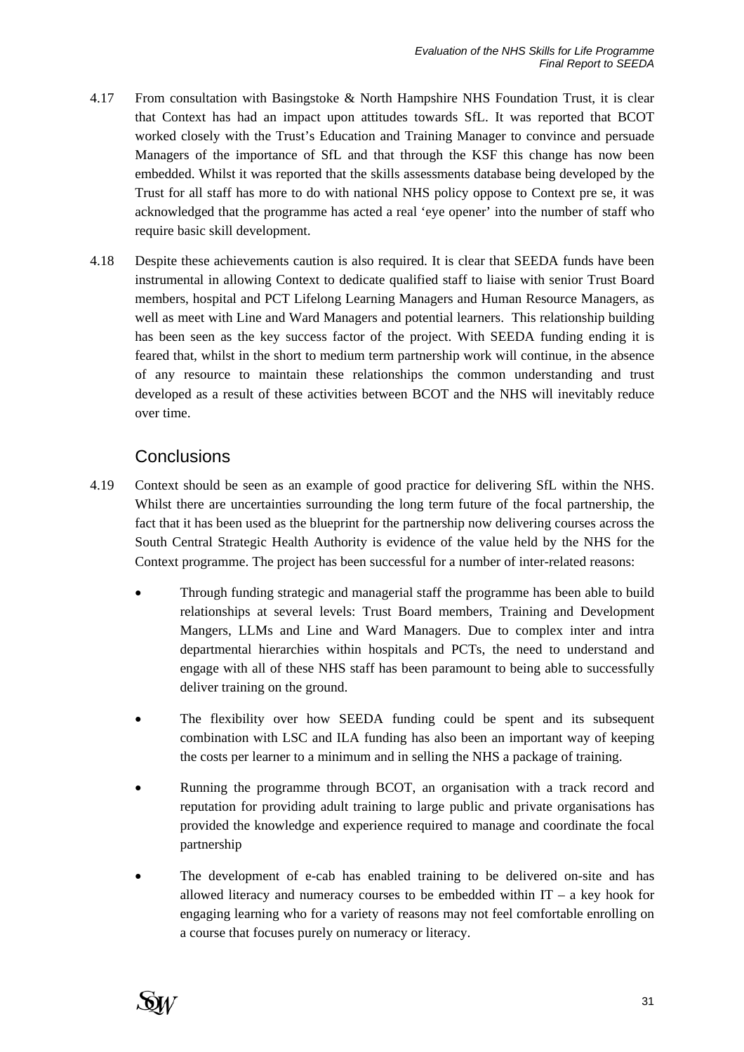4.17 From consultation with Basingstoke & North Hampshire NHS Foundation Trust, it is clear that Context has had an impact upon attitudes towards SfL. It was reported that BCOT worked closely with the Trust's Education and Training Manager to convince and persuade Managers of the importance of SfL and that through the KSF this change has now been embedded. Whilst it was reported that the skills assessments database being developed by the Trust for all staff has more to do with national NHS policy oppose to Context pre se, it was acknowledged that the programme has acted a real 'eye opener' into the number of staff who require basic skill development.

4.18 Despite these achievements caution is also required. It is clear that SEEDA funds have been instrumental in allowing Context to dedicate qualified staff to liaise with senior Trust Board members, hospital and PCT Lifelong Learning Managers and Human Resource Managers, as well as meet with Line and Ward Managers and potential learners. This relationship building has been seen as the key success factor of the project. With SEEDA funding ending it is feared that, whilst in the short to medium term partnership work will continue, in the absence of any resource to maintain these relationships the common understanding and trust developed as a result of these activities between BCOT and the NHS will inevitably reduce over time.

## Conclusions

4.19 Context should be seen as an example of good practice for delivering SfL within the NHS. Whilst there are uncertainties surrounding the long term future of the focal partnership, the fact that it has been used as the blueprint for the partnership now delivering courses across the South Central Strategic Health Authority is evidence of the value held by the NHS for the Context programme. The project has been successful for a number of inter-related reasons:

- Through funding strategic and managerial staff the programme has been able to build relationships at several levels: Trust Board members, Training and Development Mangers, LLMs and Line and Ward Managers. Due to complex inter and intra departmental hierarchies within hospitals and PCTs, the need to understand and engage with all of these NHS staff has been paramount to being able to successfully deliver training on the ground.

- The flexibility over how SEEDA funding could be spent and its subsequent combination with LSC and ILA funding has also been an important way of keeping the costs per learner to a minimum and in selling the NHS a package of training.

- Running the programme through BCOT, an organisation with a track record and reputation for providing adult training to large public and private organisations has provided the knowledge and experience required to manage and coordinate the focal partnership

- The development of e-cab has enabled training to be delivered on-site and has allowed literacy and numeracy courses to be embedded within IT – a key hook for engaging learning who for a variety of reasons may not feel comfortable enrolling on a course that focuses purely on numeracy or literacy.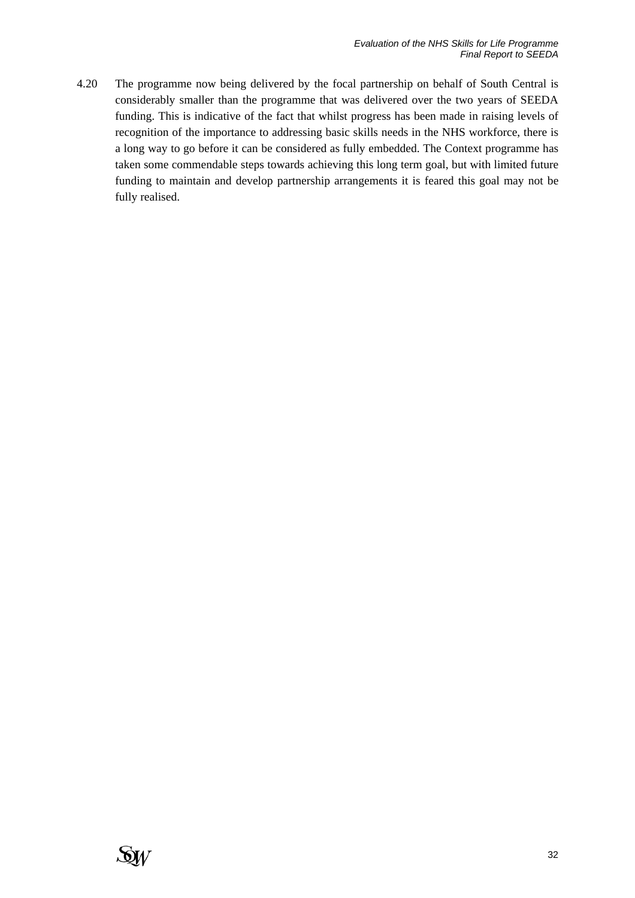4.20 The programme now being delivered by the focal partnership on behalf of South Central is considerably smaller than the programme that was delivered over the two years of SEEDA funding. This is indicative of the fact that whilst progress has been made in raising levels of recognition of the importance to addressing basic skills needs in the NHS workforce, there is a long way to go before it can be considered as fully embedded. The Context programme has taken some commendable steps towards achieving this long term goal, but with limited future funding to maintain and develop partnership arrangements it is feared this goal may not be fully realised.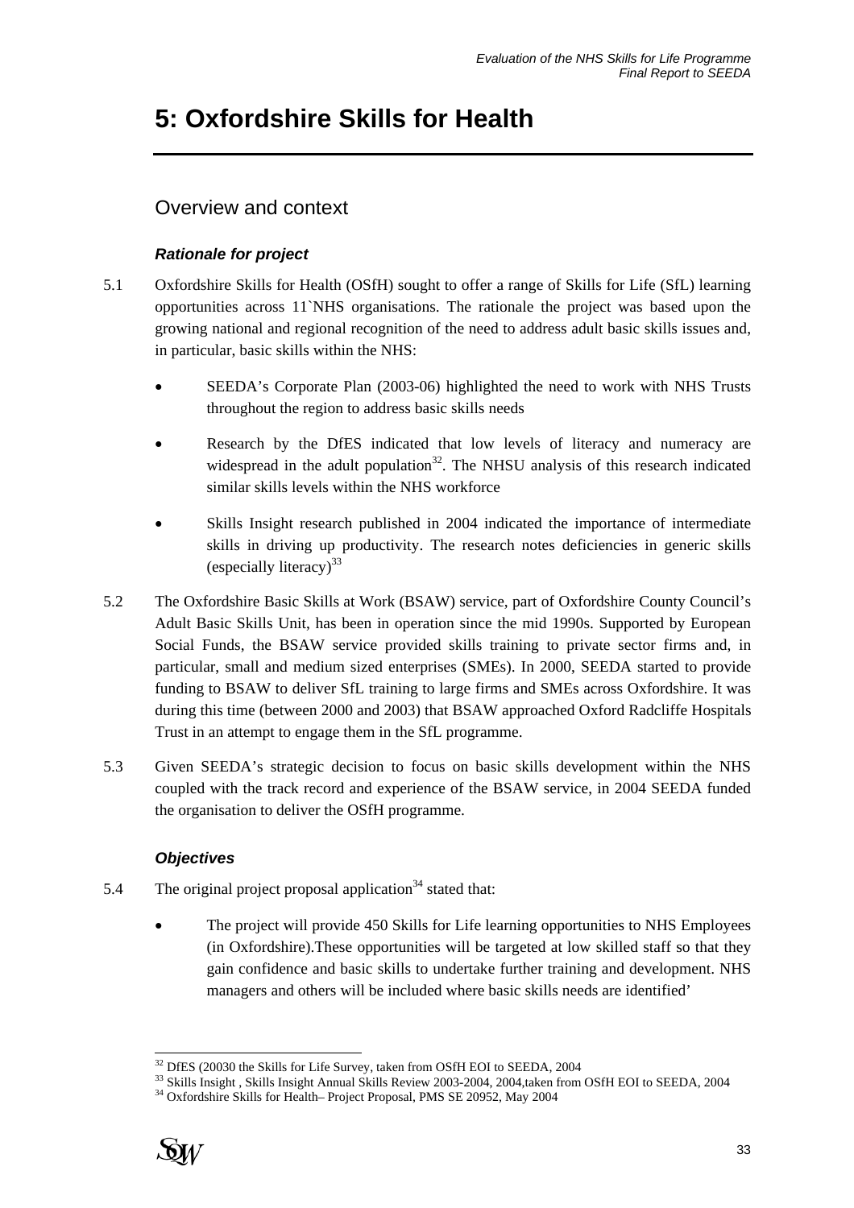# 5: Oxfordshire Skills for Health

## Overview and context

### *Rationale for project*

5.1 Oxfordshire Skills for Health (OSfH) sought to offer a range of Skills for Life (SfL) learning opportunities across 11`NHS organisations. The rationale the project was based upon the growing national and regional recognition of the need to address adult basic skills issues and, in particular, basic skills within the NHS:

- SEEDA's Corporate Plan (2003-06) highlighted the need to work with NHS Trusts throughout the region to address basic skills needs
- Research by the DfES indicated that low levels of literacy and numeracy are widespread in the adult population[32]. The NHSU analysis of this research indicated similar skills levels within the NHS workforce
- Skills Insight research published in 2004 indicated the importance of intermediate skills in driving up productivity. The research notes deficiencies in generic skills (especially literacy)[33]

5.2 The Oxfordshire Basic Skills at Work (BSAW) service, part of Oxfordshire County Council's Adult Basic Skills Unit, has been in operation since the mid 1990s. Supported by European Social Funds, the BSAW service provided skills training to private sector firms and, in particular, small and medium sized enterprises (SMEs). In 2000, SEEDA started to provide funding to BSAW to deliver SfL training to large firms and SMEs across Oxfordshire. It was during this time (between 2000 and 2003) that BSAW approached Oxford Radcliffe Hospitals Trust in an attempt to engage them in the SfL programme.

5.3 Given SEEDA's strategic decision to focus on basic skills development within the NHS coupled with the track record and experience of the BSAW service, in 2004 SEEDA funded the organisation to deliver the OSfH programme.

### *Objectives*

5.4 The original project proposal application[34] stated that:

- The project will provide 450 Skills for Life learning opportunities to NHS Employees (in Oxfordshire).These opportunities will be targeted at low skilled staff so that they gain confidence and basic skills to undertake further training and development. NHS managers and others will be included where basic skills needs are identified'

---

[32] DfES (20030 the Skills for Life Survey, taken from OSfH EOI to SEEDA, 2004

[33] Skills Insight , Skills Insight Annual Skills Review 2003-2004, 2004,taken from OSfH EOI to SEEDA, 2004

[34] Oxfordshire Skills for Health– Project Proposal, PMS SE 20952, May 2004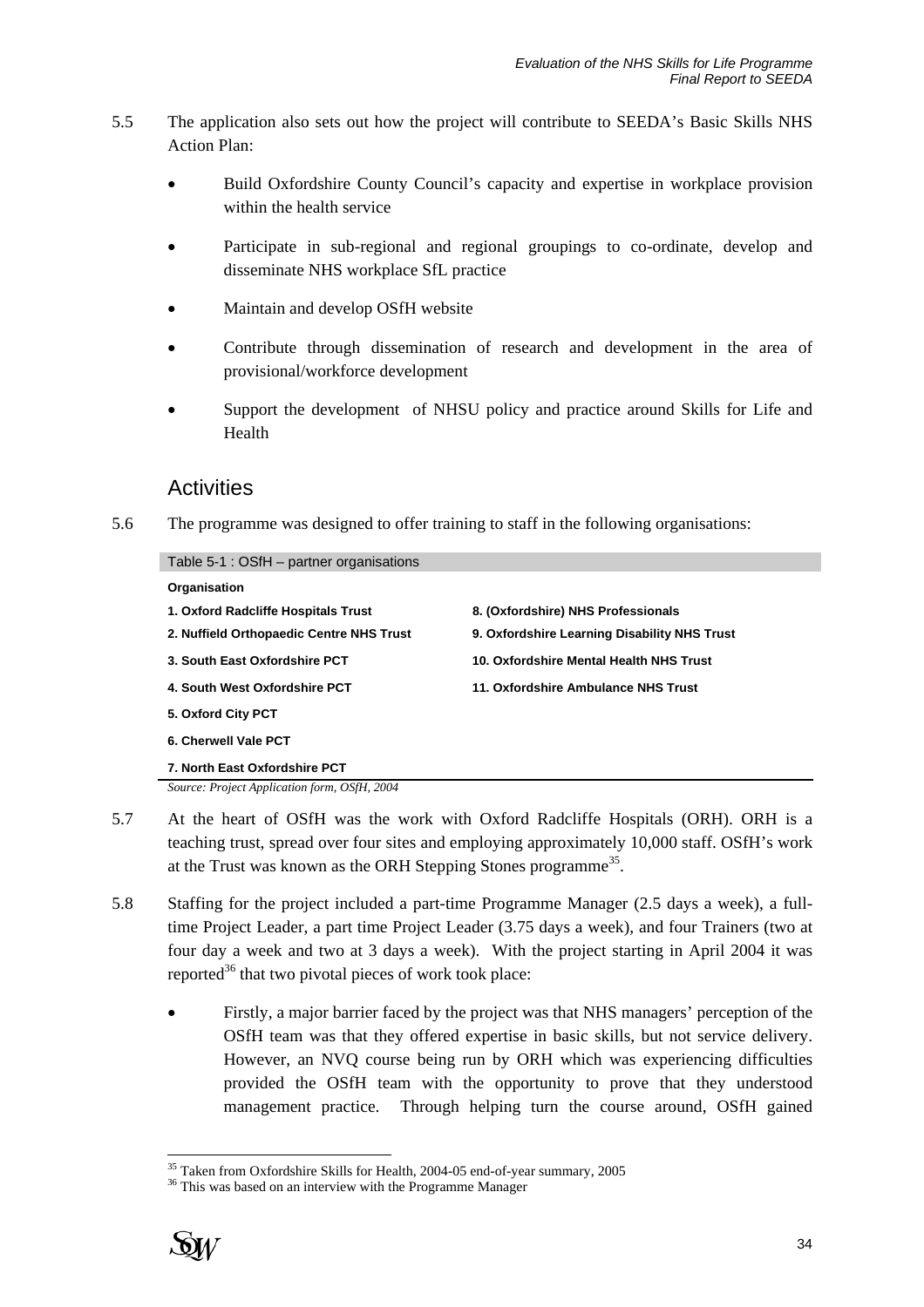5.5 The application also sets out how the project will contribute to SEEDA's Basic Skills NHS Action Plan:

- Build Oxfordshire County Council's capacity and expertise in workplace provision within the health service
- Participate in sub-regional and regional groupings to co-ordinate, develop and disseminate NHS workplace SfL practice
- Maintain and develop OSfH website
- Contribute through dissemination of research and development in the area of provisional/workforce development
- Support the development of NHSU policy and practice around Skills for Life and Health

## Activities

5.6 The programme was designed to offer training to staff in the following organisations:

Table 5-1 : OSfH – partner organisations

| Organisation | |
|---|---|
| **1. Oxford Radcliffe Hospitals Trust** | **8. (Oxfordshire) NHS Professionals** |
| **2. Nuffield Orthopaedic Centre NHS Trust** | **9. Oxfordshire Learning Disability NHS Trust** |
| **3. South East Oxfordshire PCT** | **10. Oxfordshire Mental Health NHS Trust** |
| **4. South West Oxfordshire PCT** | **11. Oxfordshire Ambulance NHS Trust** |
| **5. Oxford City PCT** | |
| **6. Cherwell Vale PCT** | |
| **7. North East Oxfordshire PCT** | |

*Source: Project Application form, OSfH, 2004*

5.7 At the heart of OSfH was the work with Oxford Radcliffe Hospitals (ORH). ORH is a teaching trust, spread over four sites and employing approximately 10,000 staff. OSfH's work at the Trust was known as the ORH Stepping Stones programme[35].

5.8 Staffing for the project included a part-time Programme Manager (2.5 days a week), a full-time Project Leader, a part time Project Leader (3.75 days a week), and four Trainers (two at four day a week and two at 3 days a week). With the project starting in April 2004 it was reported[36] that two pivotal pieces of work took place:

- Firstly, a major barrier faced by the project was that NHS managers' perception of the OSfH team was that they offered expertise in basic skills, but not service delivery. However, an NVQ course being run by ORH which was experiencing difficulties provided the OSfH team with the opportunity to prove that they understood management practice. Through helping turn the course around, OSfH gained

[35] Taken from Oxfordshire Skills for Health, 2004-05 end-of-year summary, 2005

[36] This was based on an interview with the Programme Manager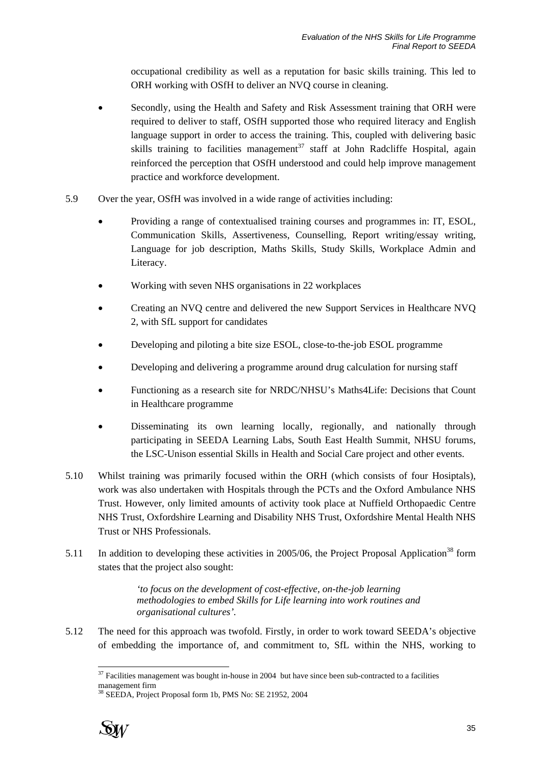occupational credibility as well as a reputation for basic skills training. This led to ORH working with OSfH to deliver an NVQ course in cleaning.

- Secondly, using the Health and Safety and Risk Assessment training that ORH were required to deliver to staff, OSfH supported those who required literacy and English language support in order to access the training. This, coupled with delivering basic skills training to facilities management[37] staff at John Radcliffe Hospital, again reinforced the perception that OSfH understood and could help improve management practice and workforce development.

5.9 Over the year, OSfH was involved in a wide range of activities including:

- Providing a range of contextualised training courses and programmes in: IT, ESOL, Communication Skills, Assertiveness, Counselling, Report writing/essay writing, Language for job description, Maths Skills, Study Skills, Workplace Admin and Literacy.
- Working with seven NHS organisations in 22 workplaces
- Creating an NVQ centre and delivered the new Support Services in Healthcare NVQ 2, with SfL support for candidates
- Developing and piloting a bite size ESOL, close-to-the-job ESOL programme
- Developing and delivering a programme around drug calculation for nursing staff
- Functioning as a research site for NRDC/NHSU's Maths4Life: Decisions that Count in Healthcare programme
- Disseminating its own learning locally, regionally, and nationally through participating in SEEDA Learning Labs, South East Health Summit, NHSU forums, the LSC-Unison essential Skills in Health and Social Care project and other events.

5.10 Whilst training was primarily focused within the ORH (which consists of four Hosiptals), work was also undertaken with Hospitals through the PCTs and the Oxford Ambulance NHS Trust. However, only limited amounts of activity took place at Nuffield Orthopaedic Centre NHS Trust, Oxfordshire Learning and Disability NHS Trust, Oxfordshire Mental Health NHS Trust or NHS Professionals.

5.11 In addition to developing these activities in 2005/06, the Project Proposal Application[38] form states that the project also sought:

> *'to focus on the development of cost-effective, on-the-job learning methodologies to embed Skills for Life learning into work routines and organisational cultures'.*

5.12 The need for this approach was twofold. Firstly, in order to work toward SEEDA's objective of embedding the importance of, and commitment to, SfL within the NHS, working to

---

[37] Facilities management was bought in-house in 2004 but have since been sub-contracted to a facilities management firm

[38] SEEDA, Project Proposal form 1b, PMS No: SE 21952, 2004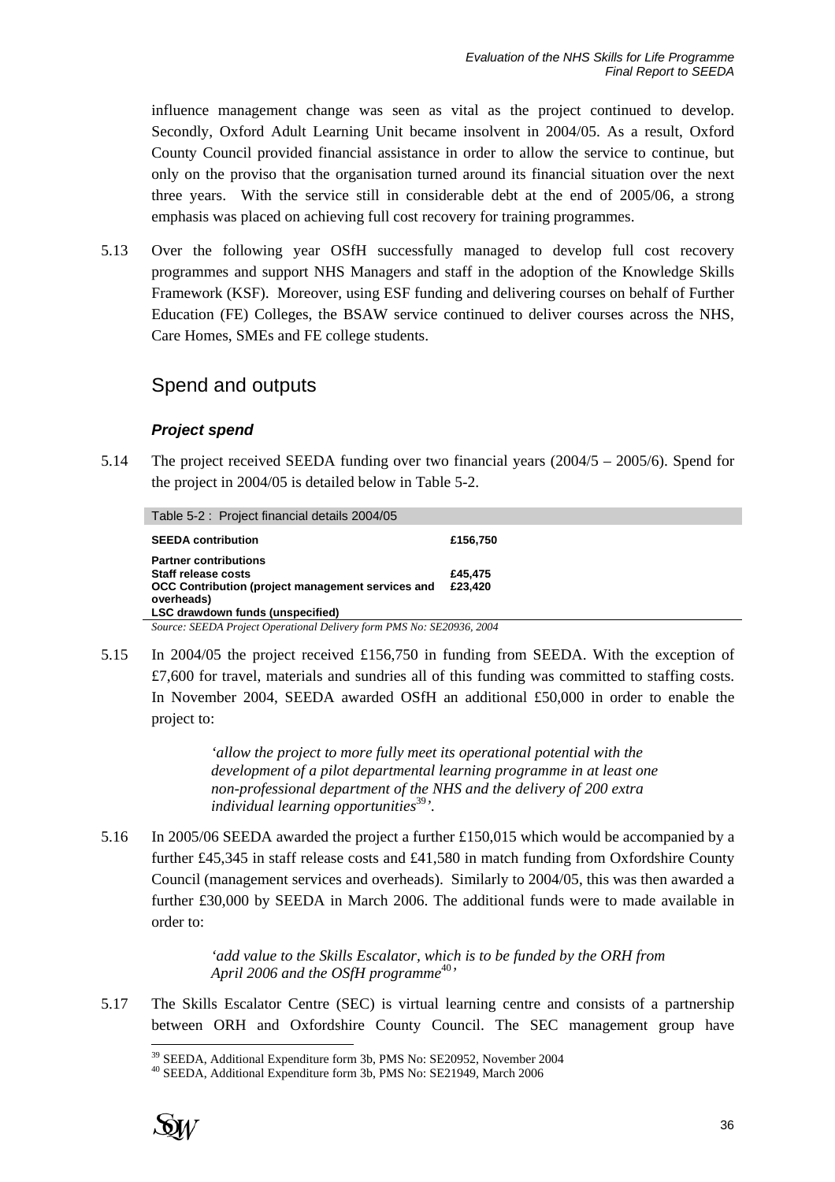influence management change was seen as vital as the project continued to develop. Secondly, Oxford Adult Learning Unit became insolvent in 2004/05. As a result, Oxford County Council provided financial assistance in order to allow the service to continue, but only on the proviso that the organisation turned around its financial situation over the next three years. With the service still in considerable debt at the end of 2005/06, a strong emphasis was placed on achieving full cost recovery for training programmes.

5.13 Over the following year OSfH successfully managed to develop full cost recovery programmes and support NHS Managers and staff in the adoption of the Knowledge Skills Framework (KSF). Moreover, using ESF funding and delivering courses on behalf of Further Education (FE) Colleges, the BSAW service continued to deliver courses across the NHS, Care Homes, SMEs and FE college students.

## Spend and outputs

### *Project spend*

5.14 The project received SEEDA funding over two financial years (2004/5 – 2005/6). Spend for the project in 2004/05 is detailed below in Table 5-2.

Table 5-2 : Project financial details 2004/05

| | |
|---|---|
| **SEEDA contribution** | **£156,750** |
| **Partner contributions** | |
| **Staff release costs** | **£45,475** |
| **OCC Contribution (project management services and overheads)** | **£23,420** |
| **LSC drawdown funds (unspecified)** | |

*Source: SEEDA Project Operational Delivery form PMS No: SE20936, 2004*

5.15 In 2004/05 the project received £156,750 in funding from SEEDA. With the exception of £7,600 for travel, materials and sundries all of this funding was committed to staffing costs. In November 2004, SEEDA awarded OSfH an additional £50,000 in order to enable the project to:

> *'allow the project to more fully meet its operational potential with the development of a pilot departmental learning programme in at least one non-professional department of the NHS and the delivery of 200 extra individual learning opportunities*[39]*'.*

5.16 In 2005/06 SEEDA awarded the project a further £150,015 which would be accompanied by a further £45,345 in staff release costs and £41,580 in match funding from Oxfordshire County Council (management services and overheads). Similarly to 2004/05, this was then awarded a further £30,000 by SEEDA in March 2006. The additional funds were to made available in order to:

> *'add value to the Skills Escalator, which is to be funded by the ORH from April 2006 and the OSfH programme*[40]*'*

5.17 The Skills Escalator Centre (SEC) is virtual learning centre and consists of a partnership between ORH and Oxfordshire County Council. The SEC management group have

[39] SEEDA, Additional Expenditure form 3b, PMS No: SE20952, November 2004
[40] SEEDA, Additional Expenditure form 3b, PMS No: SE21949, March 2006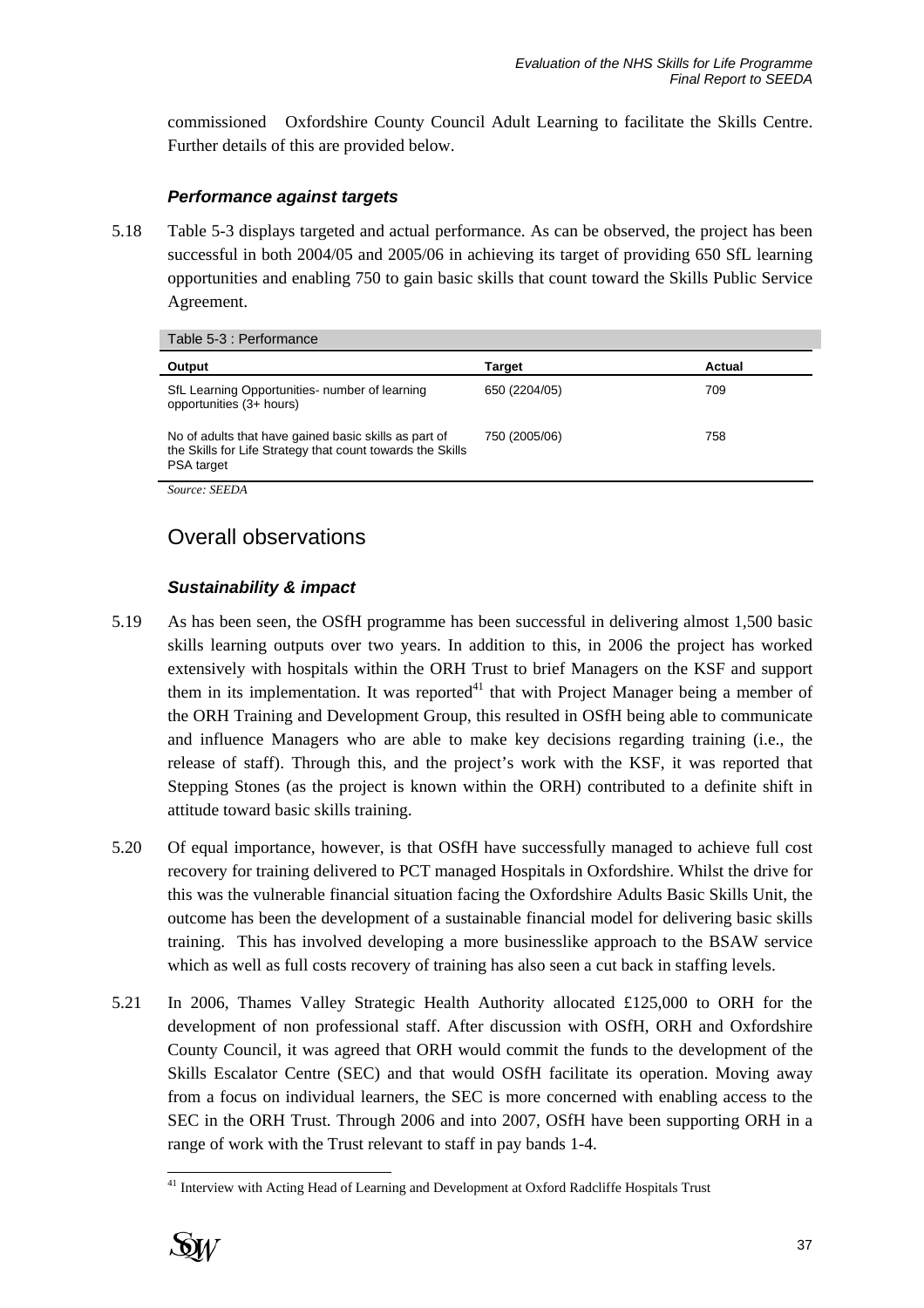commissioned Oxfordshire County Council Adult Learning to facilitate the Skills Centre. Further details of this are provided below.

### *Performance against targets*

5.18 Table 5-3 displays targeted and actual performance. As can be observed, the project has been successful in both 2004/05 and 2005/06 in achieving its target of providing 650 SfL learning opportunities and enabling 750 to gain basic skills that count toward the Skills Public Service Agreement.

Table 5-3 : Performance

| Output | Target | Actual |
|---|---|---|
| SfL Learning Opportunities- number of learning opportunities (3+ hours) | 650 (2204/05) | 709 |
| No of adults that have gained basic skills as part of the Skills for Life Strategy that count towards the Skills PSA target | 750 (2005/06) | 758 |

*Source: SEEDA*

## Overall observations

### *Sustainability & impact*

5.19 As has been seen, the OSfH programme has been successful in delivering almost 1,500 basic skills learning outputs over two years. In addition to this, in 2006 the project has worked extensively with hospitals within the ORH Trust to brief Managers on the KSF and support them in its implementation. It was reported[41] that with Project Manager being a member of the ORH Training and Development Group, this resulted in OSfH being able to communicate and influence Managers who are able to make key decisions regarding training (i.e., the release of staff). Through this, and the project's work with the KSF, it was reported that Stepping Stones (as the project is known within the ORH) contributed to a definite shift in attitude toward basic skills training.

5.20 Of equal importance, however, is that OSfH have successfully managed to achieve full cost recovery for training delivered to PCT managed Hospitals in Oxfordshire. Whilst the drive for this was the vulnerable financial situation facing the Oxfordshire Adults Basic Skills Unit, the outcome has been the development of a sustainable financial model for delivering basic skills training. This has involved developing a more businesslike approach to the BSAW service which as well as full costs recovery of training has also seen a cut back in staffing levels.

5.21 In 2006, Thames Valley Strategic Health Authority allocated £125,000 to ORH for the development of non professional staff. After discussion with OSfH, ORH and Oxfordshire County Council, it was agreed that ORH would commit the funds to the development of the Skills Escalator Centre (SEC) and that would OSfH facilitate its operation. Moving away from a focus on individual learners, the SEC is more concerned with enabling access to the SEC in the ORH Trust. Through 2006 and into 2007, OSfH have been supporting ORH in a range of work with the Trust relevant to staff in pay bands 1-4.

[41] Interview with Acting Head of Learning and Development at Oxford Radcliffe Hospitals Trust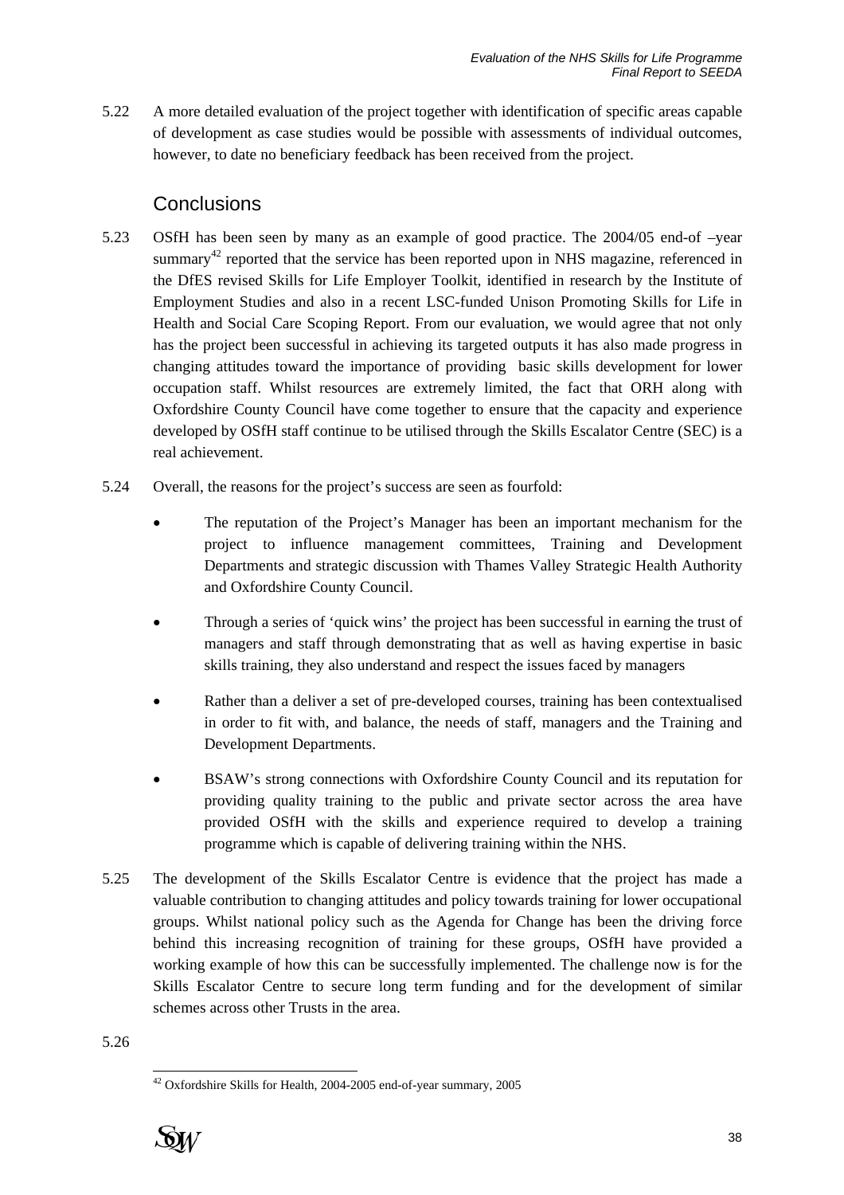5.22 A more detailed evaluation of the project together with identification of specific areas capable of development as case studies would be possible with assessments of individual outcomes, however, to date no beneficiary feedback has been received from the project.

## Conclusions

5.23 OSfH has been seen by many as an example of good practice. The 2004/05 end-of –year summary[42] reported that the service has been reported upon in NHS magazine, referenced in the DfES revised Skills for Life Employer Toolkit, identified in research by the Institute of Employment Studies and also in a recent LSC-funded Unison Promoting Skills for Life in Health and Social Care Scoping Report. From our evaluation, we would agree that not only has the project been successful in achieving its targeted outputs it has also made progress in changing attitudes toward the importance of providing basic skills development for lower occupation staff. Whilst resources are extremely limited, the fact that ORH along with Oxfordshire County Council have come together to ensure that the capacity and experience developed by OSfH staff continue to be utilised through the Skills Escalator Centre (SEC) is a real achievement.

5.24 Overall, the reasons for the project's success are seen as fourfold:

- The reputation of the Project's Manager has been an important mechanism for the project to influence management committees, Training and Development Departments and strategic discussion with Thames Valley Strategic Health Authority and Oxfordshire County Council.
- Through a series of 'quick wins' the project has been successful in earning the trust of managers and staff through demonstrating that as well as having expertise in basic skills training, they also understand and respect the issues faced by managers
- Rather than a deliver a set of pre-developed courses, training has been contextualised in order to fit with, and balance, the needs of staff, managers and the Training and Development Departments.
- BSAW's strong connections with Oxfordshire County Council and its reputation for providing quality training to the public and private sector across the area have provided OSfH with the skills and experience required to develop a training programme which is capable of delivering training within the NHS.

5.25 The development of the Skills Escalator Centre is evidence that the project has made a valuable contribution to changing attitudes and policy towards training for lower occupational groups. Whilst national policy such as the Agenda for Change has been the driving force behind this increasing recognition of training for these groups, OSfH have provided a working example of how this can be successfully implemented. The challenge now is for the Skills Escalator Centre to secure long term funding and for the development of similar schemes across other Trusts in the area.

5.26

[42] Oxfordshire Skills for Health, 2004-2005 end-of-year summary, 2005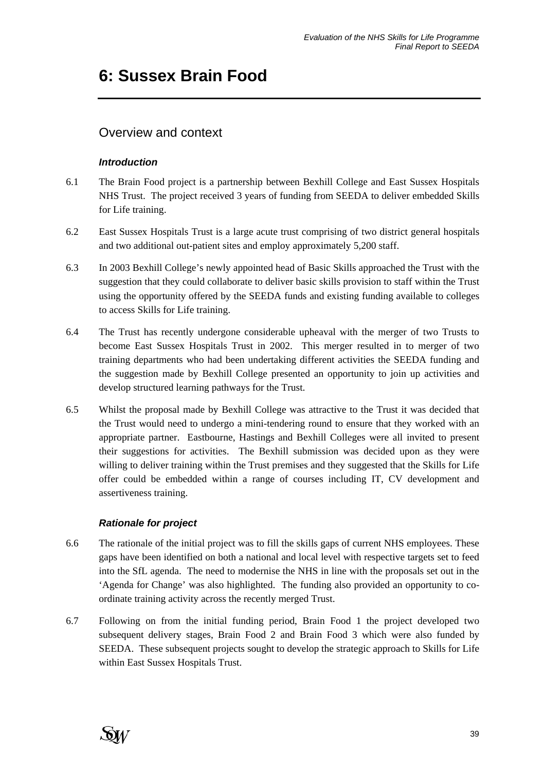# 6: Sussex Brain Food

## Overview and context

### *Introduction*

6.1 The Brain Food project is a partnership between Bexhill College and East Sussex Hospitals NHS Trust. The project received 3 years of funding from SEEDA to deliver embedded Skills for Life training.

6.2 East Sussex Hospitals Trust is a large acute trust comprising of two district general hospitals and two additional out-patient sites and employ approximately 5,200 staff.

6.3 In 2003 Bexhill College's newly appointed head of Basic Skills approached the Trust with the suggestion that they could collaborate to deliver basic skills provision to staff within the Trust using the opportunity offered by the SEEDA funds and existing funding available to colleges to access Skills for Life training.

6.4 The Trust has recently undergone considerable upheaval with the merger of two Trusts to become East Sussex Hospitals Trust in 2002. This merger resulted in to merger of two training departments who had been undertaking different activities the SEEDA funding and the suggestion made by Bexhill College presented an opportunity to join up activities and develop structured learning pathways for the Trust.

6.5 Whilst the proposal made by Bexhill College was attractive to the Trust it was decided that the Trust would need to undergo a mini-tendering round to ensure that they worked with an appropriate partner. Eastbourne, Hastings and Bexhill Colleges were all invited to present their suggestions for activities. The Bexhill submission was decided upon as they were willing to deliver training within the Trust premises and they suggested that the Skills for Life offer could be embedded within a range of courses including IT, CV development and assertiveness training.

### *Rationale for project*

6.6 The rationale of the initial project was to fill the skills gaps of current NHS employees. These gaps have been identified on both a national and local level with respective targets set to feed into the SfL agenda. The need to modernise the NHS in line with the proposals set out in the 'Agenda for Change' was also highlighted. The funding also provided an opportunity to co-ordinate training activity across the recently merged Trust.

6.7 Following on from the initial funding period, Brain Food 1 the project developed two subsequent delivery stages, Brain Food 2 and Brain Food 3 which were also funded by SEEDA. These subsequent projects sought to develop the strategic approach to Skills for Life within East Sussex Hospitals Trust.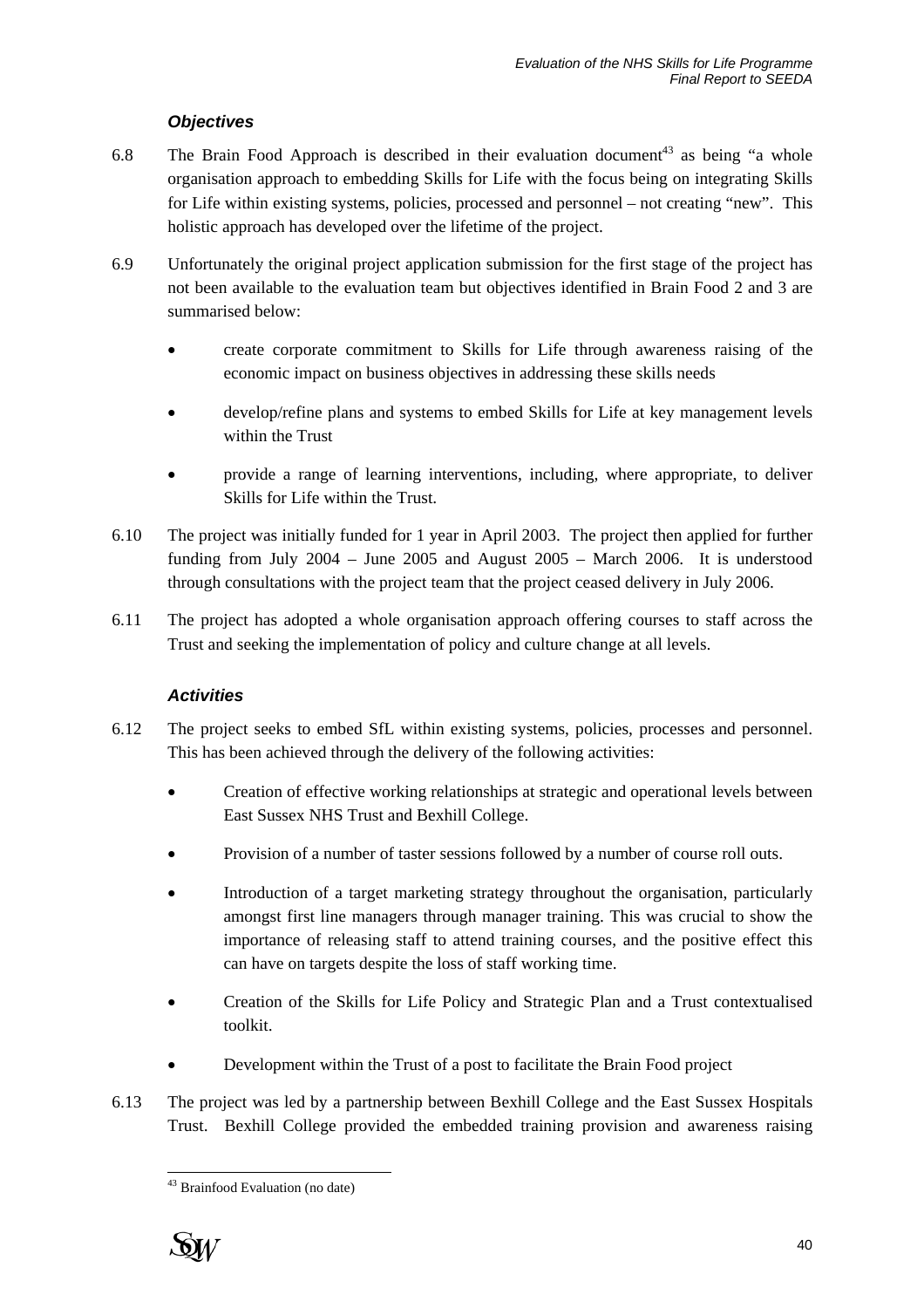### *Objectives*

6.8 The Brain Food Approach is described in their evaluation document[43] as being "a whole organisation approach to embedding Skills for Life with the focus being on integrating Skills for Life within existing systems, policies, processed and personnel – not creating "new". This holistic approach has developed over the lifetime of the project.

6.9 Unfortunately the original project application submission for the first stage of the project has not been available to the evaluation team but objectives identified in Brain Food 2 and 3 are summarised below:

- create corporate commitment to Skills for Life through awareness raising of the economic impact on business objectives in addressing these skills needs
- develop/refine plans and systems to embed Skills for Life at key management levels within the Trust
- provide a range of learning interventions, including, where appropriate, to deliver Skills for Life within the Trust.

6.10 The project was initially funded for 1 year in April 2003. The project then applied for further funding from July 2004 – June 2005 and August 2005 – March 2006. It is understood through consultations with the project team that the project ceased delivery in July 2006.

6.11 The project has adopted a whole organisation approach offering courses to staff across the Trust and seeking the implementation of policy and culture change at all levels.

### *Activities*

6.12 The project seeks to embed SfL within existing systems, policies, processes and personnel. This has been achieved through the delivery of the following activities:

- Creation of effective working relationships at strategic and operational levels between East Sussex NHS Trust and Bexhill College.
- Provision of a number of taster sessions followed by a number of course roll outs.
- Introduction of a target marketing strategy throughout the organisation, particularly amongst first line managers through manager training. This was crucial to show the importance of releasing staff to attend training courses, and the positive effect this can have on targets despite the loss of staff working time.
- Creation of the Skills for Life Policy and Strategic Plan and a Trust contextualised toolkit.
- Development within the Trust of a post to facilitate the Brain Food project

6.13 The project was led by a partnership between Bexhill College and the East Sussex Hospitals Trust. Bexhill College provided the embedded training provision and awareness raising

[43] Brainfood Evaluation (no date)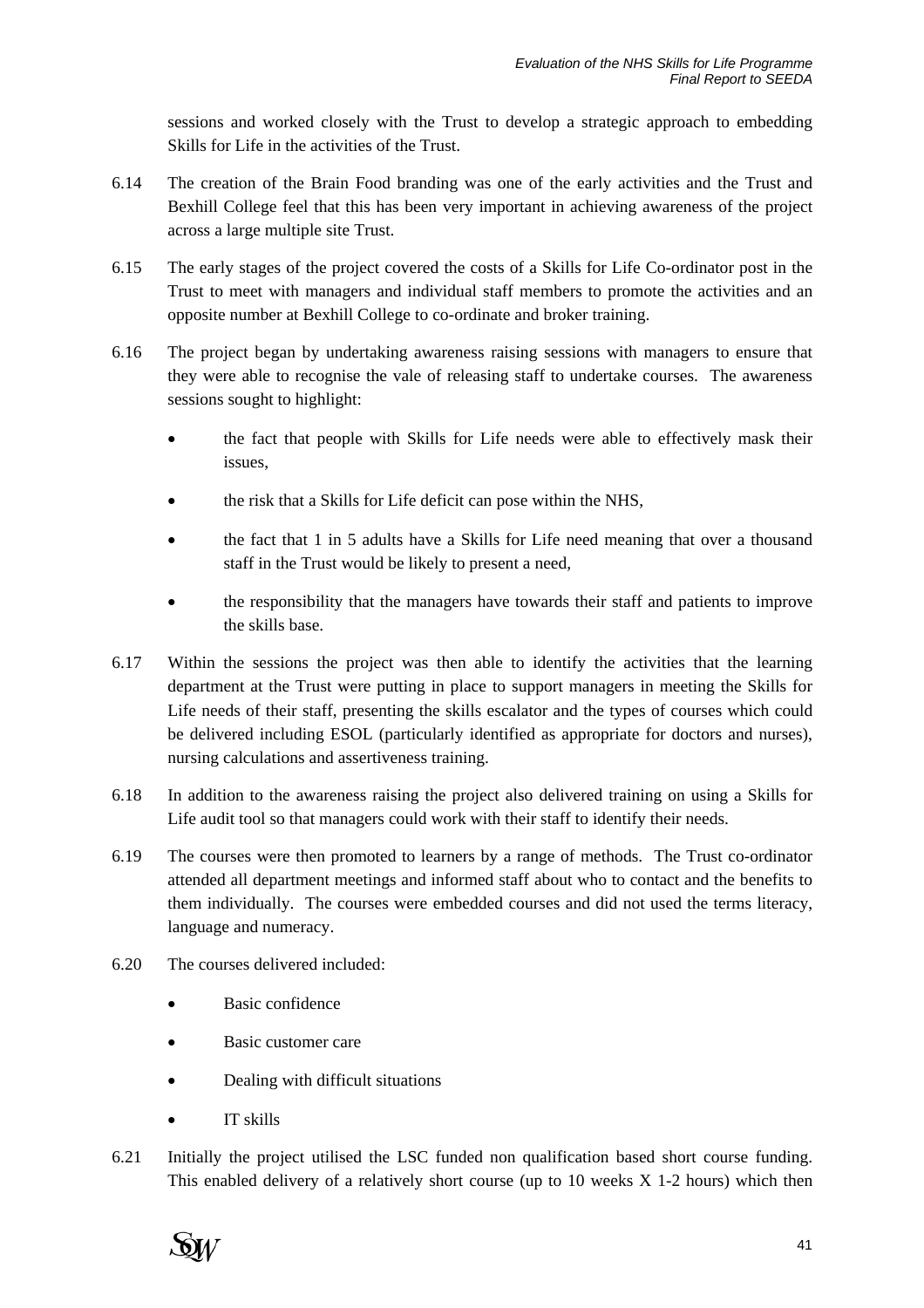sessions and worked closely with the Trust to develop a strategic approach to embedding Skills for Life in the activities of the Trust.

6.14 The creation of the Brain Food branding was one of the early activities and the Trust and Bexhill College feel that this has been very important in achieving awareness of the project across a large multiple site Trust.

6.15 The early stages of the project covered the costs of a Skills for Life Co-ordinator post in the Trust to meet with managers and individual staff members to promote the activities and an opposite number at Bexhill College to co-ordinate and broker training.

6.16 The project began by undertaking awareness raising sessions with managers to ensure that they were able to recognise the vale of releasing staff to undertake courses. The awareness sessions sought to highlight:

- the fact that people with Skills for Life needs were able to effectively mask their issues,
- the risk that a Skills for Life deficit can pose within the NHS,
- the fact that 1 in 5 adults have a Skills for Life need meaning that over a thousand staff in the Trust would be likely to present a need,
- the responsibility that the managers have towards their staff and patients to improve the skills base.

6.17 Within the sessions the project was then able to identify the activities that the learning department at the Trust were putting in place to support managers in meeting the Skills for Life needs of their staff, presenting the skills escalator and the types of courses which could be delivered including ESOL (particularly identified as appropriate for doctors and nurses), nursing calculations and assertiveness training.

6.18 In addition to the awareness raising the project also delivered training on using a Skills for Life audit tool so that managers could work with their staff to identify their needs.

6.19 The courses were then promoted to learners by a range of methods. The Trust co-ordinator attended all department meetings and informed staff about who to contact and the benefits to them individually. The courses were embedded courses and did not used the terms literacy, language and numeracy.

6.20 The courses delivered included:

- Basic confidence
- Basic customer care
- Dealing with difficult situations
- IT skills

6.21 Initially the project utilised the LSC funded non qualification based short course funding. This enabled delivery of a relatively short course (up to 10 weeks X 1-2 hours) which then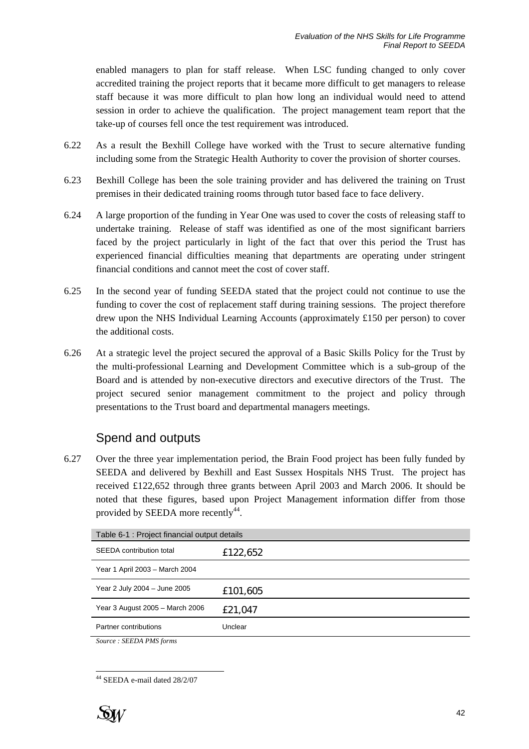enabled managers to plan for staff release. When LSC funding changed to only cover accredited training the project reports that it became more difficult to get managers to release staff because it was more difficult to plan how long an individual would need to attend session in order to achieve the qualification. The project management team report that the take-up of courses fell once the test requirement was introduced.

6.22 As a result the Bexhill College have worked with the Trust to secure alternative funding including some from the Strategic Health Authority to cover the provision of shorter courses.

6.23 Bexhill College has been the sole training provider and has delivered the training on Trust premises in their dedicated training rooms through tutor based face to face delivery.

6.24 A large proportion of the funding in Year One was used to cover the costs of releasing staff to undertake training. Release of staff was identified as one of the most significant barriers faced by the project particularly in light of the fact that over this period the Trust has experienced financial difficulties meaning that departments are operating under stringent financial conditions and cannot meet the cost of cover staff.

6.25 In the second year of funding SEEDA stated that the project could not continue to use the funding to cover the cost of replacement staff during training sessions. The project therefore drew upon the NHS Individual Learning Accounts (approximately £150 per person) to cover the additional costs.

6.26 At a strategic level the project secured the approval of a Basic Skills Policy for the Trust by the multi-professional Learning and Development Committee which is a sub-group of the Board and is attended by non-executive directors and executive directors of the Trust. The project secured senior management commitment to the project and policy through presentations to the Trust board and departmental managers meetings.

## Spend and outputs

6.27 Over the three year implementation period, the Brain Food project has been fully funded by SEEDA and delivered by Bexhill and East Sussex Hospitals NHS Trust. The project has received £122,652 through three grants between April 2003 and March 2006. It should be noted that these figures, based upon Project Management information differ from those provided by SEEDA more recently[44].

| Table 6-1 : Project financial output details | |
|---|---|
| SEEDA contribution total | £122,652 |
| Year 1 April 2003 – March 2004 | |
| Year 2 July 2004 – June 2005 | £101,605 |
| Year 3 August 2005 – March 2006 | £21,047 |
| Partner contributions | Unclear |

*Source : SEEDA PMS forms*

[44] SEEDA e-mail dated 28/2/07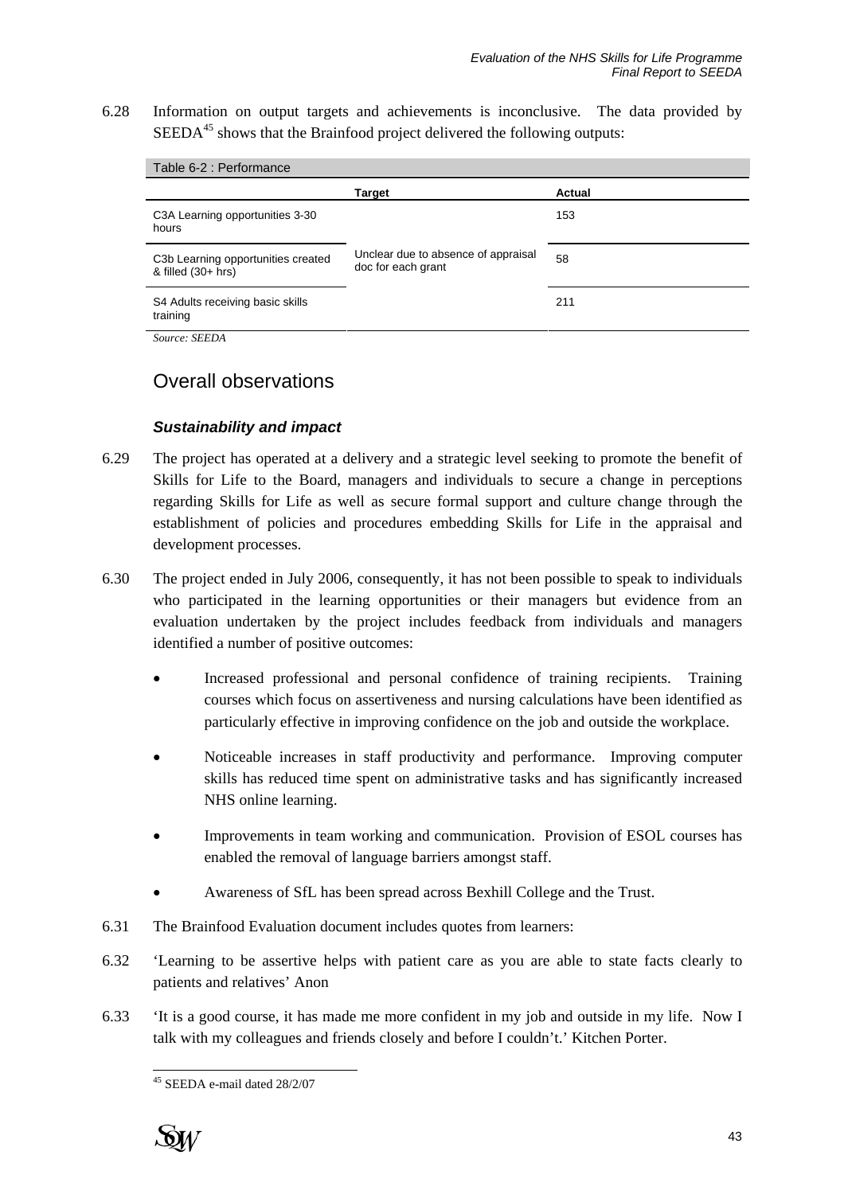6.28 Information on output targets and achievements is inconclusive. The data provided by SEEDA[45] shows that the Brainfood project delivered the following outputs:

Table 6-2 : Performance

| | Target | Actual |
|---|---|---|
| C3A Learning opportunities 3-30 hours | Unclear due to absence of appraisal doc for each grant | 153 |
| C3b Learning opportunities created & filled (30+ hrs) | | 58 |
| S4 Adults receiving basic skills training | | 211 |

*Source: SEEDA*

## Overall observations

### *Sustainability and impact*

6.29 The project has operated at a delivery and a strategic level seeking to promote the benefit of Skills for Life to the Board, managers and individuals to secure a change in perceptions regarding Skills for Life as well as secure formal support and culture change through the establishment of policies and procedures embedding Skills for Life in the appraisal and development processes.

6.30 The project ended in July 2006, consequently, it has not been possible to speak to individuals who participated in the learning opportunities or their managers but evidence from an evaluation undertaken by the project includes feedback from individuals and managers identified a number of positive outcomes:

- Increased professional and personal confidence of training recipients. Training courses which focus on assertiveness and nursing calculations have been identified as particularly effective in improving confidence on the job and outside the workplace.
- Noticeable increases in staff productivity and performance. Improving computer skills has reduced time spent on administrative tasks and has significantly increased NHS online learning.
- Improvements in team working and communication. Provision of ESOL courses has enabled the removal of language barriers amongst staff.
- Awareness of SfL has been spread across Bexhill College and the Trust.

6.31 The Brainfood Evaluation document includes quotes from learners:

6.32 'Learning to be assertive helps with patient care as you are able to state facts clearly to patients and relatives' Anon

6.33 'It is a good course, it has made me more confident in my job and outside in my life. Now I talk with my colleagues and friends closely and before I couldn't.' Kitchen Porter.

[45] SEEDA e-mail dated 28/2/07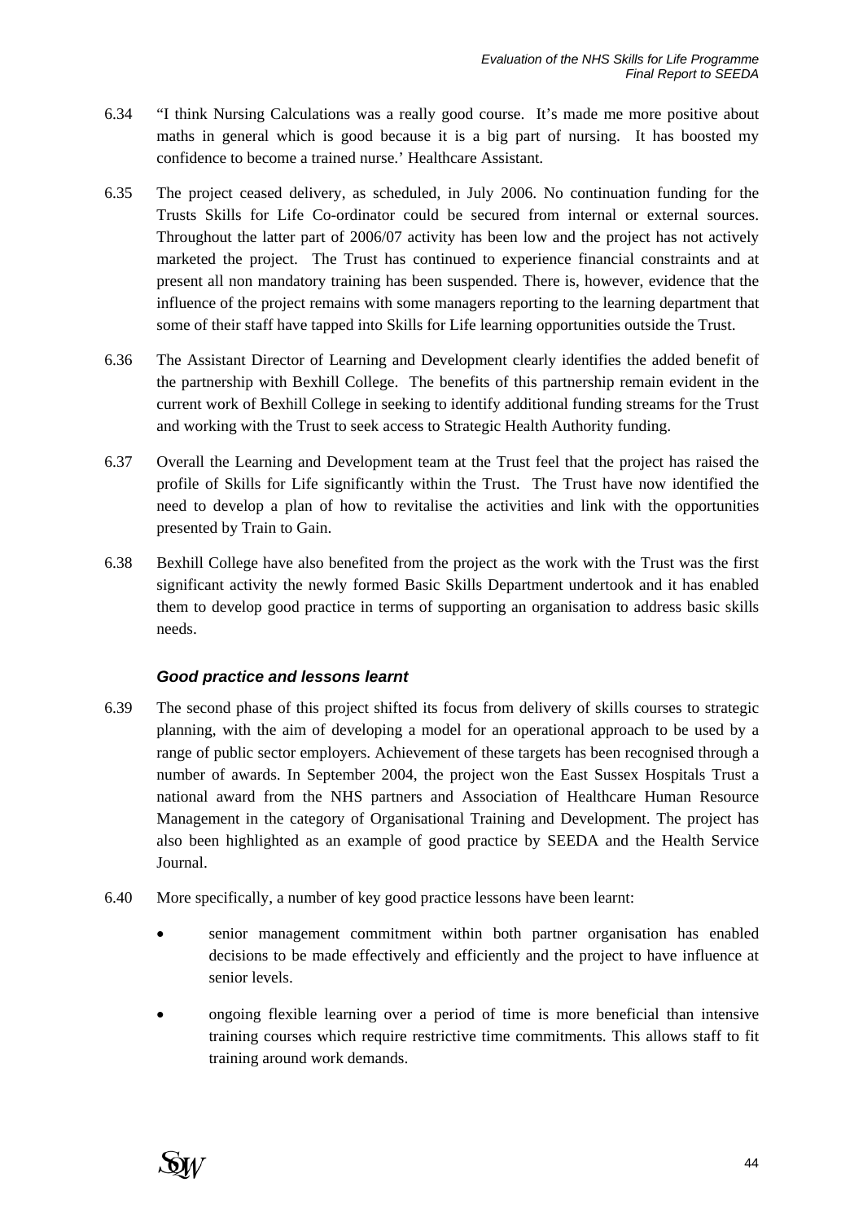6.34 "I think Nursing Calculations was a really good course. It's made me more positive about maths in general which is good because it is a big part of nursing. It has boosted my confidence to become a trained nurse.' Healthcare Assistant.

6.35 The project ceased delivery, as scheduled, in July 2006. No continuation funding for the Trusts Skills for Life Co-ordinator could be secured from internal or external sources. Throughout the latter part of 2006/07 activity has been low and the project has not actively marketed the project. The Trust has continued to experience financial constraints and at present all non mandatory training has been suspended. There is, however, evidence that the influence of the project remains with some managers reporting to the learning department that some of their staff have tapped into Skills for Life learning opportunities outside the Trust.

6.36 The Assistant Director of Learning and Development clearly identifies the added benefit of the partnership with Bexhill College. The benefits of this partnership remain evident in the current work of Bexhill College in seeking to identify additional funding streams for the Trust and working with the Trust to seek access to Strategic Health Authority funding.

6.37 Overall the Learning and Development team at the Trust feel that the project has raised the profile of Skills for Life significantly within the Trust. The Trust have now identified the need to develop a plan of how to revitalise the activities and link with the opportunities presented by Train to Gain.

6.38 Bexhill College have also benefited from the project as the work with the Trust was the first significant activity the newly formed Basic Skills Department undertook and it has enabled them to develop good practice in terms of supporting an organisation to address basic skills needs.

### *Good practice and lessons learnt*

6.39 The second phase of this project shifted its focus from delivery of skills courses to strategic planning, with the aim of developing a model for an operational approach to be used by a range of public sector employers. Achievement of these targets has been recognised through a number of awards. In September 2004, the project won the East Sussex Hospitals Trust a national award from the NHS partners and Association of Healthcare Human Resource Management in the category of Organisational Training and Development. The project has also been highlighted as an example of good practice by SEEDA and the Health Service Journal.

6.40 More specifically, a number of key good practice lessons have been learnt:

- senior management commitment within both partner organisation has enabled decisions to be made effectively and efficiently and the project to have influence at senior levels.
- ongoing flexible learning over a period of time is more beneficial than intensive training courses which require restrictive time commitments. This allows staff to fit training around work demands.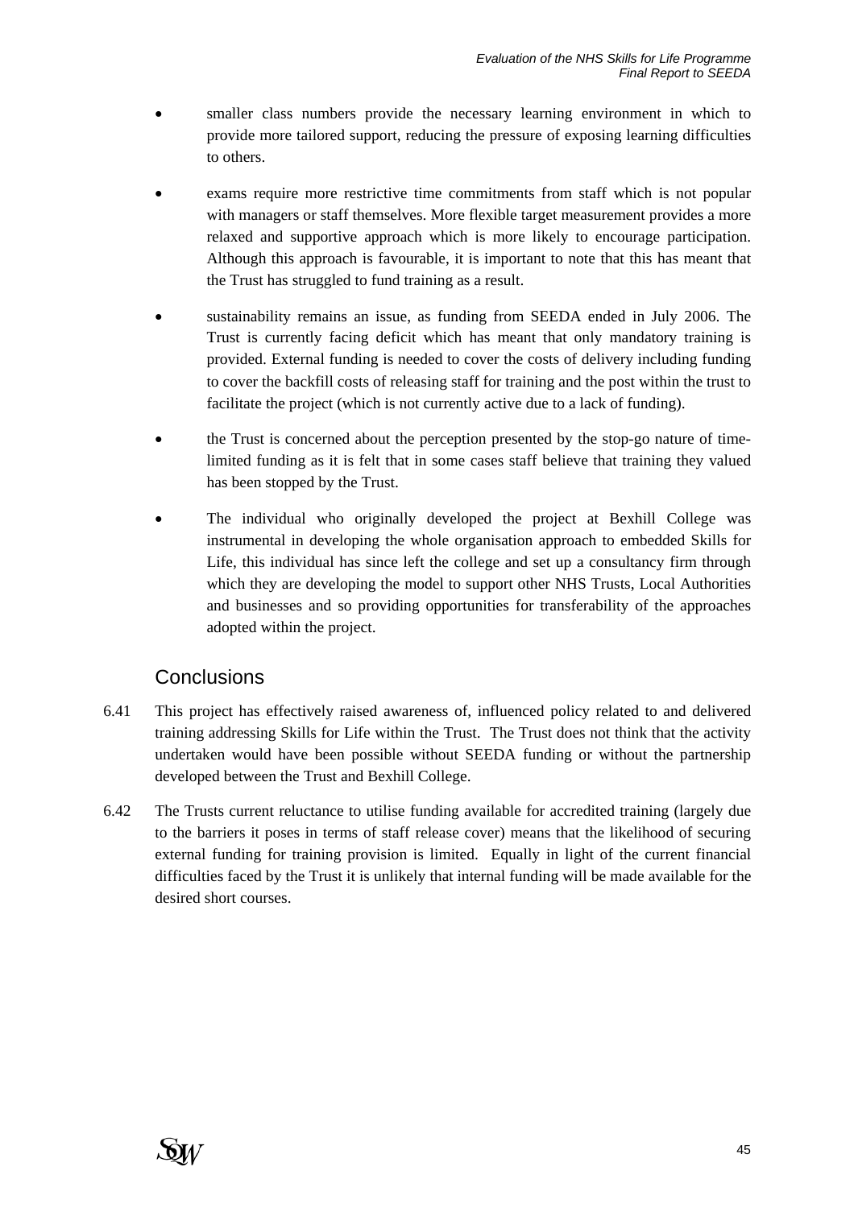- smaller class numbers provide the necessary learning environment in which to provide more tailored support, reducing the pressure of exposing learning difficulties to others.

- exams require more restrictive time commitments from staff which is not popular with managers or staff themselves. More flexible target measurement provides a more relaxed and supportive approach which is more likely to encourage participation. Although this approach is favourable, it is important to note that this has meant that the Trust has struggled to fund training as a result.

- sustainability remains an issue, as funding from SEEDA ended in July 2006. The Trust is currently facing deficit which has meant that only mandatory training is provided. External funding is needed to cover the costs of delivery including funding to cover the backfill costs of releasing staff for training and the post within the trust to facilitate the project (which is not currently active due to a lack of funding).

- the Trust is concerned about the perception presented by the stop-go nature of time-limited funding as it is felt that in some cases staff believe that training they valued has been stopped by the Trust.

- The individual who originally developed the project at Bexhill College was instrumental in developing the whole organisation approach to embedded Skills for Life, this individual has since left the college and set up a consultancy firm through which they are developing the model to support other NHS Trusts, Local Authorities and businesses and so providing opportunities for transferability of the approaches adopted within the project.

## Conclusions

6.41 This project has effectively raised awareness of, influenced policy related to and delivered training addressing Skills for Life within the Trust. The Trust does not think that the activity undertaken would have been possible without SEEDA funding or without the partnership developed between the Trust and Bexhill College.

6.42 The Trusts current reluctance to utilise funding available for accredited training (largely due to the barriers it poses in terms of staff release cover) means that the likelihood of securing external funding for training provision is limited. Equally in light of the current financial difficulties faced by the Trust it is unlikely that internal funding will be made available for the desired short courses.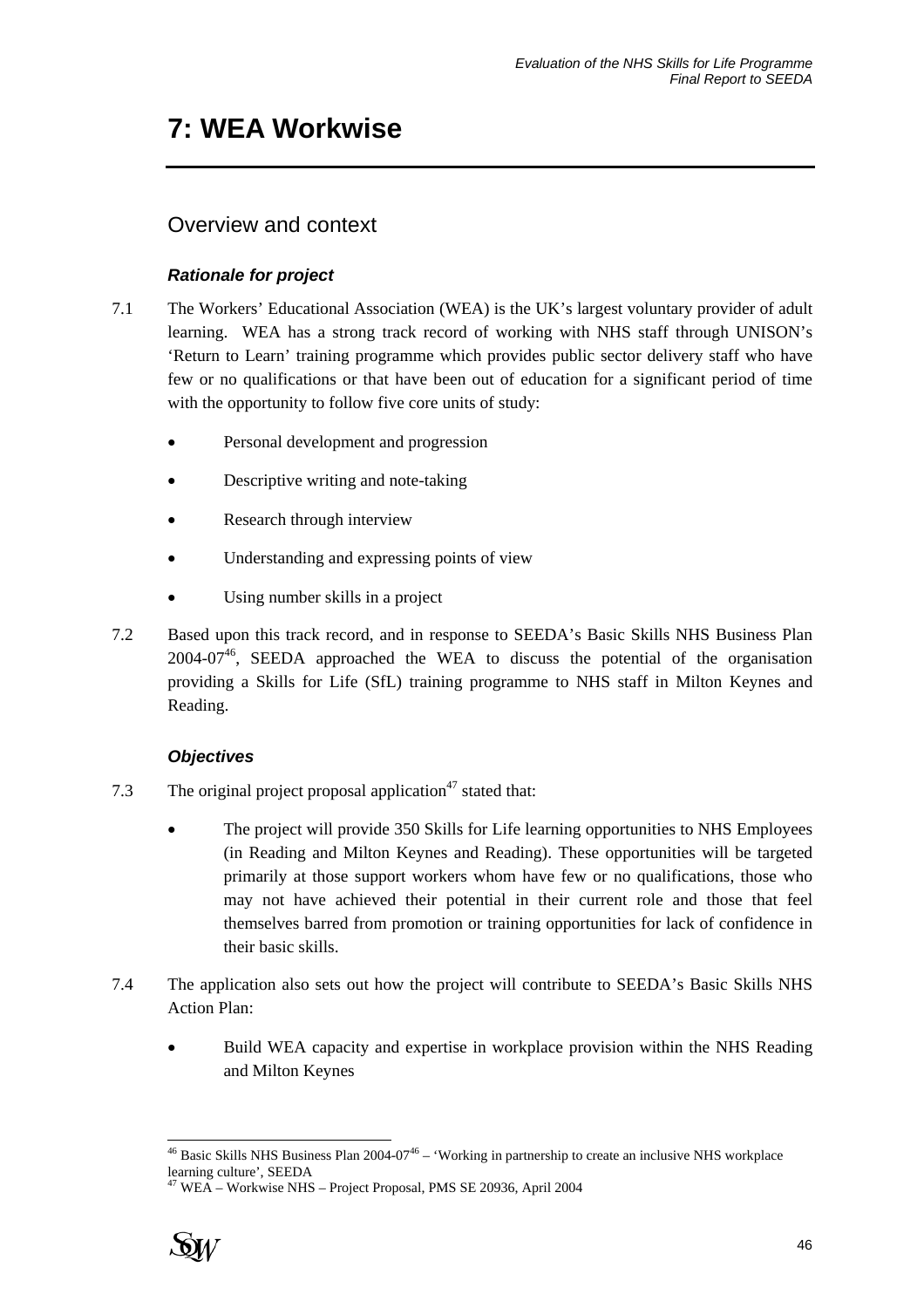# 7: WEA Workwise

## Overview and context

### *Rationale for project*

7.1 The Workers' Educational Association (WEA) is the UK's largest voluntary provider of adult learning. WEA has a strong track record of working with NHS staff through UNISON's 'Return to Learn' training programme which provides public sector delivery staff who have few or no qualifications or that have been out of education for a significant period of time with the opportunity to follow five core units of study:

- Personal development and progression
- Descriptive writing and note-taking
- Research through interview
- Understanding and expressing points of view
- Using number skills in a project

7.2 Based upon this track record, and in response to SEEDA's Basic Skills NHS Business Plan 2004-07[46], SEEDA approached the WEA to discuss the potential of the organisation providing a Skills for Life (SfL) training programme to NHS staff in Milton Keynes and Reading.

### *Objectives*

7.3 The original project proposal application[47] stated that:

- The project will provide 350 Skills for Life learning opportunities to NHS Employees (in Reading and Milton Keynes and Reading). These opportunities will be targeted primarily at those support workers whom have few or no qualifications, those who may not have achieved their potential in their current role and those that feel themselves barred from promotion or training opportunities for lack of confidence in their basic skills.

7.4 The application also sets out how the project will contribute to SEEDA's Basic Skills NHS Action Plan:

- Build WEA capacity and expertise in workplace provision within the NHS Reading and Milton Keynes

[46] Basic Skills NHS Business Plan 2004-07[46] – 'Working in partnership to create an inclusive NHS workplace learning culture', SEEDA

[47] WEA – Workwise NHS – Project Proposal, PMS SE 20936, April 2004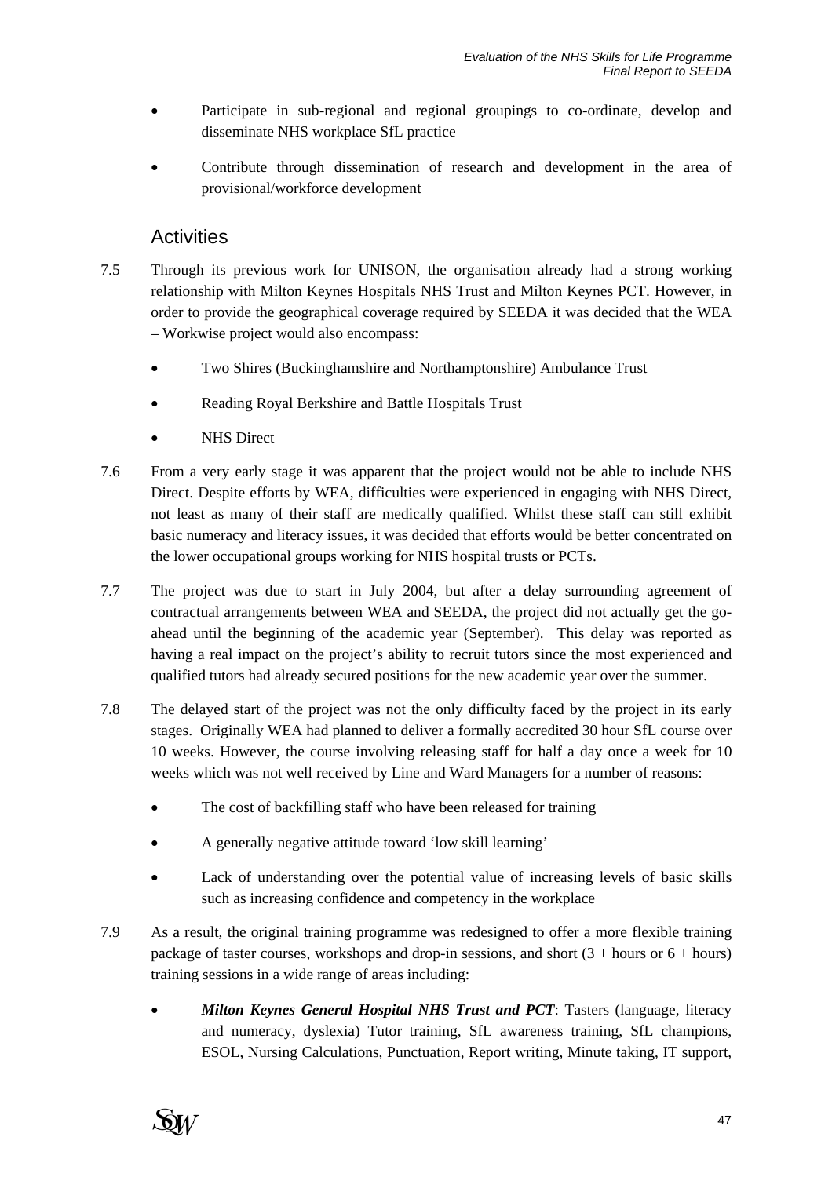- Participate in sub-regional and regional groupings to co-ordinate, develop and disseminate NHS workplace SfL practice
- Contribute through dissemination of research and development in the area of provisional/workforce development

## Activities

7.5 Through its previous work for UNISON, the organisation already had a strong working relationship with Milton Keynes Hospitals NHS Trust and Milton Keynes PCT. However, in order to provide the geographical coverage required by SEEDA it was decided that the WEA – Workwise project would also encompass:

- Two Shires (Buckinghamshire and Northamptonshire) Ambulance Trust
- Reading Royal Berkshire and Battle Hospitals Trust
- NHS Direct

7.6 From a very early stage it was apparent that the project would not be able to include NHS Direct. Despite efforts by WEA, difficulties were experienced in engaging with NHS Direct, not least as many of their staff are medically qualified. Whilst these staff can still exhibit basic numeracy and literacy issues, it was decided that efforts would be better concentrated on the lower occupational groups working for NHS hospital trusts or PCTs.

7.7 The project was due to start in July 2004, but after a delay surrounding agreement of contractual arrangements between WEA and SEEDA, the project did not actually get the go-ahead until the beginning of the academic year (September). This delay was reported as having a real impact on the project's ability to recruit tutors since the most experienced and qualified tutors had already secured positions for the new academic year over the summer.

7.8 The delayed start of the project was not the only difficulty faced by the project in its early stages. Originally WEA had planned to deliver a formally accredited 30 hour SfL course over 10 weeks. However, the course involving releasing staff for half a day once a week for 10 weeks which was not well received by Line and Ward Managers for a number of reasons:

- The cost of backfilling staff who have been released for training
- A generally negative attitude toward 'low skill learning'
- Lack of understanding over the potential value of increasing levels of basic skills such as increasing confidence and competency in the workplace

7.9 As a result, the original training programme was redesigned to offer a more flexible training package of taster courses, workshops and drop-in sessions, and short (3 + hours or 6 + hours) training sessions in a wide range of areas including:

- ***Milton Keynes General Hospital NHS Trust and PCT***: Tasters (language, literacy and numeracy, dyslexia) Tutor training, SfL awareness training, SfL champions, ESOL, Nursing Calculations, Punctuation, Report writing, Minute taking, IT support,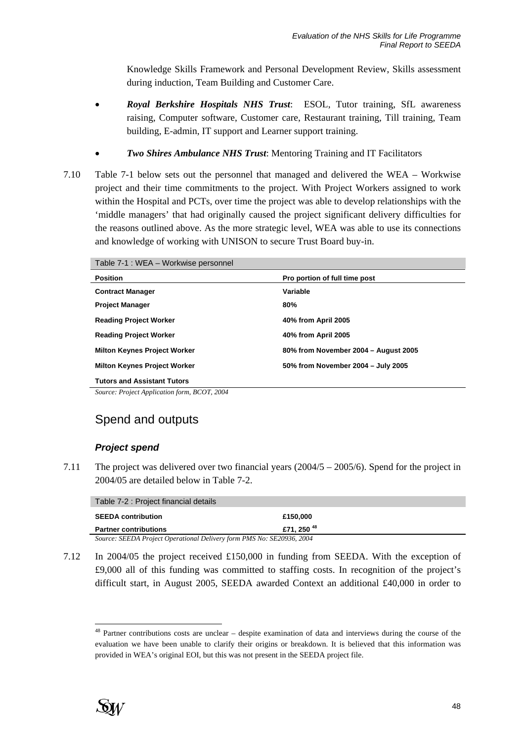Knowledge Skills Framework and Personal Development Review, Skills assessment during induction, Team Building and Customer Care.

- ***Royal Berkshire Hospitals NHS Trust***: ESOL, Tutor training, SfL awareness raising, Computer software, Customer care, Restaurant training, Till training, Team building, E-admin, IT support and Learner support training.

- ***Two Shires Ambulance NHS Trust***: Mentoring Training and IT Facilitators

7.10 Table 7-1 below sets out the personnel that managed and delivered the WEA – Workwise project and their time commitments to the project. With Project Workers assigned to work within the Hospital and PCTs, over time the project was able to develop relationships with the 'middle managers' that had originally caused the project significant delivery difficulties for the reasons outlined above. As the more strategic level, WEA was able to use its connections and knowledge of working with UNISON to secure Trust Board buy-in.

Table 7-1 : WEA – Workwise personnel

| Position | Pro portion of full time post |
|---|---|
| Contract Manager | Variable |
| Project Manager | 80% |
| Reading Project Worker | 40% from April 2005 |
| Reading Project Worker | 40% from April 2005 |
| Milton Keynes Project Worker | 80% from November 2004 – August 2005 |
| Milton Keynes Project Worker | 50% from November 2004 – July 2005 |
| Tutors and Assistant Tutors | |

*Source: Project Application form, BCOT, 2004*

## Spend and outputs

### *Project spend*

7.11 The project was delivered over two financial years (2004/5 – 2005/6). Spend for the project in 2004/05 are detailed below in Table 7-2.

Table 7-2 : Project financial details

| | |
|---|---|
| SEEDA contribution | £150,000 |
| Partner contributions | £71, 250 [48] |

*Source: SEEDA Project Operational Delivery form PMS No: SE20936, 2004*

7.12 In 2004/05 the project received £150,000 in funding from SEEDA. With the exception of £9,000 all of this funding was committed to staffing costs. In recognition of the project's difficult start, in August 2005, SEEDA awarded Context an additional £40,000 in order to

[48] Partner contributions costs are unclear – despite examination of data and interviews during the course of the evaluation we have been unable to clarify their origins or breakdown. It is believed that this information was provided in WEA's original EOI, but this was not present in the SEEDA project file.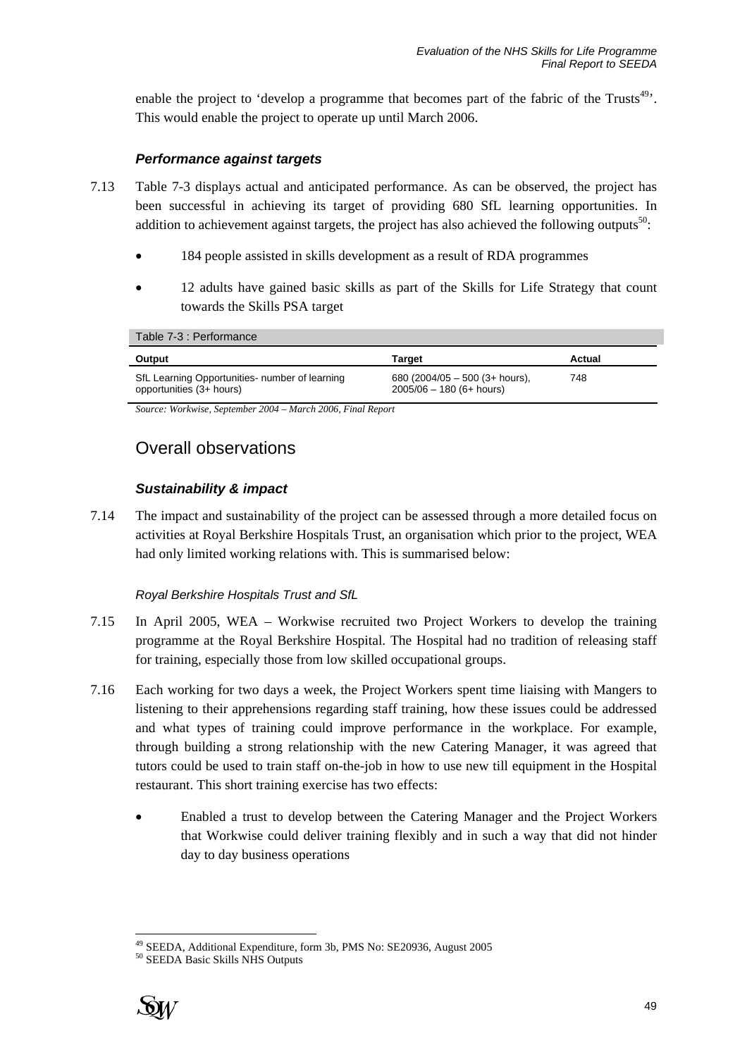enable the project to 'develop a programme that becomes part of the fabric of the Trusts[49]'. This would enable the project to operate up until March 2006.

### *Performance against targets*

7.13 Table 7-3 displays actual and anticipated performance. As can be observed, the project has been successful in achieving its target of providing 680 SfL learning opportunities. In addition to achievement against targets, the project has also achieved the following outputs[50]:

- 184 people assisted in skills development as a result of RDA programmes
- 12 adults have gained basic skills as part of the Skills for Life Strategy that count towards the Skills PSA target

Table 7-3 : Performance

| Output | Target | Actual |
|---|---|---|
| SfL Learning Opportunities- number of learning opportunities (3+ hours) | 680 (2004/05 – 500 (3+ hours), 2005/06 – 180 (6+ hours) | 748 |

*Source: Workwise, September 2004 – March 2006, Final Report*

## Overall observations

### *Sustainability & impact*

7.14 The impact and sustainability of the project can be assessed through a more detailed focus on activities at Royal Berkshire Hospitals Trust, an organisation which prior to the project, WEA had only limited working relations with. This is summarised below:

*Royal Berkshire Hospitals Trust and SfL*

7.15 In April 2005, WEA – Workwise recruited two Project Workers to develop the training programme at the Royal Berkshire Hospital. The Hospital had no tradition of releasing staff for training, especially those from low skilled occupational groups.

7.16 Each working for two days a week, the Project Workers spent time liaising with Mangers to listening to their apprehensions regarding staff training, how these issues could be addressed and what types of training could improve performance in the workplace. For example, through building a strong relationship with the new Catering Manager, it was agreed that tutors could be used to train staff on-the-job in how to use new till equipment in the Hospital restaurant. This short training exercise has two effects:

- Enabled a trust to develop between the Catering Manager and the Project Workers that Workwise could deliver training flexibly and in such a way that did not hinder day to day business operations

---

[49] SEEDA, Additional Expenditure, form 3b, PMS No: SE20936, August 2005

[50] SEEDA Basic Skills NHS Outputs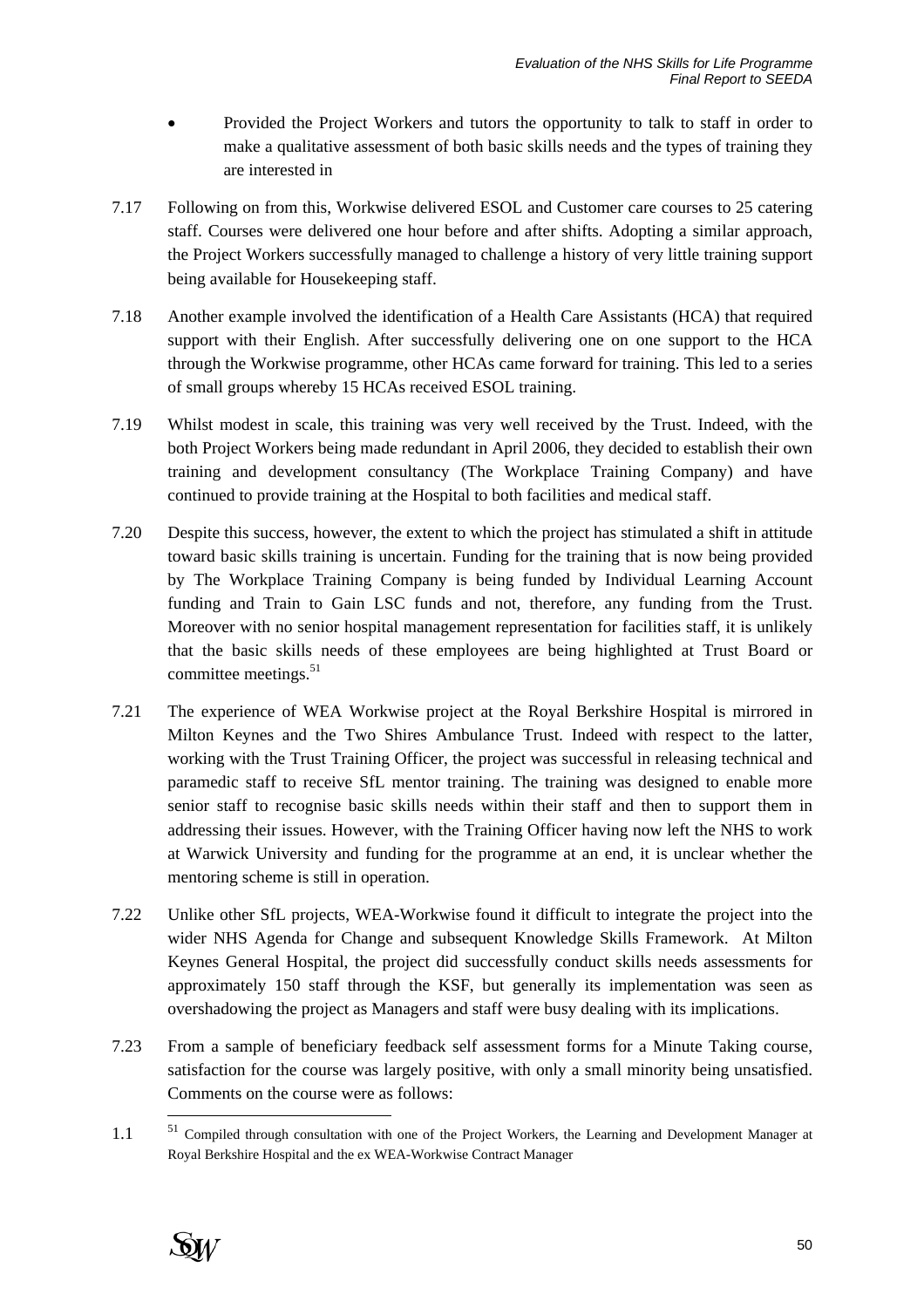- Provided the Project Workers and tutors the opportunity to talk to staff in order to make a qualitative assessment of both basic skills needs and the types of training they are interested in

7.17 Following on from this, Workwise delivered ESOL and Customer care courses to 25 catering staff. Courses were delivered one hour before and after shifts. Adopting a similar approach, the Project Workers successfully managed to challenge a history of very little training support being available for Housekeeping staff.

7.18 Another example involved the identification of a Health Care Assistants (HCA) that required support with their English. After successfully delivering one on one support to the HCA through the Workwise programme, other HCAs came forward for training. This led to a series of small groups whereby 15 HCAs received ESOL training.

7.19 Whilst modest in scale, this training was very well received by the Trust. Indeed, with the both Project Workers being made redundant in April 2006, they decided to establish their own training and development consultancy (The Workplace Training Company) and have continued to provide training at the Hospital to both facilities and medical staff.

7.20 Despite this success, however, the extent to which the project has stimulated a shift in attitude toward basic skills training is uncertain. Funding for the training that is now being provided by The Workplace Training Company is being funded by Individual Learning Account funding and Train to Gain LSC funds and not, therefore, any funding from the Trust. Moreover with no senior hospital management representation for facilities staff, it is unlikely that the basic skills needs of these employees are being highlighted at Trust Board or committee meetings.[51]

7.21 The experience of WEA Workwise project at the Royal Berkshire Hospital is mirrored in Milton Keynes and the Two Shires Ambulance Trust. Indeed with respect to the latter, working with the Trust Training Officer, the project was successful in releasing technical and paramedic staff to receive SfL mentor training. The training was designed to enable more senior staff to recognise basic skills needs within their staff and then to support them in addressing their issues. However, with the Training Officer having now left the NHS to work at Warwick University and funding for the programme at an end, it is unclear whether the mentoring scheme is still in operation.

7.22 Unlike other SfL projects, WEA-Workwise found it difficult to integrate the project into the wider NHS Agenda for Change and subsequent Knowledge Skills Framework. At Milton Keynes General Hospital, the project did successfully conduct skills needs assessments for approximately 150 staff through the KSF, but generally its implementation was seen as overshadowing the project as Managers and staff were busy dealing with its implications.

7.23 From a sample of beneficiary feedback self assessment forms for a Minute Taking course, satisfaction for the course was largely positive, with only a small minority being unsatisfied. Comments on the course were as follows:

---

1.1 [51] Compiled through consultation with one of the Project Workers, the Learning and Development Manager at Royal Berkshire Hospital and the ex WEA-Workwise Contract Manager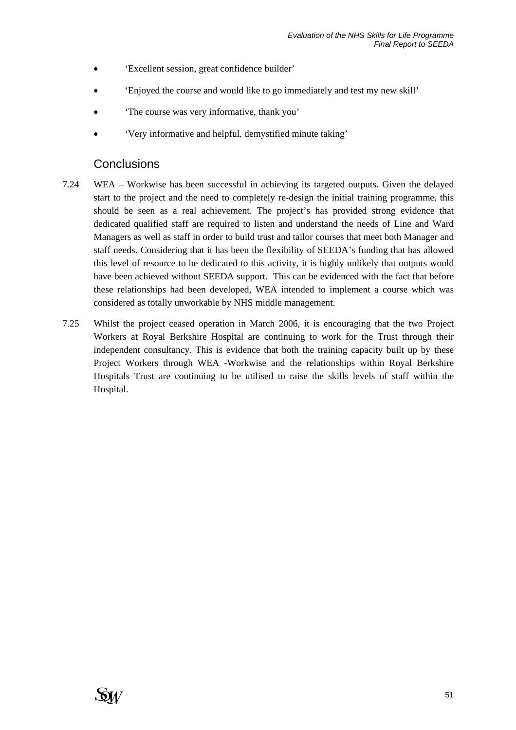- 'Excellent session, great confidence builder'

- 'Enjoyed the course and would like to go immediately and test my new skill'

- 'The course was very informative, thank you'

- 'Very informative and helpful, demystified minute taking'

## Conclusions

7.24 WEA – Workwise has been successful in achieving its targeted outputs. Given the delayed start to the project and the need to completely re-design the initial training programme, this should be seen as a real achievement. The project's has provided strong evidence that dedicated qualified staff are required to listen and understand the needs of Line and Ward Managers as well as staff in order to build trust and tailor courses that meet both Manager and staff needs. Considering that it has been the flexibility of SEEDA's funding that has allowed this level of resource to be dedicated to this activity, it is highly unlikely that outputs would have been achieved without SEEDA support. This can be evidenced with the fact that before these relationships had been developed, WEA intended to implement a course which was considered as totally unworkable by NHS middle management.

7.25 Whilst the project ceased operation in March 2006, it is encouraging that the two Project Workers at Royal Berkshire Hospital are continuing to work for the Trust through their independent consultancy. This is evidence that both the training capacity built up by these Project Workers through WEA -Workwise and the relationships within Royal Berkshire Hospitals Trust are continuing to be utilised to raise the skills levels of staff within the Hospital.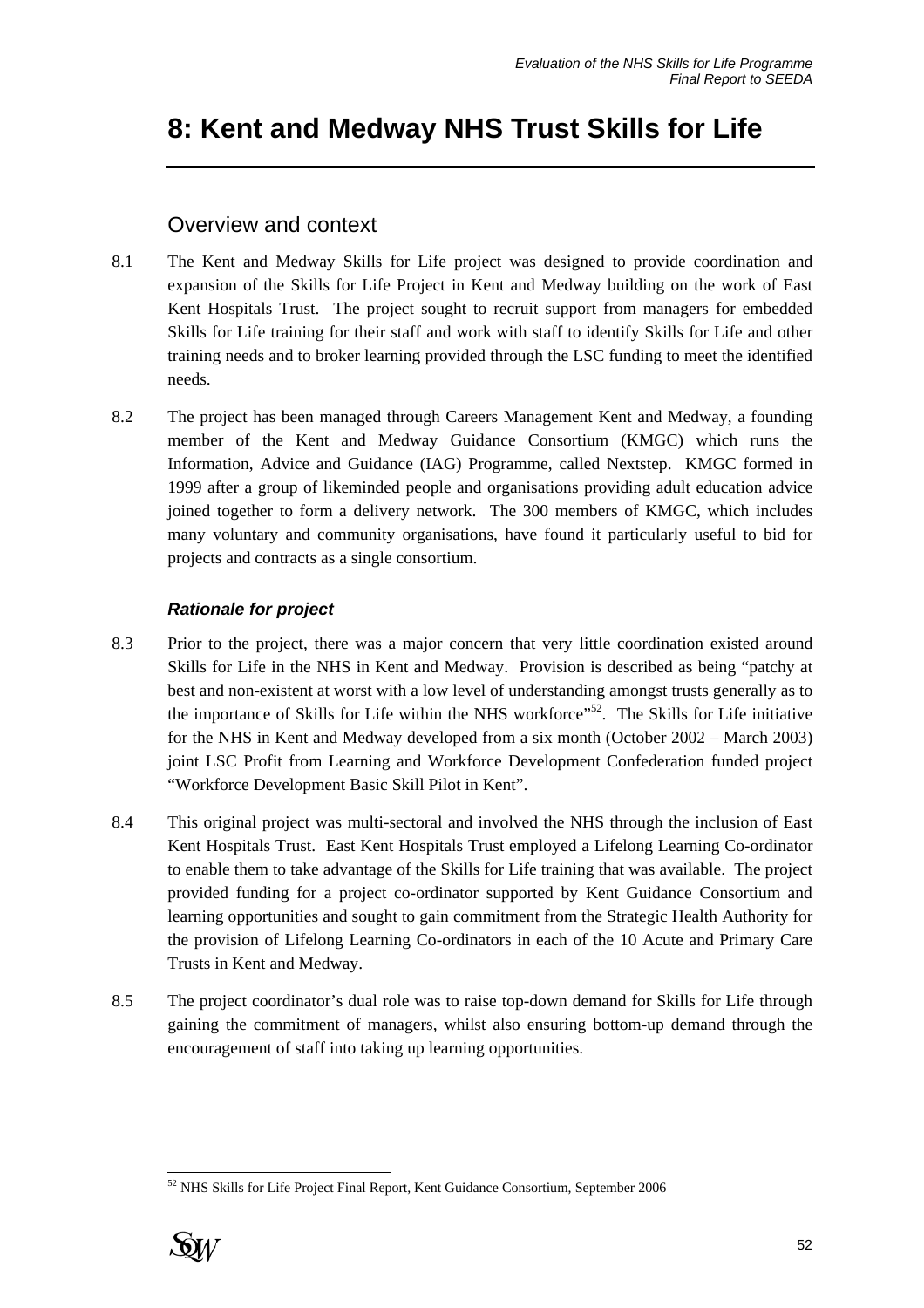# 8: Kent and Medway NHS Trust Skills for Life

## Overview and context

8.1 The Kent and Medway Skills for Life project was designed to provide coordination and expansion of the Skills for Life Project in Kent and Medway building on the work of East Kent Hospitals Trust. The project sought to recruit support from managers for embedded Skills for Life training for their staff and work with staff to identify Skills for Life and other training needs and to broker learning provided through the LSC funding to meet the identified needs.

8.2 The project has been managed through Careers Management Kent and Medway, a founding member of the Kent and Medway Guidance Consortium (KMGC) which runs the Information, Advice and Guidance (IAG) Programme, called Nextstep. KMGC formed in 1999 after a group of likeminded people and organisations providing adult education advice joined together to form a delivery network. The 300 members of KMGC, which includes many voluntary and community organisations, have found it particularly useful to bid for projects and contracts as a single consortium.

### *Rationale for project*

8.3 Prior to the project, there was a major concern that very little coordination existed around Skills for Life in the NHS in Kent and Medway. Provision is described as being "patchy at best and non-existent at worst with a low level of understanding amongst trusts generally as to the importance of Skills for Life within the NHS workforce"[52]. The Skills for Life initiative for the NHS in Kent and Medway developed from a six month (October 2002 – March 2003) joint LSC Profit from Learning and Workforce Development Confederation funded project "Workforce Development Basic Skill Pilot in Kent".

8.4 This original project was multi-sectoral and involved the NHS through the inclusion of East Kent Hospitals Trust. East Kent Hospitals Trust employed a Lifelong Learning Co-ordinator to enable them to take advantage of the Skills for Life training that was available. The project provided funding for a project co-ordinator supported by Kent Guidance Consortium and learning opportunities and sought to gain commitment from the Strategic Health Authority for the provision of Lifelong Learning Co-ordinators in each of the 10 Acute and Primary Care Trusts in Kent and Medway.

8.5 The project coordinator's dual role was to raise top-down demand for Skills for Life through gaining the commitment of managers, whilst also ensuring bottom-up demand through the encouragement of staff into taking up learning opportunities.

---

[52] NHS Skills for Life Project Final Report, Kent Guidance Consortium, September 2006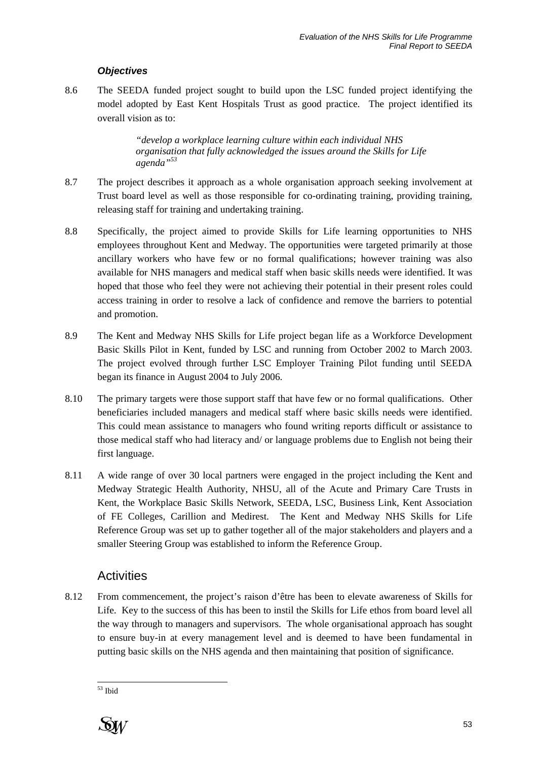### *Objectives*

8.6 The SEEDA funded project sought to build upon the LSC funded project identifying the model adopted by East Kent Hospitals Trust as good practice. The project identified its overall vision as to:

> *"develop a workplace learning culture within each individual NHS organisation that fully acknowledged the issues around the Skills for Life agenda"*[53]

8.7 The project describes it approach as a whole organisation approach seeking involvement at Trust board level as well as those responsible for co-ordinating training, providing training, releasing staff for training and undertaking training.

8.8 Specifically, the project aimed to provide Skills for Life learning opportunities to NHS employees throughout Kent and Medway. The opportunities were targeted primarily at those ancillary workers who have few or no formal qualifications; however training was also available for NHS managers and medical staff when basic skills needs were identified. It was hoped that those who feel they were not achieving their potential in their present roles could access training in order to resolve a lack of confidence and remove the barriers to potential and promotion.

8.9 The Kent and Medway NHS Skills for Life project began life as a Workforce Development Basic Skills Pilot in Kent, funded by LSC and running from October 2002 to March 2003. The project evolved through further LSC Employer Training Pilot funding until SEEDA began its finance in August 2004 to July 2006.

8.10 The primary targets were those support staff that have few or no formal qualifications. Other beneficiaries included managers and medical staff where basic skills needs were identified. This could mean assistance to managers who found writing reports difficult or assistance to those medical staff who had literacy and/ or language problems due to English not being their first language.

8.11 A wide range of over 30 local partners were engaged in the project including the Kent and Medway Strategic Health Authority, NHSU, all of the Acute and Primary Care Trusts in Kent, the Workplace Basic Skills Network, SEEDA, LSC, Business Link, Kent Association of FE Colleges, Carillion and Medirest. The Kent and Medway NHS Skills for Life Reference Group was set up to gather together all of the major stakeholders and players and a smaller Steering Group was established to inform the Reference Group.

## Activities

8.12 From commencement, the project's raison d'être has been to elevate awareness of Skills for Life. Key to the success of this has been to instil the Skills for Life ethos from board level all the way through to managers and supervisors. The whole organisational approach has sought to ensure buy-in at every management level and is deemed to have been fundamental in putting basic skills on the NHS agenda and then maintaining that position of significance.

---

[53] Ibid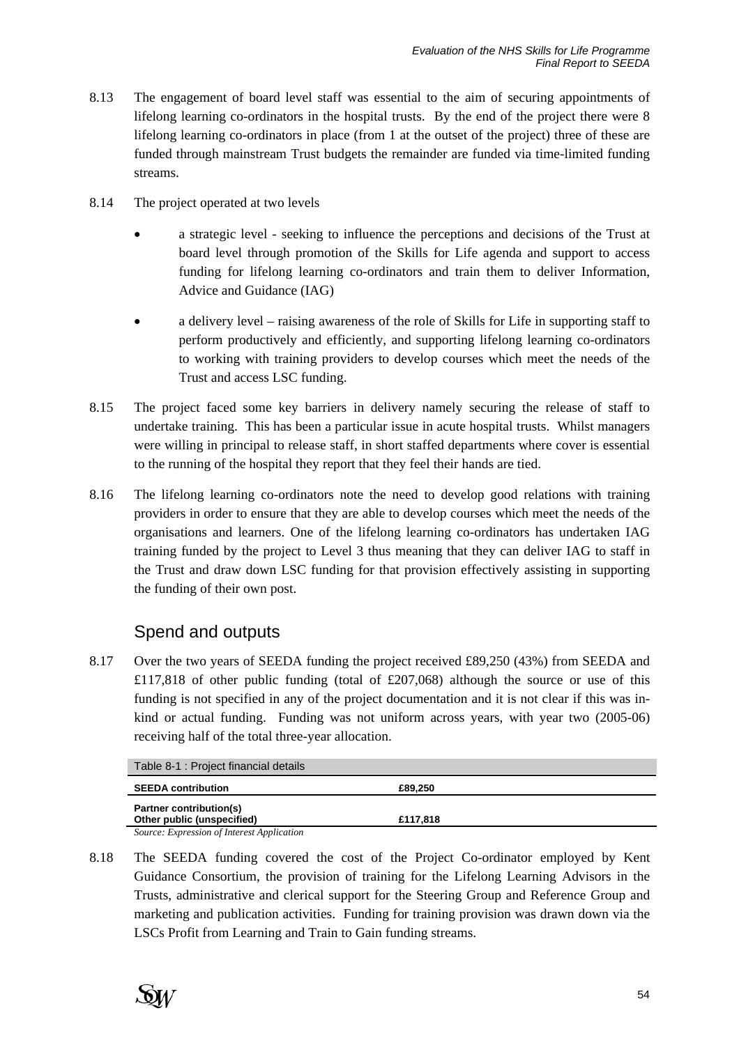8.13 The engagement of board level staff was essential to the aim of securing appointments of lifelong learning co-ordinators in the hospital trusts. By the end of the project there were 8 lifelong learning co-ordinators in place (from 1 at the outset of the project) three of these are funded through mainstream Trust budgets the remainder are funded via time-limited funding streams.

8.14 The project operated at two levels

- a strategic level - seeking to influence the perceptions and decisions of the Trust at board level through promotion of the Skills for Life agenda and support to access funding for lifelong learning co-ordinators and train them to deliver Information, Advice and Guidance (IAG)
- a delivery level – raising awareness of the role of Skills for Life in supporting staff to perform productively and efficiently, and supporting lifelong learning co-ordinators to working with training providers to develop courses which meet the needs of the Trust and access LSC funding.

8.15 The project faced some key barriers in delivery namely securing the release of staff to undertake training. This has been a particular issue in acute hospital trusts. Whilst managers were willing in principal to release staff, in short staffed departments where cover is essential to the running of the hospital they report that they feel their hands are tied.

8.16 The lifelong learning co-ordinators note the need to develop good relations with training providers in order to ensure that they are able to develop courses which meet the needs of the organisations and learners. One of the lifelong learning co-ordinators has undertaken IAG training funded by the project to Level 3 thus meaning that they can deliver IAG to staff in the Trust and draw down LSC funding for that provision effectively assisting in supporting the funding of their own post.

## Spend and outputs

8.17 Over the two years of SEEDA funding the project received £89,250 (43%) from SEEDA and £117,818 of other public funding (total of £207,068) although the source or use of this funding is not specified in any of the project documentation and it is not clear if this was in-kind or actual funding. Funding was not uniform across years, with year two (2005-06) receiving half of the total three-year allocation.

Table 8-1 : Project financial details

| | |
|---|---|
| **SEEDA contribution** | **£89,250** |
| **Partner contribution(s)**<br>**Other public (unspecified)** | **£117,818** |

*Source: Expression of Interest Application*

8.18 The SEEDA funding covered the cost of the Project Co-ordinator employed by Kent Guidance Consortium, the provision of training for the Lifelong Learning Advisors in the Trusts, administrative and clerical support for the Steering Group and Reference Group and marketing and publication activities. Funding for training provision was drawn down via the LSCs Profit from Learning and Train to Gain funding streams.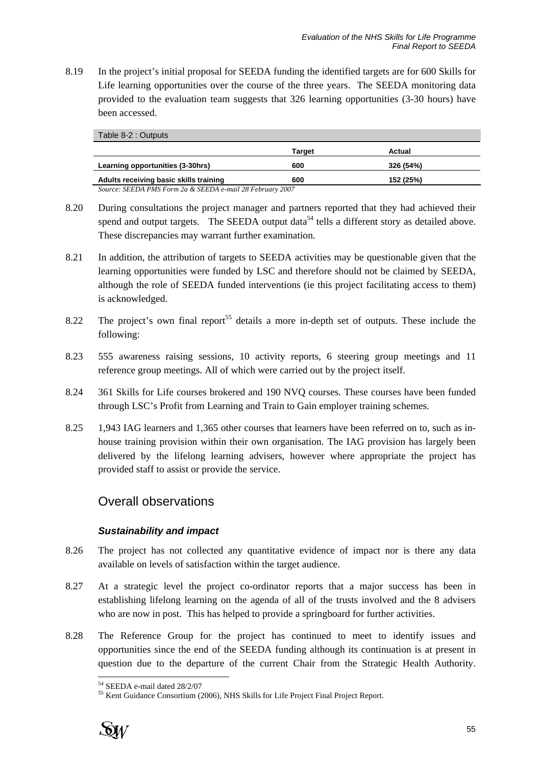8.19 In the project's initial proposal for SEEDA funding the identified targets are for 600 Skills for Life learning opportunities over the course of the three years. The SEEDA monitoring data provided to the evaluation team suggests that 326 learning opportunities (3-30 hours) have been accessed.

Table 8-2 : Outputs

| | Target | Actual |
|---|---|---|
| **Learning opportunities (3-30hrs)** | 600 | 326 (54%) |
| **Adults receiving basic skills training** | 600 | 152 (25%) |

*Source: SEEDA PMS Form 2a & SEEDA e-mail 28 February 2007*

8.20 During consultations the project manager and partners reported that they had achieved their spend and output targets. The SEEDA output data[54] tells a different story as detailed above. These discrepancies may warrant further examination.

8.21 In addition, the attribution of targets to SEEDA activities may be questionable given that the learning opportunities were funded by LSC and therefore should not be claimed by SEEDA, although the role of SEEDA funded interventions (ie this project facilitating access to them) is acknowledged.

8.22 The project's own final report[55] details a more in-depth set of outputs. These include the following:

8.23 555 awareness raising sessions, 10 activity reports, 6 steering group meetings and 11 reference group meetings. All of which were carried out by the project itself.

8.24 361 Skills for Life courses brokered and 190 NVQ courses. These courses have been funded through LSC's Profit from Learning and Train to Gain employer training schemes.

8.25 1,943 IAG learners and 1,365 other courses that learners have been referred on to, such as in-house training provision within their own organisation. The IAG provision has largely been delivered by the lifelong learning advisers, however where appropriate the project has provided staff to assist or provide the service.

## Overall observations

### *Sustainability and impact*

8.26 The project has not collected any quantitative evidence of impact nor is there any data available on levels of satisfaction within the target audience.

8.27 At a strategic level the project co-ordinator reports that a major success has been in establishing lifelong learning on the agenda of all of the trusts involved and the 8 advisers who are now in post. This has helped to provide a springboard for further activities.

8.28 The Reference Group for the project has continued to meet to identify issues and opportunities since the end of the SEEDA funding although its continuation is at present in question due to the departure of the current Chair from the Strategic Health Authority.

[54] SEEDA e-mail dated 28/2/07

[55] Kent Guidance Consortium (2006), NHS Skills for Life Project Final Project Report.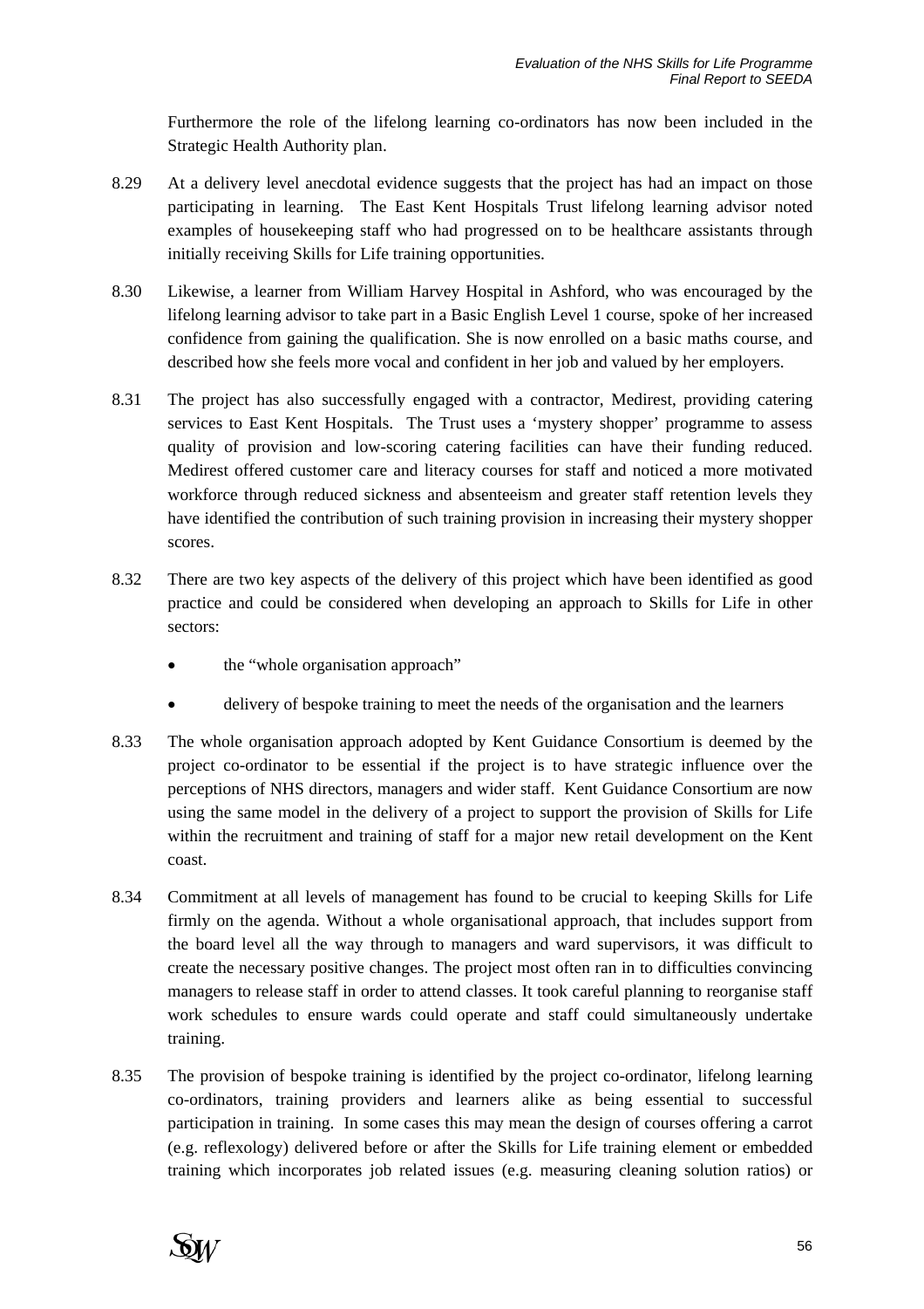Furthermore the role of the lifelong learning co-ordinators has now been included in the Strategic Health Authority plan.

8.29 At a delivery level anecdotal evidence suggests that the project has had an impact on those participating in learning. The East Kent Hospitals Trust lifelong learning advisor noted examples of housekeeping staff who had progressed on to be healthcare assistants through initially receiving Skills for Life training opportunities.

8.30 Likewise, a learner from William Harvey Hospital in Ashford, who was encouraged by the lifelong learning advisor to take part in a Basic English Level 1 course, spoke of her increased confidence from gaining the qualification. She is now enrolled on a basic maths course, and described how she feels more vocal and confident in her job and valued by her employers.

8.31 The project has also successfully engaged with a contractor, Medirest, providing catering services to East Kent Hospitals. The Trust uses a 'mystery shopper' programme to assess quality of provision and low-scoring catering facilities can have their funding reduced. Medirest offered customer care and literacy courses for staff and noticed a more motivated workforce through reduced sickness and absenteeism and greater staff retention levels they have identified the contribution of such training provision in increasing their mystery shopper scores.

8.32 There are two key aspects of the delivery of this project which have been identified as good practice and could be considered when developing an approach to Skills for Life in other sectors:

- the "whole organisation approach"
- delivery of bespoke training to meet the needs of the organisation and the learners

8.33 The whole organisation approach adopted by Kent Guidance Consortium is deemed by the project co-ordinator to be essential if the project is to have strategic influence over the perceptions of NHS directors, managers and wider staff. Kent Guidance Consortium are now using the same model in the delivery of a project to support the provision of Skills for Life within the recruitment and training of staff for a major new retail development on the Kent coast.

8.34 Commitment at all levels of management has found to be crucial to keeping Skills for Life firmly on the agenda. Without a whole organisational approach, that includes support from the board level all the way through to managers and ward supervisors, it was difficult to create the necessary positive changes. The project most often ran in to difficulties convincing managers to release staff in order to attend classes. It took careful planning to reorganise staff work schedules to ensure wards could operate and staff could simultaneously undertake training.

8.35 The provision of bespoke training is identified by the project co-ordinator, lifelong learning co-ordinators, training providers and learners alike as being essential to successful participation in training. In some cases this may mean the design of courses offering a carrot (e.g. reflexology) delivered before or after the Skills for Life training element or embedded training which incorporates job related issues (e.g. measuring cleaning solution ratios) or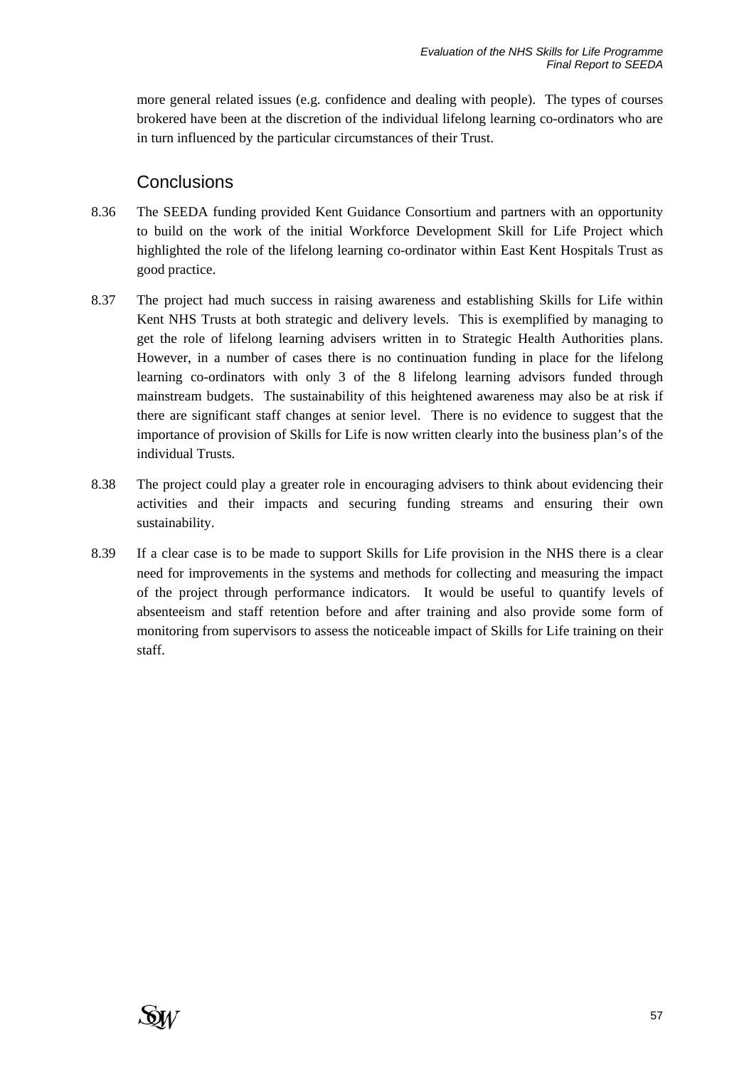more general related issues (e.g. confidence and dealing with people). The types of courses brokered have been at the discretion of the individual lifelong learning co-ordinators who are in turn influenced by the particular circumstances of their Trust.

## Conclusions

8.36 The SEEDA funding provided Kent Guidance Consortium and partners with an opportunity to build on the work of the initial Workforce Development Skill for Life Project which highlighted the role of the lifelong learning co-ordinator within East Kent Hospitals Trust as good practice.

8.37 The project had much success in raising awareness and establishing Skills for Life within Kent NHS Trusts at both strategic and delivery levels. This is exemplified by managing to get the role of lifelong learning advisers written in to Strategic Health Authorities plans. However, in a number of cases there is no continuation funding in place for the lifelong learning co-ordinators with only 3 of the 8 lifelong learning advisors funded through mainstream budgets. The sustainability of this heightened awareness may also be at risk if there are significant staff changes at senior level. There is no evidence to suggest that the importance of provision of Skills for Life is now written clearly into the business plan's of the individual Trusts.

8.38 The project could play a greater role in encouraging advisers to think about evidencing their activities and their impacts and securing funding streams and ensuring their own sustainability.

8.39 If a clear case is to be made to support Skills for Life provision in the NHS there is a clear need for improvements in the systems and methods for collecting and measuring the impact of the project through performance indicators. It would be useful to quantify levels of absenteeism and staff retention before and after training and also provide some form of monitoring from supervisors to assess the noticeable impact of Skills for Life training on their staff.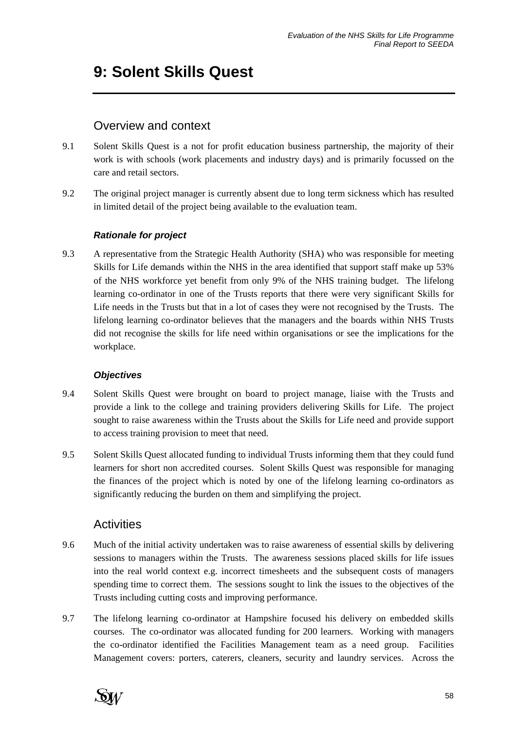# 9: Solent Skills Quest

## Overview and context

9.1 Solent Skills Quest is a not for profit education business partnership, the majority of their work is with schools (work placements and industry days) and is primarily focussed on the care and retail sectors.

9.2 The original project manager is currently absent due to long term sickness which has resulted in limited detail of the project being available to the evaluation team.

### *Rationale for project*

9.3 A representative from the Strategic Health Authority (SHA) who was responsible for meeting Skills for Life demands within the NHS in the area identified that support staff make up 53% of the NHS workforce yet benefit from only 9% of the NHS training budget. The lifelong learning co-ordinator in one of the Trusts reports that there were very significant Skills for Life needs in the Trusts but that in a lot of cases they were not recognised by the Trusts. The lifelong learning co-ordinator believes that the managers and the boards within NHS Trusts did not recognise the skills for life need within organisations or see the implications for the workplace.

### *Objectives*

9.4 Solent Skills Quest were brought on board to project manage, liaise with the Trusts and provide a link to the college and training providers delivering Skills for Life. The project sought to raise awareness within the Trusts about the Skills for Life need and provide support to access training provision to meet that need.

9.5 Solent Skills Quest allocated funding to individual Trusts informing them that they could fund learners for short non accredited courses. Solent Skills Quest was responsible for managing the finances of the project which is noted by one of the lifelong learning co-ordinators as significantly reducing the burden on them and simplifying the project.

## Activities

9.6 Much of the initial activity undertaken was to raise awareness of essential skills by delivering sessions to managers within the Trusts. The awareness sessions placed skills for life issues into the real world context e.g. incorrect timesheets and the subsequent costs of managers spending time to correct them. The sessions sought to link the issues to the objectives of the Trusts including cutting costs and improving performance.

9.7 The lifelong learning co-ordinator at Hampshire focused his delivery on embedded skills courses. The co-ordinator was allocated funding for 200 learners. Working with managers the co-ordinator identified the Facilities Management team as a need group. Facilities Management covers: porters, caterers, cleaners, security and laundry services. Across the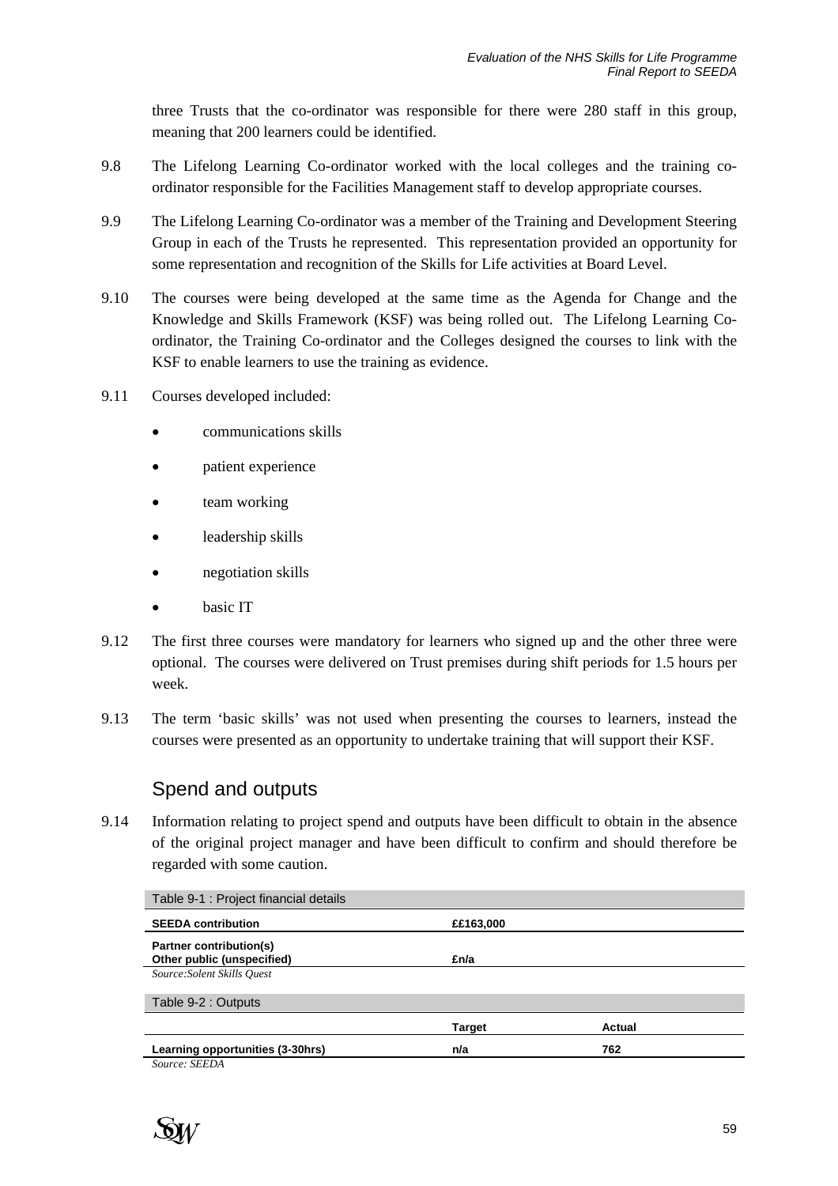three Trusts that the co-ordinator was responsible for there were 280 staff in this group, meaning that 200 learners could be identified.

9.8 The Lifelong Learning Co-ordinator worked with the local colleges and the training co-ordinator responsible for the Facilities Management staff to develop appropriate courses.

9.9 The Lifelong Learning Co-ordinator was a member of the Training and Development Steering Group in each of the Trusts he represented. This representation provided an opportunity for some representation and recognition of the Skills for Life activities at Board Level.

9.10 The courses were being developed at the same time as the Agenda for Change and the Knowledge and Skills Framework (KSF) was being rolled out. The Lifelong Learning Co-ordinator, the Training Co-ordinator and the Colleges designed the courses to link with the KSF to enable learners to use the training as evidence.

9.11 Courses developed included:

- communications skills
- patient experience
- team working
- leadership skills
- negotiation skills
- basic IT

9.12 The first three courses were mandatory for learners who signed up and the other three were optional. The courses were delivered on Trust premises during shift periods for 1.5 hours per week.

9.13 The term 'basic skills' was not used when presenting the courses to learners, instead the courses were presented as an opportunity to undertake training that will support their KSF.

## Spend and outputs

9.14 Information relating to project spend and outputs have been difficult to obtain in the absence of the original project manager and have been difficult to confirm and should therefore be regarded with some caution.

Table 9-1 : Project financial details

| | |
|---|---|
| **SEEDA contribution** | **££163,000** |
| **Partner contribution(s)**<br>**Other public (unspecified)** | **£n/a** |

*Source:Solent Skills Quest*

Table 9-2 : Outputs

| | Target | Actual |
|---|---|---|
| **Learning opportunities (3-30hrs)** | **n/a** | **762** |

*Source: SEEDA*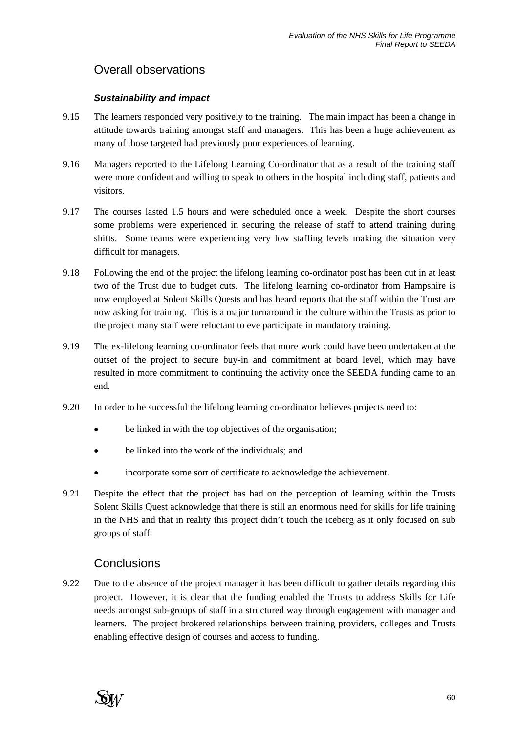## Overall observations

### *Sustainability and impact*

9.15 The learners responded very positively to the training. The main impact has been a change in attitude towards training amongst staff and managers. This has been a huge achievement as many of those targeted had previously poor experiences of learning.

9.16 Managers reported to the Lifelong Learning Co-ordinator that as a result of the training staff were more confident and willing to speak to others in the hospital including staff, patients and visitors.

9.17 The courses lasted 1.5 hours and were scheduled once a week. Despite the short courses some problems were experienced in securing the release of staff to attend training during shifts. Some teams were experiencing very low staffing levels making the situation very difficult for managers.

9.18 Following the end of the project the lifelong learning co-ordinator post has been cut in at least two of the Trust due to budget cuts. The lifelong learning co-ordinator from Hampshire is now employed at Solent Skills Quests and has heard reports that the staff within the Trust are now asking for training. This is a major turnaround in the culture within the Trusts as prior to the project many staff were reluctant to eve participate in mandatory training.

9.19 The ex-lifelong learning co-ordinator feels that more work could have been undertaken at the outset of the project to secure buy-in and commitment at board level, which may have resulted in more commitment to continuing the activity once the SEEDA funding came to an end.

9.20 In order to be successful the lifelong learning co-ordinator believes projects need to:

- be linked in with the top objectives of the organisation;
- be linked into the work of the individuals; and
- incorporate some sort of certificate to acknowledge the achievement.

9.21 Despite the effect that the project has had on the perception of learning within the Trusts Solent Skills Quest acknowledge that there is still an enormous need for skills for life training in the NHS and that in reality this project didn't touch the iceberg as it only focused on sub groups of staff.

## Conclusions

9.22 Due to the absence of the project manager it has been difficult to gather details regarding this project. However, it is clear that the funding enabled the Trusts to address Skills for Life needs amongst sub-groups of staff in a structured way through engagement with manager and learners. The project brokered relationships between training providers, colleges and Trusts enabling effective design of courses and access to funding.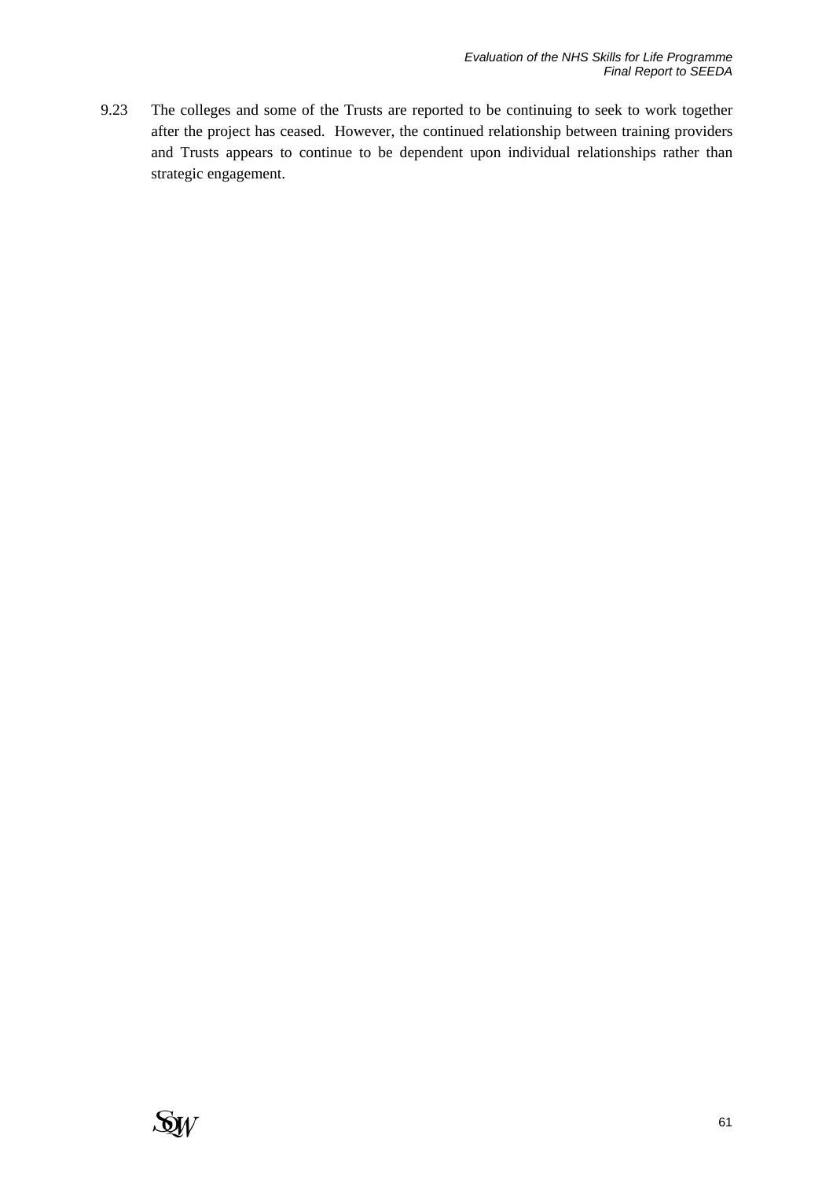9.23 The colleges and some of the Trusts are reported to be continuing to seek to work together after the project has ceased. However, the continued relationship between training providers and Trusts appears to continue to be dependent upon individual relationships rather than strategic engagement.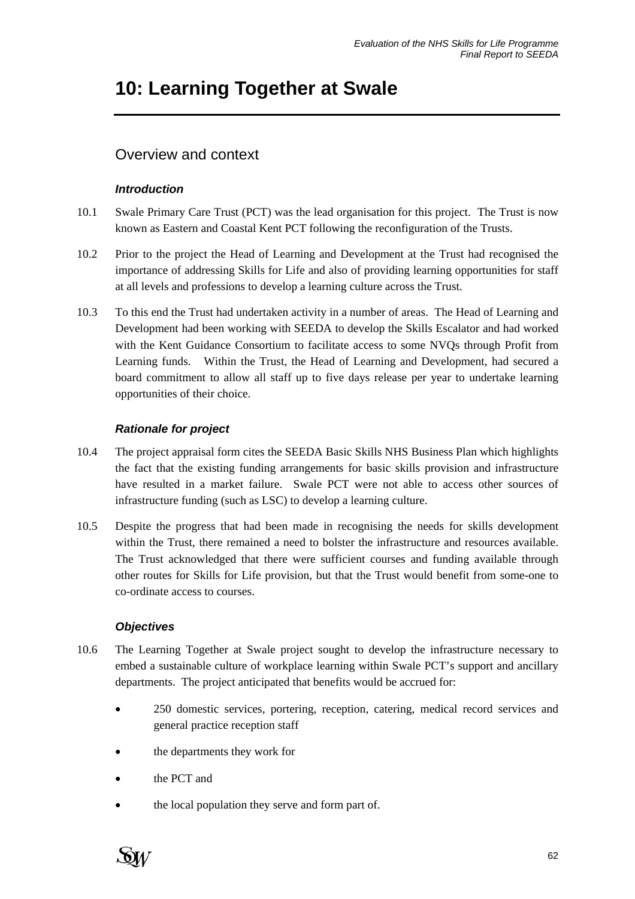# 10: Learning Together at Swale

## Overview and context

### *Introduction*

10.1 Swale Primary Care Trust (PCT) was the lead organisation for this project. The Trust is now known as Eastern and Coastal Kent PCT following the reconfiguration of the Trusts.

10.2 Prior to the project the Head of Learning and Development at the Trust had recognised the importance of addressing Skills for Life and also of providing learning opportunities for staff at all levels and professions to develop a learning culture across the Trust.

10.3 To this end the Trust had undertaken activity in a number of areas. The Head of Learning and Development had been working with SEEDA to develop the Skills Escalator and had worked with the Kent Guidance Consortium to facilitate access to some NVQs through Profit from Learning funds. Within the Trust, the Head of Learning and Development, had secured a board commitment to allow all staff up to five days release per year to undertake learning opportunities of their choice.

### *Rationale for project*

10.4 The project appraisal form cites the SEEDA Basic Skills NHS Business Plan which highlights the fact that the existing funding arrangements for basic skills provision and infrastructure have resulted in a market failure. Swale PCT were not able to access other sources of infrastructure funding (such as LSC) to develop a learning culture.

10.5 Despite the progress that had been made in recognising the needs for skills development within the Trust, there remained a need to bolster the infrastructure and resources available. The Trust acknowledged that there were sufficient courses and funding available through other routes for Skills for Life provision, but that the Trust would benefit from some-one to co-ordinate access to courses.

### *Objectives*

10.6 The Learning Together at Swale project sought to develop the infrastructure necessary to embed a sustainable culture of workplace learning within Swale PCT's support and ancillary departments. The project anticipated that benefits would be accrued for:

- 250 domestic services, portering, reception, catering, medical record services and general practice reception staff
- the departments they work for
- the PCT and
- the local population they serve and form part of.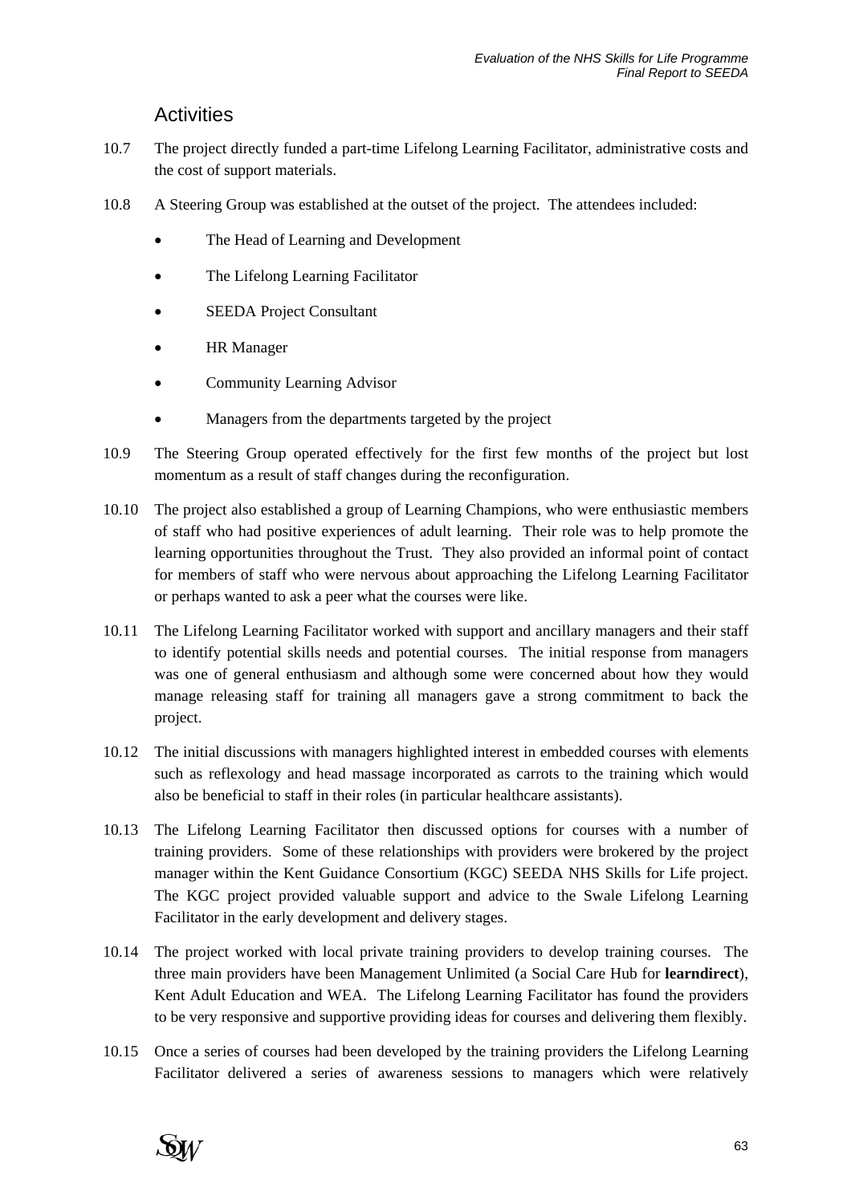## Activities

10.7 The project directly funded a part-time Lifelong Learning Facilitator, administrative costs and the cost of support materials.

10.8 A Steering Group was established at the outset of the project. The attendees included:

- The Head of Learning and Development
- The Lifelong Learning Facilitator
- SEEDA Project Consultant
- HR Manager
- Community Learning Advisor
- Managers from the departments targeted by the project

10.9 The Steering Group operated effectively for the first few months of the project but lost momentum as a result of staff changes during the reconfiguration.

10.10 The project also established a group of Learning Champions, who were enthusiastic members of staff who had positive experiences of adult learning. Their role was to help promote the learning opportunities throughout the Trust. They also provided an informal point of contact for members of staff who were nervous about approaching the Lifelong Learning Facilitator or perhaps wanted to ask a peer what the courses were like.

10.11 The Lifelong Learning Facilitator worked with support and ancillary managers and their staff to identify potential skills needs and potential courses. The initial response from managers was one of general enthusiasm and although some were concerned about how they would manage releasing staff for training all managers gave a strong commitment to back the project.

10.12 The initial discussions with managers highlighted interest in embedded courses with elements such as reflexology and head massage incorporated as carrots to the training which would also be beneficial to staff in their roles (in particular healthcare assistants).

10.13 The Lifelong Learning Facilitator then discussed options for courses with a number of training providers. Some of these relationships with providers were brokered by the project manager within the Kent Guidance Consortium (KGC) SEEDA NHS Skills for Life project. The KGC project provided valuable support and advice to the Swale Lifelong Learning Facilitator in the early development and delivery stages.

10.14 The project worked with local private training providers to develop training courses. The three main providers have been Management Unlimited (a Social Care Hub for **learndirect**), Kent Adult Education and WEA. The Lifelong Learning Facilitator has found the providers to be very responsive and supportive providing ideas for courses and delivering them flexibly.

10.15 Once a series of courses had been developed by the training providers the Lifelong Learning Facilitator delivered a series of awareness sessions to managers which were relatively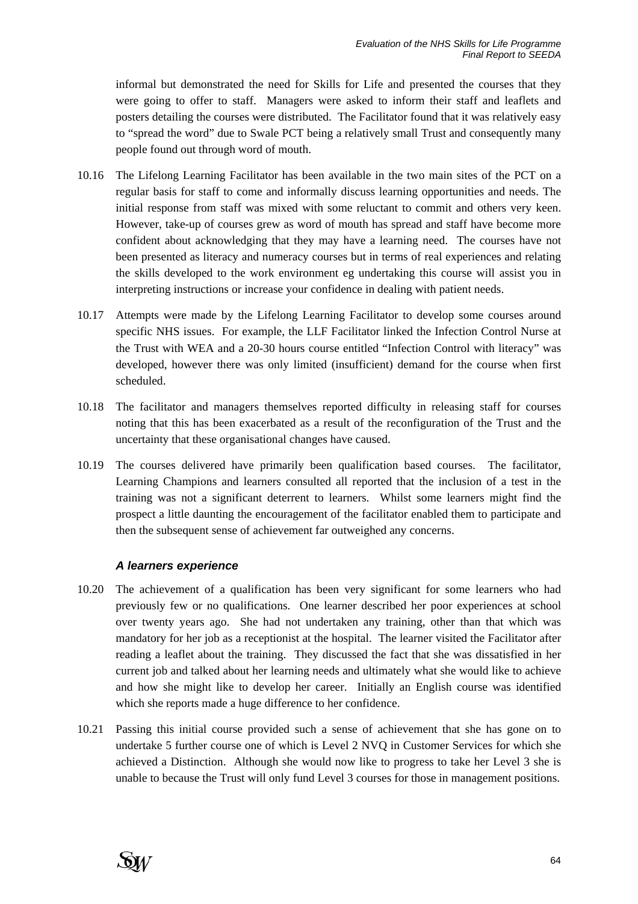informal but demonstrated the need for Skills for Life and presented the courses that they were going to offer to staff. Managers were asked to inform their staff and leaflets and posters detailing the courses were distributed. The Facilitator found that it was relatively easy to "spread the word" due to Swale PCT being a relatively small Trust and consequently many people found out through word of mouth.

10.16 The Lifelong Learning Facilitator has been available in the two main sites of the PCT on a regular basis for staff to come and informally discuss learning opportunities and needs. The initial response from staff was mixed with some reluctant to commit and others very keen. However, take-up of courses grew as word of mouth has spread and staff have become more confident about acknowledging that they may have a learning need. The courses have not been presented as literacy and numeracy courses but in terms of real experiences and relating the skills developed to the work environment eg undertaking this course will assist you in interpreting instructions or increase your confidence in dealing with patient needs.

10.17 Attempts were made by the Lifelong Learning Facilitator to develop some courses around specific NHS issues. For example, the LLF Facilitator linked the Infection Control Nurse at the Trust with WEA and a 20-30 hours course entitled "Infection Control with literacy" was developed, however there was only limited (insufficient) demand for the course when first scheduled.

10.18 The facilitator and managers themselves reported difficulty in releasing staff for courses noting that this has been exacerbated as a result of the reconfiguration of the Trust and the uncertainty that these organisational changes have caused.

10.19 The courses delivered have primarily been qualification based courses. The facilitator, Learning Champions and learners consulted all reported that the inclusion of a test in the training was not a significant deterrent to learners. Whilst some learners might find the prospect a little daunting the encouragement of the facilitator enabled them to participate and then the subsequent sense of achievement far outweighed any concerns.

### *A learners experience*

10.20 The achievement of a qualification has been very significant for some learners who had previously few or no qualifications. One learner described her poor experiences at school over twenty years ago. She had not undertaken any training, other than that which was mandatory for her job as a receptionist at the hospital. The learner visited the Facilitator after reading a leaflet about the training. They discussed the fact that she was dissatisfied in her current job and talked about her learning needs and ultimately what she would like to achieve and how she might like to develop her career. Initially an English course was identified which she reports made a huge difference to her confidence.

10.21 Passing this initial course provided such a sense of achievement that she has gone on to undertake 5 further course one of which is Level 2 NVQ in Customer Services for which she achieved a Distinction. Although she would now like to progress to take her Level 3 she is unable to because the Trust will only fund Level 3 courses for those in management positions.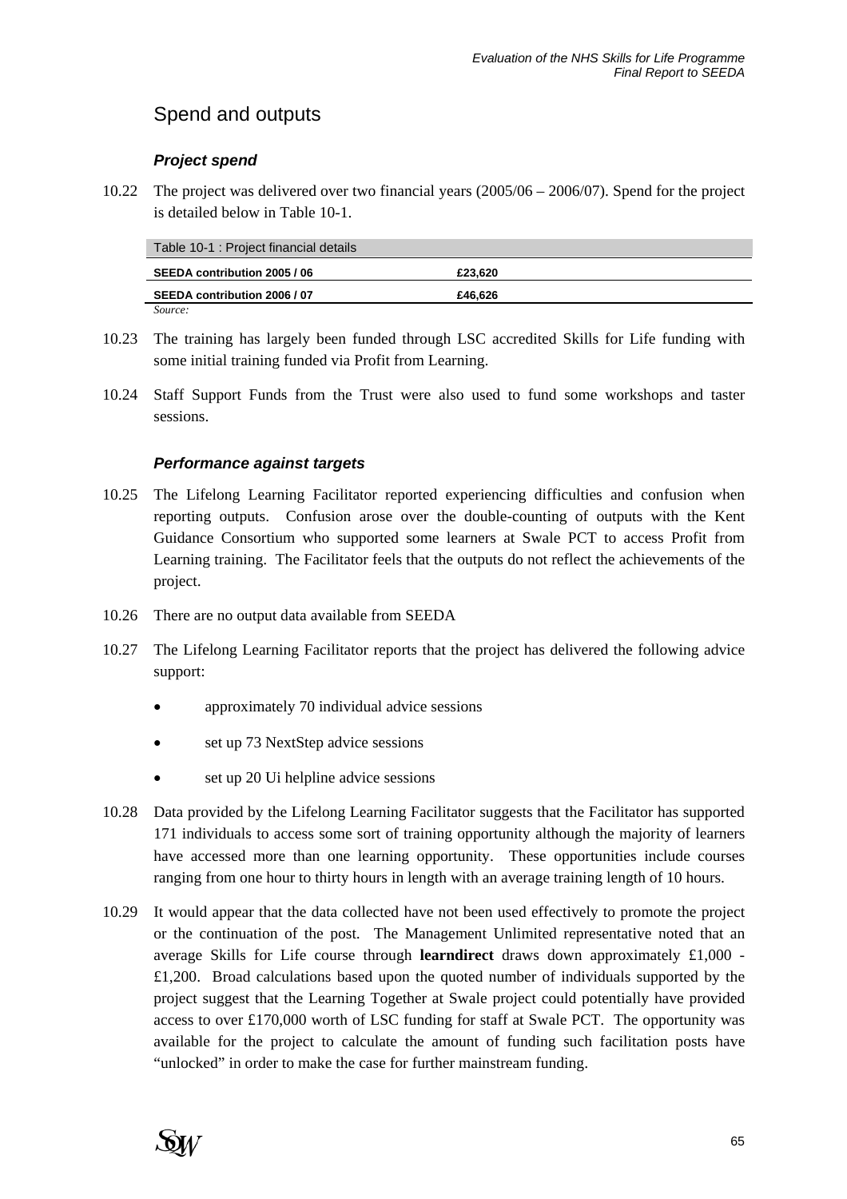## Spend and outputs

### *Project spend*

10.22 The project was delivered over two financial years (2005/06 – 2006/07). Spend for the project is detailed below in Table 10-1.

| Table 10-1 : Project financial details | |
|---|---|
| **SEEDA contribution 2005 / 06** | **£23,620** |
| **SEEDA contribution 2006 / 07** | **£46,626** |

*Source:*

10.23 The training has largely been funded through LSC accredited Skills for Life funding with some initial training funded via Profit from Learning.

10.24 Staff Support Funds from the Trust were also used to fund some workshops and taster sessions.

### *Performance against targets*

10.25 The Lifelong Learning Facilitator reported experiencing difficulties and confusion when reporting outputs. Confusion arose over the double-counting of outputs with the Kent Guidance Consortium who supported some learners at Swale PCT to access Profit from Learning training. The Facilitator feels that the outputs do not reflect the achievements of the project.

10.26 There are no output data available from SEEDA

10.27 The Lifelong Learning Facilitator reports that the project has delivered the following advice support:

- approximately 70 individual advice sessions
- set up 73 NextStep advice sessions
- set up 20 Ui helpline advice sessions

10.28 Data provided by the Lifelong Learning Facilitator suggests that the Facilitator has supported 171 individuals to access some sort of training opportunity although the majority of learners have accessed more than one learning opportunity. These opportunities include courses ranging from one hour to thirty hours in length with an average training length of 10 hours.

10.29 It would appear that the data collected have not been used effectively to promote the project or the continuation of the post. The Management Unlimited representative noted that an average Skills for Life course through **learndirect** draws down approximately £1,000 - £1,200. Broad calculations based upon the quoted number of individuals supported by the project suggest that the Learning Together at Swale project could potentially have provided access to over £170,000 worth of LSC funding for staff at Swale PCT. The opportunity was available for the project to calculate the amount of funding such facilitation posts have "unlocked" in order to make the case for further mainstream funding.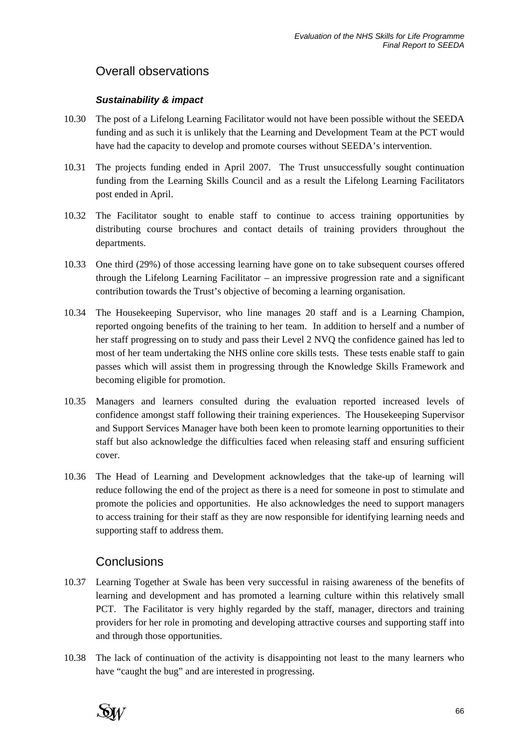## Overall observations

### *Sustainability & impact*

10.30 The post of a Lifelong Learning Facilitator would not have been possible without the SEEDA funding and as such it is unlikely that the Learning and Development Team at the PCT would have had the capacity to develop and promote courses without SEEDA's intervention.

10.31 The projects funding ended in April 2007. The Trust unsuccessfully sought continuation funding from the Learning Skills Council and as a result the Lifelong Learning Facilitators post ended in April.

10.32 The Facilitator sought to enable staff to continue to access training opportunities by distributing course brochures and contact details of training providers throughout the departments.

10.33 One third (29%) of those accessing learning have gone on to take subsequent courses offered through the Lifelong Learning Facilitator – an impressive progression rate and a significant contribution towards the Trust's objective of becoming a learning organisation.

10.34 The Housekeeping Supervisor, who line manages 20 staff and is a Learning Champion, reported ongoing benefits of the training to her team. In addition to herself and a number of her staff progressing on to study and pass their Level 2 NVQ the confidence gained has led to most of her team undertaking the NHS online core skills tests. These tests enable staff to gain passes which will assist them in progressing through the Knowledge Skills Framework and becoming eligible for promotion.

10.35 Managers and learners consulted during the evaluation reported increased levels of confidence amongst staff following their training experiences. The Housekeeping Supervisor and Support Services Manager have both been keen to promote learning opportunities to their staff but also acknowledge the difficulties faced when releasing staff and ensuring sufficient cover.

10.36 The Head of Learning and Development acknowledges that the take-up of learning will reduce following the end of the project as there is a need for someone in post to stimulate and promote the policies and opportunities. He also acknowledges the need to support managers to access training for their staff as they are now responsible for identifying learning needs and supporting staff to address them.

## Conclusions

10.37 Learning Together at Swale has been very successful in raising awareness of the benefits of learning and development and has promoted a learning culture within this relatively small PCT. The Facilitator is very highly regarded by the staff, manager, directors and training providers for her role in promoting and developing attractive courses and supporting staff into and through those opportunities.

10.38 The lack of continuation of the activity is disappointing not least to the many learners who have "caught the bug" and are interested in progressing.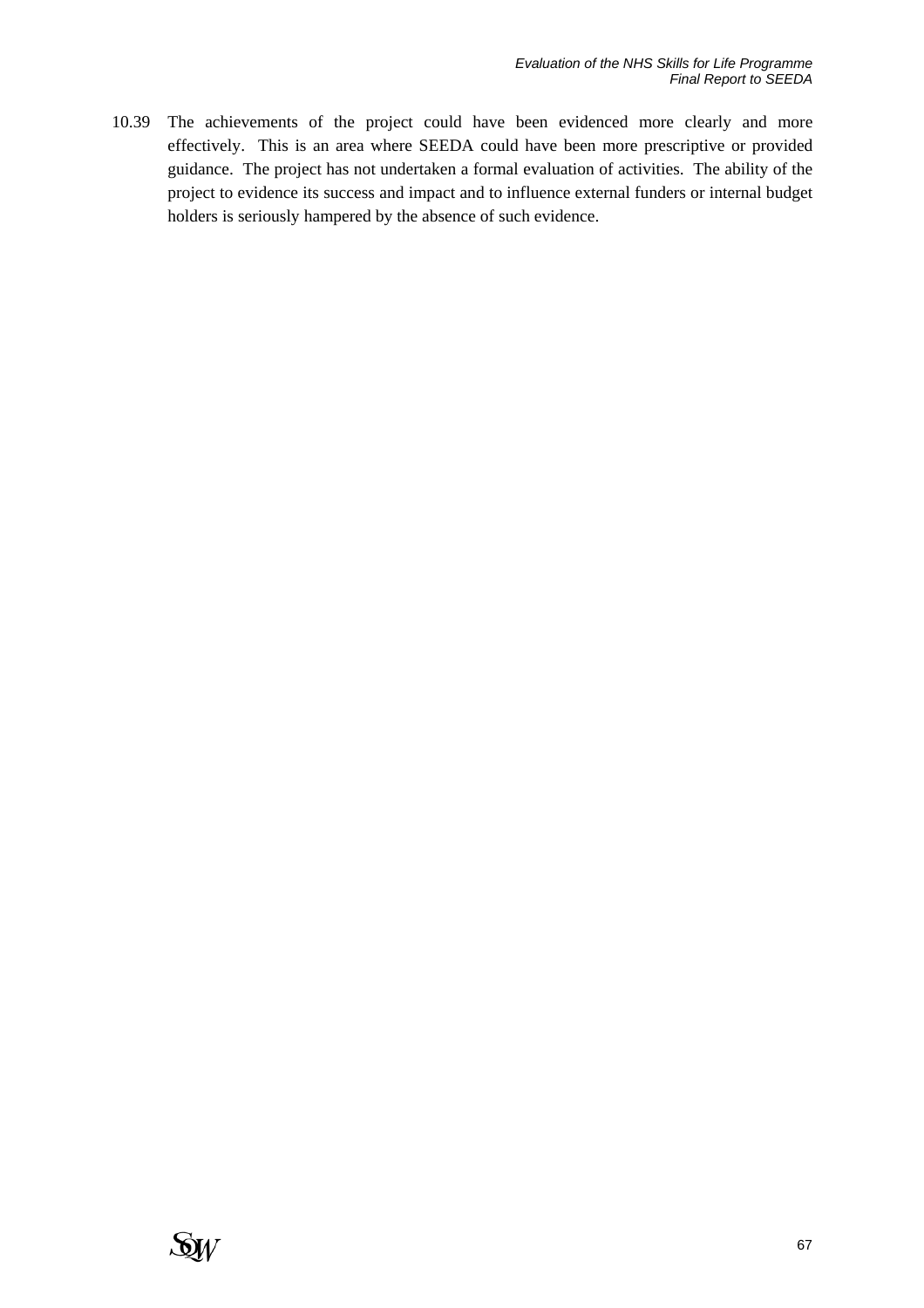10.39 The achievements of the project could have been evidenced more clearly and more effectively. This is an area where SEEDA could have been more prescriptive or provided guidance. The project has not undertaken a formal evaluation of activities. The ability of the project to evidence its success and impact and to influence external funders or internal budget holders is seriously hampered by the absence of such evidence.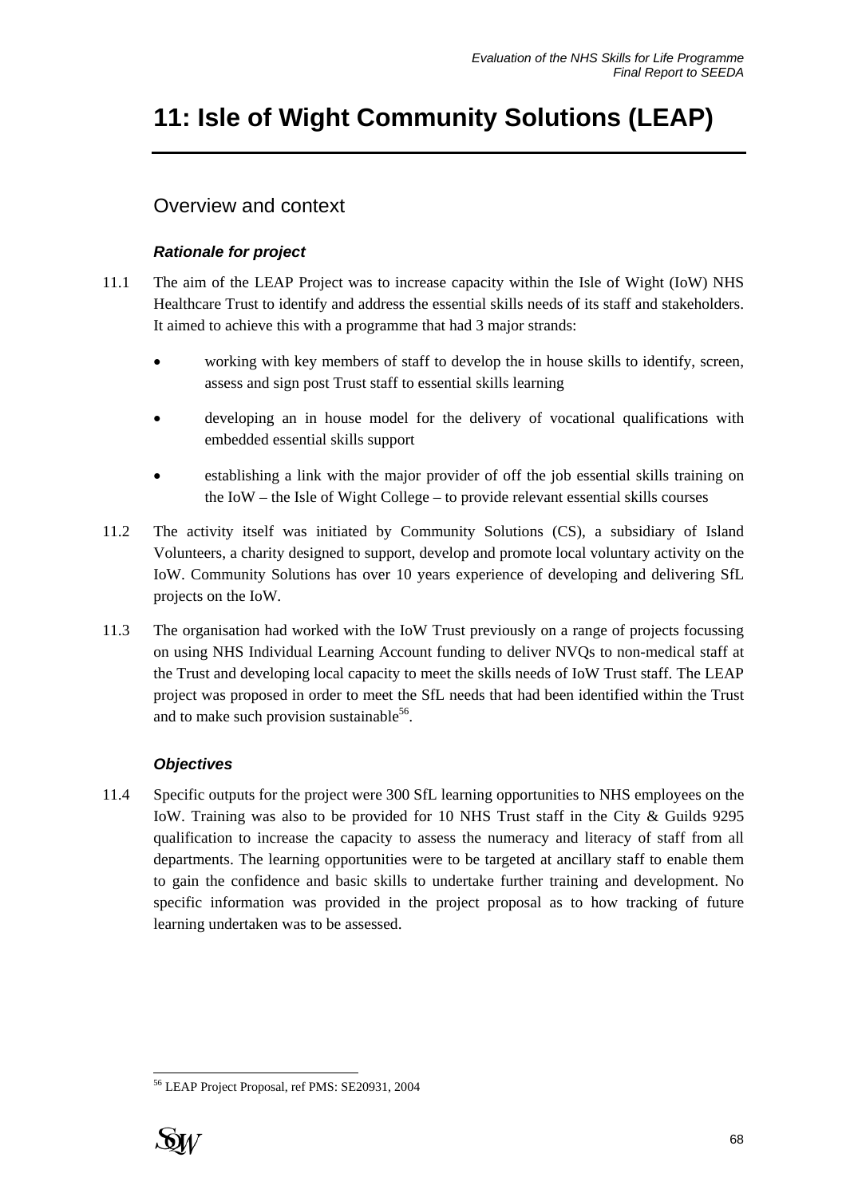# 11: Isle of Wight Community Solutions (LEAP)

## Overview and context

### *Rationale for project*

11.1 The aim of the LEAP Project was to increase capacity within the Isle of Wight (IoW) NHS Healthcare Trust to identify and address the essential skills needs of its staff and stakeholders. It aimed to achieve this with a programme that had 3 major strands:

- working with key members of staff to develop the in house skills to identify, screen, assess and sign post Trust staff to essential skills learning
- developing an in house model for the delivery of vocational qualifications with embedded essential skills support
- establishing a link with the major provider of off the job essential skills training on the IoW – the Isle of Wight College – to provide relevant essential skills courses

11.2 The activity itself was initiated by Community Solutions (CS), a subsidiary of Island Volunteers, a charity designed to support, develop and promote local voluntary activity on the IoW. Community Solutions has over 10 years experience of developing and delivering SfL projects on the IoW.

11.3 The organisation had worked with the IoW Trust previously on a range of projects focussing on using NHS Individual Learning Account funding to deliver NVQs to non-medical staff at the Trust and developing local capacity to meet the skills needs of IoW Trust staff. The LEAP project was proposed in order to meet the SfL needs that had been identified within the Trust and to make such provision sustainable[56].

### *Objectives*

11.4 Specific outputs for the project were 300 SfL learning opportunities to NHS employees on the IoW. Training was also to be provided for 10 NHS Trust staff in the City & Guilds 9295 qualification to increase the capacity to assess the numeracy and literacy of staff from all departments. The learning opportunities were to be targeted at ancillary staff to enable them to gain the confidence and basic skills to undertake further training and development. No specific information was provided in the project proposal as to how tracking of future learning undertaken was to be assessed.

[56] LEAP Project Proposal, ref PMS: SE20931, 2004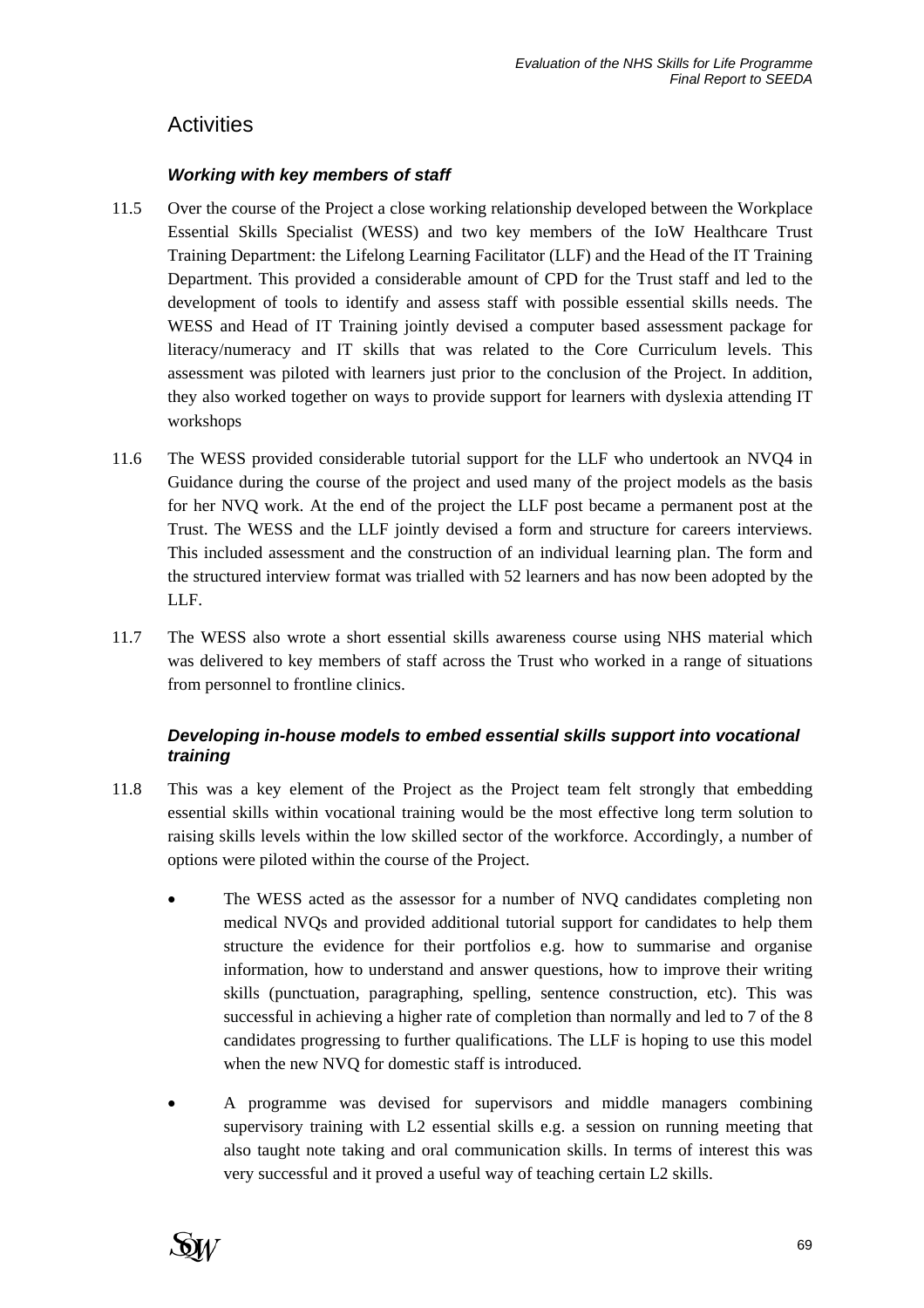## Activities

### *Working with key members of staff*

11.5 Over the course of the Project a close working relationship developed between the Workplace Essential Skills Specialist (WESS) and two key members of the IoW Healthcare Trust Training Department: the Lifelong Learning Facilitator (LLF) and the Head of the IT Training Department. This provided a considerable amount of CPD for the Trust staff and led to the development of tools to identify and assess staff with possible essential skills needs. The WESS and Head of IT Training jointly devised a computer based assessment package for literacy/numeracy and IT skills that was related to the Core Curriculum levels. This assessment was piloted with learners just prior to the conclusion of the Project. In addition, they also worked together on ways to provide support for learners with dyslexia attending IT workshops

11.6 The WESS provided considerable tutorial support for the LLF who undertook an NVQ4 in Guidance during the course of the project and used many of the project models as the basis for her NVQ work. At the end of the project the LLF post became a permanent post at the Trust. The WESS and the LLF jointly devised a form and structure for careers interviews. This included assessment and the construction of an individual learning plan. The form and the structured interview format was trialled with 52 learners and has now been adopted by the LLF.

11.7 The WESS also wrote a short essential skills awareness course using NHS material which was delivered to key members of staff across the Trust who worked in a range of situations from personnel to frontline clinics.

### *Developing in-house models to embed essential skills support into vocational training*

11.8 This was a key element of the Project as the Project team felt strongly that embedding essential skills within vocational training would be the most effective long term solution to raising skills levels within the low skilled sector of the workforce. Accordingly, a number of options were piloted within the course of the Project.

- The WESS acted as the assessor for a number of NVQ candidates completing non medical NVQs and provided additional tutorial support for candidates to help them structure the evidence for their portfolios e.g. how to summarise and organise information, how to understand and answer questions, how to improve their writing skills (punctuation, paragraphing, spelling, sentence construction, etc). This was successful in achieving a higher rate of completion than normally and led to 7 of the 8 candidates progressing to further qualifications. The LLF is hoping to use this model when the new NVQ for domestic staff is introduced.

- A programme was devised for supervisors and middle managers combining supervisory training with L2 essential skills e.g. a session on running meeting that also taught note taking and oral communication skills. In terms of interest this was very successful and it proved a useful way of teaching certain L2 skills.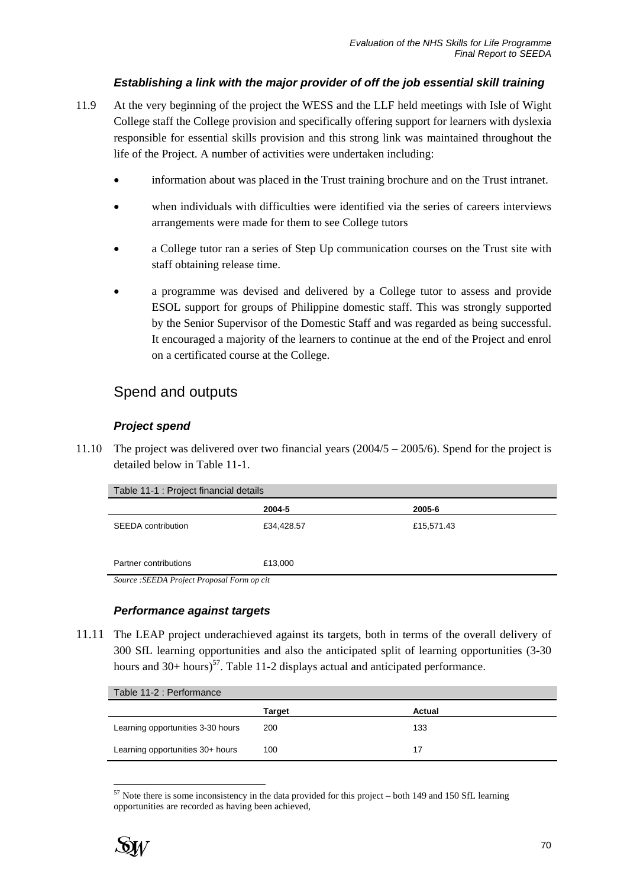### *Establishing a link with the major provider of off the job essential skill training*

11.9 At the very beginning of the project the WESS and the LLF held meetings with Isle of Wight College staff the College provision and specifically offering support for learners with dyslexia responsible for essential skills provision and this strong link was maintained throughout the life of the Project. A number of activities were undertaken including:

- information about was placed in the Trust training brochure and on the Trust intranet.
- when individuals with difficulties were identified via the series of careers interviews arrangements were made for them to see College tutors
- a College tutor ran a series of Step Up communication courses on the Trust site with staff obtaining release time.
- a programme was devised and delivered by a College tutor to assess and provide ESOL support for groups of Philippine domestic staff. This was strongly supported by the Senior Supervisor of the Domestic Staff and was regarded as being successful. It encouraged a majority of the learners to continue at the end of the Project and enrol on a certificated course at the College.

## Spend and outputs

### *Project spend*

11.10 The project was delivered over two financial years (2004/5 – 2005/6). Spend for the project is detailed below in Table 11-1.

Table 11-1 : Project financial details

| | 2004-5 | 2005-6 |
|---|---|---|
| SEEDA contribution | £34,428.57 | £15,571.43 |
| Partner contributions | £13,000 | |

*Source :SEEDA Project Proposal Form op cit*

### *Performance against targets*

11.11 The LEAP project underachieved against its targets, both in terms of the overall delivery of 300 SfL learning opportunities and also the anticipated split of learning opportunities (3-30 hours and 30+ hours)[57]. Table 11-2 displays actual and anticipated performance.

Table 11-2 : Performance

| | Target | Actual |
|---|---|---|
| Learning opportunities 3-30 hours | 200 | 133 |
| Learning opportunities 30+ hours | 100 | 17 |

[57] Note there is some inconsistency in the data provided for this project – both 149 and 150 SfL learning opportunities are recorded as having been achieved,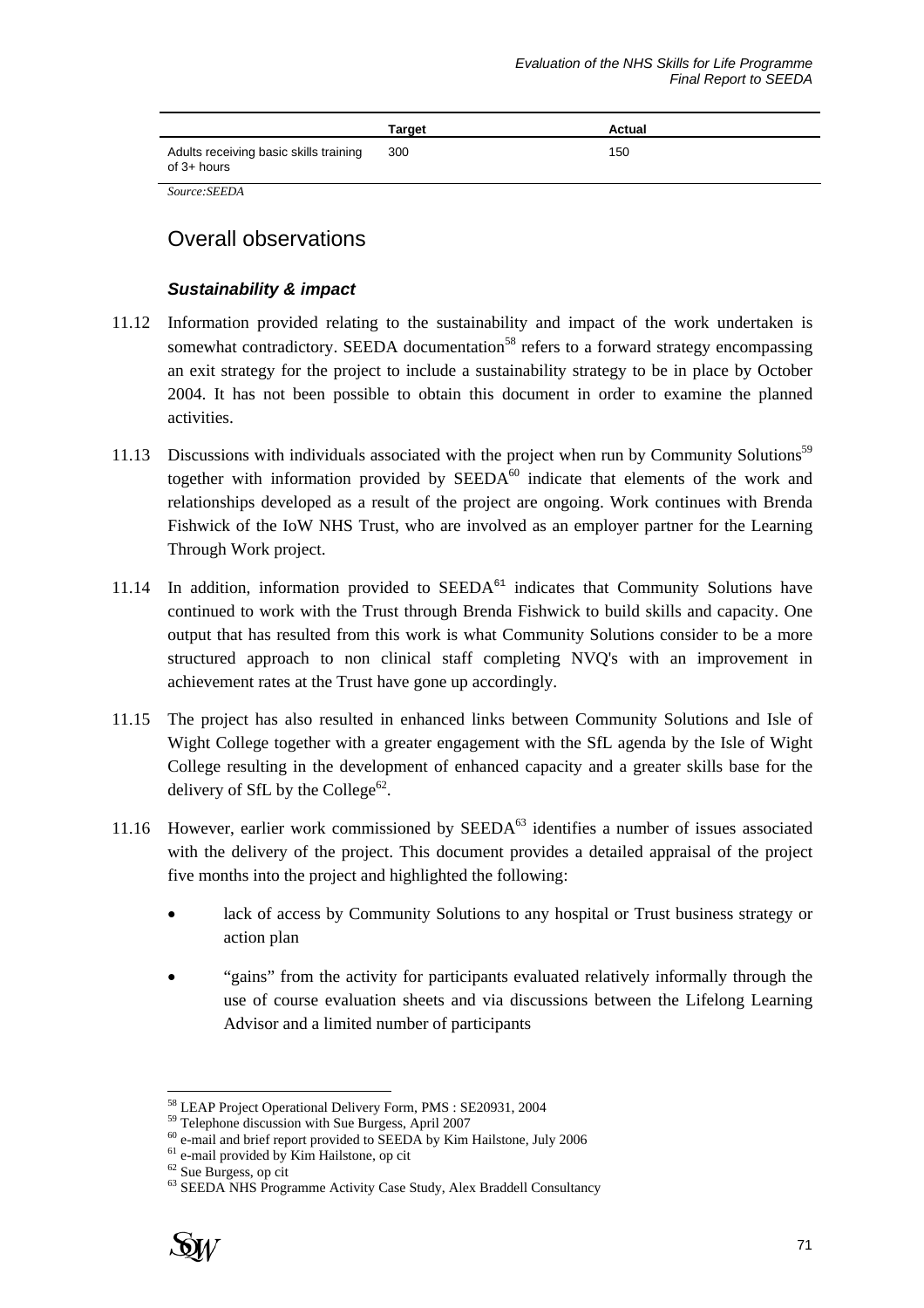| | Target | Actual |
|---|---|---|
| Adults receiving basic skills training of 3+ hours | 300 | 150 |

*Source:SEEDA*

## Overall observations

### *Sustainability & impact*

11.12 Information provided relating to the sustainability and impact of the work undertaken is somewhat contradictory. SEEDA documentation[58] refers to a forward strategy encompassing an exit strategy for the project to include a sustainability strategy to be in place by October 2004. It has not been possible to obtain this document in order to examine the planned activities.

11.13 Discussions with individuals associated with the project when run by Community Solutions[59] together with information provided by SEEDA[60] indicate that elements of the work and relationships developed as a result of the project are ongoing. Work continues with Brenda Fishwick of the IoW NHS Trust, who are involved as an employer partner for the Learning Through Work project.

11.14 In addition, information provided to SEEDA[61] indicates that Community Solutions have continued to work with the Trust through Brenda Fishwick to build skills and capacity. One output that has resulted from this work is what Community Solutions consider to be a more structured approach to non clinical staff completing NVQ's with an improvement in achievement rates at the Trust have gone up accordingly.

11.15 The project has also resulted in enhanced links between Community Solutions and Isle of Wight College together with a greater engagement with the SfL agenda by the Isle of Wight College resulting in the development of enhanced capacity and a greater skills base for the delivery of SfL by the College[62].

11.16 However, earlier work commissioned by SEEDA[63] identifies a number of issues associated with the delivery of the project. This document provides a detailed appraisal of the project five months into the project and highlighted the following:

- lack of access by Community Solutions to any hospital or Trust business strategy or action plan
- "gains" from the activity for participants evaluated relatively informally through the use of course evaluation sheets and via discussions between the Lifelong Learning Advisor and a limited number of participants

---

[58] LEAP Project Operational Delivery Form, PMS : SE20931, 2004
[59] Telephone discussion with Sue Burgess, April 2007
[60] e-mail and brief report provided to SEEDA by Kim Hailstone, July 2006
[61] e-mail provided by Kim Hailstone, op cit
[62] Sue Burgess, op cit
[63] SEEDA NHS Programme Activity Case Study, Alex Braddell Consultancy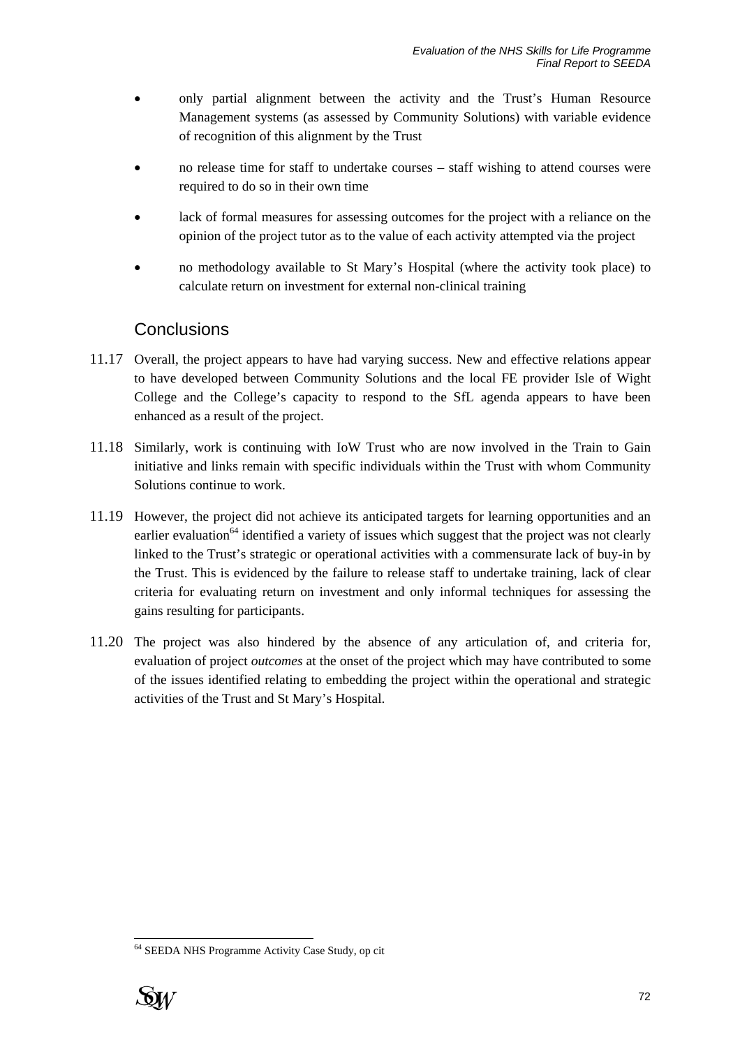- only partial alignment between the activity and the Trust's Human Resource Management systems (as assessed by Community Solutions) with variable evidence of recognition of this alignment by the Trust

- no release time for staff to undertake courses – staff wishing to attend courses were required to do so in their own time

- lack of formal measures for assessing outcomes for the project with a reliance on the opinion of the project tutor as to the value of each activity attempted via the project

- no methodology available to St Mary's Hospital (where the activity took place) to calculate return on investment for external non-clinical training

## Conclusions

11.17 Overall, the project appears to have had varying success. New and effective relations appear to have developed between Community Solutions and the local FE provider Isle of Wight College and the College's capacity to respond to the SfL agenda appears to have been enhanced as a result of the project.

11.18 Similarly, work is continuing with IoW Trust who are now involved in the Train to Gain initiative and links remain with specific individuals within the Trust with whom Community Solutions continue to work.

11.19 However, the project did not achieve its anticipated targets for learning opportunities and an earlier evaluation[64] identified a variety of issues which suggest that the project was not clearly linked to the Trust's strategic or operational activities with a commensurate lack of buy-in by the Trust. This is evidenced by the failure to release staff to undertake training, lack of clear criteria for evaluating return on investment and only informal techniques for assessing the gains resulting for participants.

11.20 The project was also hindered by the absence of any articulation of, and criteria for, evaluation of project *outcomes* at the onset of the project which may have contributed to some of the issues identified relating to embedding the project within the operational and strategic activities of the Trust and St Mary's Hospital.

[64] SEEDA NHS Programme Activity Case Study, op cit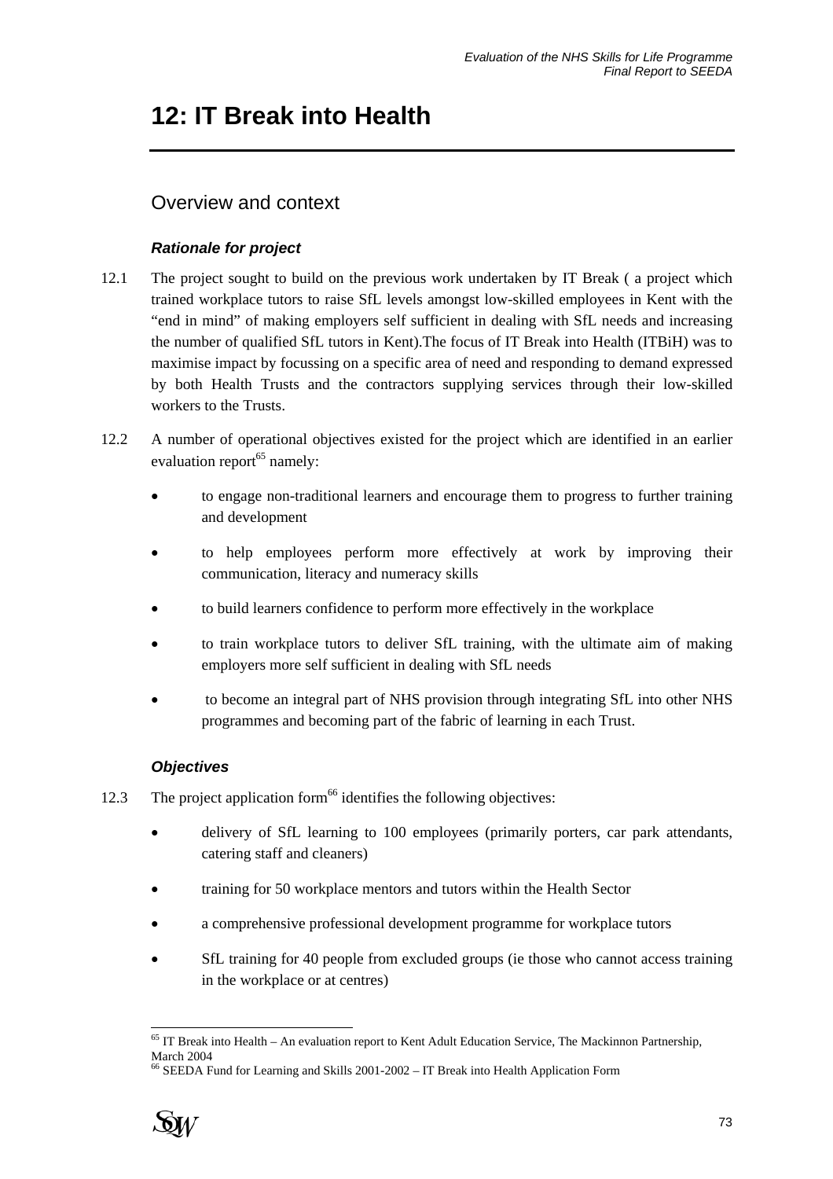# 12: IT Break into Health

## Overview and context

### *Rationale for project*

12.1 The project sought to build on the previous work undertaken by IT Break ( a project which trained workplace tutors to raise SfL levels amongst low-skilled employees in Kent with the "end in mind" of making employers self sufficient in dealing with SfL needs and increasing the number of qualified SfL tutors in Kent).The focus of IT Break into Health (ITBiH) was to maximise impact by focussing on a specific area of need and responding to demand expressed by both Health Trusts and the contractors supplying services through their low-skilled workers to the Trusts.

12.2 A number of operational objectives existed for the project which are identified in an earlier evaluation report[65] namely:

- to engage non-traditional learners and encourage them to progress to further training and development
- to help employees perform more effectively at work by improving their communication, literacy and numeracy skills
- to build learners confidence to perform more effectively in the workplace
- to train workplace tutors to deliver SfL training, with the ultimate aim of making employers more self sufficient in dealing with SfL needs
- to become an integral part of NHS provision through integrating SfL into other NHS programmes and becoming part of the fabric of learning in each Trust.

### *Objectives*

12.3 The project application form[66] identifies the following objectives:

- delivery of SfL learning to 100 employees (primarily porters, car park attendants, catering staff and cleaners)
- training for 50 workplace mentors and tutors within the Health Sector
- a comprehensive professional development programme for workplace tutors
- SfL training for 40 people from excluded groups (ie those who cannot access training in the workplace or at centres)

---

[65] IT Break into Health – An evaluation report to Kent Adult Education Service, The Mackinnon Partnership, March 2004

[66] SEEDA Fund for Learning and Skills 2001-2002 – IT Break into Health Application Form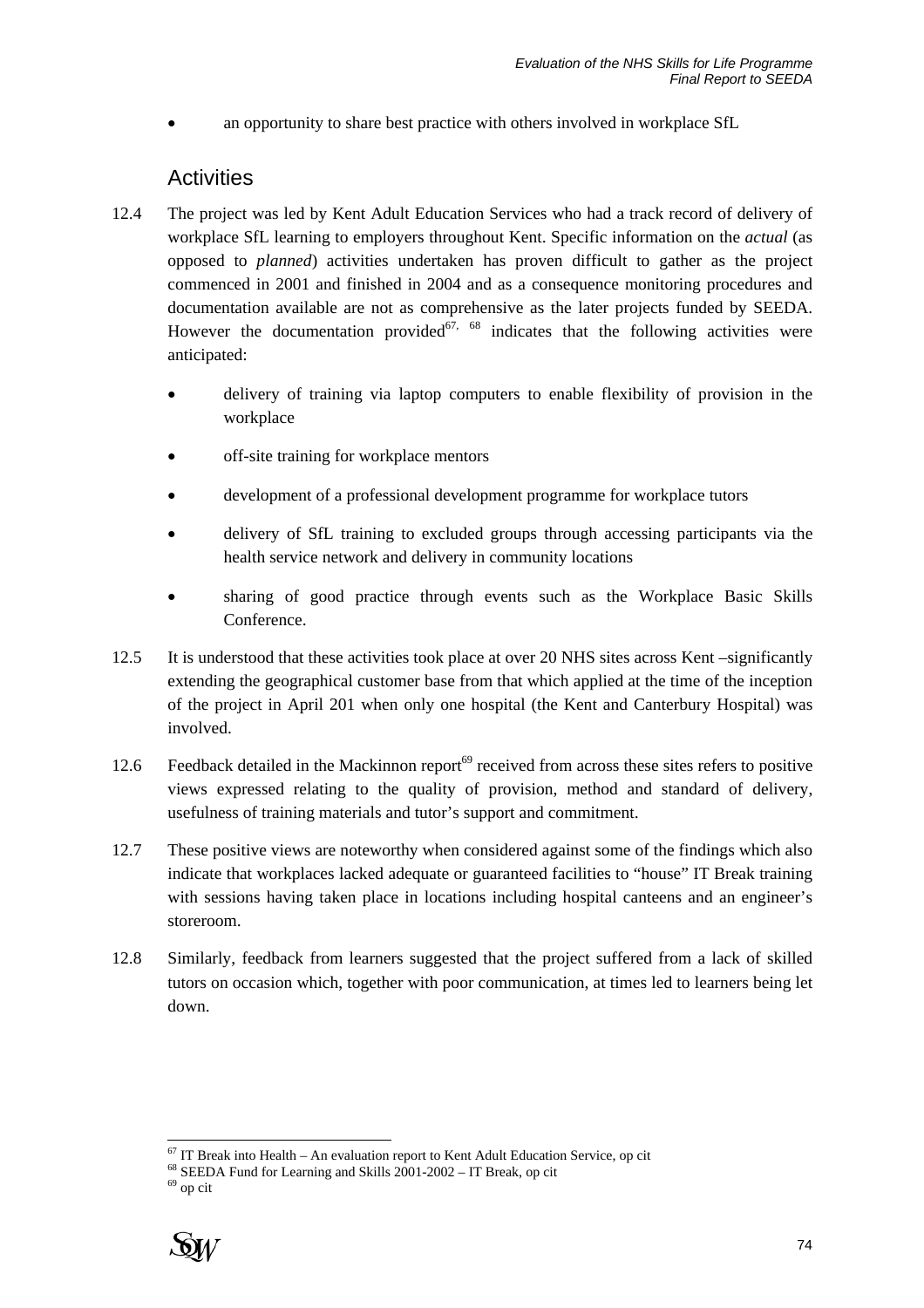- an opportunity to share best practice with others involved in workplace SfL

## Activities

12.4 The project was led by Kent Adult Education Services who had a track record of delivery of workplace SfL learning to employers throughout Kent. Specific information on the *actual* (as opposed to *planned*) activities undertaken has proven difficult to gather as the project commenced in 2001 and finished in 2004 and as a consequence monitoring procedures and documentation available are not as comprehensive as the later projects funded by SEEDA. However the documentation provided[67, 68] indicates that the following activities were anticipated:

- delivery of training via laptop computers to enable flexibility of provision in the workplace
- off-site training for workplace mentors
- development of a professional development programme for workplace tutors
- delivery of SfL training to excluded groups through accessing participants via the health service network and delivery in community locations
- sharing of good practice through events such as the Workplace Basic Skills Conference.

12.5 It is understood that these activities took place at over 20 NHS sites across Kent –significantly extending the geographical customer base from that which applied at the time of the inception of the project in April 201 when only one hospital (the Kent and Canterbury Hospital) was involved.

12.6 Feedback detailed in the Mackinnon report[69] received from across these sites refers to positive views expressed relating to the quality of provision, method and standard of delivery, usefulness of training materials and tutor's support and commitment.

12.7 These positive views are noteworthy when considered against some of the findings which also indicate that workplaces lacked adequate or guaranteed facilities to "house" IT Break training with sessions having taken place in locations including hospital canteens and an engineer's storeroom.

12.8 Similarly, feedback from learners suggested that the project suffered from a lack of skilled tutors on occasion which, together with poor communication, at times led to learners being let down.

---

[67] IT Break into Health – An evaluation report to Kent Adult Education Service, op cit

[68] SEEDA Fund for Learning and Skills 2001-2002 – IT Break, op cit

[69] op cit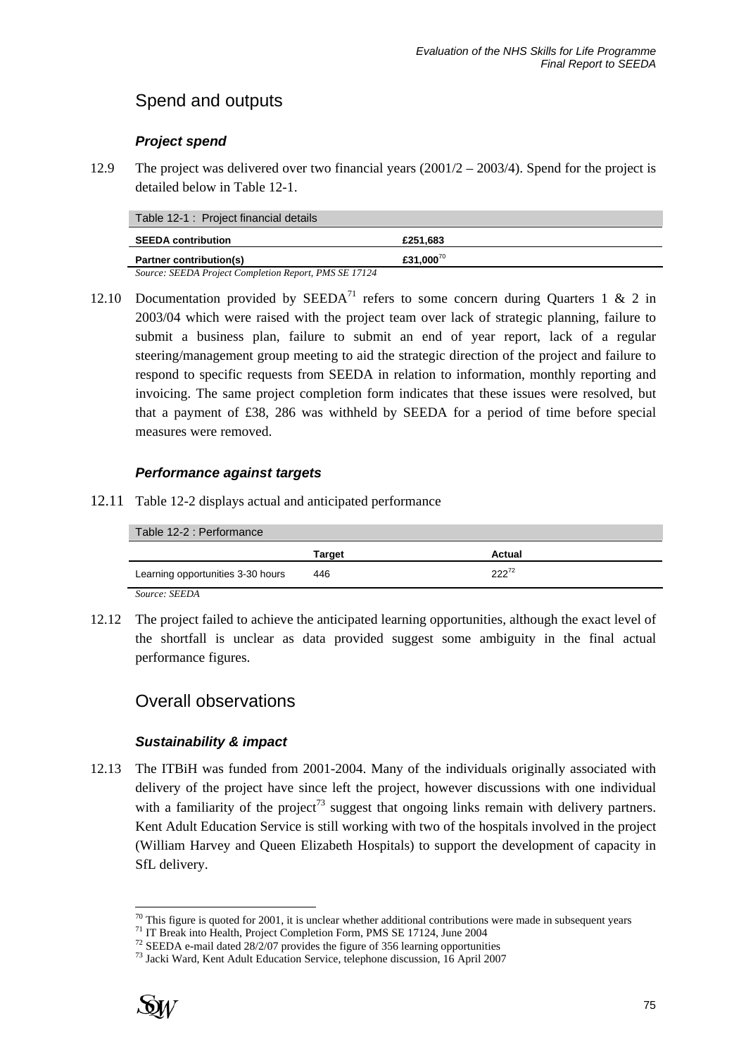## Spend and outputs

### *Project spend*

12.9 The project was delivered over two financial years (2001/2 – 2003/4). Spend for the project is detailed below in Table 12-1.

Table 12-1 : Project financial details

| | |
|---|---|
| **SEEDA contribution** | **£251,683** |
| **Partner contribution(s)** | **£31,000**[70] |

*Source: SEEDA Project Completion Report, PMS SE 17124*

12.10 Documentation provided by SEEDA[71] refers to some concern during Quarters 1 & 2 in 2003/04 which were raised with the project team over lack of strategic planning, failure to submit a business plan, failure to submit an end of year report, lack of a regular steering/management group meeting to aid the strategic direction of the project and failure to respond to specific requests from SEEDA in relation to information, monthly reporting and invoicing. The same project completion form indicates that these issues were resolved, but that a payment of £38, 286 was withheld by SEEDA for a period of time before special measures were removed.

### *Performance against targets*

12.11 Table 12-2 displays actual and anticipated performance

Table 12-2 : Performance

| | Target | Actual |
|---|---|---|
| Learning opportunities 3-30 hours | 446 | 222[72] |

*Source: SEEDA*

12.12 The project failed to achieve the anticipated learning opportunities, although the exact level of the shortfall is unclear as data provided suggest some ambiguity in the final actual performance figures.

## Overall observations

### *Sustainability & impact*

12.13 The ITBiH was funded from 2001-2004. Many of the individuals originally associated with delivery of the project have since left the project, however discussions with one individual with a familiarity of the project[73] suggest that ongoing links remain with delivery partners. Kent Adult Education Service is still working with two of the hospitals involved in the project (William Harvey and Queen Elizabeth Hospitals) to support the development of capacity in SfL delivery.

---

[70] This figure is quoted for 2001, it is unclear whether additional contributions were made in subsequent years

[71] IT Break into Health, Project Completion Form, PMS SE 17124, June 2004

[72] SEEDA e-mail dated 28/2/07 provides the figure of 356 learning opportunities

[73] Jacki Ward, Kent Adult Education Service, telephone discussion, 16 April 2007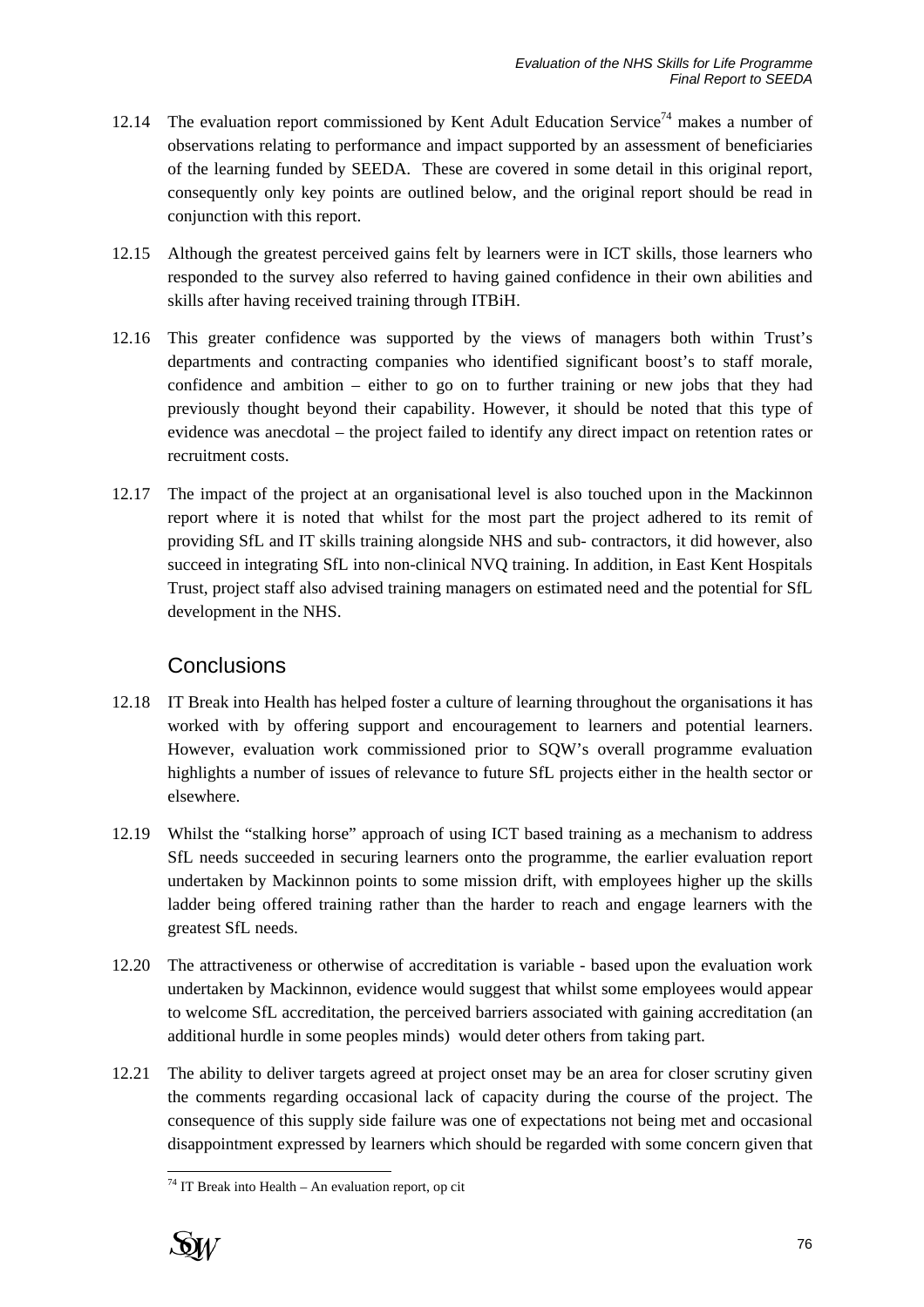12.14 The evaluation report commissioned by Kent Adult Education Service[74] makes a number of observations relating to performance and impact supported by an assessment of beneficiaries of the learning funded by SEEDA. These are covered in some detail in this original report, consequently only key points are outlined below, and the original report should be read in conjunction with this report.

12.15 Although the greatest perceived gains felt by learners were in ICT skills, those learners who responded to the survey also referred to having gained confidence in their own abilities and skills after having received training through ITBiH.

12.16 This greater confidence was supported by the views of managers both within Trust's departments and contracting companies who identified significant boost's to staff morale, confidence and ambition – either to go on to further training or new jobs that they had previously thought beyond their capability. However, it should be noted that this type of evidence was anecdotal – the project failed to identify any direct impact on retention rates or recruitment costs.

12.17 The impact of the project at an organisational level is also touched upon in the Mackinnon report where it is noted that whilst for the most part the project adhered to its remit of providing SfL and IT skills training alongside NHS and sub- contractors, it did however, also succeed in integrating SfL into non-clinical NVQ training. In addition, in East Kent Hospitals Trust, project staff also advised training managers on estimated need and the potential for SfL development in the NHS.

## Conclusions

12.18 IT Break into Health has helped foster a culture of learning throughout the organisations it has worked with by offering support and encouragement to learners and potential learners. However, evaluation work commissioned prior to SQW's overall programme evaluation highlights a number of issues of relevance to future SfL projects either in the health sector or elsewhere.

12.19 Whilst the "stalking horse" approach of using ICT based training as a mechanism to address SfL needs succeeded in securing learners onto the programme, the earlier evaluation report undertaken by Mackinnon points to some mission drift, with employees higher up the skills ladder being offered training rather than the harder to reach and engage learners with the greatest SfL needs.

12.20 The attractiveness or otherwise of accreditation is variable - based upon the evaluation work undertaken by Mackinnon, evidence would suggest that whilst some employees would appear to welcome SfL accreditation, the perceived barriers associated with gaining accreditation (an additional hurdle in some peoples minds) would deter others from taking part.

12.21 The ability to deliver targets agreed at project onset may be an area for closer scrutiny given the comments regarding occasional lack of capacity during the course of the project. The consequence of this supply side failure was one of expectations not being met and occasional disappointment expressed by learners which should be regarded with some concern given that

[74] IT Break into Health – An evaluation report, op cit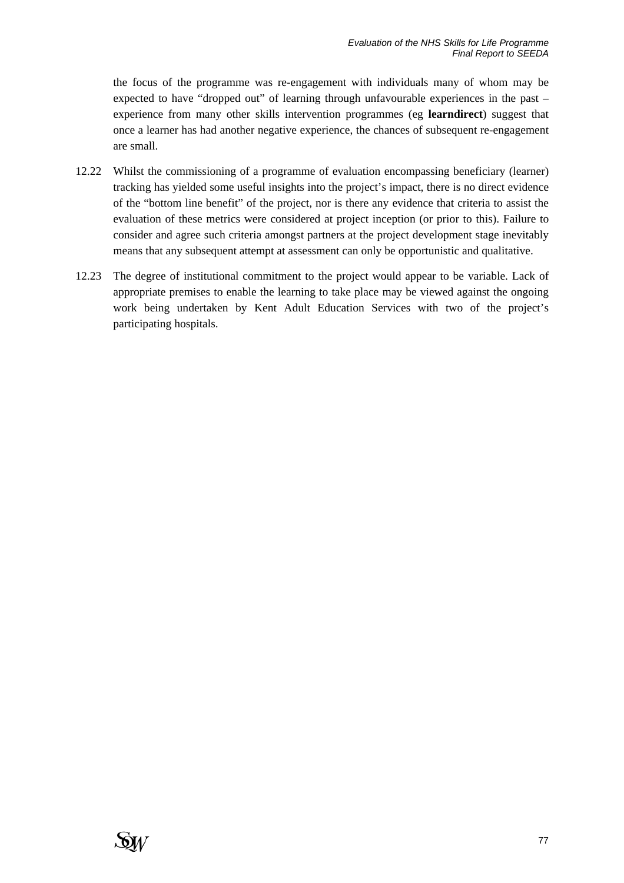the focus of the programme was re-engagement with individuals many of whom may be expected to have "dropped out" of learning through unfavourable experiences in the past – experience from many other skills intervention programmes (eg **learndirect**) suggest that once a learner has had another negative experience, the chances of subsequent re-engagement are small.

12.22 Whilst the commissioning of a programme of evaluation encompassing beneficiary (learner) tracking has yielded some useful insights into the project's impact, there is no direct evidence of the "bottom line benefit" of the project, nor is there any evidence that criteria to assist the evaluation of these metrics were considered at project inception (or prior to this). Failure to consider and agree such criteria amongst partners at the project development stage inevitably means that any subsequent attempt at assessment can only be opportunistic and qualitative.

12.23 The degree of institutional commitment to the project would appear to be variable. Lack of appropriate premises to enable the learning to take place may be viewed against the ongoing work being undertaken by Kent Adult Education Services with two of the project's participating hospitals.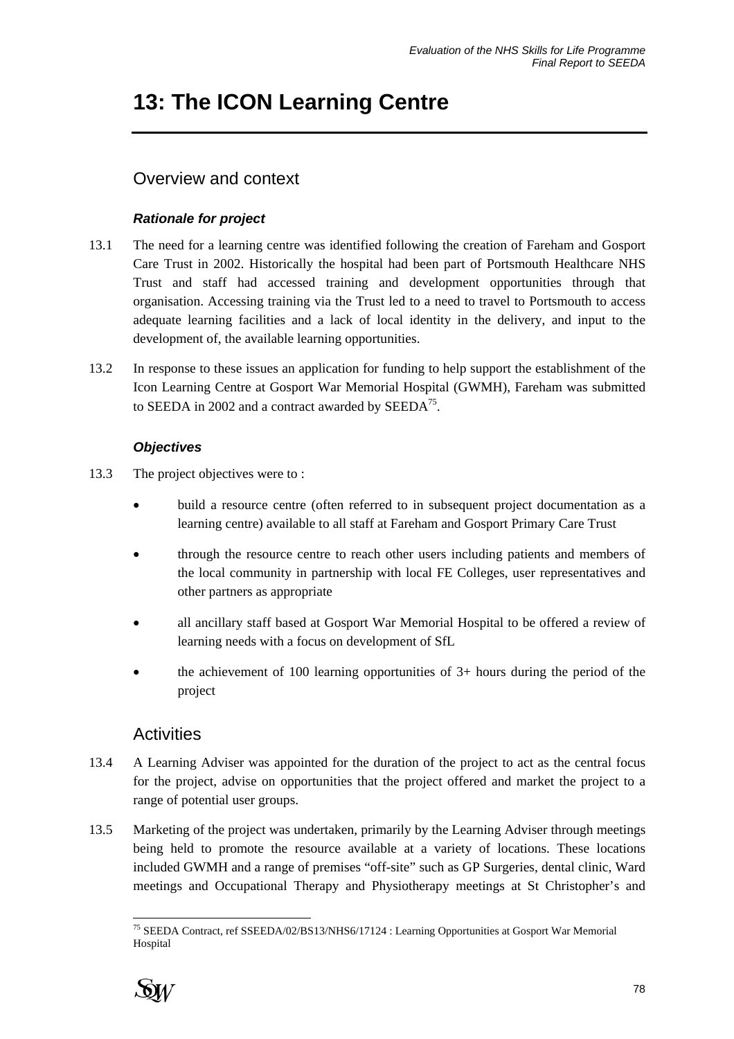# 13: The ICON Learning Centre

## Overview and context

### *Rationale for project*

13.1 The need for a learning centre was identified following the creation of Fareham and Gosport Care Trust in 2002. Historically the hospital had been part of Portsmouth Healthcare NHS Trust and staff had accessed training and development opportunities through that organisation. Accessing training via the Trust led to a need to travel to Portsmouth to access adequate learning facilities and a lack of local identity in the delivery, and input to the development of, the available learning opportunities.

13.2 In response to these issues an application for funding to help support the establishment of the Icon Learning Centre at Gosport War Memorial Hospital (GWMH), Fareham was submitted to SEEDA in 2002 and a contract awarded by SEEDA[75].

### *Objectives*

13.3 The project objectives were to :

- build a resource centre (often referred to in subsequent project documentation as a learning centre) available to all staff at Fareham and Gosport Primary Care Trust
- through the resource centre to reach other users including patients and members of the local community in partnership with local FE Colleges, user representatives and other partners as appropriate
- all ancillary staff based at Gosport War Memorial Hospital to be offered a review of learning needs with a focus on development of SfL
- the achievement of 100 learning opportunities of 3+ hours during the period of the project

## Activities

13.4 A Learning Adviser was appointed for the duration of the project to act as the central focus for the project, advise on opportunities that the project offered and market the project to a range of potential user groups.

13.5 Marketing of the project was undertaken, primarily by the Learning Adviser through meetings being held to promote the resource available at a variety of locations. These locations included GWMH and a range of premises "off-site" such as GP Surgeries, dental clinic, Ward meetings and Occupational Therapy and Physiotherapy meetings at St Christopher's and

[75] SEEDA Contract, ref SSEEDA/02/BS13/NHS6/17124 : Learning Opportunities at Gosport War Memorial Hospital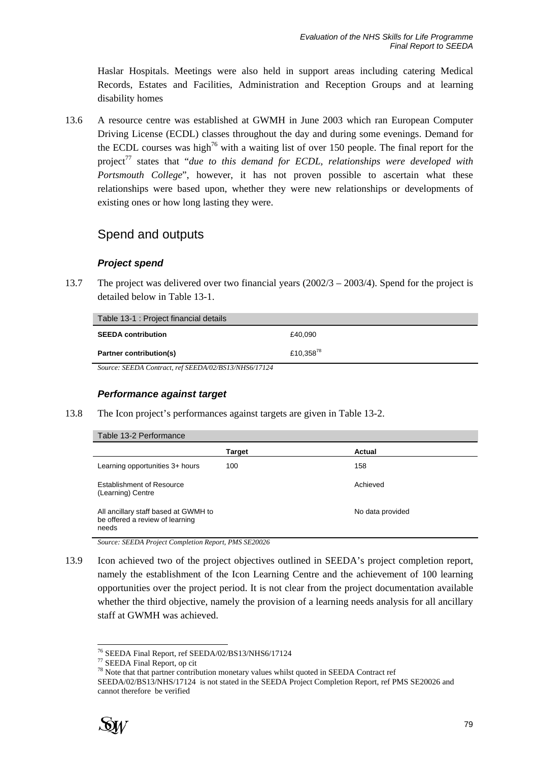Haslar Hospitals. Meetings were also held in support areas including catering Medical Records, Estates and Facilities, Administration and Reception Groups and at learning disability homes

13.6 A resource centre was established at GWMH in June 2003 which ran European Computer Driving License (ECDL) classes throughout the day and during some evenings. Demand for the ECDL courses was high[76] with a waiting list of over 150 people. The final report for the project[77] states that "*due to this demand for ECDL, relationships were developed with Portsmouth College*", however, it has not proven possible to ascertain what these relationships were based upon, whether they were new relationships or developments of existing ones or how long lasting they were.

## Spend and outputs

### *Project spend*

13.7 The project was delivered over two financial years (2002/3 – 2003/4). Spend for the project is detailed below in Table 13-1.

| Table 13-1 : Project financial details | |
|---|---|
| **SEEDA contribution** | £40,090 |
| **Partner contribution(s)** | £10,358[78] |

*Source: SEEDA Contract, ref SEEDA/02/BS13/NHS6/17124*

### *Performance against target*

13.8 The Icon project's performances against targets are given in Table 13-2.

Table 13-2 Performance

| | **Target** | **Actual** |
|---|---|---|
| Learning opportunities 3+ hours | 100 | 158 |
| Establishment of Resource (Learning) Centre | | Achieved |
| All ancillary staff based at GWMH to be offered a review of learning needs | | No data provided |

*Source: SEEDA Project Completion Report, PMS SE20026*

13.9 Icon achieved two of the project objectives outlined in SEEDA's project completion report, namely the establishment of the Icon Learning Centre and the achievement of 100 learning opportunities over the project period. It is not clear from the project documentation available whether the third objective, namely the provision of a learning needs analysis for all ancillary staff at GWMH was achieved.

---

[76] SEEDA Final Report, ref SEEDA/02/BS13/NHS6/17124

[77] SEEDA Final Report, op cit

[78] Note that that partner contribution monetary values whilst quoted in SEEDA Contract ref SEEDA/02/BS13/NHS/17124 is not stated in the SEEDA Project Completion Report, ref PMS SE20026 and cannot therefore be verified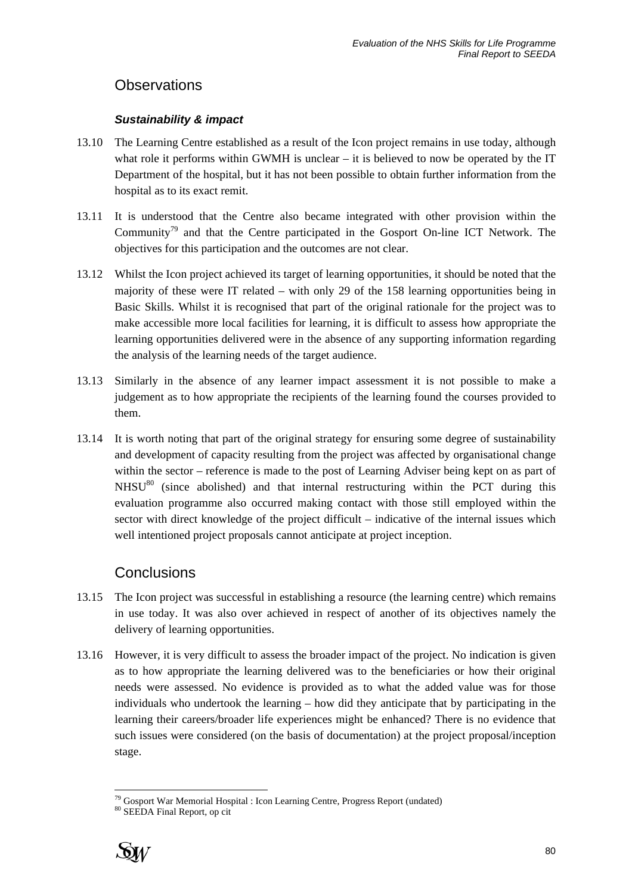## Observations

### *Sustainability & impact*

13.10 The Learning Centre established as a result of the Icon project remains in use today, although what role it performs within GWMH is unclear – it is believed to now be operated by the IT Department of the hospital, but it has not been possible to obtain further information from the hospital as to its exact remit.

13.11 It is understood that the Centre also became integrated with other provision within the Community[79] and that the Centre participated in the Gosport On-line ICT Network. The objectives for this participation and the outcomes are not clear.

13.12 Whilst the Icon project achieved its target of learning opportunities, it should be noted that the majority of these were IT related – with only 29 of the 158 learning opportunities being in Basic Skills. Whilst it is recognised that part of the original rationale for the project was to make accessible more local facilities for learning, it is difficult to assess how appropriate the learning opportunities delivered were in the absence of any supporting information regarding the analysis of the learning needs of the target audience.

13.13 Similarly in the absence of any learner impact assessment it is not possible to make a judgement as to how appropriate the recipients of the learning found the courses provided to them.

13.14 It is worth noting that part of the original strategy for ensuring some degree of sustainability and development of capacity resulting from the project was affected by organisational change within the sector – reference is made to the post of Learning Adviser being kept on as part of NHSU[80] (since abolished) and that internal restructuring within the PCT during this evaluation programme also occurred making contact with those still employed within the sector with direct knowledge of the project difficult – indicative of the internal issues which well intentioned project proposals cannot anticipate at project inception.

## Conclusions

13.15 The Icon project was successful in establishing a resource (the learning centre) which remains in use today. It was also over achieved in respect of another of its objectives namely the delivery of learning opportunities.

13.16 However, it is very difficult to assess the broader impact of the project. No indication is given as to how appropriate the learning delivered was to the beneficiaries or how their original needs were assessed. No evidence is provided as to what the added value was for those individuals who undertook the learning – how did they anticipate that by participating in the learning their careers/broader life experiences might be enhanced? There is no evidence that such issues were considered (on the basis of documentation) at the project proposal/inception stage.

---

[79] Gosport War Memorial Hospital : Icon Learning Centre, Progress Report (undated)

[80] SEEDA Final Report, op cit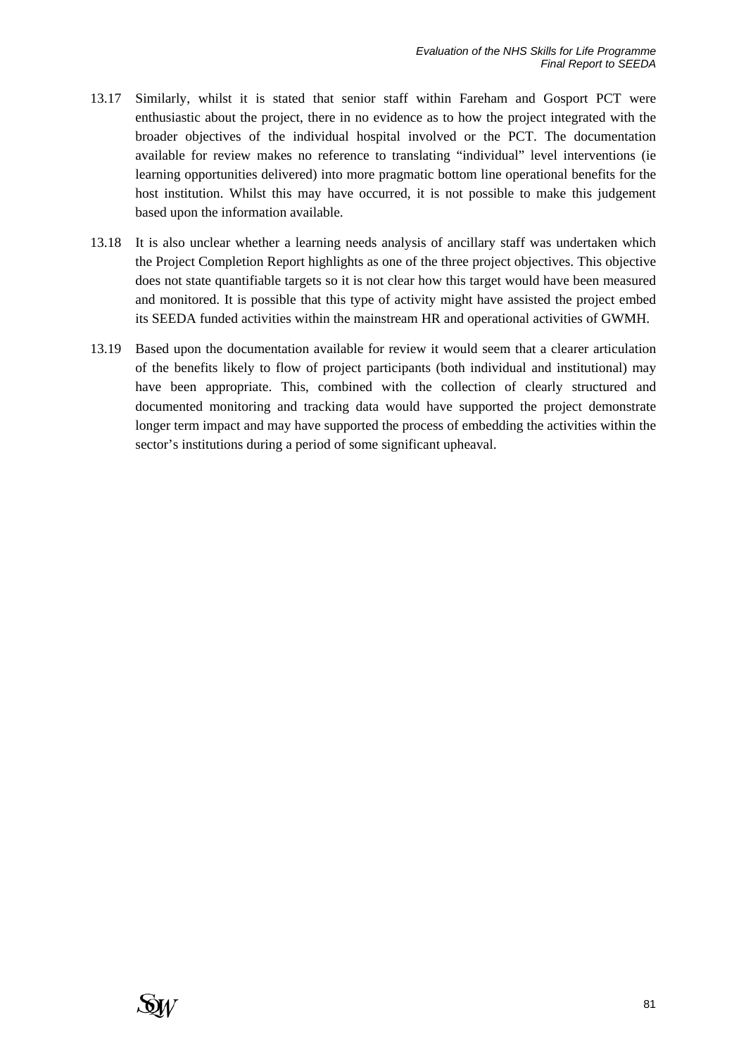13.17 Similarly, whilst it is stated that senior staff within Fareham and Gosport PCT were enthusiastic about the project, there in no evidence as to how the project integrated with the broader objectives of the individual hospital involved or the PCT. The documentation available for review makes no reference to translating "individual" level interventions (ie learning opportunities delivered) into more pragmatic bottom line operational benefits for the host institution. Whilst this may have occurred, it is not possible to make this judgement based upon the information available.

13.18 It is also unclear whether a learning needs analysis of ancillary staff was undertaken which the Project Completion Report highlights as one of the three project objectives. This objective does not state quantifiable targets so it is not clear how this target would have been measured and monitored. It is possible that this type of activity might have assisted the project embed its SEEDA funded activities within the mainstream HR and operational activities of GWMH.

13.19 Based upon the documentation available for review it would seem that a clearer articulation of the benefits likely to flow of project participants (both individual and institutional) may have been appropriate. This, combined with the collection of clearly structured and documented monitoring and tracking data would have supported the project demonstrate longer term impact and may have supported the process of embedding the activities within the sector's institutions during a period of some significant upheaval.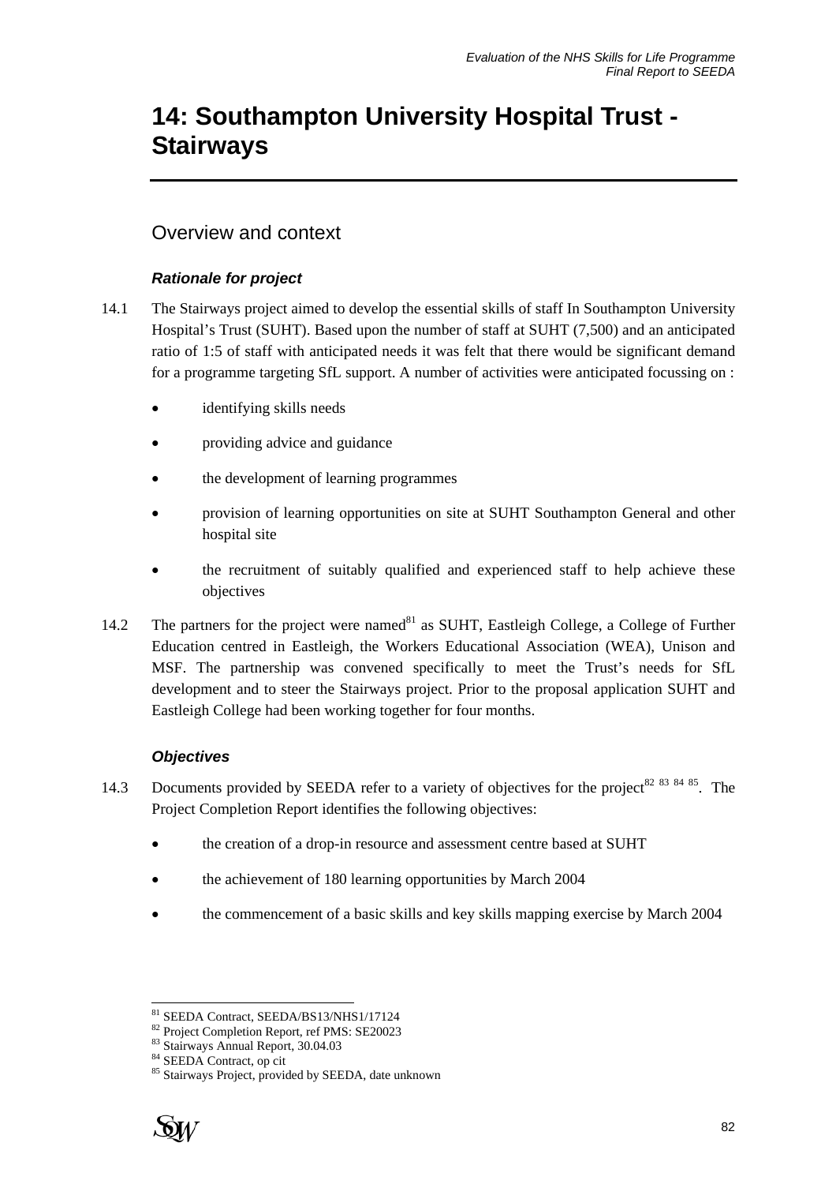# 14: Southampton University Hospital Trust - Stairways

## Overview and context

### *Rationale for project*

14.1 The Stairways project aimed to develop the essential skills of staff In Southampton University Hospital's Trust (SUHT). Based upon the number of staff at SUHT (7,500) and an anticipated ratio of 1:5 of staff with anticipated needs it was felt that there would be significant demand for a programme targeting SfL support. A number of activities were anticipated focussing on :

- identifying skills needs
- providing advice and guidance
- the development of learning programmes
- provision of learning opportunities on site at SUHT Southampton General and other hospital site
- the recruitment of suitably qualified and experienced staff to help achieve these objectives

14.2 The partners for the project were named[81] as SUHT, Eastleigh College, a College of Further Education centred in Eastleigh, the Workers Educational Association (WEA), Unison and MSF. The partnership was convened specifically to meet the Trust's needs for SfL development and to steer the Stairways project. Prior to the proposal application SUHT and Eastleigh College had been working together for four months.

### *Objectives*

14.3 Documents provided by SEEDA refer to a variety of objectives for the project[82 83 84 85]. The Project Completion Report identifies the following objectives:

- the creation of a drop-in resource and assessment centre based at SUHT
- the achievement of 180 learning opportunities by March 2004
- the commencement of a basic skills and key skills mapping exercise by March 2004

---

[81] SEEDA Contract, SEEDA/BS13/NHS1/17124
[82] Project Completion Report, ref PMS: SE20023
[83] Stairways Annual Report, 30.04.03
[84] SEEDA Contract, op cit
[85] Stairways Project, provided by SEEDA, date unknown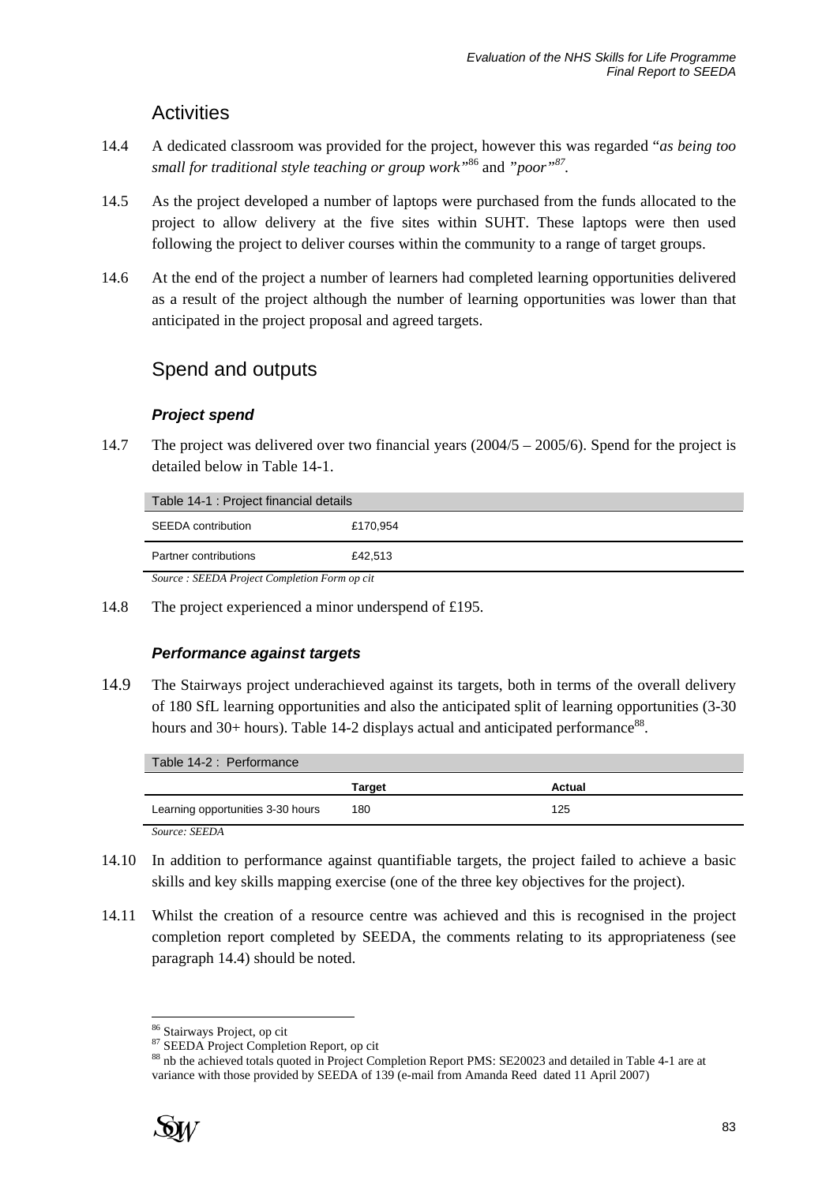## Activities

14.4 A dedicated classroom was provided for the project, however this was regarded "*as being too small for traditional style teaching or group work*"[86] and *"poor"*[87].

14.5 As the project developed a number of laptops were purchased from the funds allocated to the project to allow delivery at the five sites within SUHT. These laptops were then used following the project to deliver courses within the community to a range of target groups.

14.6 At the end of the project a number of learners had completed learning opportunities delivered as a result of the project although the number of learning opportunities was lower than that anticipated in the project proposal and agreed targets.

## Spend and outputs

### *Project spend*

14.7 The project was delivered over two financial years (2004/5 – 2005/6). Spend for the project is detailed below in Table 14-1.

Table 14-1 : Project financial details

| | |
|---|---|
| SEEDA contribution | £170,954 |
| Partner contributions | £42,513 |

*Source : SEEDA Project Completion Form op cit*

14.8 The project experienced a minor underspend of £195.

### *Performance against targets*

14.9 The Stairways project underachieved against its targets, both in terms of the overall delivery of 180 SfL learning opportunities and also the anticipated split of learning opportunities (3-30 hours and 30+ hours). Table 14-2 displays actual and anticipated performance[88].

Table 14-2 : Performance

| | Target | Actual |
|---|---|---|
| Learning opportunities 3-30 hours | 180 | 125 |

*Source: SEEDA*

14.10 In addition to performance against quantifiable targets, the project failed to achieve a basic skills and key skills mapping exercise (one of the three key objectives for the project).

14.11 Whilst the creation of a resource centre was achieved and this is recognised in the project completion report completed by SEEDA, the comments relating to its appropriateness (see paragraph 14.4) should be noted.

---

[86] Stairways Project, op cit

[87] SEEDA Project Completion Report, op cit

[88] nb the achieved totals quoted in Project Completion Report PMS: SE20023 and detailed in Table 4-1 are at variance with those provided by SEEDA of 139 (e-mail from Amanda Reed dated 11 April 2007)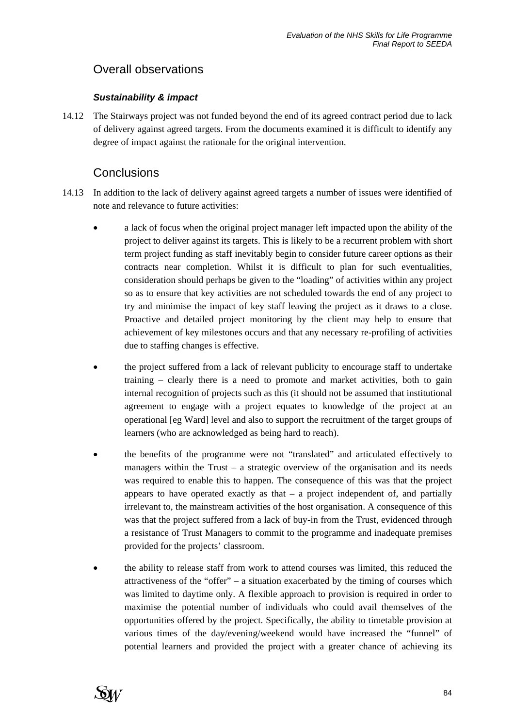## Overall observations

### *Sustainability & impact*

14.12 The Stairways project was not funded beyond the end of its agreed contract period due to lack of delivery against agreed targets. From the documents examined it is difficult to identify any degree of impact against the rationale for the original intervention.

## Conclusions

14.13 In addition to the lack of delivery against agreed targets a number of issues were identified of note and relevance to future activities:

- a lack of focus when the original project manager left impacted upon the ability of the project to deliver against its targets. This is likely to be a recurrent problem with short term project funding as staff inevitably begin to consider future career options as their contracts near completion. Whilst it is difficult to plan for such eventualities, consideration should perhaps be given to the "loading" of activities within any project so as to ensure that key activities are not scheduled towards the end of any project to try and minimise the impact of key staff leaving the project as it draws to a close. Proactive and detailed project monitoring by the client may help to ensure that achievement of key milestones occurs and that any necessary re-profiling of activities due to staffing changes is effective.

- the project suffered from a lack of relevant publicity to encourage staff to undertake training – clearly there is a need to promote and market activities, both to gain internal recognition of projects such as this (it should not be assumed that institutional agreement to engage with a project equates to knowledge of the project at an operational [eg Ward] level and also to support the recruitment of the target groups of learners (who are acknowledged as being hard to reach).

- the benefits of the programme were not "translated" and articulated effectively to managers within the Trust – a strategic overview of the organisation and its needs was required to enable this to happen. The consequence of this was that the project appears to have operated exactly as that – a project independent of, and partially irrelevant to, the mainstream activities of the host organisation. A consequence of this was that the project suffered from a lack of buy-in from the Trust, evidenced through a resistance of Trust Managers to commit to the programme and inadequate premises provided for the projects' classroom.

- the ability to release staff from work to attend courses was limited, this reduced the attractiveness of the "offer" – a situation exacerbated by the timing of courses which was limited to daytime only. A flexible approach to provision is required in order to maximise the potential number of individuals who could avail themselves of the opportunities offered by the project. Specifically, the ability to timetable provision at various times of the day/evening/weekend would have increased the "funnel" of potential learners and provided the project with a greater chance of achieving its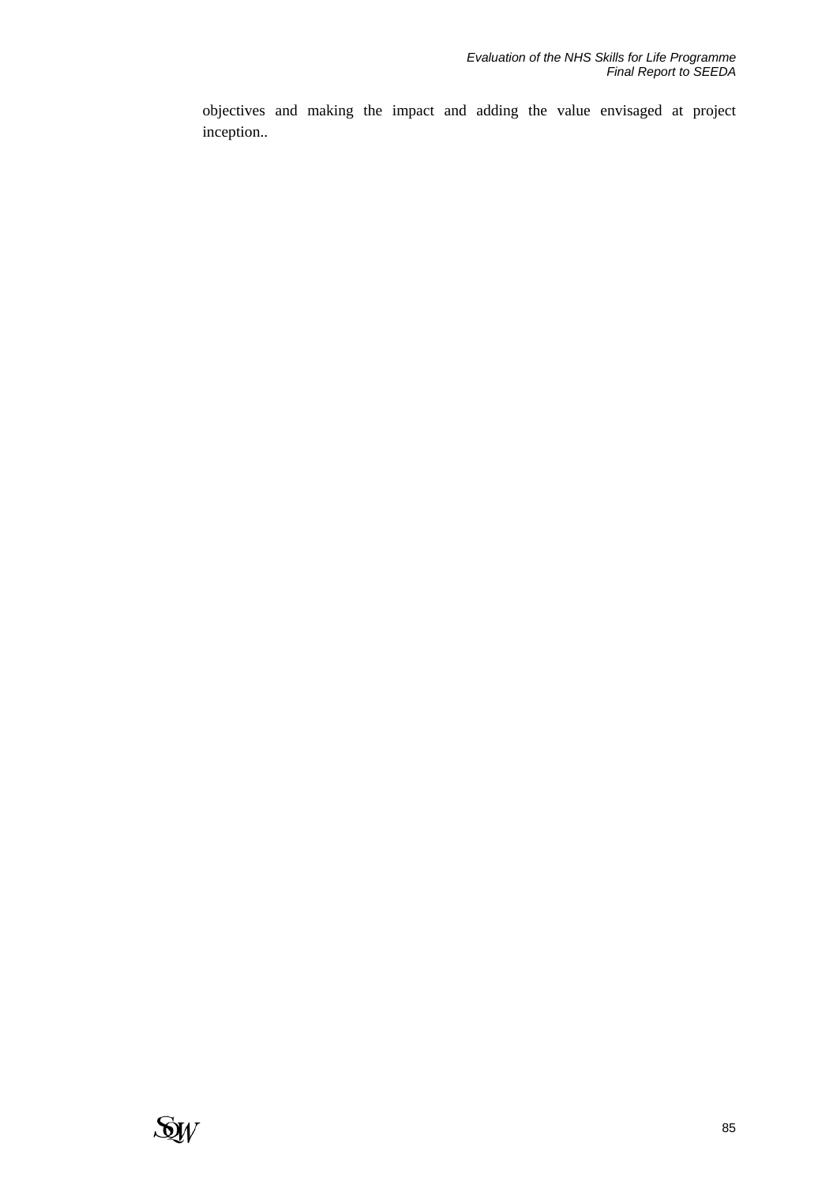objectives and making the impact and adding the value envisaged at project inception..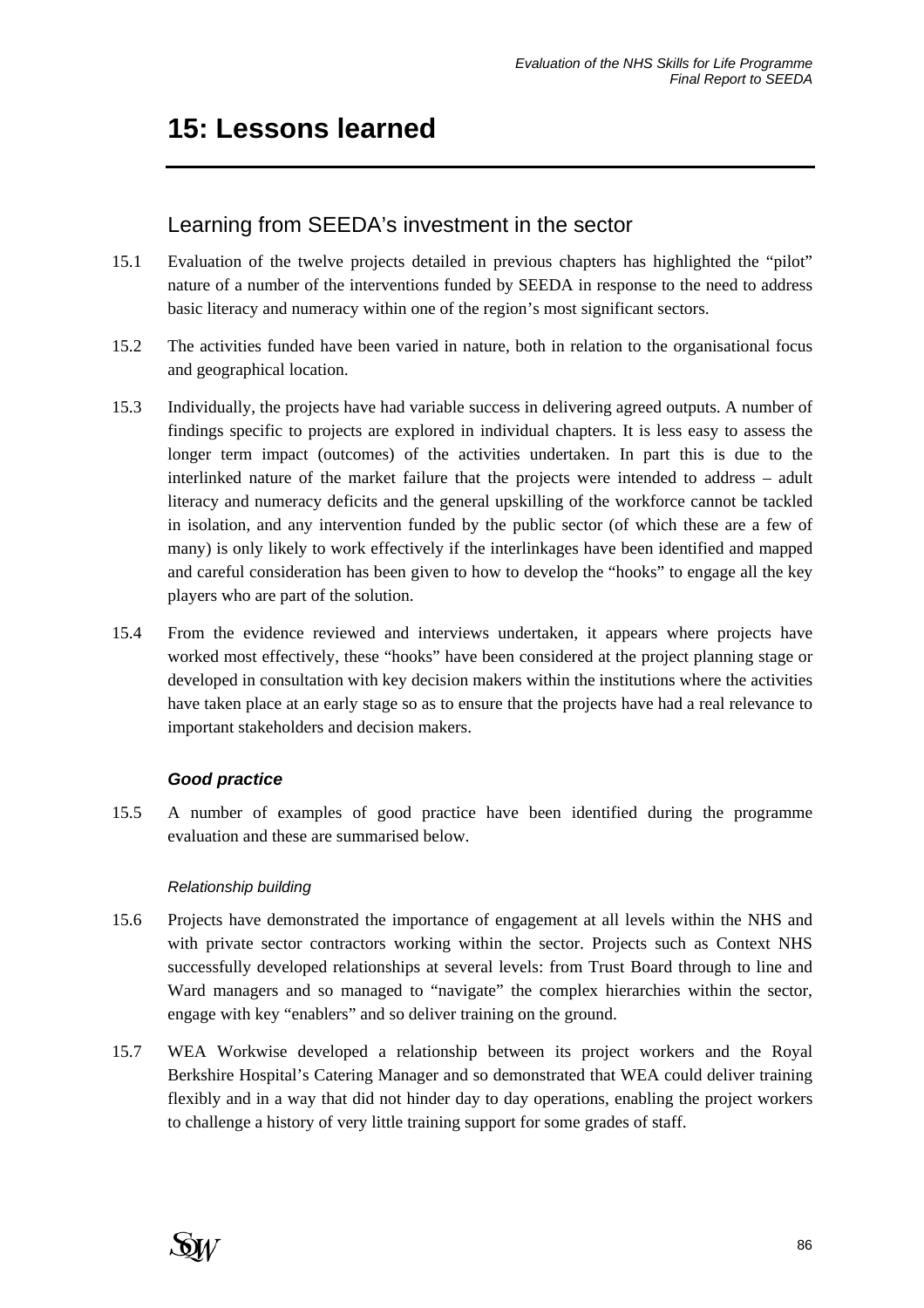# 15: Lessons learned

## Learning from SEEDA's investment in the sector

15.1 Evaluation of the twelve projects detailed in previous chapters has highlighted the "pilot" nature of a number of the interventions funded by SEEDA in response to the need to address basic literacy and numeracy within one of the region's most significant sectors.

15.2 The activities funded have been varied in nature, both in relation to the organisational focus and geographical location.

15.3 Individually, the projects have had variable success in delivering agreed outputs. A number of findings specific to projects are explored in individual chapters. It is less easy to assess the longer term impact (outcomes) of the activities undertaken. In part this is due to the interlinked nature of the market failure that the projects were intended to address – adult literacy and numeracy deficits and the general upskilling of the workforce cannot be tackled in isolation, and any intervention funded by the public sector (of which these are a few of many) is only likely to work effectively if the interlinkages have been identified and mapped and careful consideration has been given to how to develop the "hooks" to engage all the key players who are part of the solution.

15.4 From the evidence reviewed and interviews undertaken, it appears where projects have worked most effectively, these "hooks" have been considered at the project planning stage or developed in consultation with key decision makers within the institutions where the activities have taken place at an early stage so as to ensure that the projects have had a real relevance to important stakeholders and decision makers.

### *Good practice*

15.5 A number of examples of good practice have been identified during the programme evaluation and these are summarised below.

#### *Relationship building*

15.6 Projects have demonstrated the importance of engagement at all levels within the NHS and with private sector contractors working within the sector. Projects such as Context NHS successfully developed relationships at several levels: from Trust Board through to line and Ward managers and so managed to "navigate" the complex hierarchies within the sector, engage with key "enablers" and so deliver training on the ground.

15.7 WEA Workwise developed a relationship between its project workers and the Royal Berkshire Hospital's Catering Manager and so demonstrated that WEA could deliver training flexibly and in a way that did not hinder day to day operations, enabling the project workers to challenge a history of very little training support for some grades of staff.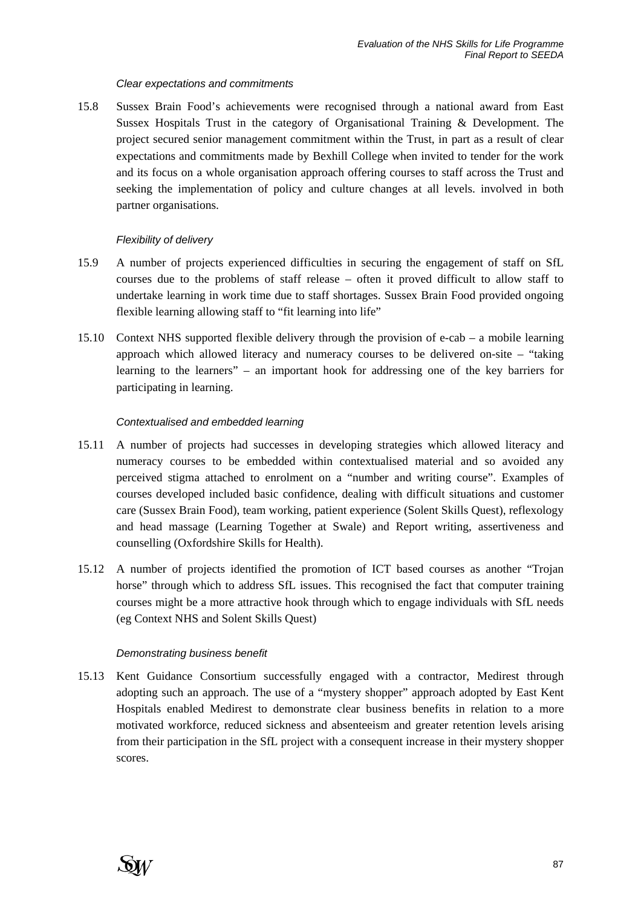*Clear expectations and commitments*

15.8 Sussex Brain Food's achievements were recognised through a national award from East Sussex Hospitals Trust in the category of Organisational Training & Development. The project secured senior management commitment within the Trust, in part as a result of clear expectations and commitments made by Bexhill College when invited to tender for the work and its focus on a whole organisation approach offering courses to staff across the Trust and seeking the implementation of policy and culture changes at all levels. involved in both partner organisations.

*Flexibility of delivery*

15.9 A number of projects experienced difficulties in securing the engagement of staff on SfL courses due to the problems of staff release – often it proved difficult to allow staff to undertake learning in work time due to staff shortages. Sussex Brain Food provided ongoing flexible learning allowing staff to "fit learning into life"

15.10 Context NHS supported flexible delivery through the provision of e-cab – a mobile learning approach which allowed literacy and numeracy courses to be delivered on-site – "taking learning to the learners" – an important hook for addressing one of the key barriers for participating in learning.

*Contextualised and embedded learning*

15.11 A number of projects had successes in developing strategies which allowed literacy and numeracy courses to be embedded within contextualised material and so avoided any perceived stigma attached to enrolment on a "number and writing course". Examples of courses developed included basic confidence, dealing with difficult situations and customer care (Sussex Brain Food), team working, patient experience (Solent Skills Quest), reflexology and head massage (Learning Together at Swale) and Report writing, assertiveness and counselling (Oxfordshire Skills for Health).

15.12 A number of projects identified the promotion of ICT based courses as another "Trojan horse" through which to address SfL issues. This recognised the fact that computer training courses might be a more attractive hook through which to engage individuals with SfL needs (eg Context NHS and Solent Skills Quest)

*Demonstrating business benefit*

15.13 Kent Guidance Consortium successfully engaged with a contractor, Medirest through adopting such an approach. The use of a "mystery shopper" approach adopted by East Kent Hospitals enabled Medirest to demonstrate clear business benefits in relation to a more motivated workforce, reduced sickness and absenteeism and greater retention levels arising from their participation in the SfL project with a consequent increase in their mystery shopper scores.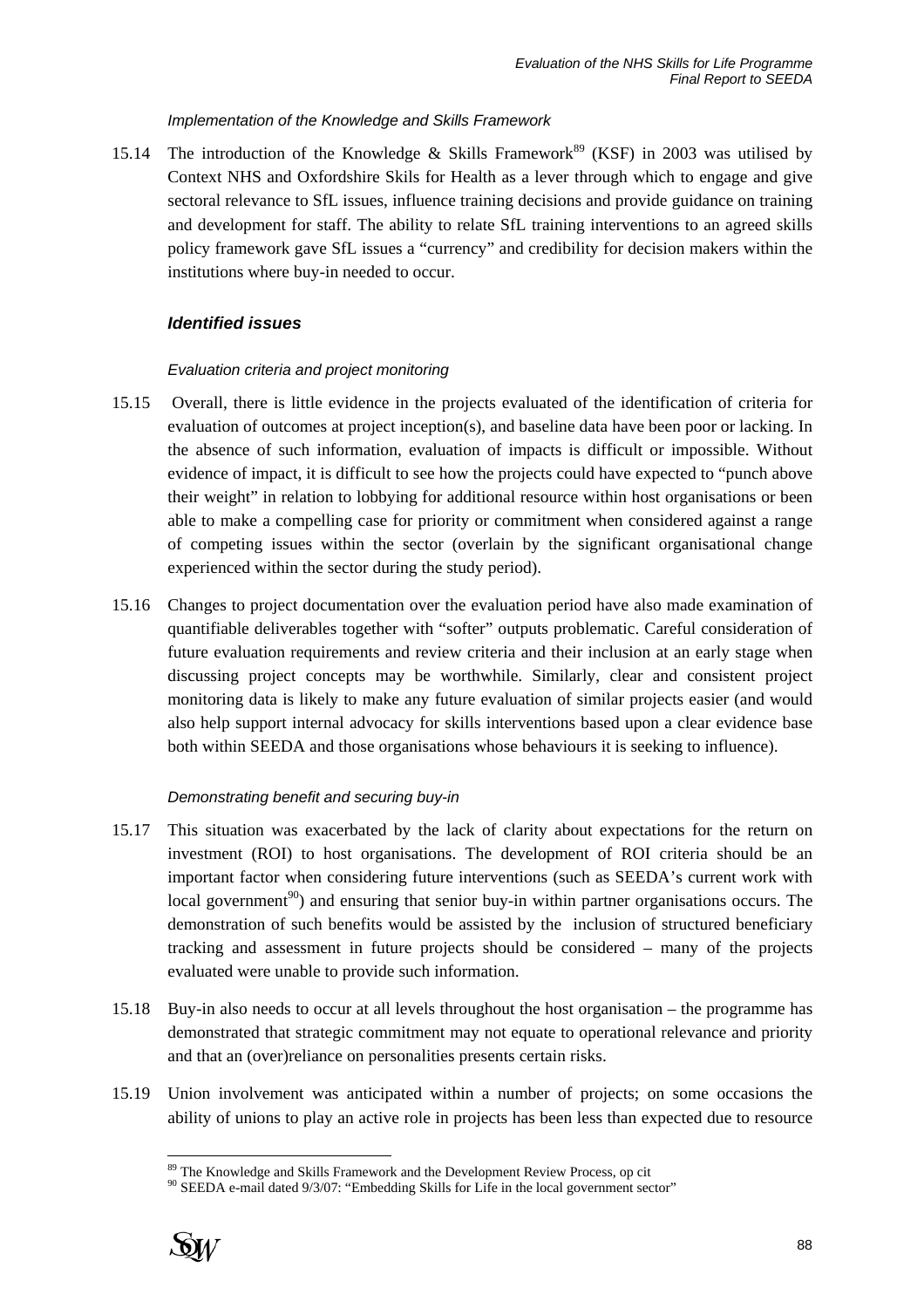*Implementation of the Knowledge and Skills Framework*

15.14 The introduction of the Knowledge & Skills Framework[89] (KSF) in 2003 was utilised by Context NHS and Oxfordshire Skils for Health as a lever through which to engage and give sectoral relevance to SfL issues, influence training decisions and provide guidance on training and development for staff. The ability to relate SfL training interventions to an agreed skills policy framework gave SfL issues a "currency" and credibility for decision makers within the institutions where buy-in needed to occur.

### *Identified issues*

*Evaluation criteria and project monitoring*

15.15 Overall, there is little evidence in the projects evaluated of the identification of criteria for evaluation of outcomes at project inception(s), and baseline data have been poor or lacking. In the absence of such information, evaluation of impacts is difficult or impossible. Without evidence of impact, it is difficult to see how the projects could have expected to "punch above their weight" in relation to lobbying for additional resource within host organisations or been able to make a compelling case for priority or commitment when considered against a range of competing issues within the sector (overlain by the significant organisational change experienced within the sector during the study period).

15.16 Changes to project documentation over the evaluation period have also made examination of quantifiable deliverables together with "softer" outputs problematic. Careful consideration of future evaluation requirements and review criteria and their inclusion at an early stage when discussing project concepts may be worthwhile. Similarly, clear and consistent project monitoring data is likely to make any future evaluation of similar projects easier (and would also help support internal advocacy for skills interventions based upon a clear evidence base both within SEEDA and those organisations whose behaviours it is seeking to influence).

*Demonstrating benefit and securing buy-in*

15.17 This situation was exacerbated by the lack of clarity about expectations for the return on investment (ROI) to host organisations. The development of ROI criteria should be an important factor when considering future interventions (such as SEEDA's current work with local government[90]) and ensuring that senior buy-in within partner organisations occurs. The demonstration of such benefits would be assisted by the inclusion of structured beneficiary tracking and assessment in future projects should be considered – many of the projects evaluated were unable to provide such information.

15.18 Buy-in also needs to occur at all levels throughout the host organisation – the programme has demonstrated that strategic commitment may not equate to operational relevance and priority and that an (over)reliance on personalities presents certain risks.

15.19 Union involvement was anticipated within a number of projects; on some occasions the ability of unions to play an active role in projects has been less than expected due to resource

---

[89] The Knowledge and Skills Framework and the Development Review Process, op cit

[90] SEEDA e-mail dated 9/3/07: "Embedding Skills for Life in the local government sector"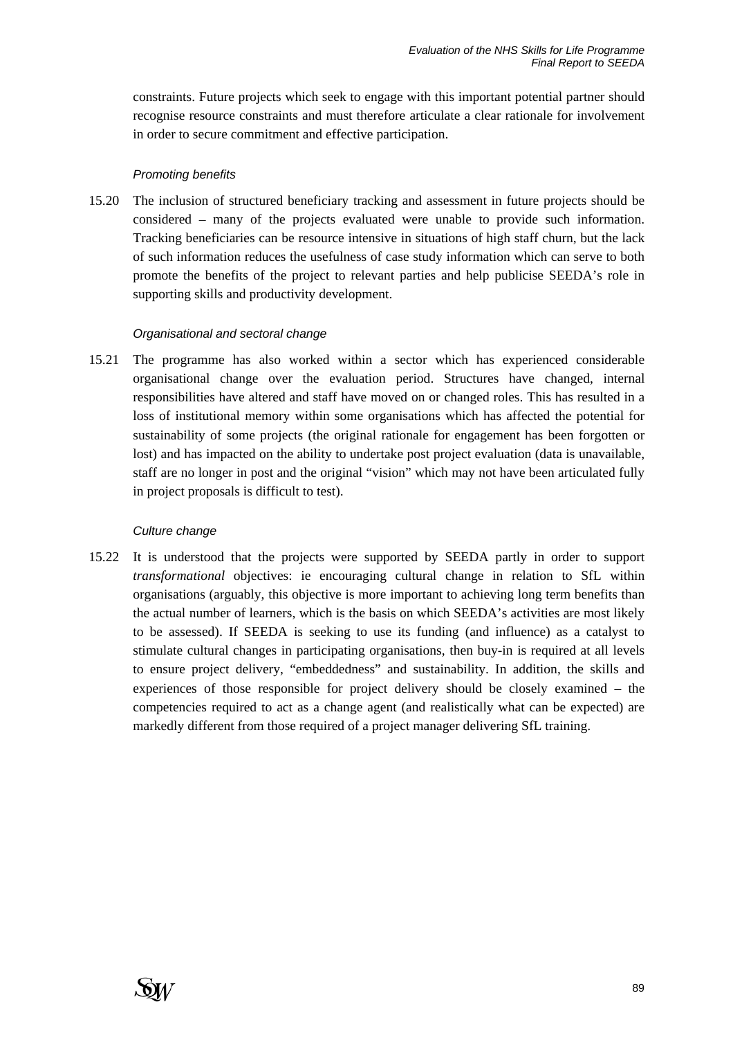constraints. Future projects which seek to engage with this important potential partner should recognise resource constraints and must therefore articulate a clear rationale for involvement in order to secure commitment and effective participation.

*Promoting benefits*

15.20 The inclusion of structured beneficiary tracking and assessment in future projects should be considered – many of the projects evaluated were unable to provide such information. Tracking beneficiaries can be resource intensive in situations of high staff churn, but the lack of such information reduces the usefulness of case study information which can serve to both promote the benefits of the project to relevant parties and help publicise SEEDA's role in supporting skills and productivity development.

*Organisational and sectoral change*

15.21 The programme has also worked within a sector which has experienced considerable organisational change over the evaluation period. Structures have changed, internal responsibilities have altered and staff have moved on or changed roles. This has resulted in a loss of institutional memory within some organisations which has affected the potential for sustainability of some projects (the original rationale for engagement has been forgotten or lost) and has impacted on the ability to undertake post project evaluation (data is unavailable, staff are no longer in post and the original "vision" which may not have been articulated fully in project proposals is difficult to test).

*Culture change*

15.22 It is understood that the projects were supported by SEEDA partly in order to support *transformational* objectives: ie encouraging cultural change in relation to SfL within organisations (arguably, this objective is more important to achieving long term benefits than the actual number of learners, which is the basis on which SEEDA's activities are most likely to be assessed). If SEEDA is seeking to use its funding (and influence) as a catalyst to stimulate cultural changes in participating organisations, then buy-in is required at all levels to ensure project delivery, "embeddedness" and sustainability. In addition, the skills and experiences of those responsible for project delivery should be closely examined – the competencies required to act as a change agent (and realistically what can be expected) are markedly different from those required of a project manager delivering SfL training.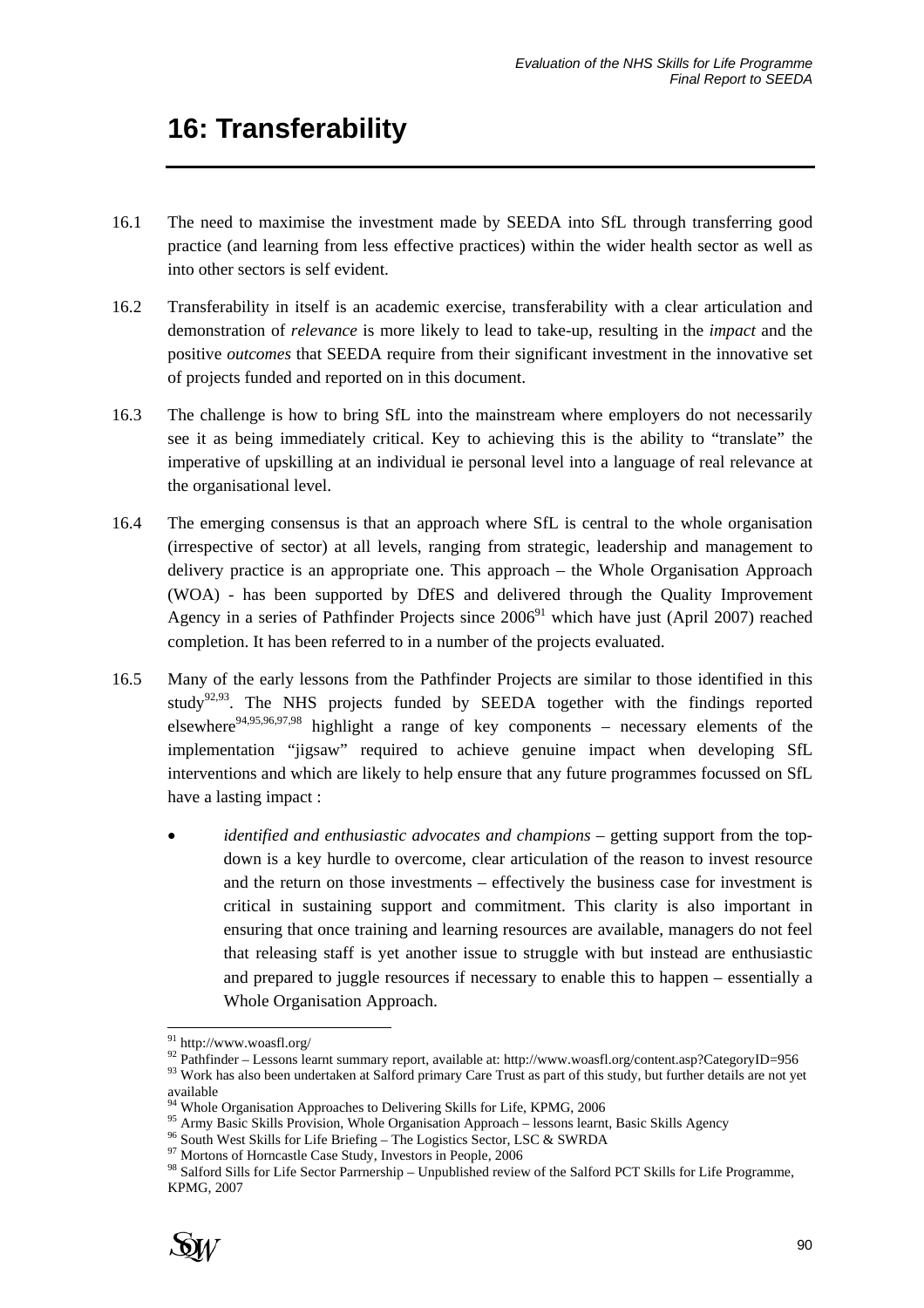# 16: Transferability

16.1 The need to maximise the investment made by SEEDA into SfL through transferring good practice (and learning from less effective practices) within the wider health sector as well as into other sectors is self evident.

16.2 Transferability in itself is an academic exercise, transferability with a clear articulation and demonstration of *relevance* is more likely to lead to take-up, resulting in the *impact* and the positive *outcomes* that SEEDA require from their significant investment in the innovative set of projects funded and reported on in this document.

16.3 The challenge is how to bring SfL into the mainstream where employers do not necessarily see it as being immediately critical. Key to achieving this is the ability to "translate" the imperative of upskilling at an individual ie personal level into a language of real relevance at the organisational level.

16.4 The emerging consensus is that an approach where SfL is central to the whole organisation (irrespective of sector) at all levels, ranging from strategic, leadership and management to delivery practice is an appropriate one. This approach – the Whole Organisation Approach (WOA) - has been supported by DfES and delivered through the Quality Improvement Agency in a series of Pathfinder Projects since 2006[91] which have just (April 2007) reached completion. It has been referred to in a number of the projects evaluated.

16.5 Many of the early lessons from the Pathfinder Projects are similar to those identified in this study[92,93]. The NHS projects funded by SEEDA together with the findings reported elsewhere[94,95,96,97,98] highlight a range of key components – necessary elements of the implementation "jigsaw" required to achieve genuine impact when developing SfL interventions and which are likely to help ensure that any future programmes focussed on SfL have a lasting impact :

- *identified and enthusiastic advocates and champions* – getting support from the top-down is a key hurdle to overcome, clear articulation of the reason to invest resource and the return on those investments – effectively the business case for investment is critical in sustaining support and commitment. This clarity is also important in ensuring that once training and learning resources are available, managers do not feel that releasing staff is yet another issue to struggle with but instead are enthusiastic and prepared to juggle resources if necessary to enable this to happen – essentially a Whole Organisation Approach.

---

[91] http://www.woasfl.org/

[92] Pathfinder – Lessons learnt summary report, available at: http://www.woasfl.org/content.asp?CategoryID=956

[93] Work has also been undertaken at Salford primary Care Trust as part of this study, but further details are not yet available

[94] Whole Organisation Approaches to Delivering Skills for Life, KPMG, 2006

[95] Army Basic Skills Provision, Whole Organisation Approach – lessons learnt, Basic Skills Agency

[96] South West Skills for Life Briefing – The Logistics Sector, LSC & SWRDA

[97] Mortons of Horncastle Case Study, Investors in People, 2006

[98] Salford Sills for Life Sector Parrnership – Unpublished review of the Salford PCT Skills for Life Programme, KPMG, 2007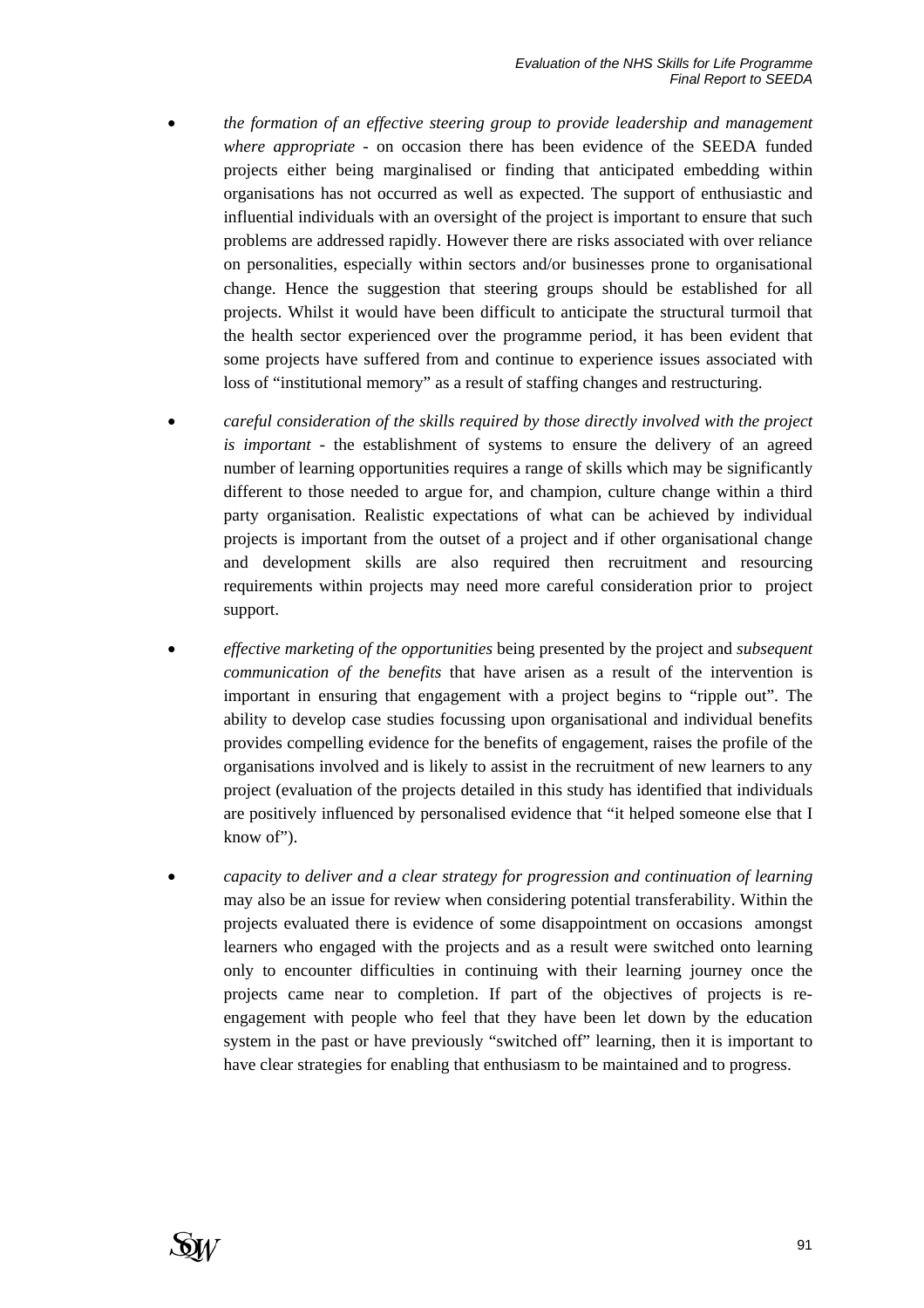- *the formation of an effective steering group to provide leadership and management where appropriate* - on occasion there has been evidence of the SEEDA funded projects either being marginalised or finding that anticipated embedding within organisations has not occurred as well as expected. The support of enthusiastic and influential individuals with an oversight of the project is important to ensure that such problems are addressed rapidly. However there are risks associated with over reliance on personalities, especially within sectors and/or businesses prone to organisational change. Hence the suggestion that steering groups should be established for all projects. Whilst it would have been difficult to anticipate the structural turmoil that the health sector experienced over the programme period, it has been evident that some projects have suffered from and continue to experience issues associated with loss of "institutional memory" as a result of staffing changes and restructuring.

- *careful consideration of the skills required by those directly involved with the project is important* - the establishment of systems to ensure the delivery of an agreed number of learning opportunities requires a range of skills which may be significantly different to those needed to argue for, and champion, culture change within a third party organisation. Realistic expectations of what can be achieved by individual projects is important from the outset of a project and if other organisational change and development skills are also required then recruitment and resourcing requirements within projects may need more careful consideration prior to project support.

- *effective marketing of the opportunities* being presented by the project and *subsequent communication of the benefits* that have arisen as a result of the intervention is important in ensuring that engagement with a project begins to "ripple out". The ability to develop case studies focussing upon organisational and individual benefits provides compelling evidence for the benefits of engagement, raises the profile of the organisations involved and is likely to assist in the recruitment of new learners to any project (evaluation of the projects detailed in this study has identified that individuals are positively influenced by personalised evidence that "it helped someone else that I know of").

- *capacity to deliver and a clear strategy for progression and continuation of learning* may also be an issue for review when considering potential transferability. Within the projects evaluated there is evidence of some disappointment on occasions amongst learners who engaged with the projects and as a result were switched onto learning only to encounter difficulties in continuing with their learning journey once the projects came near to completion. If part of the objectives of projects is re-engagement with people who feel that they have been let down by the education system in the past or have previously "switched off" learning, then it is important to have clear strategies for enabling that enthusiasm to be maintained and to progress.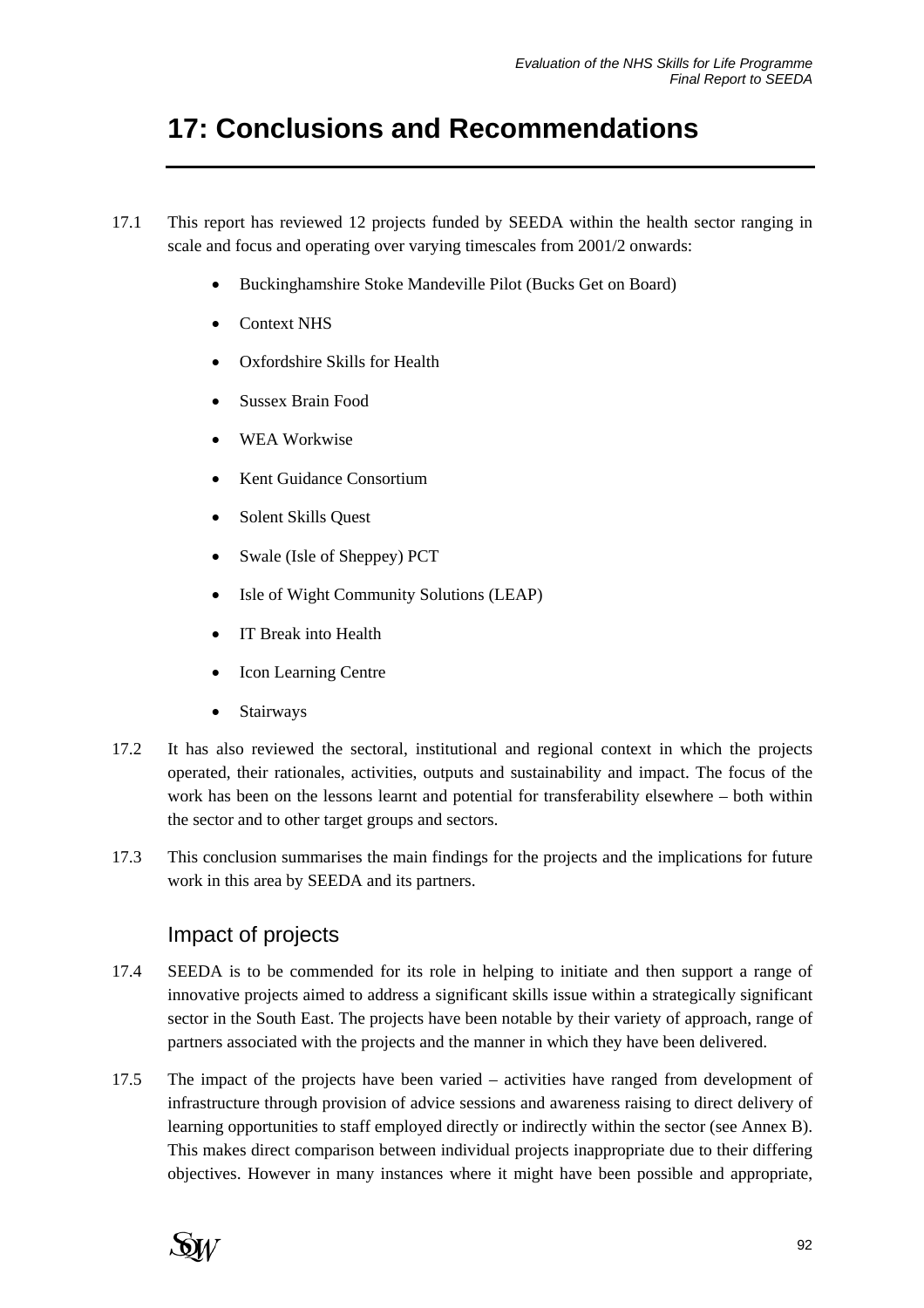# 17: Conclusions and Recommendations

17.1 This report has reviewed 12 projects funded by SEEDA within the health sector ranging in scale and focus and operating over varying timescales from 2001/2 onwards:

- Buckinghamshire Stoke Mandeville Pilot (Bucks Get on Board)
- Context NHS
- Oxfordshire Skills for Health
- Sussex Brain Food
- WEA Workwise
- Kent Guidance Consortium
- Solent Skills Quest
- Swale (Isle of Sheppey) PCT
- Isle of Wight Community Solutions (LEAP)
- IT Break into Health
- Icon Learning Centre
- Stairways

17.2 It has also reviewed the sectoral, institutional and regional context in which the projects operated, their rationales, activities, outputs and sustainability and impact. The focus of the work has been on the lessons learnt and potential for transferability elsewhere – both within the sector and to other target groups and sectors.

17.3 This conclusion summarises the main findings for the projects and the implications for future work in this area by SEEDA and its partners.

## Impact of projects

17.4 SEEDA is to be commended for its role in helping to initiate and then support a range of innovative projects aimed to address a significant skills issue within a strategically significant sector in the South East. The projects have been notable by their variety of approach, range of partners associated with the projects and the manner in which they have been delivered.

17.5 The impact of the projects have been varied – activities have ranged from development of infrastructure through provision of advice sessions and awareness raising to direct delivery of learning opportunities to staff employed directly or indirectly within the sector (see Annex B). This makes direct comparison between individual projects inappropriate due to their differing objectives. However in many instances where it might have been possible and appropriate,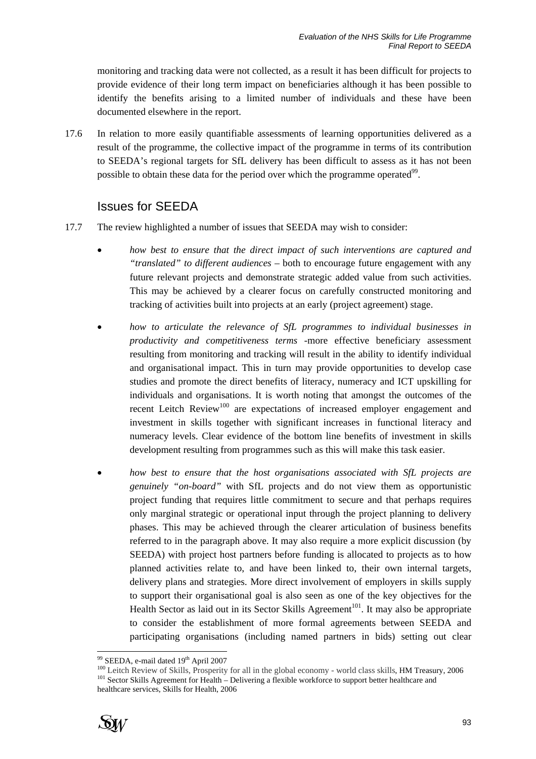monitoring and tracking data were not collected, as a result it has been difficult for projects to provide evidence of their long term impact on beneficiaries although it has been possible to identify the benefits arising to a limited number of individuals and these have been documented elsewhere in the report.

17.6 In relation to more easily quantifiable assessments of learning opportunities delivered as a result of the programme, the collective impact of the programme in terms of its contribution to SEEDA's regional targets for SfL delivery has been difficult to assess as it has not been possible to obtain these data for the period over which the programme operated[99].

## Issues for SEEDA

17.7 The review highlighted a number of issues that SEEDA may wish to consider:

- *how best to ensure that the direct impact of such interventions are captured and "translated" to different audiences* – both to encourage future engagement with any future relevant projects and demonstrate strategic added value from such activities. This may be achieved by a clearer focus on carefully constructed monitoring and tracking of activities built into projects at an early (project agreement) stage.

- *how to articulate the relevance of SfL programmes to individual businesses in productivity and competitiveness terms* -more effective beneficiary assessment resulting from monitoring and tracking will result in the ability to identify individual and organisational impact. This in turn may provide opportunities to develop case studies and promote the direct benefits of literacy, numeracy and ICT upskilling for individuals and organisations. It is worth noting that amongst the outcomes of the recent Leitch Review[100] are expectations of increased employer engagement and investment in skills together with significant increases in functional literacy and numeracy levels. Clear evidence of the bottom line benefits of investment in skills development resulting from programmes such as this will make this task easier.

- *how best to ensure that the host organisations associated with SfL projects are genuinely "on-board"* with SfL projects and do not view them as opportunistic project funding that requires little commitment to secure and that perhaps requires only marginal strategic or operational input through the project planning to delivery phases. This may be achieved through the clearer articulation of business benefits referred to in the paragraph above. It may also require a more explicit discussion (by SEEDA) with project host partners before funding is allocated to projects as to how planned activities relate to, and have been linked to, their own internal targets, delivery plans and strategies. More direct involvement of employers in skills supply to support their organisational goal is also seen as one of the key objectives for the Health Sector as laid out in its Sector Skills Agreement[101]. It may also be appropriate to consider the establishment of more formal agreements between SEEDA and participating organisations (including named partners in bids) setting out clear

---

[99] SEEDA, e-mail dated 19th April 2007

[100] Leitch Review of Skills, Prosperity for all in the global economy - world class skills, HM Treasury, 2006

[101] Sector Skills Agreement for Health – Delivering a flexible workforce to support better healthcare and healthcare services, Skills for Health, 2006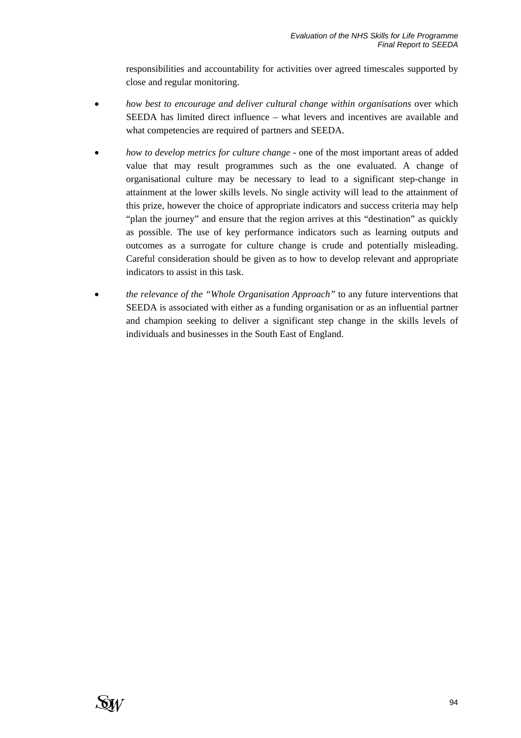responsibilities and accountability for activities over agreed timescales supported by close and regular monitoring.

- *how best to encourage and deliver cultural change within organisations* over which SEEDA has limited direct influence – what levers and incentives are available and what competencies are required of partners and SEEDA.

- *how to develop metrics for culture change* - one of the most important areas of added value that may result programmes such as the one evaluated. A change of organisational culture may be necessary to lead to a significant step-change in attainment at the lower skills levels. No single activity will lead to the attainment of this prize, however the choice of appropriate indicators and success criteria may help "plan the journey" and ensure that the region arrives at this "destination" as quickly as possible. The use of key performance indicators such as learning outputs and outcomes as a surrogate for culture change is crude and potentially misleading. Careful consideration should be given as to how to develop relevant and appropriate indicators to assist in this task.

- *the relevance of the "Whole Organisation Approach"* to any future interventions that SEEDA is associated with either as a funding organisation or as an influential partner and champion seeking to deliver a significant step change in the skills levels of individuals and businesses in the South East of England.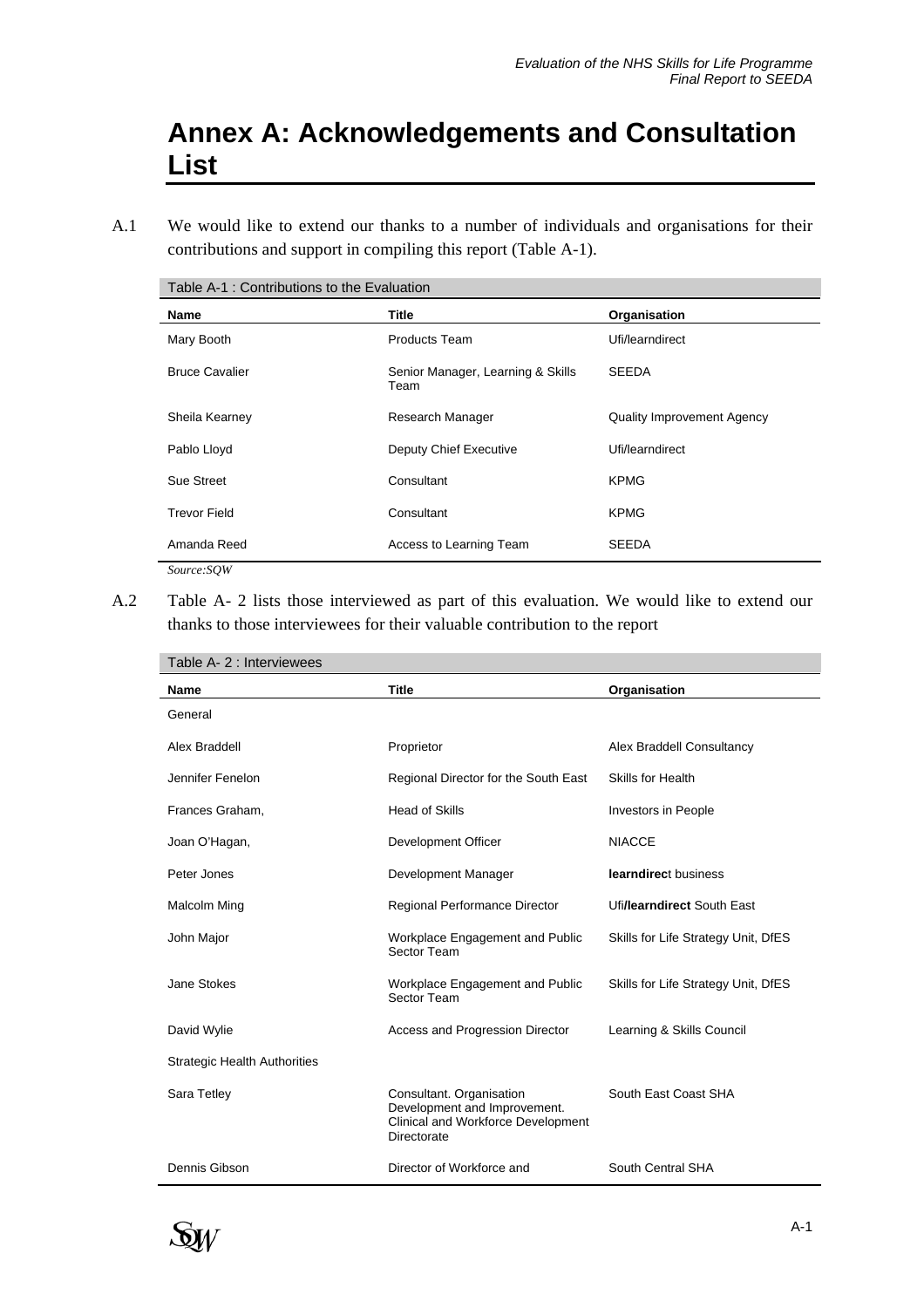# Annex A: Acknowledgements and Consultation List

A.1 We would like to extend our thanks to a number of individuals and organisations for their contributions and support in compiling this report (Table A-1).

Table A-1 : Contributions to the Evaluation

| Name | Title | Organisation |
|---|---|---|
| Mary Booth | Products Team | Ufi/learndirect |
| Bruce Cavalier | Senior Manager, Learning & Skills Team | SEEDA |
| Sheila Kearney | Research Manager | Quality Improvement Agency |
| Pablo Lloyd | Deputy Chief Executive | Ufi/learndirect |
| Sue Street | Consultant | KPMG |
| Trevor Field | Consultant | KPMG |
| Amanda Reed | Access to Learning Team | SEEDA |

*Source:SQW*

A.2 Table A- 2 lists those interviewed as part of this evaluation. We would like to extend our thanks to those interviewees for their valuable contribution to the report

Table A- 2 : Interviewees

| Name | Title | Organisation |
|---|---|---|
| General | | |
| Alex Braddell | Proprietor | Alex Braddell Consultancy |
| Jennifer Fenelon | Regional Director for the South East | Skills for Health |
| Frances Graham, | Head of Skills | Investors in People |
| Joan O'Hagan, | Development Officer | NIACCE |
| Peter Jones | Development Manager | **learndirec**t business |
| Malcolm Ming | Regional Performance Director | Ufi/**learndirect** South East |
| John Major | Workplace Engagement and Public Sector Team | Skills for Life Strategy Unit, DfES |
| Jane Stokes | Workplace Engagement and Public Sector Team | Skills for Life Strategy Unit, DfES |
| David Wylie | Access and Progression Director | Learning & Skills Council |
| Strategic Health Authorities | | |
| Sara Tetley | Consultant. Organisation Development and Improvement. Clinical and Workforce Development Directorate | South East Coast SHA |
| Dennis Gibson | Director of Workforce and | South Central SHA |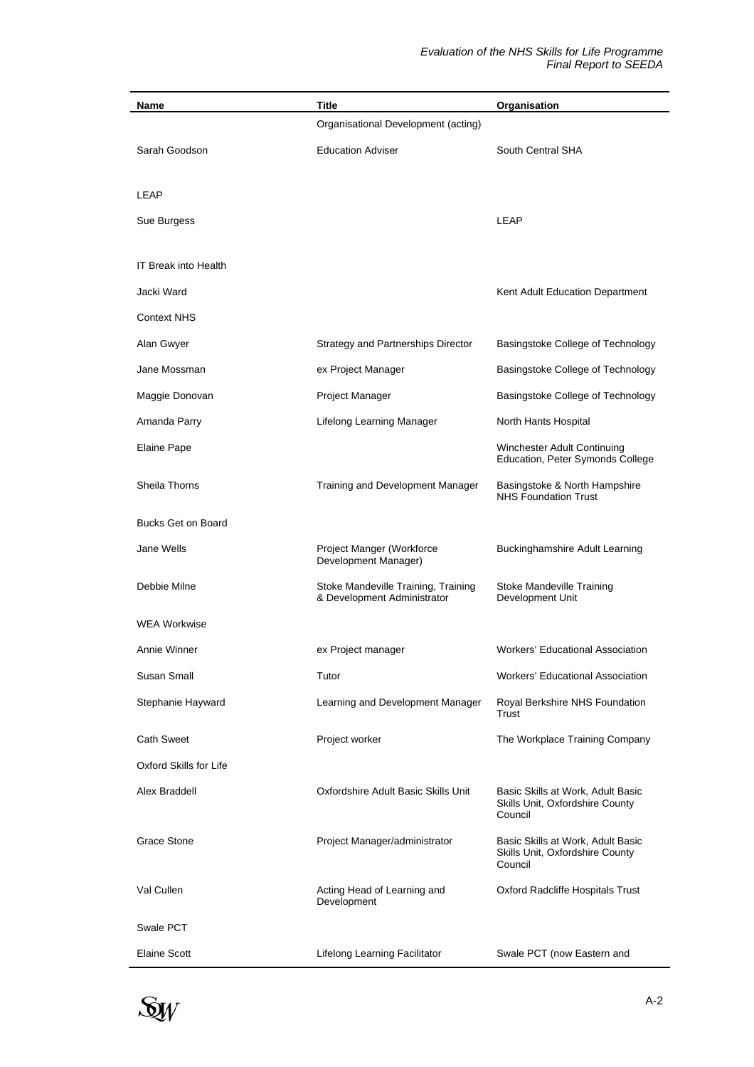| Name | Title | Organisation |
|---|---|---|
| | Organisational Development (acting) | |
| Sarah Goodson | Education Adviser | South Central SHA |
| LEAP | | |
| Sue Burgess | | LEAP |
| IT Break into Health | | |
| Jacki Ward | | Kent Adult Education Department |
| Context NHS | | |
| Alan Gwyer | Strategy and Partnerships Director | Basingstoke College of Technology |
| Jane Mossman | ex Project Manager | Basingstoke College of Technology |
| Maggie Donovan | Project Manager | Basingstoke College of Technology |
| Amanda Parry | Lifelong Learning Manager | North Hants Hospital |
| Elaine Pape | | Winchester Adult Continuing Education, Peter Symonds College |
| Sheila Thorns | Training and Development Manager | Basingstoke & North Hampshire NHS Foundation Trust |
| Bucks Get on Board | | |
| Jane Wells | Project Manger (Workforce Development Manager) | Buckinghamshire Adult Learning |
| Debbie Milne | Stoke Mandeville Training, Training & Development Administrator | Stoke Mandeville Training Development Unit |
| WEA Workwise | | |
| Annie Winner | ex Project manager | Workers' Educational Association |
| Susan Small | Tutor | Workers' Educational Association |
| Stephanie Hayward | Learning and Development Manager | Royal Berkshire NHS Foundation Trust |
| Cath Sweet | Project worker | The Workplace Training Company |
| Oxford Skills for Life | | |
| Alex Braddell | Oxfordshire Adult Basic Skills Unit | Basic Skills at Work, Adult Basic Skills Unit, Oxfordshire County Council |
| Grace Stone | Project Manager/administrator | Basic Skills at Work, Adult Basic Skills Unit, Oxfordshire County Council |
| Val Cullen | Acting Head of Learning and Development | Oxford Radcliffe Hospitals Trust |
| Swale PCT | | |
| Elaine Scott | Lifelong Learning Facilitator | Swale PCT (now Eastern and |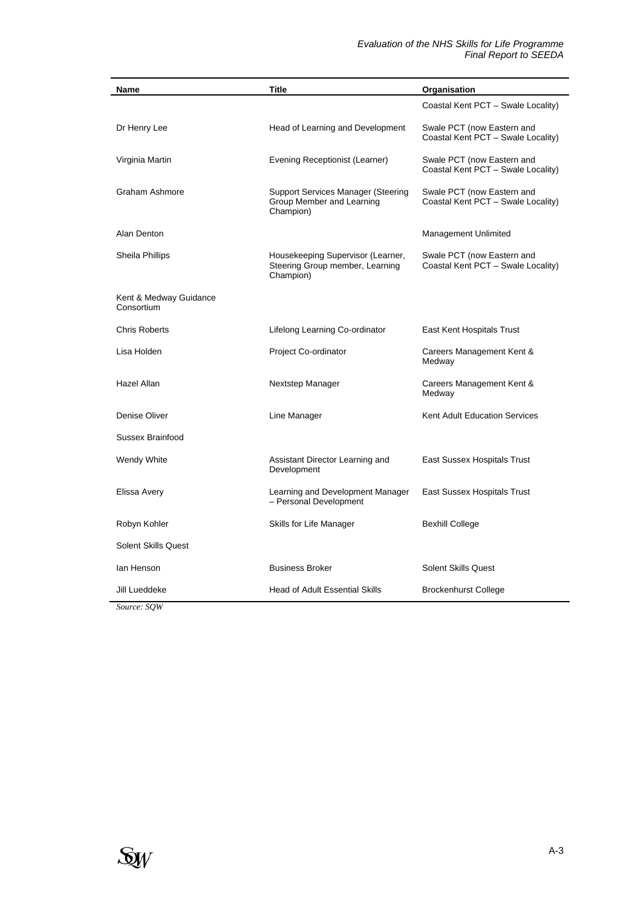| Name | Title | Organisation |
|---|---|---|
| | | Coastal Kent PCT – Swale Locality) |
| Dr Henry Lee | Head of Learning and Development | Swale PCT (now Eastern and Coastal Kent PCT – Swale Locality) |
| Virginia Martin | Evening Receptionist (Learner) | Swale PCT (now Eastern and Coastal Kent PCT – Swale Locality) |
| Graham Ashmore | Support Services Manager (Steering Group Member and Learning Champion) | Swale PCT (now Eastern and Coastal Kent PCT – Swale Locality) |
| Alan Denton | | Management Unlimited |
| Sheila Phillips | Housekeeping Supervisor (Learner, Steering Group member, Learning Champion) | Swale PCT (now Eastern and Coastal Kent PCT – Swale Locality) |
| Kent & Medway Guidance Consortium | | |
| Chris Roberts | Lifelong Learning Co-ordinator | East Kent Hospitals Trust |
| Lisa Holden | Project Co-ordinator | Careers Management Kent & Medway |
| Hazel Allan | Nextstep Manager | Careers Management Kent & Medway |
| Denise Oliver | Line Manager | Kent Adult Education Services |
| Sussex Brainfood | | |
| Wendy White | Assistant Director Learning and Development | East Sussex Hospitals Trust |
| Elissa Avery | Learning and Development Manager – Personal Development | East Sussex Hospitals Trust |
| Robyn Kohler | Skills for Life Manager | Bexhill College |
| Solent Skills Quest | | |
| Ian Henson | Business Broker | Solent Skills Quest |
| Jill Lueddeke | Head of Adult Essential Skills | Brockenhurst College |

*Source: SQW*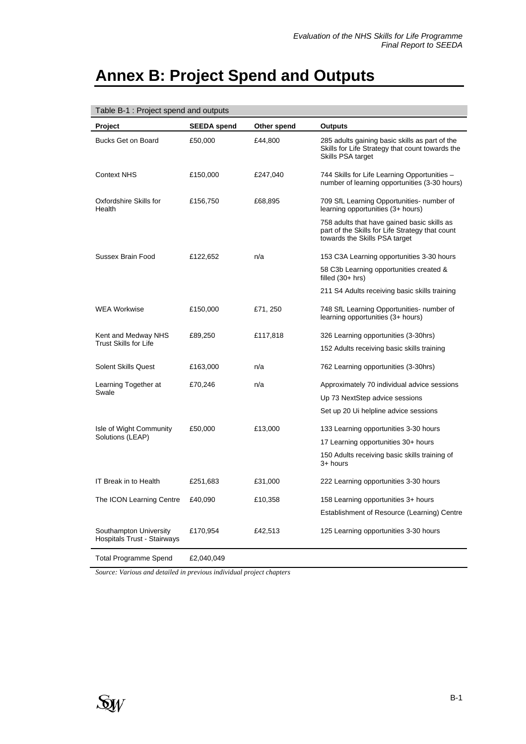# Annex B: Project Spend and Outputs

Table B-1 : Project spend and outputs

| Project | SEEDA spend | Other spend | Outputs |
|---|---|---|---|
| Bucks Get on Board | £50,000 | £44,800 | 285 adults gaining basic skills as part of the Skills for Life Strategy that count towards the Skills PSA target |
| Context NHS | £150,000 | £247,040 | 744 Skills for Life Learning Opportunities – number of learning opportunities (3-30 hours) |
| Oxfordshire Skills for Health | £156,750 | £68,895 | 709 SfL Learning Opportunities- number of learning opportunities (3+ hours) |
| | | | 758 adults that have gained basic skills as part of the Skills for Life Strategy that count towards the Skills PSA target |
| Sussex Brain Food | £122,652 | n/a | 153 C3A Learning opportunities 3-30 hours |
| | | | 58 C3b Learning opportunities created & filled (30+ hrs) |
| | | | 211 S4 Adults receiving basic skills training |
| WEA Workwise | £150,000 | £71, 250 | 748 SfL Learning Opportunities- number of learning opportunities (3+ hours) |
| Kent and Medway NHS Trust Skills for Life | £89,250 | £117,818 | 326 Learning opportunities (3-30hrs) |
| | | | 152 Adults receiving basic skills training |
| Solent Skills Quest | £163,000 | n/a | 762 Learning opportunities (3-30hrs) |
| Learning Together at Swale | £70,246 | n/a | Approximately 70 individual advice sessions |
| | | | Up 73 NextStep advice sessions |
| | | | Set up 20 Ui helpline advice sessions |
| Isle of Wight Community Solutions (LEAP) | £50,000 | £13,000 | 133 Learning opportunities 3-30 hours |
| | | | 17 Learning opportunities 30+ hours |
| | | | 150 Adults receiving basic skills training of 3+ hours |
| IT Break in to Health | £251,683 | £31,000 | 222 Learning opportunities 3-30 hours |
| The ICON Learning Centre | £40,090 | £10,358 | 158 Learning opportunities 3+ hours |
| | | | Establishment of Resource (Learning) Centre |
| Southampton University Hospitals Trust - Stairways | £170,954 | £42,513 | 125 Learning opportunities 3-30 hours |
| Total Programme Spend | £2,040,049 | | |

*Source: Various and detailed in previous individual project chapters*